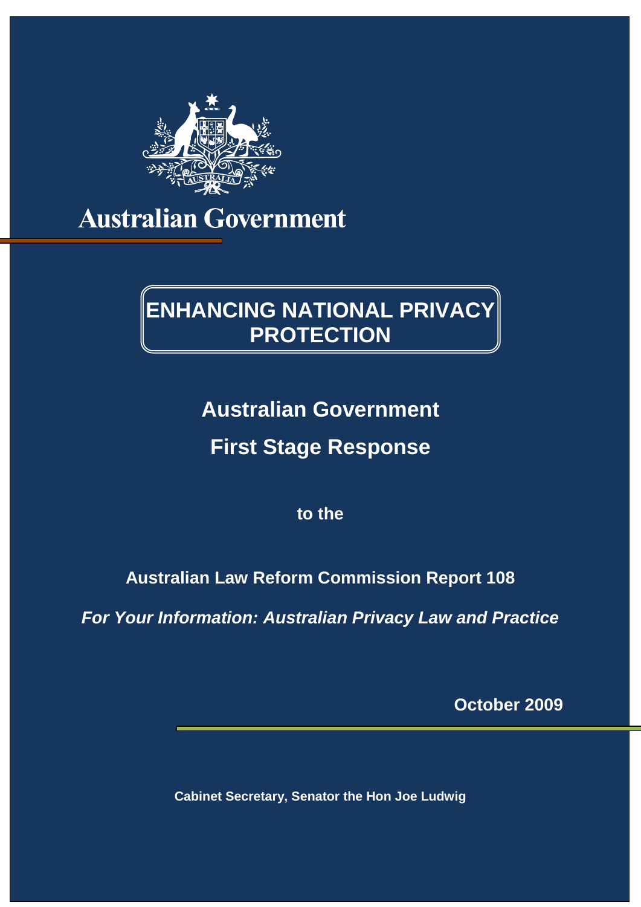Australian Government

# ENHANCING NATIONAL PRIVACY PROTECTION

## Australian Government

## First Stage Response

**to the**

**Australian Law Reform Commission Report 108**

***For Your Information: Australian Privacy Law and Practice***

**October 2009**

**Cabinet Secretary, Senator the Hon Joe Ludwig**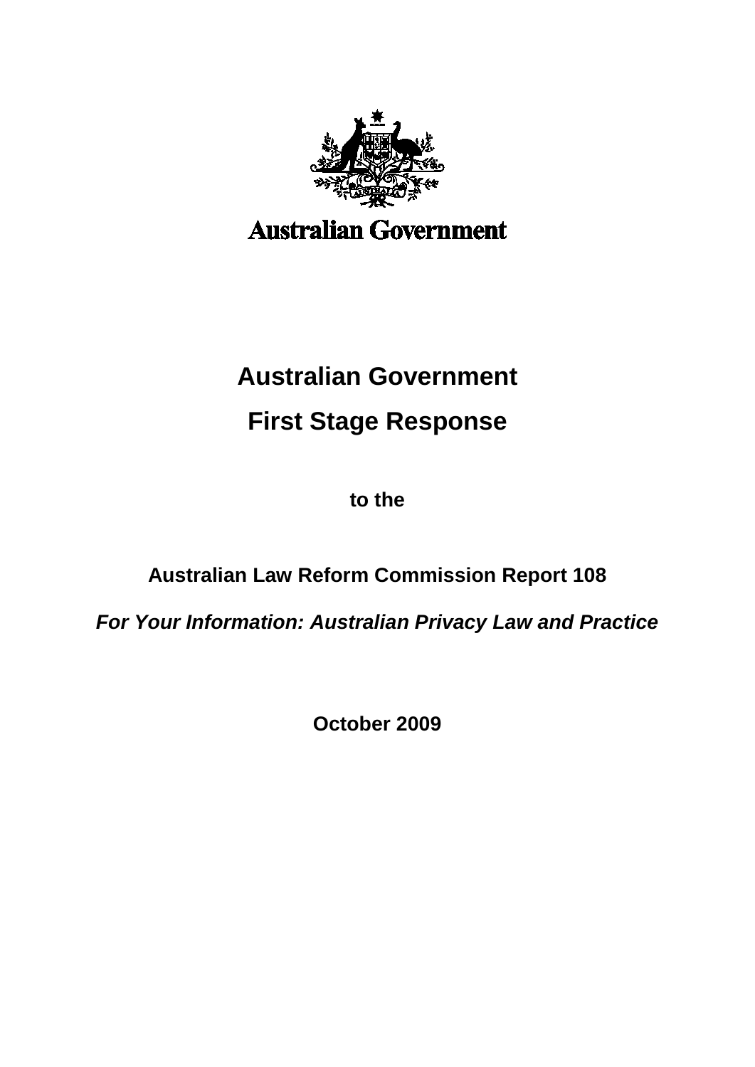Australian Government

# Australian Government

# First Stage Response

**to the**

**Australian Law Reform Commission Report 108**

***For Your Information: Australian Privacy Law and Practice***

**October 2009**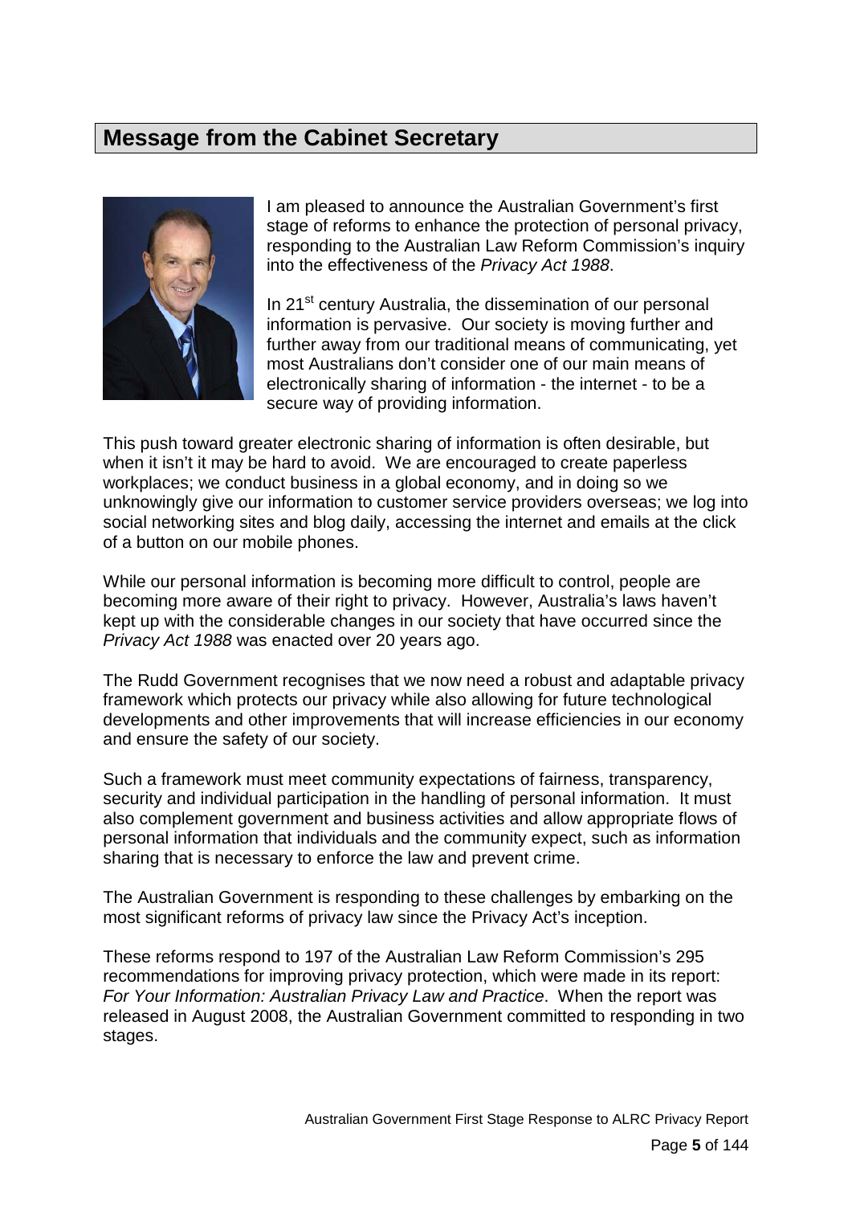## Message from the Cabinet Secretary

I am pleased to announce the Australian Government's first stage of reforms to enhance the protection of personal privacy, responding to the Australian Law Reform Commission's inquiry into the effectiveness of the *Privacy Act 1988*.

In 21st century Australia, the dissemination of our personal information is pervasive. Our society is moving further and further away from our traditional means of communicating, yet most Australians don't consider one of our main means of electronically sharing of information - the internet - to be a secure way of providing information.

This push toward greater electronic sharing of information is often desirable, but when it isn't it may be hard to avoid. We are encouraged to create paperless workplaces; we conduct business in a global economy, and in doing so we unknowingly give our information to customer service providers overseas; we log into social networking sites and blog daily, accessing the internet and emails at the click of a button on our mobile phones.

While our personal information is becoming more difficult to control, people are becoming more aware of their right to privacy. However, Australia's laws haven't kept up with the considerable changes in our society that have occurred since the *Privacy Act 1988* was enacted over 20 years ago.

The Rudd Government recognises that we now need a robust and adaptable privacy framework which protects our privacy while also allowing for future technological developments and other improvements that will increase efficiencies in our economy and ensure the safety of our society.

Such a framework must meet community expectations of fairness, transparency, security and individual participation in the handling of personal information. It must also complement government and business activities and allow appropriate flows of personal information that individuals and the community expect, such as information sharing that is necessary to enforce the law and prevent crime.

The Australian Government is responding to these challenges by embarking on the most significant reforms of privacy law since the Privacy Act's inception.

These reforms respond to 197 of the Australian Law Reform Commission's 295 recommendations for improving privacy protection, which were made in its report: *For Your Information: Australian Privacy Law and Practice*. When the report was released in August 2008, the Australian Government committed to responding in two stages.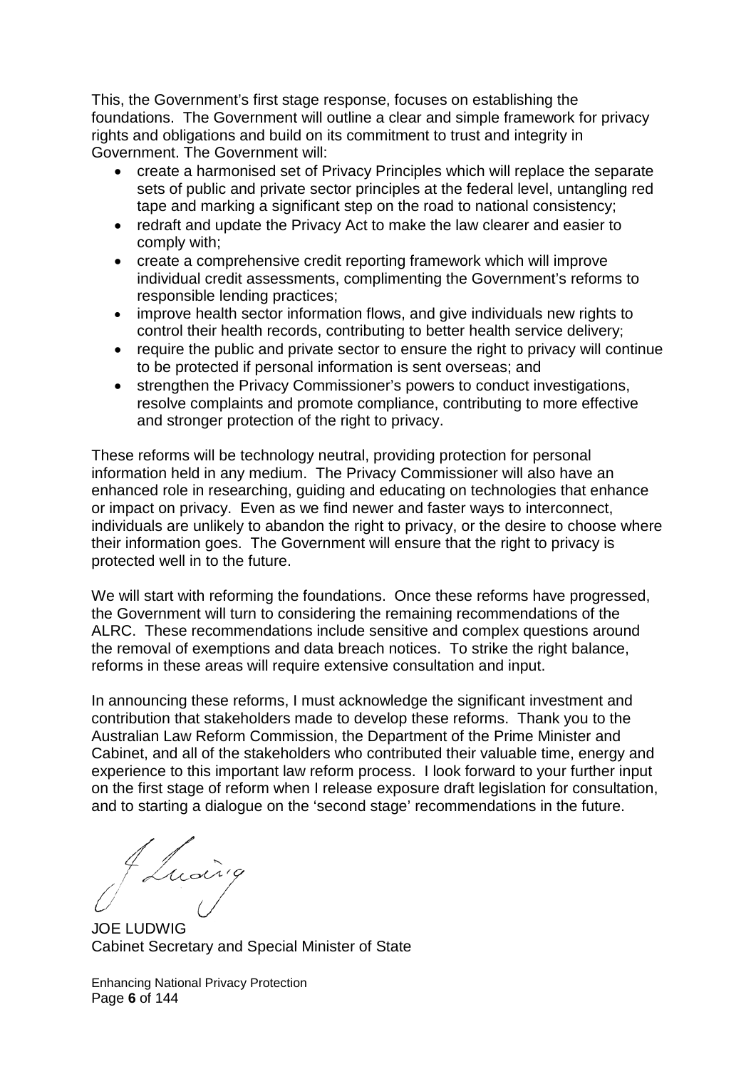This, the Government's first stage response, focuses on establishing the foundations. The Government will outline a clear and simple framework for privacy rights and obligations and build on its commitment to trust and integrity in Government. The Government will:

- create a harmonised set of Privacy Principles which will replace the separate sets of public and private sector principles at the federal level, untangling red tape and marking a significant step on the road to national consistency;
- redraft and update the Privacy Act to make the law clearer and easier to comply with;
- create a comprehensive credit reporting framework which will improve individual credit assessments, complimenting the Government's reforms to responsible lending practices;
- improve health sector information flows, and give individuals new rights to control their health records, contributing to better health service delivery;
- require the public and private sector to ensure the right to privacy will continue to be protected if personal information is sent overseas; and
- strengthen the Privacy Commissioner's powers to conduct investigations, resolve complaints and promote compliance, contributing to more effective and stronger protection of the right to privacy.

These reforms will be technology neutral, providing protection for personal information held in any medium. The Privacy Commissioner will also have an enhanced role in researching, guiding and educating on technologies that enhance or impact on privacy. Even as we find newer and faster ways to interconnect, individuals are unlikely to abandon the right to privacy, or the desire to choose where their information goes. The Government will ensure that the right to privacy is protected well in to the future.

We will start with reforming the foundations. Once these reforms have progressed, the Government will turn to considering the remaining recommendations of the ALRC. These recommendations include sensitive and complex questions around the removal of exemptions and data breach notices. To strike the right balance, reforms in these areas will require extensive consultation and input.

In announcing these reforms, I must acknowledge the significant investment and contribution that stakeholders made to develop these reforms. Thank you to the Australian Law Reform Commission, the Department of the Prime Minister and Cabinet, and all of the stakeholders who contributed their valuable time, energy and experience to this important law reform process. I look forward to your further input on the first stage of reform when I release exposure draft legislation for consultation, and to starting a dialogue on the 'second stage' recommendations in the future.

JOE LUDWIG
Cabinet Secretary and Special Minister of State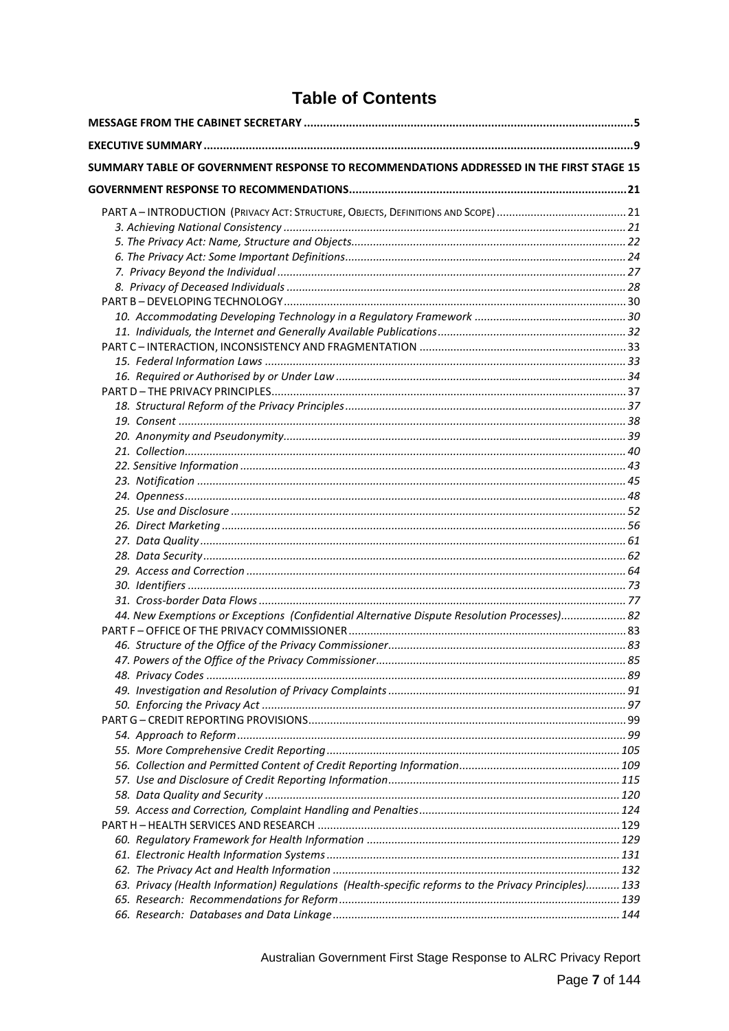# Table of Contents

**MESSAGE FROM THE CABINET SECRETARY** .......... 5

**EXECUTIVE SUMMARY** .......... 9

**SUMMARY TABLE OF GOVERNMENT RESPONSE TO RECOMMENDATIONS ADDRESSED IN THE FIRST STAGE** 15

**GOVERNMENT RESPONSE TO RECOMMENDATIONS** .......... 21

- PART A – INTRODUCTION (PRIVACY ACT: STRUCTURE, OBJECTS, DEFINITIONS AND SCOPE) .......... 21
  - *3. Achieving National Consistency* .......... 21
  - *5. The Privacy Act: Name, Structure and Objects* .......... 22
  - *6. The Privacy Act: Some Important Definitions* .......... 24
  - *7. Privacy Beyond the Individual* .......... 27
  - *8. Privacy of Deceased Individuals* .......... 28
- PART B – DEVELOPING TECHNOLOGY .......... 30
  - *10. Accommodating Developing Technology in a Regulatory Framework* .......... 30
  - *11. Individuals, the Internet and Generally Available Publications* .......... 32
- PART C – INTERACTION, INCONSISTENCY AND FRAGMENTATION .......... 33
  - *15. Federal Information Laws* .......... 33
  - *16. Required or Authorised by or Under Law* .......... 34
- PART D – THE PRIVACY PRINCIPLES .......... 37
  - *18. Structural Reform of the Privacy Principles* .......... 37
  - *19. Consent* .......... 38
  - *20. Anonymity and Pseudonymity* .......... 39
  - *21. Collection* .......... 40
  - *22. Sensitive Information* .......... 43
  - *23. Notification* .......... 45
  - *24. Openness* .......... 48
  - *25. Use and Disclosure* .......... 52
  - *26. Direct Marketing* .......... 56
  - *27. Data Quality* .......... 61
  - *28. Data Security* .......... 62
  - *29. Access and Correction* .......... 64
  - *30. Identifiers* .......... 73
  - *31. Cross-border Data Flows* .......... 77
  - *44. New Exemptions or Exceptions (Confidential Alternative Dispute Resolution Processes)* .......... 82
- PART F – OFFICE OF THE PRIVACY COMMISSIONER .......... 83
  - *46. Structure of the Office of the Privacy Commissioner* .......... 83
  - *47. Powers of the Office of the Privacy Commissioner* .......... 85
  - *48. Privacy Codes* .......... 89
  - *49. Investigation and Resolution of Privacy Complaints* .......... 91
  - *50. Enforcing the Privacy Act* .......... 97
- PART G – CREDIT REPORTING PROVISIONS .......... 99
  - *54. Approach to Reform* .......... 99
  - *55. More Comprehensive Credit Reporting* .......... 105
  - *56. Collection and Permitted Content of Credit Reporting Information* .......... 109
  - *57. Use and Disclosure of Credit Reporting Information* .......... 115
  - *58. Data Quality and Security* .......... 120
  - *59. Access and Correction, Complaint Handling and Penalties* .......... 124
- PART H – HEALTH SERVICES AND RESEARCH .......... 129
  - *60. Regulatory Framework for Health Information* .......... 129
  - *61. Electronic Health Information Systems* .......... 131
  - *62. The Privacy Act and Health Information* .......... 132
  - *63. Privacy (Health Information) Regulations (Health-specific reforms to the Privacy Principles)* .......... 133
  - *65. Research: Recommendations for Reform* .......... 139
  - *66. Research: Databases and Data Linkage* .......... 144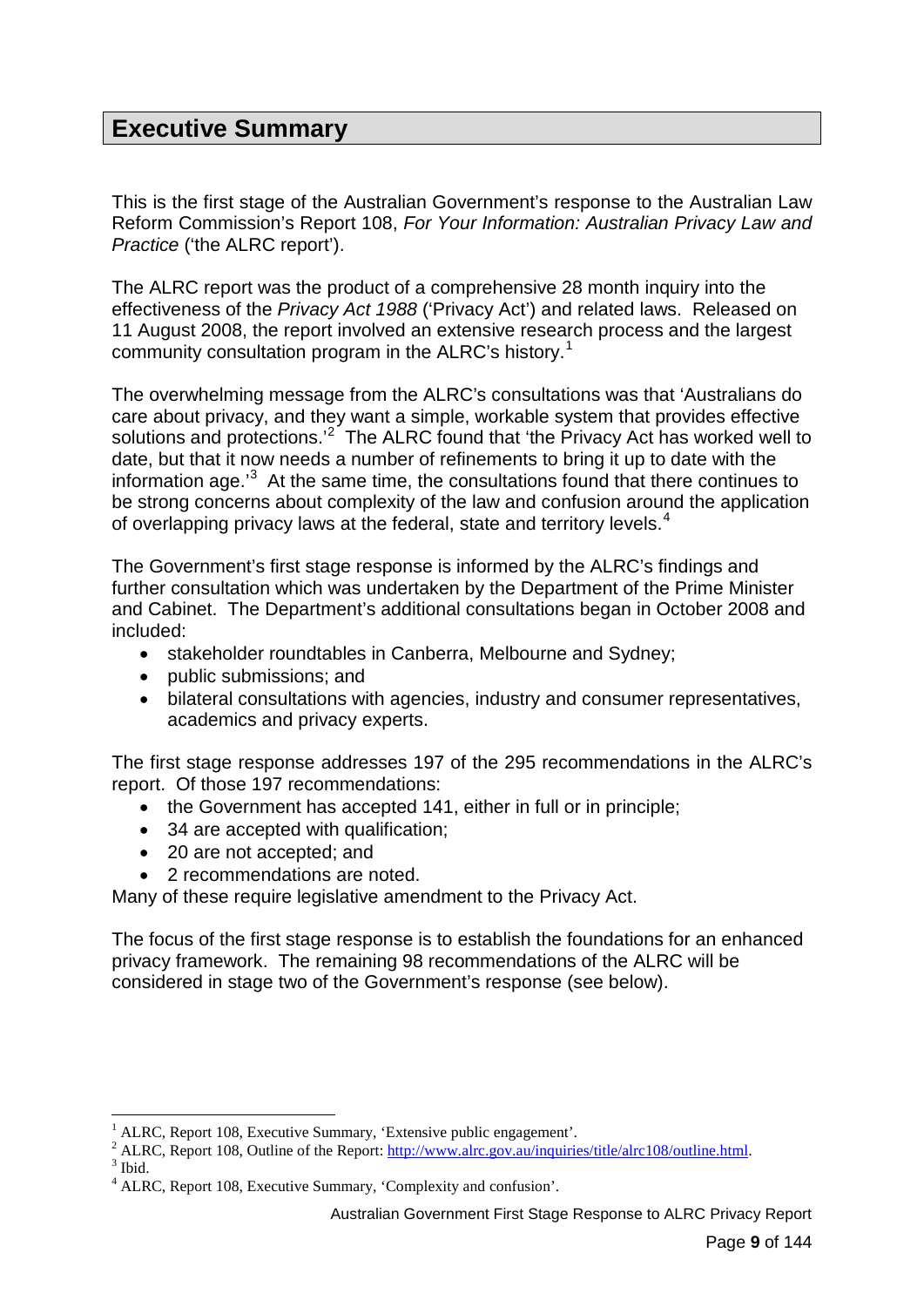## Executive Summary

This is the first stage of the Australian Government's response to the Australian Law Reform Commission's Report 108, *For Your Information: Australian Privacy Law and Practice* ('the ALRC report').

The ALRC report was the product of a comprehensive 28 month inquiry into the effectiveness of the *Privacy Act 1988* ('Privacy Act') and related laws. Released on 11 August 2008, the report involved an extensive research process and the largest community consultation program in the ALRC's history.[1]

The overwhelming message from the ALRC's consultations was that 'Australians do care about privacy, and they want a simple, workable system that provides effective solutions and protections.'[2] The ALRC found that 'the Privacy Act has worked well to date, but that it now needs a number of refinements to bring it up to date with the information age.'[3] At the same time, the consultations found that there continues to be strong concerns about complexity of the law and confusion around the application of overlapping privacy laws at the federal, state and territory levels.[4]

The Government's first stage response is informed by the ALRC's findings and further consultation which was undertaken by the Department of the Prime Minister and Cabinet. The Department's additional consultations began in October 2008 and included:

- stakeholder roundtables in Canberra, Melbourne and Sydney;
- public submissions; and
- bilateral consultations with agencies, industry and consumer representatives, academics and privacy experts.

The first stage response addresses 197 of the 295 recommendations in the ALRC's report. Of those 197 recommendations:

- the Government has accepted 141, either in full or in principle;
- 34 are accepted with qualification;
- 20 are not accepted; and
- 2 recommendations are noted.

Many of these require legislative amendment to the Privacy Act.

The focus of the first stage response is to establish the foundations for an enhanced privacy framework. The remaining 98 recommendations of the ALRC will be considered in stage two of the Government's response (see below).

---

[1] ALRC, Report 108, Executive Summary, 'Extensive public engagement'.
[2] ALRC, Report 108, Outline of the Report: http://www.alrc.gov.au/inquiries/title/alrc108/outline.html.
[3] Ibid.
[4] ALRC, Report 108, Executive Summary, 'Complexity and confusion'.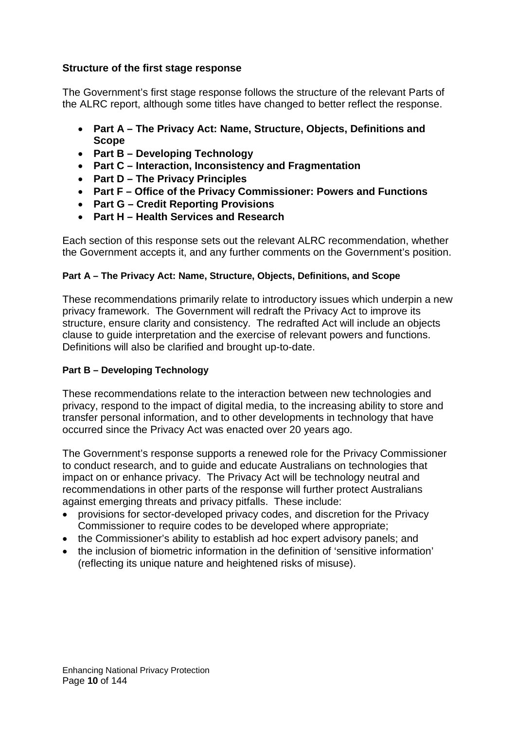### Structure of the first stage response

The Government's first stage response follows the structure of the relevant Parts of the ALRC report, although some titles have changed to better reflect the response.

- **Part A – The Privacy Act: Name, Structure, Objects, Definitions and Scope**
- **Part B – Developing Technology**
- **Part C – Interaction, Inconsistency and Fragmentation**
- **Part D – The Privacy Principles**
- **Part F – Office of the Privacy Commissioner: Powers and Functions**
- **Part G – Credit Reporting Provisions**
- **Part H – Health Services and Research**

Each section of this response sets out the relevant ALRC recommendation, whether the Government accepts it, and any further comments on the Government's position.

#### Part A – The Privacy Act: Name, Structure, Objects, Definitions, and Scope

These recommendations primarily relate to introductory issues which underpin a new privacy framework. The Government will redraft the Privacy Act to improve its structure, ensure clarity and consistency. The redrafted Act will include an objects clause to guide interpretation and the exercise of relevant powers and functions. Definitions will also be clarified and brought up-to-date.

#### Part B – Developing Technology

These recommendations relate to the interaction between new technologies and privacy, respond to the impact of digital media, to the increasing ability to store and transfer personal information, and to other developments in technology that have occurred since the Privacy Act was enacted over 20 years ago.

The Government's response supports a renewed role for the Privacy Commissioner to conduct research, and to guide and educate Australians on technologies that impact on or enhance privacy. The Privacy Act will be technology neutral and recommendations in other parts of the response will further protect Australians against emerging threats and privacy pitfalls. These include:

- provisions for sector-developed privacy codes, and discretion for the Privacy Commissioner to require codes to be developed where appropriate;
- the Commissioner's ability to establish ad hoc expert advisory panels; and
- the inclusion of biometric information in the definition of 'sensitive information' (reflecting its unique nature and heightened risks of misuse).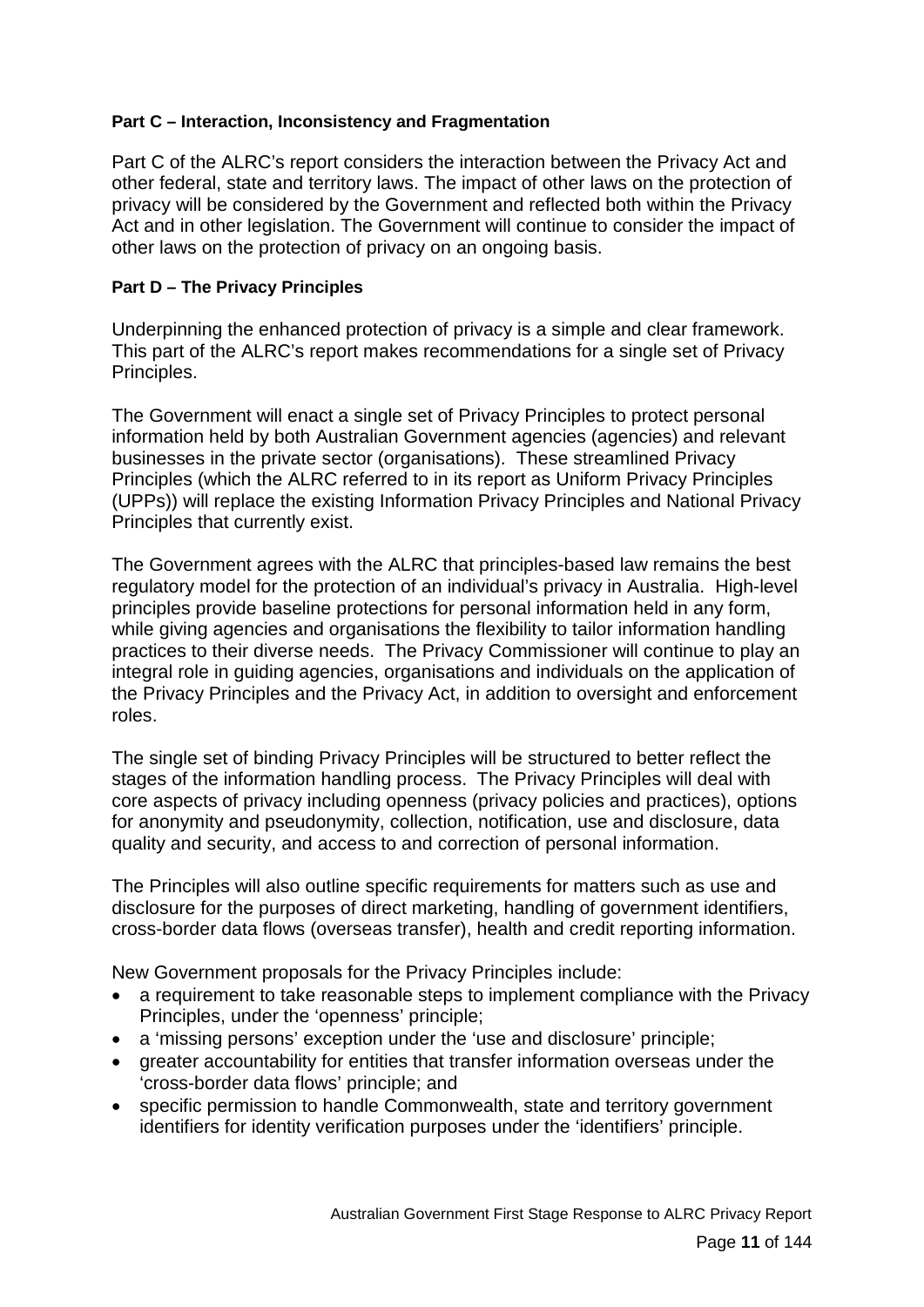**Part C – Interaction, Inconsistency and Fragmentation**

Part C of the ALRC's report considers the interaction between the Privacy Act and other federal, state and territory laws. The impact of other laws on the protection of privacy will be considered by the Government and reflected both within the Privacy Act and in other legislation. The Government will continue to consider the impact of other laws on the protection of privacy on an ongoing basis.

**Part D – The Privacy Principles**

Underpinning the enhanced protection of privacy is a simple and clear framework. This part of the ALRC's report makes recommendations for a single set of Privacy Principles.

The Government will enact a single set of Privacy Principles to protect personal information held by both Australian Government agencies (agencies) and relevant businesses in the private sector (organisations). These streamlined Privacy Principles (which the ALRC referred to in its report as Uniform Privacy Principles (UPPs)) will replace the existing Information Privacy Principles and National Privacy Principles that currently exist.

The Government agrees with the ALRC that principles-based law remains the best regulatory model for the protection of an individual's privacy in Australia. High-level principles provide baseline protections for personal information held in any form, while giving agencies and organisations the flexibility to tailor information handling practices to their diverse needs. The Privacy Commissioner will continue to play an integral role in guiding agencies, organisations and individuals on the application of the Privacy Principles and the Privacy Act, in addition to oversight and enforcement roles.

The single set of binding Privacy Principles will be structured to better reflect the stages of the information handling process. The Privacy Principles will deal with core aspects of privacy including openness (privacy policies and practices), options for anonymity and pseudonymity, collection, notification, use and disclosure, data quality and security, and access to and correction of personal information.

The Principles will also outline specific requirements for matters such as use and disclosure for the purposes of direct marketing, handling of government identifiers, cross-border data flows (overseas transfer), health and credit reporting information.

New Government proposals for the Privacy Principles include:

- a requirement to take reasonable steps to implement compliance with the Privacy Principles, under the 'openness' principle;
- a 'missing persons' exception under the 'use and disclosure' principle;
- greater accountability for entities that transfer information overseas under the 'cross-border data flows' principle; and
- specific permission to handle Commonwealth, state and territory government identifiers for identity verification purposes under the 'identifiers' principle.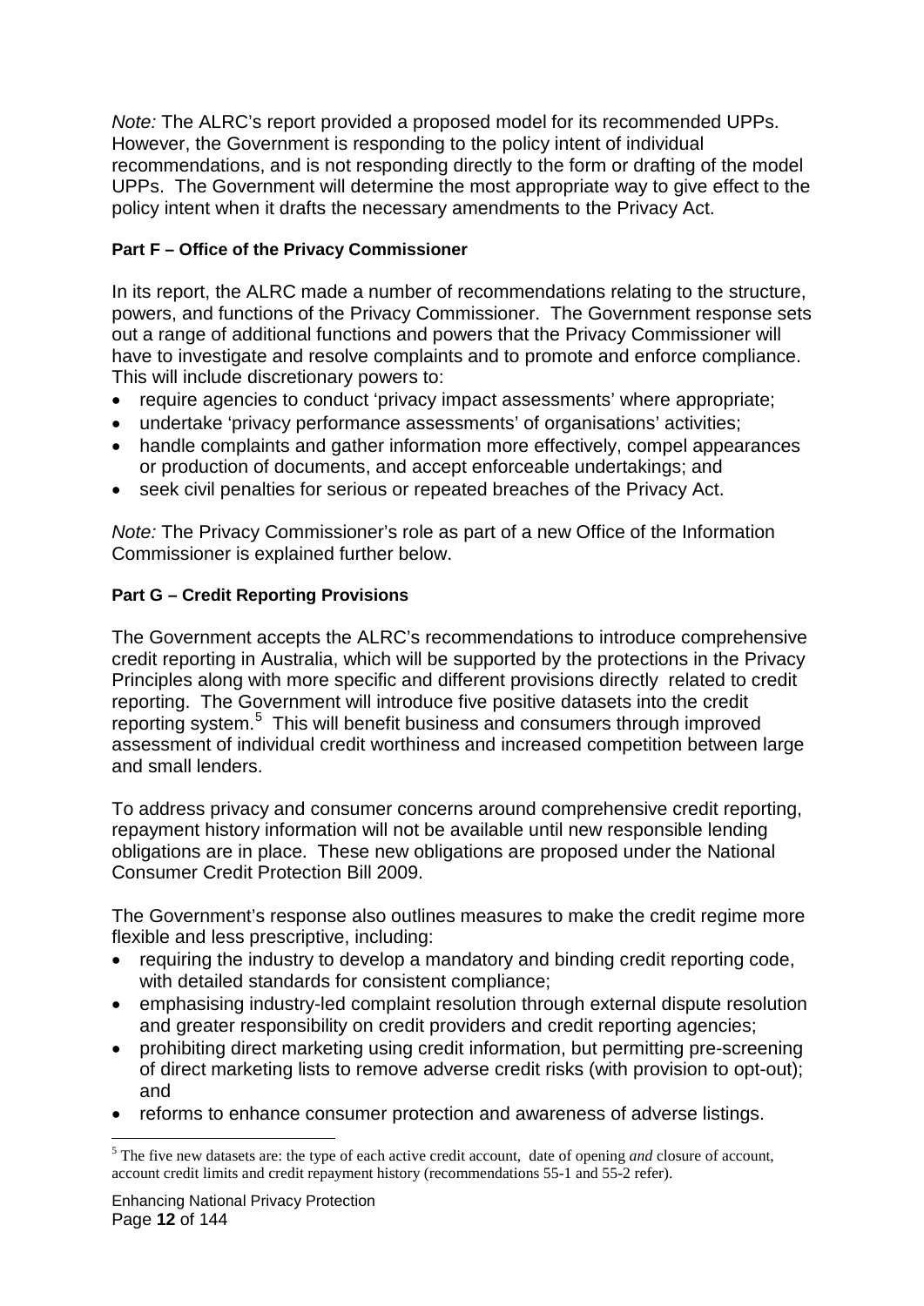*Note:* The ALRC's report provided a proposed model for its recommended UPPs. However, the Government is responding to the policy intent of individual recommendations, and is not responding directly to the form or drafting of the model UPPs. The Government will determine the most appropriate way to give effect to the policy intent when it drafts the necessary amendments to the Privacy Act.

**Part F – Office of the Privacy Commissioner**

In its report, the ALRC made a number of recommendations relating to the structure, powers, and functions of the Privacy Commissioner. The Government response sets out a range of additional functions and powers that the Privacy Commissioner will have to investigate and resolve complaints and to promote and enforce compliance. This will include discretionary powers to:

- require agencies to conduct 'privacy impact assessments' where appropriate;
- undertake 'privacy performance assessments' of organisations' activities;
- handle complaints and gather information more effectively, compel appearances or production of documents, and accept enforceable undertakings; and
- seek civil penalties for serious or repeated breaches of the Privacy Act.

*Note:* The Privacy Commissioner's role as part of a new Office of the Information Commissioner is explained further below.

**Part G – Credit Reporting Provisions**

The Government accepts the ALRC's recommendations to introduce comprehensive credit reporting in Australia, which will be supported by the protections in the Privacy Principles along with more specific and different provisions directly related to credit reporting. The Government will introduce five positive datasets into the credit reporting system.[5] This will benefit business and consumers through improved assessment of individual credit worthiness and increased competition between large and small lenders.

To address privacy and consumer concerns around comprehensive credit reporting, repayment history information will not be available until new responsible lending obligations are in place. These new obligations are proposed under the National Consumer Credit Protection Bill 2009.

The Government's response also outlines measures to make the credit regime more flexible and less prescriptive, including:

- requiring the industry to develop a mandatory and binding credit reporting code, with detailed standards for consistent compliance;
- emphasising industry-led complaint resolution through external dispute resolution and greater responsibility on credit providers and credit reporting agencies;
- prohibiting direct marketing using credit information, but permitting pre-screening of direct marketing lists to remove adverse credit risks (with provision to opt-out); and
- reforms to enhance consumer protection and awareness of adverse listings.

[5] The five new datasets are: the type of each active credit account, date of opening *and* closure of account, account credit limits and credit repayment history (recommendations 55-1 and 55-2 refer).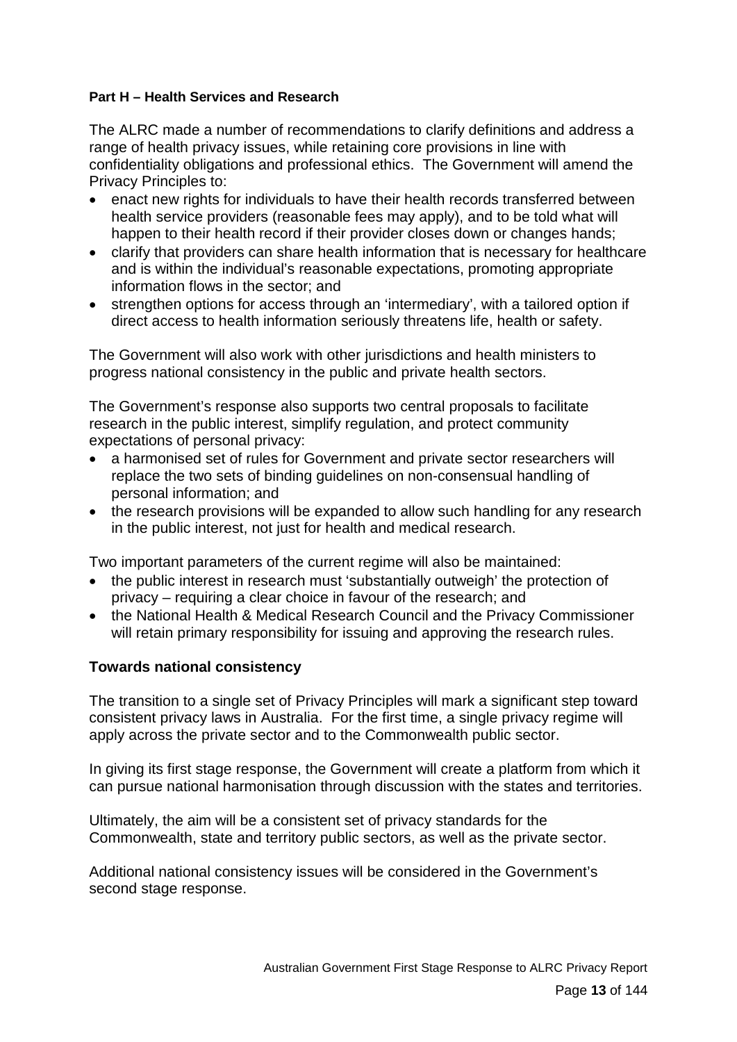**Part H – Health Services and Research**

The ALRC made a number of recommendations to clarify definitions and address a range of health privacy issues, while retaining core provisions in line with confidentiality obligations and professional ethics. The Government will amend the Privacy Principles to:

- enact new rights for individuals to have their health records transferred between health service providers (reasonable fees may apply), and to be told what will happen to their health record if their provider closes down or changes hands;
- clarify that providers can share health information that is necessary for healthcare and is within the individual's reasonable expectations, promoting appropriate information flows in the sector; and
- strengthen options for access through an 'intermediary', with a tailored option if direct access to health information seriously threatens life, health or safety.

The Government will also work with other jurisdictions and health ministers to progress national consistency in the public and private health sectors.

The Government's response also supports two central proposals to facilitate research in the public interest, simplify regulation, and protect community expectations of personal privacy:

- a harmonised set of rules for Government and private sector researchers will replace the two sets of binding guidelines on non-consensual handling of personal information; and
- the research provisions will be expanded to allow such handling for any research in the public interest, not just for health and medical research.

Two important parameters of the current regime will also be maintained:

- the public interest in research must 'substantially outweigh' the protection of privacy – requiring a clear choice in favour of the research; and
- the National Health & Medical Research Council and the Privacy Commissioner will retain primary responsibility for issuing and approving the research rules.

## Towards national consistency

The transition to a single set of Privacy Principles will mark a significant step toward consistent privacy laws in Australia. For the first time, a single privacy regime will apply across the private sector and to the Commonwealth public sector.

In giving its first stage response, the Government will create a platform from which it can pursue national harmonisation through discussion with the states and territories.

Ultimately, the aim will be a consistent set of privacy standards for the Commonwealth, state and territory public sectors, as well as the private sector.

Additional national consistency issues will be considered in the Government's second stage response.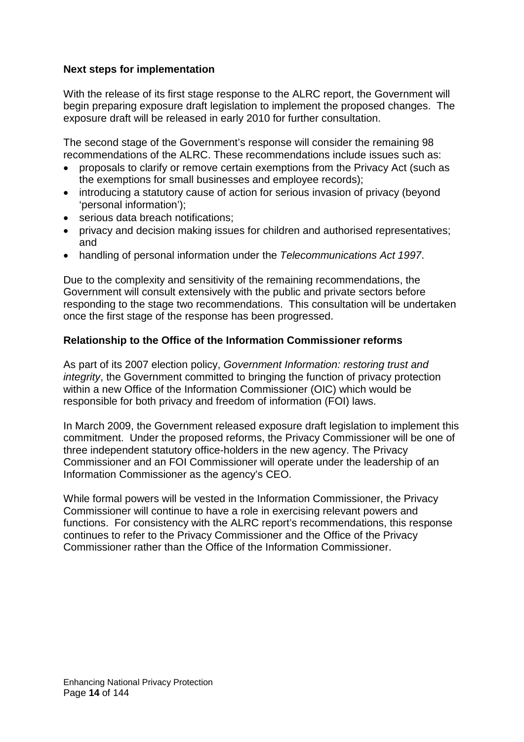### Next steps for implementation

With the release of its first stage response to the ALRC report, the Government will begin preparing exposure draft legislation to implement the proposed changes. The exposure draft will be released in early 2010 for further consultation.

The second stage of the Government's response will consider the remaining 98 recommendations of the ALRC. These recommendations include issues such as:

- proposals to clarify or remove certain exemptions from the Privacy Act (such as the exemptions for small businesses and employee records);
- introducing a statutory cause of action for serious invasion of privacy (beyond 'personal information');
- serious data breach notifications;
- privacy and decision making issues for children and authorised representatives; and
- handling of personal information under the *Telecommunications Act 1997*.

Due to the complexity and sensitivity of the remaining recommendations, the Government will consult extensively with the public and private sectors before responding to the stage two recommendations. This consultation will be undertaken once the first stage of the response has been progressed.

### Relationship to the Office of the Information Commissioner reforms

As part of its 2007 election policy, *Government Information: restoring trust and integrity*, the Government committed to bringing the function of privacy protection within a new Office of the Information Commissioner (OIC) which would be responsible for both privacy and freedom of information (FOI) laws.

In March 2009, the Government released exposure draft legislation to implement this commitment. Under the proposed reforms, the Privacy Commissioner will be one of three independent statutory office-holders in the new agency. The Privacy Commissioner and an FOI Commissioner will operate under the leadership of an Information Commissioner as the agency's CEO.

While formal powers will be vested in the Information Commissioner, the Privacy Commissioner will continue to have a role in exercising relevant powers and functions. For consistency with the ALRC report's recommendations, this response continues to refer to the Privacy Commissioner and the Office of the Privacy Commissioner rather than the Office of the Information Commissioner.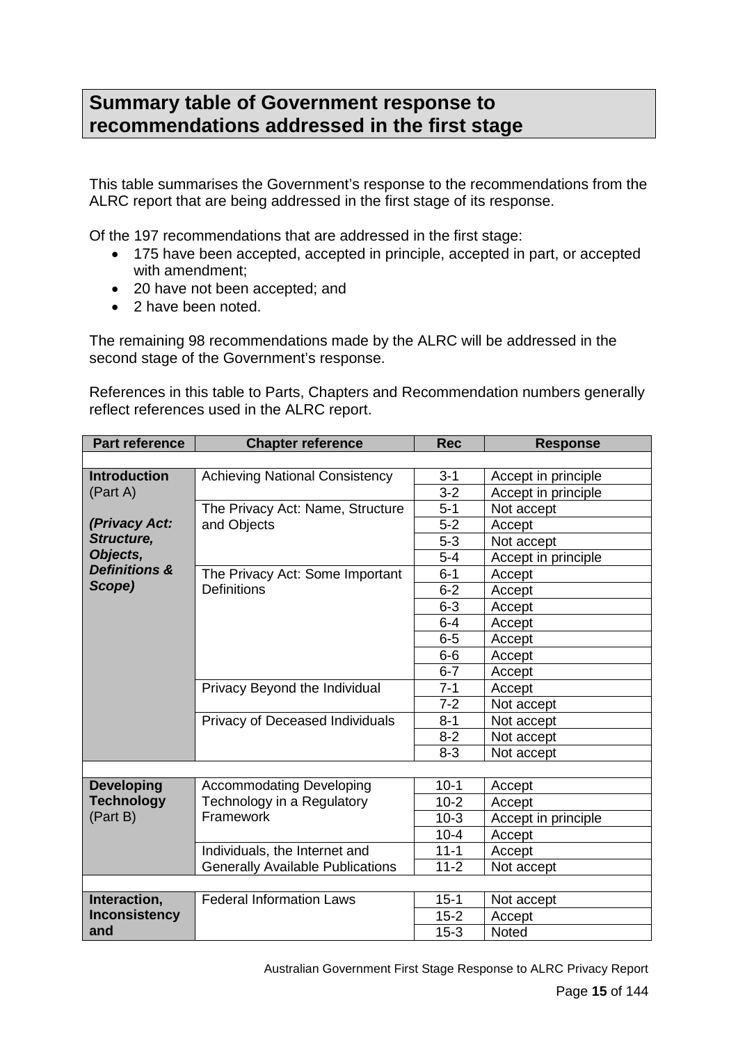## Summary table of Government response to recommendations addressed in the first stage

This table summarises the Government's response to the recommendations from the ALRC report that are being addressed in the first stage of its response.

Of the 197 recommendations that are addressed in the first stage:

- 175 have been accepted, accepted in principle, accepted in part, or accepted with amendment;
- 20 have not been accepted; and
- 2 have been noted.

The remaining 98 recommendations made by the ALRC will be addressed in the second stage of the Government's response.

References in this table to Parts, Chapters and Recommendation numbers generally reflect references used in the ALRC report.

| Part reference | Chapter reference | Rec | Response |
|---|---|---|---|
| | | | |
| **Introduction** (Part A) *(Privacy Act: Structure, Objects, Definitions & Scope)* | Achieving National Consistency | 3-1 | Accept in principle |
| | | 3-2 | Accept in principle |
| | The Privacy Act: Name, Structure and Objects | 5-1 | Not accept |
| | | 5-2 | Accept |
| | | 5-3 | Not accept |
| | | 5-4 | Accept in principle |
| | The Privacy Act: Some Important Definitions | 6-1 | Accept |
| | | 6-2 | Accept |
| | | 6-3 | Accept |
| | | 6-4 | Accept |
| | | 6-5 | Accept |
| | | 6-6 | Accept |
| | | 6-7 | Accept |
| | Privacy Beyond the Individual | 7-1 | Accept |
| | | 7-2 | Not accept |
| | Privacy of Deceased Individuals | 8-1 | Not accept |
| | | 8-2 | Not accept |
| | | 8-3 | Not accept |
| | | | |
| **Developing Technology** (Part B) | Accommodating Developing Technology in a Regulatory Framework | 10-1 | Accept |
| | | 10-2 | Accept |
| | | 10-3 | Accept in principle |
| | | 10-4 | Accept |
| | Individuals, the Internet and Generally Available Publications | 11-1 | Accept |
| | | 11-2 | Not accept |
| | | | |
| **Interaction, Inconsistency and** | Federal Information Laws | 15-1 | Not accept |
| | | 15-2 | Accept |
| | | 15-3 | Noted |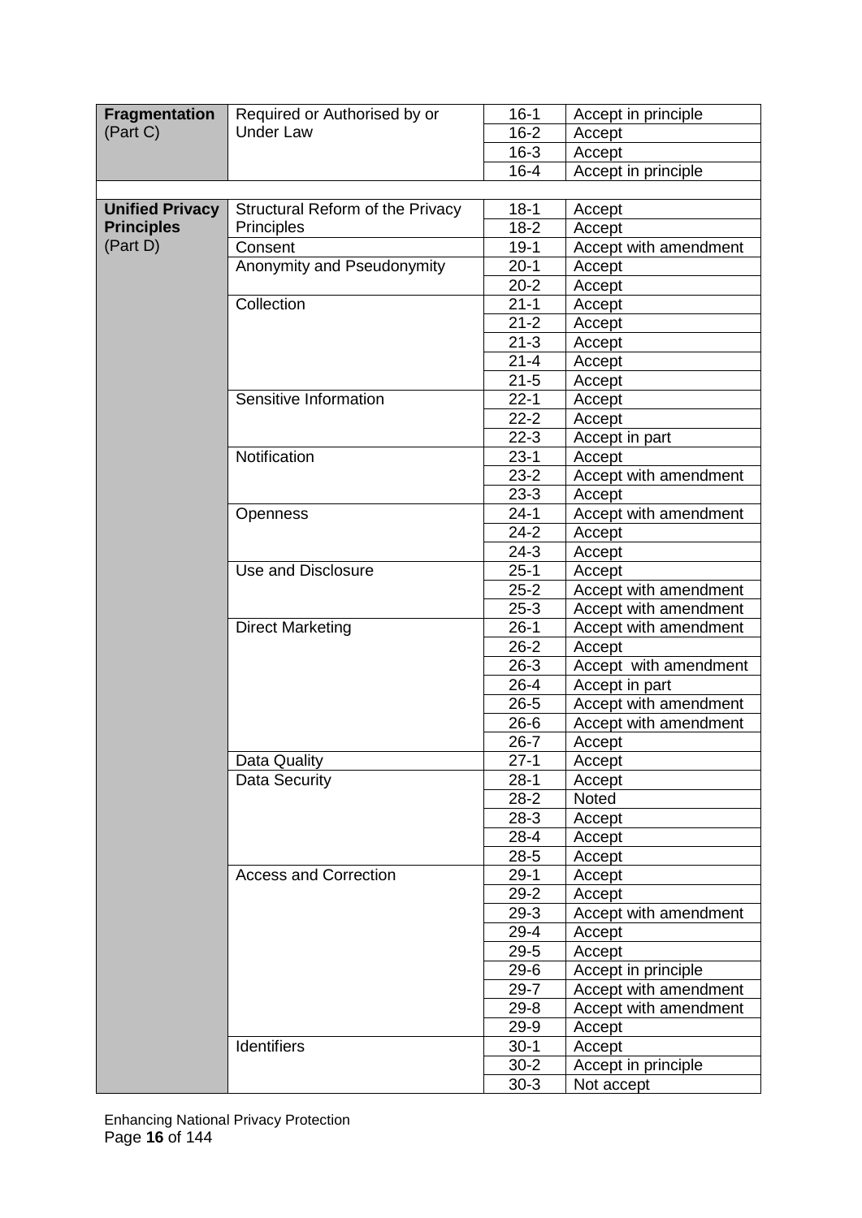| | | | |
|---|---|---|---|
| **Fragmentation** (Part C) | Required or Authorised by or Under Law | 16-1 | Accept in principle |
| | | 16-2 | Accept |
| | | 16-3 | Accept |
| | | 16-4 | Accept in principle |
| | | | |
| **Unified Privacy Principles** (Part D) | Structural Reform of the Privacy Principles | 18-1 | Accept |
| | | 18-2 | Accept |
| | Consent | 19-1 | Accept with amendment |
| | Anonymity and Pseudonymity | 20-1 | Accept |
| | | 20-2 | Accept |
| | Collection | 21-1 | Accept |
| | | 21-2 | Accept |
| | | 21-3 | Accept |
| | | 21-4 | Accept |
| | | 21-5 | Accept |
| | Sensitive Information | 22-1 | Accept |
| | | 22-2 | Accept |
| | | 22-3 | Accept in part |
| | Notification | 23-1 | Accept |
| | | 23-2 | Accept with amendment |
| | | 23-3 | Accept |
| | Openness | 24-1 | Accept with amendment |
| | | 24-2 | Accept |
| | | 24-3 | Accept |
| | Use and Disclosure | 25-1 | Accept |
| | | 25-2 | Accept with amendment |
| | | 25-3 | Accept with amendment |
| | Direct Marketing | 26-1 | Accept with amendment |
| | | 26-2 | Accept |
| | | 26-3 | Accept with amendment |
| | | 26-4 | Accept in part |
| | | 26-5 | Accept with amendment |
| | | 26-6 | Accept with amendment |
| | | 26-7 | Accept |
| | Data Quality | 27-1 | Accept |
| | Data Security | 28-1 | Accept |
| | | 28-2 | Noted |
| | | 28-3 | Accept |
| | | 28-4 | Accept |
| | | 28-5 | Accept |
| | Access and Correction | 29-1 | Accept |
| | | 29-2 | Accept |
| | | 29-3 | Accept with amendment |
| | | 29-4 | Accept |
| | | 29-5 | Accept |
| | | 29-6 | Accept in principle |
| | | 29-7 | Accept with amendment |
| | | 29-8 | Accept with amendment |
| | | 29-9 | Accept |
| | Identifiers | 30-1 | Accept |
| | | 30-2 | Accept in principle |
| | | 30-3 | Not accept |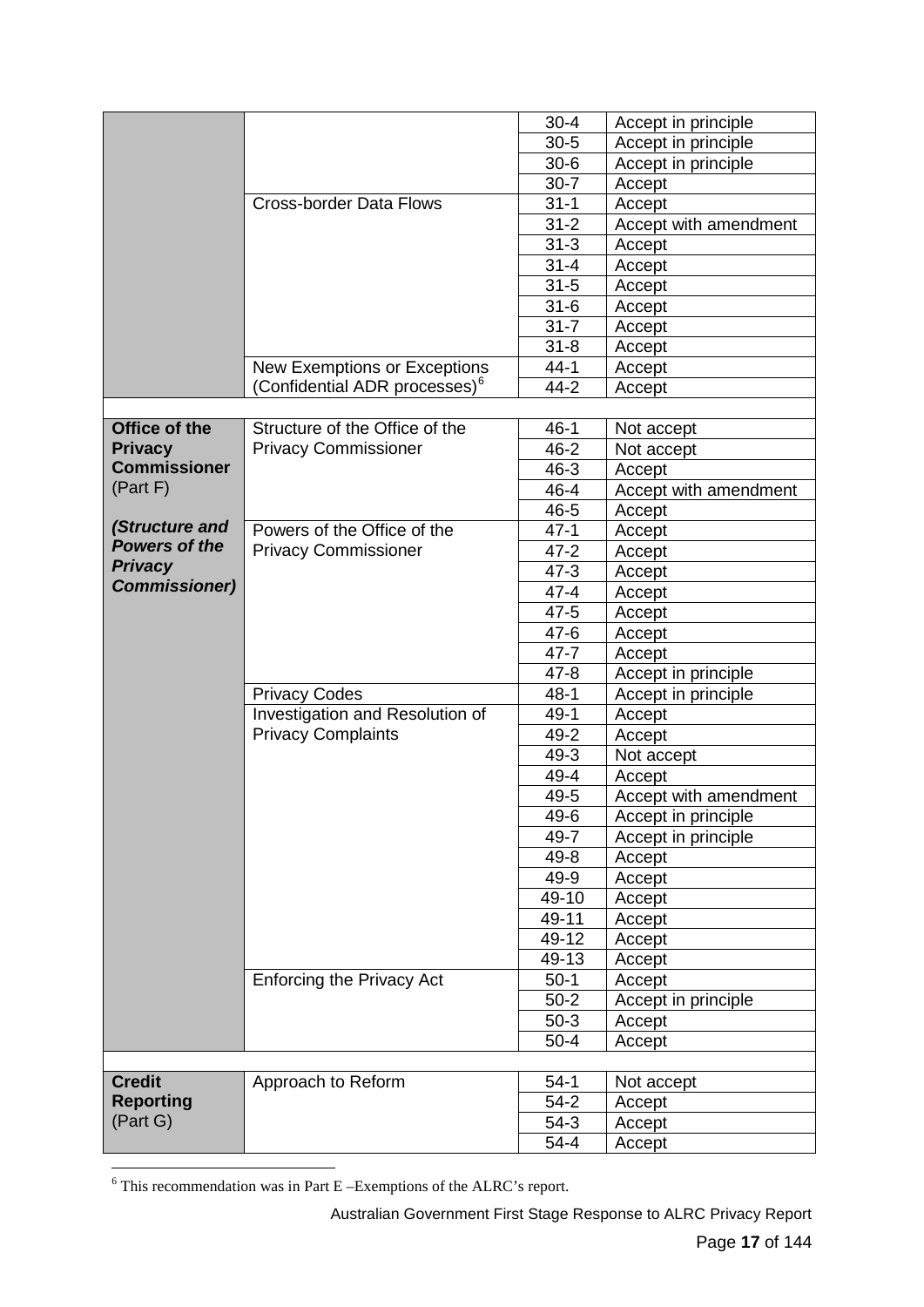| | | | |
|---|---|---|---|
| | | 30-4 | Accept in principle |
| | | 30-5 | Accept in principle |
| | | 30-6 | Accept in principle |
| | | 30-7 | Accept |
| | Cross-border Data Flows | 31-1 | Accept |
| | | 31-2 | Accept with amendment |
| | | 31-3 | Accept |
| | | 31-4 | Accept |
| | | 31-5 | Accept |
| | | 31-6 | Accept |
| | | 31-7 | Accept |
| | | 31-8 | Accept |
| | New Exemptions or Exceptions (Confidential ADR processes)[6] | 44-1 | Accept |
| | | 44-2 | Accept |
| | | | |
| **Office of the Privacy Commissioner** (Part F) ***(Structure and Powers of the Privacy Commissioner)*** | Structure of the Office of the Privacy Commissioner | 46-1 | Not accept |
| | | 46-2 | Not accept |
| | | 46-3 | Accept |
| | | 46-4 | Accept with amendment |
| | | 46-5 | Accept |
| | Powers of the Office of the Privacy Commissioner | 47-1 | Accept |
| | | 47-2 | Accept |
| | | 47-3 | Accept |
| | | 47-4 | Accept |
| | | 47-5 | Accept |
| | | 47-6 | Accept |
| | | 47-7 | Accept |
| | | 47-8 | Accept in principle |
| | Privacy Codes | 48-1 | Accept in principle |
| | Investigation and Resolution of Privacy Complaints | 49-1 | Accept |
| | | 49-2 | Accept |
| | | 49-3 | Not accept |
| | | 49-4 | Accept |
| | | 49-5 | Accept with amendment |
| | | 49-6 | Accept in principle |
| | | 49-7 | Accept in principle |
| | | 49-8 | Accept |
| | | 49-9 | Accept |
| | | 49-10 | Accept |
| | | 49-11 | Accept |
| | | 49-12 | Accept |
| | | 49-13 | Accept |
| | Enforcing the Privacy Act | 50-1 | Accept |
| | | 50-2 | Accept in principle |
| | | 50-3 | Accept |
| | | 50-4 | Accept |
| | | | |
| **Credit Reporting** (Part G) | Approach to Reform | 54-1 | Not accept |
| | | 54-2 | Accept |
| | | 54-3 | Accept |
| | | 54-4 | Accept |

[6] This recommendation was in Part E –Exemptions of the ALRC's report.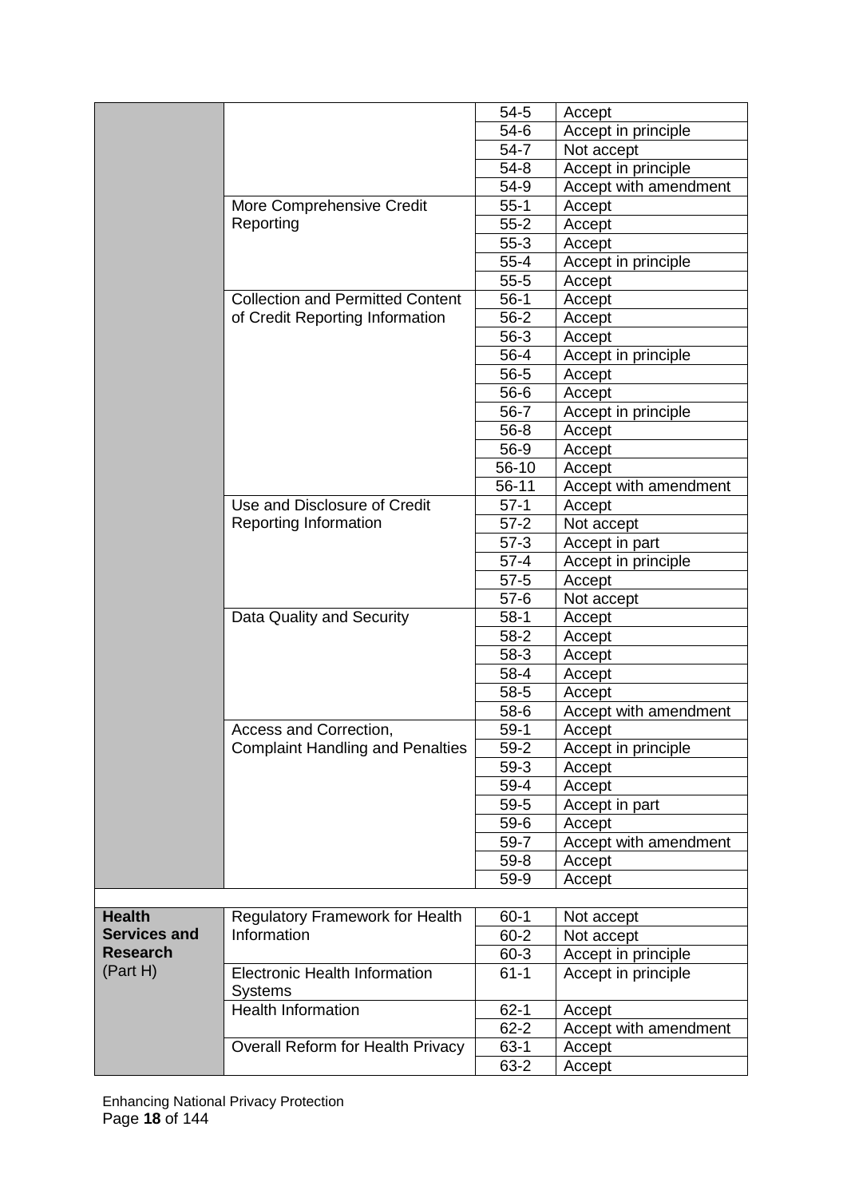| | | | |
|---|---|---|---|
| | | 54-5 | Accept |
| | | 54-6 | Accept in principle |
| | | 54-7 | Not accept |
| | | 54-8 | Accept in principle |
| | | 54-9 | Accept with amendment |
| | More Comprehensive Credit Reporting | 55-1 | Accept |
| | | 55-2 | Accept |
| | | 55-3 | Accept |
| | | 55-4 | Accept in principle |
| | | 55-5 | Accept |
| | Collection and Permitted Content of Credit Reporting Information | 56-1 | Accept |
| | | 56-2 | Accept |
| | | 56-3 | Accept |
| | | 56-4 | Accept in principle |
| | | 56-5 | Accept |
| | | 56-6 | Accept |
| | | 56-7 | Accept in principle |
| | | 56-8 | Accept |
| | | 56-9 | Accept |
| | | 56-10 | Accept |
| | | 56-11 | Accept with amendment |
| | Use and Disclosure of Credit Reporting Information | 57-1 | Accept |
| | | 57-2 | Not accept |
| | | 57-3 | Accept in part |
| | | 57-4 | Accept in principle |
| | | 57-5 | Accept |
| | | 57-6 | Not accept |
| | Data Quality and Security | 58-1 | Accept |
| | | 58-2 | Accept |
| | | 58-3 | Accept |
| | | 58-4 | Accept |
| | | 58-5 | Accept |
| | | 58-6 | Accept with amendment |
| | Access and Correction, Complaint Handling and Penalties | 59-1 | Accept |
| | | 59-2 | Accept in principle |
| | | 59-3 | Accept |
| | | 59-4 | Accept |
| | | 59-5 | Accept in part |
| | | 59-6 | Accept |
| | | 59-7 | Accept with amendment |
| | | 59-8 | Accept |
| | | 59-9 | Accept |
| | | | |
| **Health Services and Research** (Part H) | Regulatory Framework for Health Information | 60-1 | Not accept |
| | | 60-2 | Not accept |
| | | 60-3 | Accept in principle |
| | Electronic Health Information Systems | 61-1 | Accept in principle |
| | Health Information | 62-1 | Accept |
| | | 62-2 | Accept with amendment |
| | Overall Reform for Health Privacy | 63-1 | Accept |
| | | 63-2 | Accept |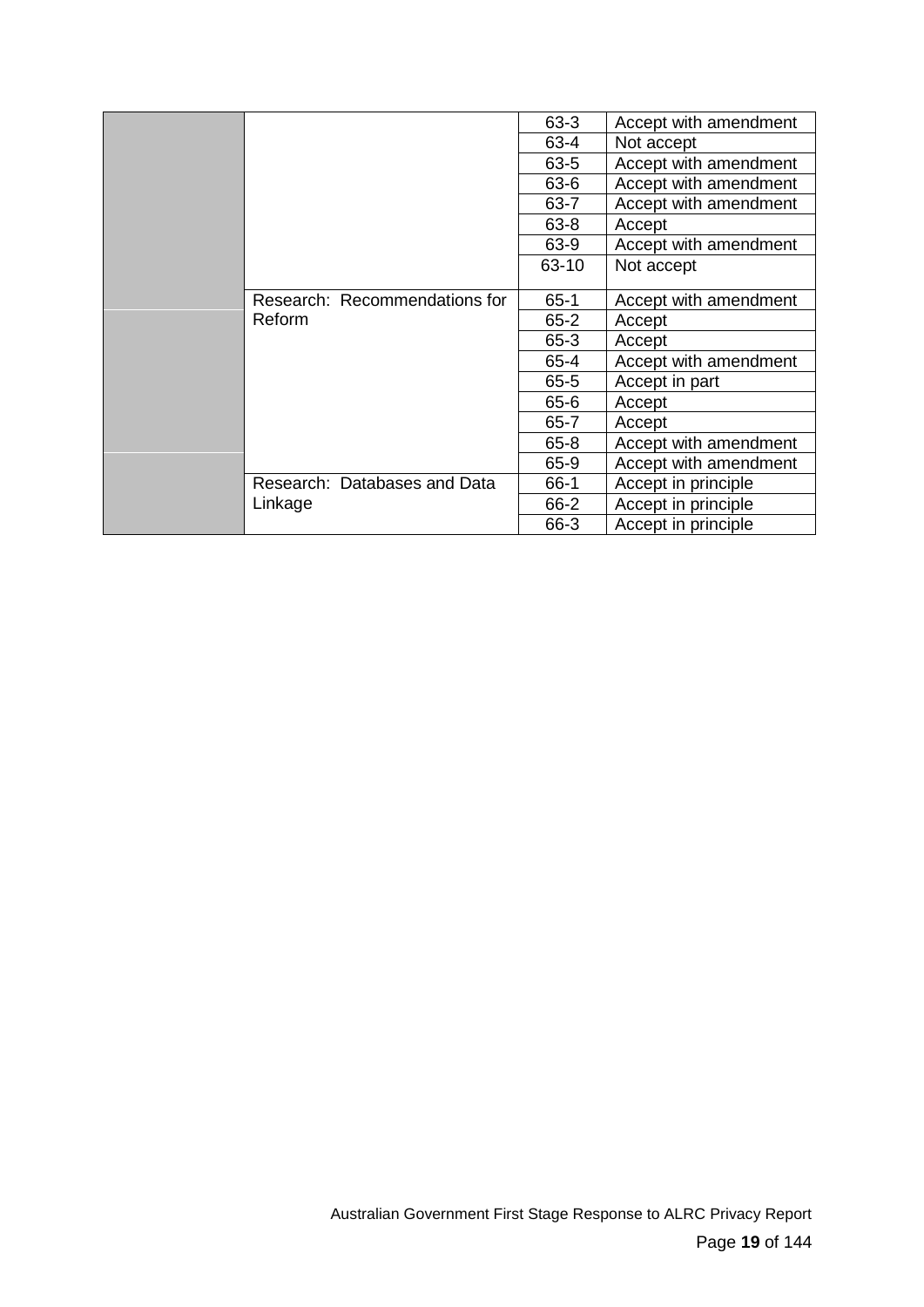| | | | |
|---|---|---|---|
| | | 63-3 | Accept with amendment |
| | | 63-4 | Not accept |
| | | 63-5 | Accept with amendment |
| | | 63-6 | Accept with amendment |
| | | 63-7 | Accept with amendment |
| | | 63-8 | Accept |
| | | 63-9 | Accept with amendment |
| | | 63-10 | Not accept |
| | Research: Recommendations for Reform | 65-1 | Accept with amendment |
| | | 65-2 | Accept |
| | | 65-3 | Accept |
| | | 65-4 | Accept with amendment |
| | | 65-5 | Accept in part |
| | | 65-6 | Accept |
| | | 65-7 | Accept |
| | | 65-8 | Accept with amendment |
| | | 65-9 | Accept with amendment |
| | Research: Databases and Data Linkage | 66-1 | Accept in principle |
| | | 66-2 | Accept in principle |
| | | 66-3 | Accept in principle |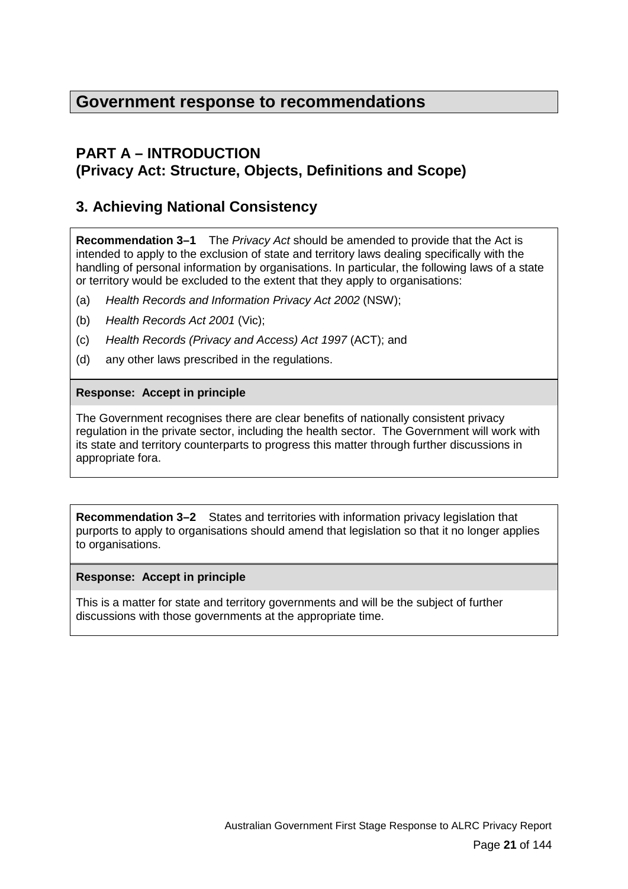# Government response to recommendations

## PART A – INTRODUCTION
## (Privacy Act: Structure, Objects, Definitions and Scope)

### 3. Achieving National Consistency

**Recommendation 3–1** The *Privacy Act* should be amended to provide that the Act is intended to apply to the exclusion of state and territory laws dealing specifically with the handling of personal information by organisations. In particular, the following laws of a state or territory would be excluded to the extent that they apply to organisations:

(a) *Health Records and Information Privacy Act 2002* (NSW);

(b) *Health Records Act 2001* (Vic);

(c) *Health Records (Privacy and Access) Act 1997* (ACT); and

(d) any other laws prescribed in the regulations.

**Response: Accept in principle**

The Government recognises there are clear benefits of nationally consistent privacy regulation in the private sector, including the health sector. The Government will work with its state and territory counterparts to progress this matter through further discussions in appropriate fora.

**Recommendation 3–2** States and territories with information privacy legislation that purports to apply to organisations should amend that legislation so that it no longer applies to organisations.

**Response: Accept in principle**

This is a matter for state and territory governments and will be the subject of further discussions with those governments at the appropriate time.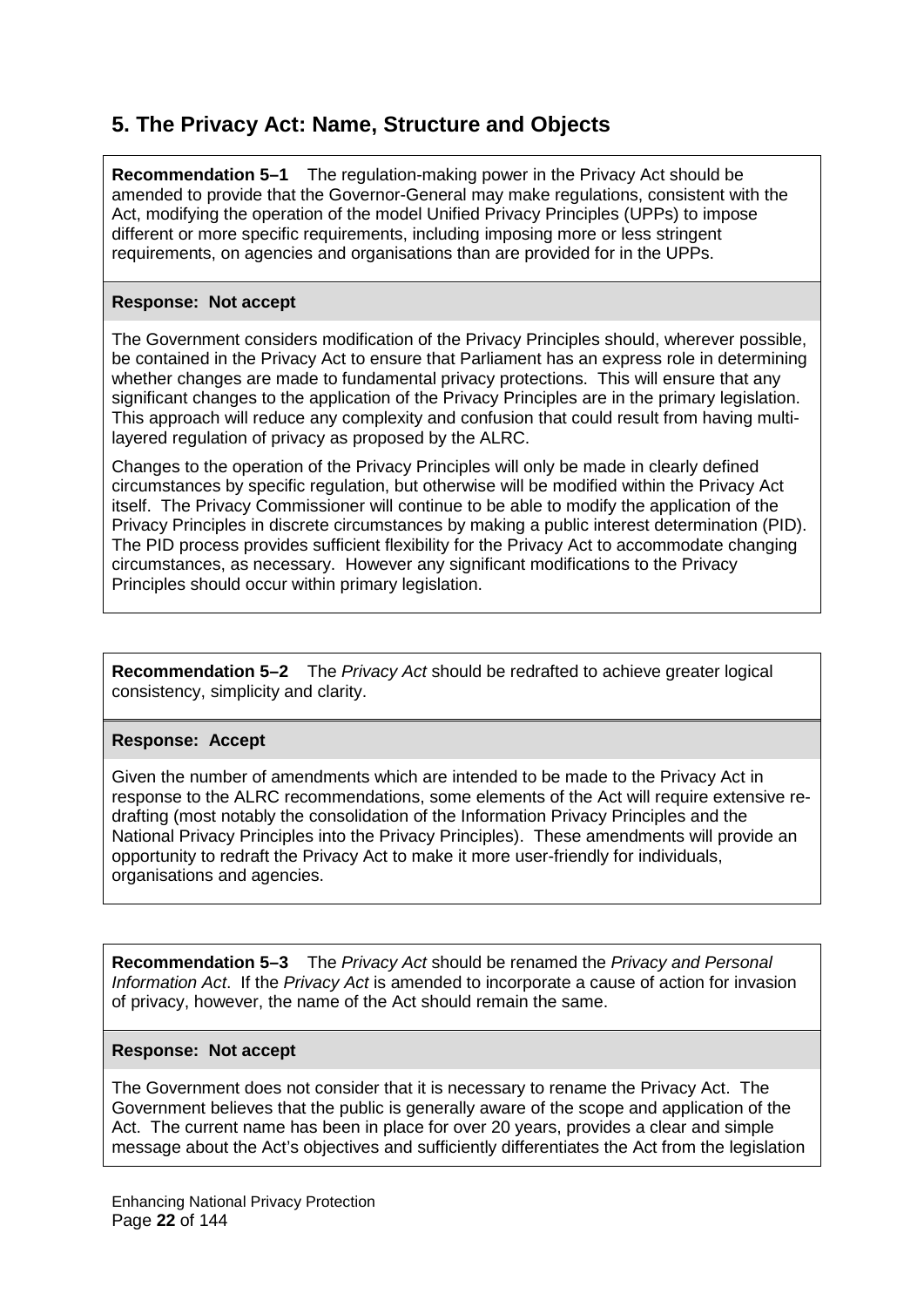## 5. The Privacy Act: Name, Structure and Objects

**Recommendation 5–1** The regulation-making power in the Privacy Act should be amended to provide that the Governor-General may make regulations, consistent with the Act, modifying the operation of the model Unified Privacy Principles (UPPs) to impose different or more specific requirements, including imposing more or less stringent requirements, on agencies and organisations than are provided for in the UPPs.

**Response: Not accept**

The Government considers modification of the Privacy Principles should, wherever possible, be contained in the Privacy Act to ensure that Parliament has an express role in determining whether changes are made to fundamental privacy protections. This will ensure that any significant changes to the application of the Privacy Principles are in the primary legislation. This approach will reduce any complexity and confusion that could result from having multi-layered regulation of privacy as proposed by the ALRC.

Changes to the operation of the Privacy Principles will only be made in clearly defined circumstances by specific regulation, but otherwise will be modified within the Privacy Act itself. The Privacy Commissioner will continue to be able to modify the application of the Privacy Principles in discrete circumstances by making a public interest determination (PID). The PID process provides sufficient flexibility for the Privacy Act to accommodate changing circumstances, as necessary. However any significant modifications to the Privacy Principles should occur within primary legislation.

**Recommendation 5–2** The *Privacy Act* should be redrafted to achieve greater logical consistency, simplicity and clarity.

**Response: Accept**

Given the number of amendments which are intended to be made to the Privacy Act in response to the ALRC recommendations, some elements of the Act will require extensive re-drafting (most notably the consolidation of the Information Privacy Principles and the National Privacy Principles into the Privacy Principles). These amendments will provide an opportunity to redraft the Privacy Act to make it more user-friendly for individuals, organisations and agencies.

**Recommendation 5–3** The *Privacy Act* should be renamed the *Privacy and Personal Information Act*. If the *Privacy Act* is amended to incorporate a cause of action for invasion of privacy, however, the name of the Act should remain the same.

**Response: Not accept**

The Government does not consider that it is necessary to rename the Privacy Act. The Government believes that the public is generally aware of the scope and application of the Act. The current name has been in place for over 20 years, provides a clear and simple message about the Act's objectives and sufficiently differentiates the Act from the legislation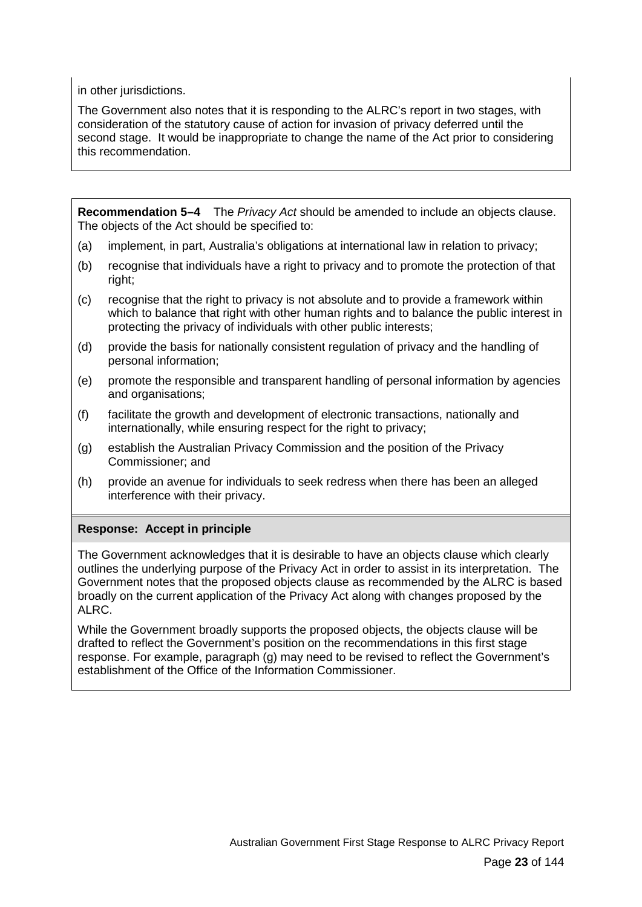in other jurisdictions.

The Government also notes that it is responding to the ALRC's report in two stages, with consideration of the statutory cause of action for invasion of privacy deferred until the second stage. It would be inappropriate to change the name of the Act prior to considering this recommendation.

**Recommendation 5–4** The *Privacy Act* should be amended to include an objects clause. The objects of the Act should be specified to:

(a) implement, in part, Australia's obligations at international law in relation to privacy;

(b) recognise that individuals have a right to privacy and to promote the protection of that right;

(c) recognise that the right to privacy is not absolute and to provide a framework within which to balance that right with other human rights and to balance the public interest in protecting the privacy of individuals with other public interests;

(d) provide the basis for nationally consistent regulation of privacy and the handling of personal information;

(e) promote the responsible and transparent handling of personal information by agencies and organisations;

(f) facilitate the growth and development of electronic transactions, nationally and internationally, while ensuring respect for the right to privacy;

(g) establish the Australian Privacy Commission and the position of the Privacy Commissioner; and

(h) provide an avenue for individuals to seek redress when there has been an alleged interference with their privacy.

**Response: Accept in principle**

The Government acknowledges that it is desirable to have an objects clause which clearly outlines the underlying purpose of the Privacy Act in order to assist in its interpretation. The Government notes that the proposed objects clause as recommended by the ALRC is based broadly on the current application of the Privacy Act along with changes proposed by the ALRC.

While the Government broadly supports the proposed objects, the objects clause will be drafted to reflect the Government's position on the recommendations in this first stage response. For example, paragraph (g) may need to be revised to reflect the Government's establishment of the Office of the Information Commissioner.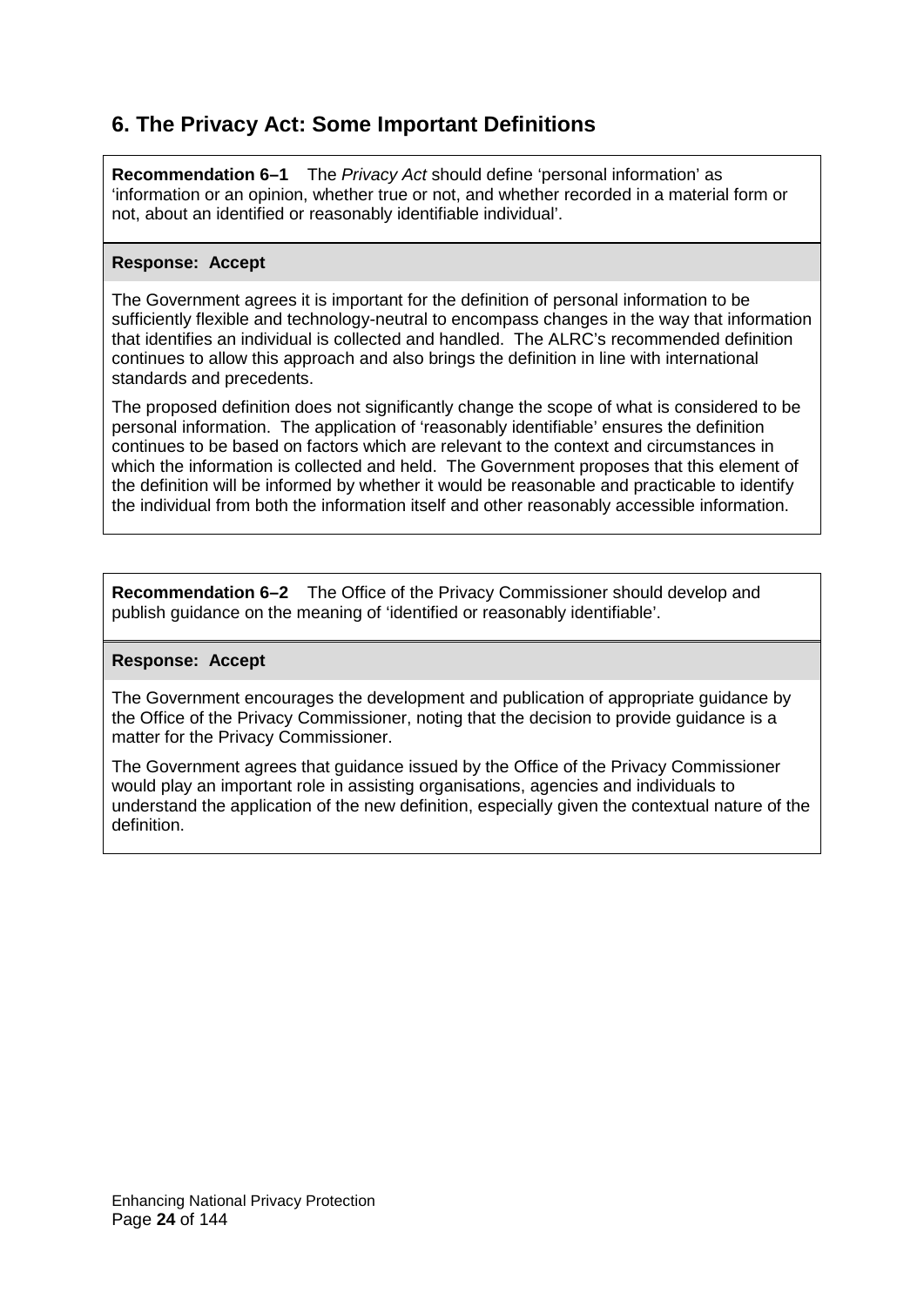## 6. The Privacy Act: Some Important Definitions

**Recommendation 6–1** The *Privacy Act* should define 'personal information' as 'information or an opinion, whether true or not, and whether recorded in a material form or not, about an identified or reasonably identifiable individual'.

**Response: Accept**

The Government agrees it is important for the definition of personal information to be sufficiently flexible and technology-neutral to encompass changes in the way that information that identifies an individual is collected and handled. The ALRC's recommended definition continues to allow this approach and also brings the definition in line with international standards and precedents.

The proposed definition does not significantly change the scope of what is considered to be personal information. The application of 'reasonably identifiable' ensures the definition continues to be based on factors which are relevant to the context and circumstances in which the information is collected and held. The Government proposes that this element of the definition will be informed by whether it would be reasonable and practicable to identify the individual from both the information itself and other reasonably accessible information.

**Recommendation 6–2** The Office of the Privacy Commissioner should develop and publish guidance on the meaning of 'identified or reasonably identifiable'.

**Response: Accept**

The Government encourages the development and publication of appropriate guidance by the Office of the Privacy Commissioner, noting that the decision to provide guidance is a matter for the Privacy Commissioner.

The Government agrees that guidance issued by the Office of the Privacy Commissioner would play an important role in assisting organisations, agencies and individuals to understand the application of the new definition, especially given the contextual nature of the definition.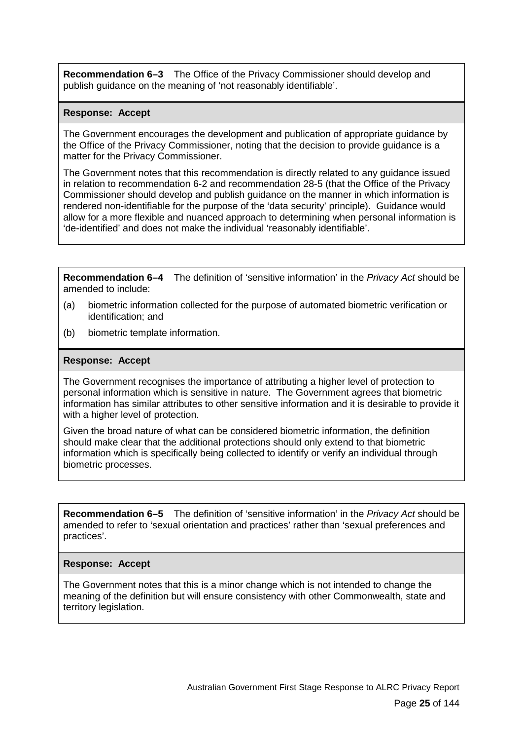**Recommendation 6–3** The Office of the Privacy Commissioner should develop and publish guidance on the meaning of 'not reasonably identifiable'.

**Response: Accept**

The Government encourages the development and publication of appropriate guidance by the Office of the Privacy Commissioner, noting that the decision to provide guidance is a matter for the Privacy Commissioner.

The Government notes that this recommendation is directly related to any guidance issued in relation to recommendation 6-2 and recommendation 28-5 (that the Office of the Privacy Commissioner should develop and publish guidance on the manner in which information is rendered non-identifiable for the purpose of the 'data security' principle). Guidance would allow for a more flexible and nuanced approach to determining when personal information is 'de-identified' and does not make the individual 'reasonably identifiable'.

**Recommendation 6–4** The definition of 'sensitive information' in the *Privacy Act* should be amended to include:

(a) biometric information collected for the purpose of automated biometric verification or identification; and

(b) biometric template information.

**Response: Accept**

The Government recognises the importance of attributing a higher level of protection to personal information which is sensitive in nature. The Government agrees that biometric information has similar attributes to other sensitive information and it is desirable to provide it with a higher level of protection.

Given the broad nature of what can be considered biometric information, the definition should make clear that the additional protections should only extend to that biometric information which is specifically being collected to identify or verify an individual through biometric processes.

**Recommendation 6–5** The definition of 'sensitive information' in the *Privacy Act* should be amended to refer to 'sexual orientation and practices' rather than 'sexual preferences and practices'.

**Response: Accept**

The Government notes that this is a minor change which is not intended to change the meaning of the definition but will ensure consistency with other Commonwealth, state and territory legislation.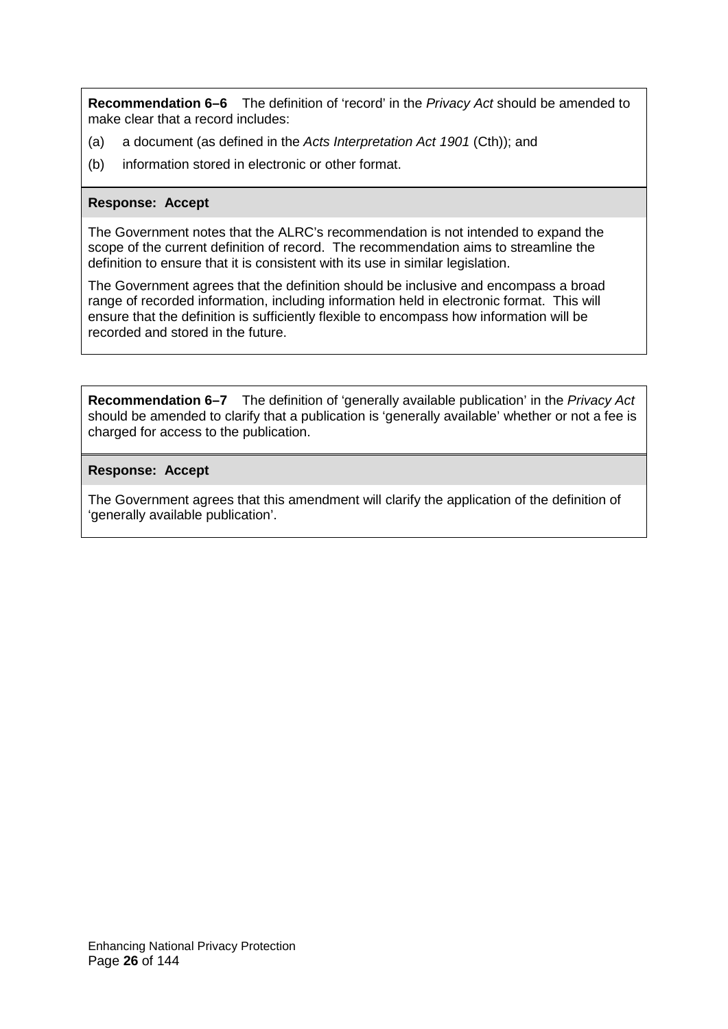**Recommendation 6–6** The definition of 'record' in the *Privacy Act* should be amended to make clear that a record includes:

(a) a document (as defined in the *Acts Interpretation Act 1901* (Cth)); and

(b) information stored in electronic or other format.

**Response: Accept**

The Government notes that the ALRC's recommendation is not intended to expand the scope of the current definition of record. The recommendation aims to streamline the definition to ensure that it is consistent with its use in similar legislation.

The Government agrees that the definition should be inclusive and encompass a broad range of recorded information, including information held in electronic format. This will ensure that the definition is sufficiently flexible to encompass how information will be recorded and stored in the future.

**Recommendation 6–7** The definition of 'generally available publication' in the *Privacy Act* should be amended to clarify that a publication is 'generally available' whether or not a fee is charged for access to the publication.

**Response: Accept**

The Government agrees that this amendment will clarify the application of the definition of 'generally available publication'.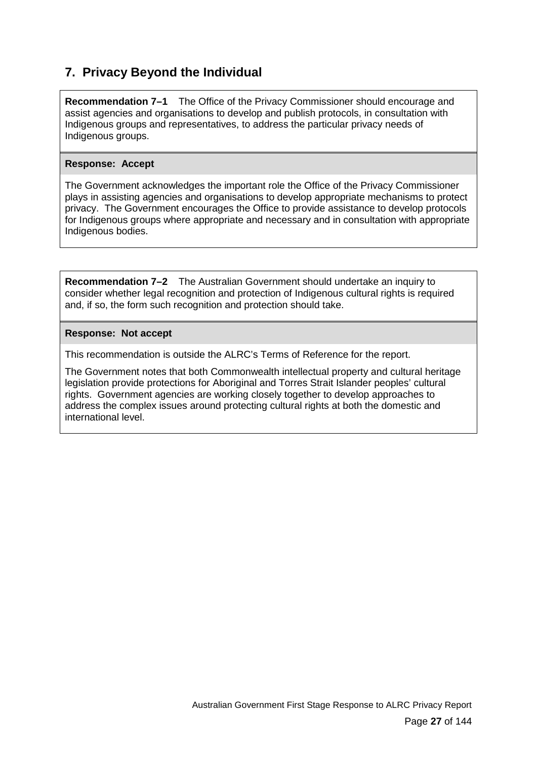## 7. Privacy Beyond the Individual

**Recommendation 7–1** The Office of the Privacy Commissioner should encourage and assist agencies and organisations to develop and publish protocols, in consultation with Indigenous groups and representatives, to address the particular privacy needs of Indigenous groups.

**Response: Accept**

The Government acknowledges the important role the Office of the Privacy Commissioner plays in assisting agencies and organisations to develop appropriate mechanisms to protect privacy. The Government encourages the Office to provide assistance to develop protocols for Indigenous groups where appropriate and necessary and in consultation with appropriate Indigenous bodies.

**Recommendation 7–2** The Australian Government should undertake an inquiry to consider whether legal recognition and protection of Indigenous cultural rights is required and, if so, the form such recognition and protection should take.

**Response: Not accept**

This recommendation is outside the ALRC's Terms of Reference for the report.

The Government notes that both Commonwealth intellectual property and cultural heritage legislation provide protections for Aboriginal and Torres Strait Islander peoples' cultural rights. Government agencies are working closely together to develop approaches to address the complex issues around protecting cultural rights at both the domestic and international level.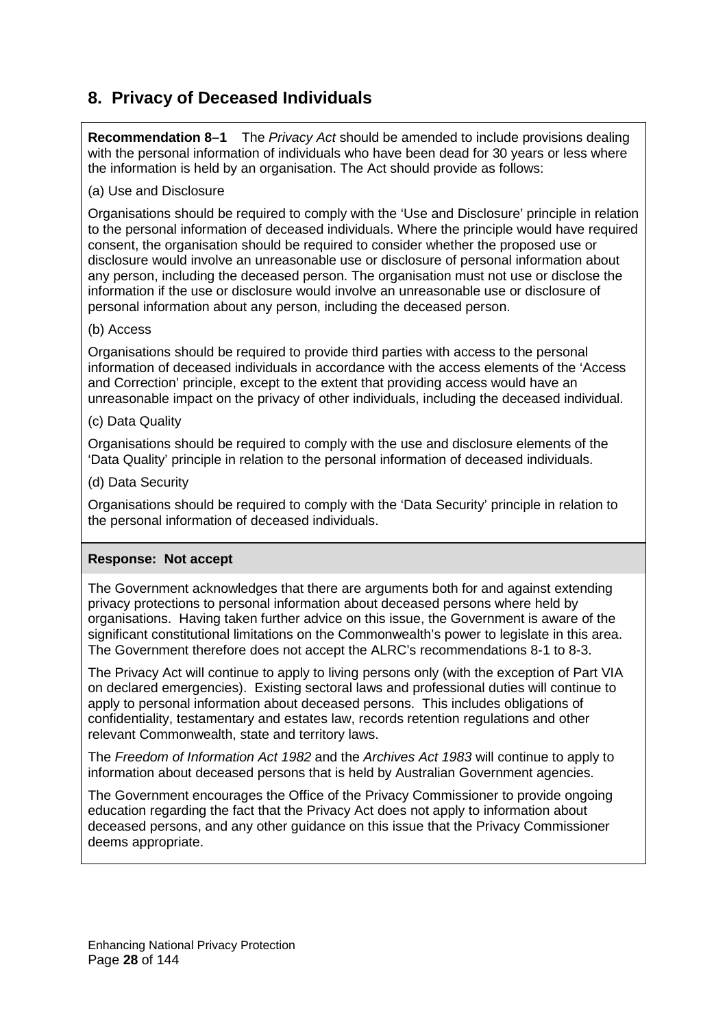## 8. Privacy of Deceased Individuals

**Recommendation 8–1** The *Privacy Act* should be amended to include provisions dealing with the personal information of individuals who have been dead for 30 years or less where the information is held by an organisation. The Act should provide as follows:

(a) Use and Disclosure

Organisations should be required to comply with the 'Use and Disclosure' principle in relation to the personal information of deceased individuals. Where the principle would have required consent, the organisation should be required to consider whether the proposed use or disclosure would involve an unreasonable use or disclosure of personal information about any person, including the deceased person. The organisation must not use or disclose the information if the use or disclosure would involve an unreasonable use or disclosure of personal information about any person, including the deceased person.

(b) Access

Organisations should be required to provide third parties with access to the personal information of deceased individuals in accordance with the access elements of the 'Access and Correction' principle, except to the extent that providing access would have an unreasonable impact on the privacy of other individuals, including the deceased individual.

(c) Data Quality

Organisations should be required to comply with the use and disclosure elements of the 'Data Quality' principle in relation to the personal information of deceased individuals.

(d) Data Security

Organisations should be required to comply with the 'Data Security' principle in relation to the personal information of deceased individuals.

**Response: Not accept**

The Government acknowledges that there are arguments both for and against extending privacy protections to personal information about deceased persons where held by organisations. Having taken further advice on this issue, the Government is aware of the significant constitutional limitations on the Commonwealth's power to legislate in this area. The Government therefore does not accept the ALRC's recommendations 8-1 to 8-3.

The Privacy Act will continue to apply to living persons only (with the exception of Part VIA on declared emergencies). Existing sectoral laws and professional duties will continue to apply to personal information about deceased persons. This includes obligations of confidentiality, testamentary and estates law, records retention regulations and other relevant Commonwealth, state and territory laws.

The *Freedom of Information Act 1982* and the *Archives Act 1983* will continue to apply to information about deceased persons that is held by Australian Government agencies.

The Government encourages the Office of the Privacy Commissioner to provide ongoing education regarding the fact that the Privacy Act does not apply to information about deceased persons, and any other guidance on this issue that the Privacy Commissioner deems appropriate.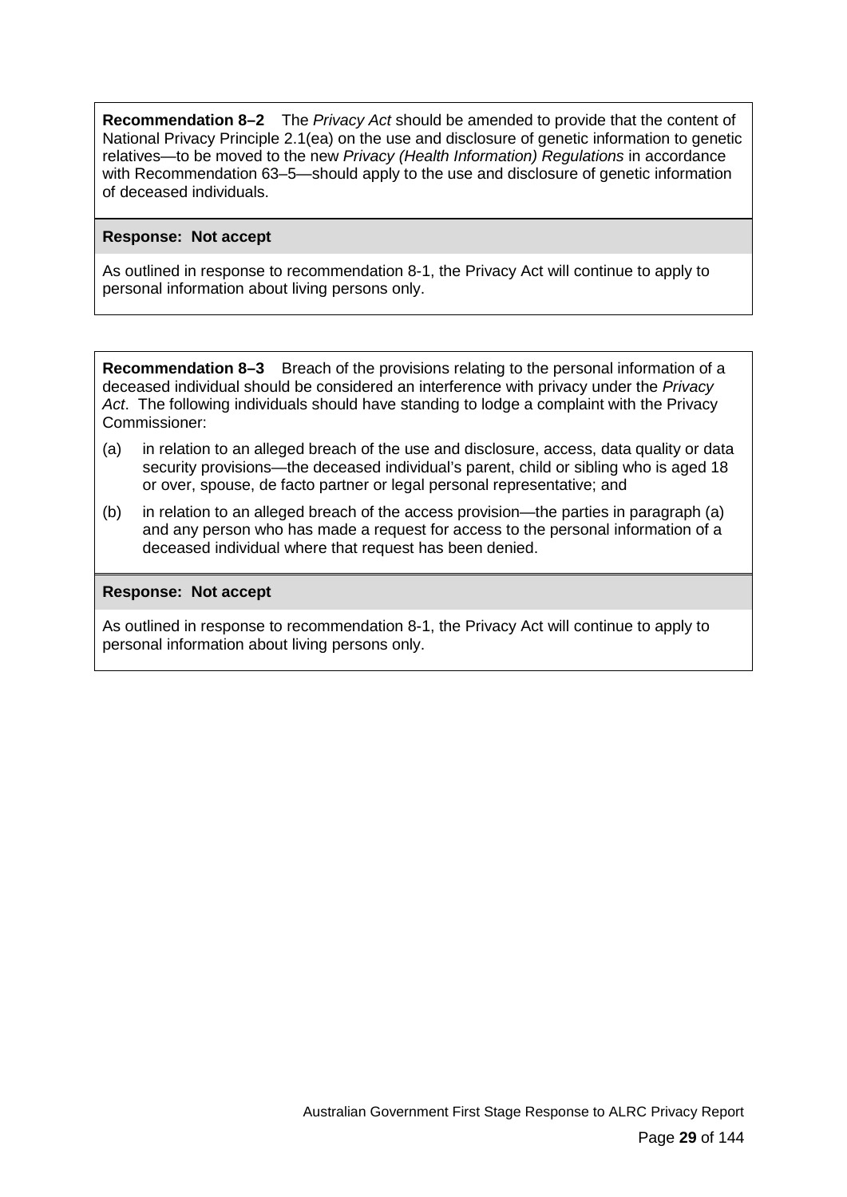**Recommendation 8–2** The *Privacy Act* should be amended to provide that the content of National Privacy Principle 2.1(ea) on the use and disclosure of genetic information to genetic relatives—to be moved to the new *Privacy (Health Information) Regulations* in accordance with Recommendation 63–5—should apply to the use and disclosure of genetic information of deceased individuals.

**Response: Not accept**

As outlined in response to recommendation 8-1, the Privacy Act will continue to apply to personal information about living persons only.

**Recommendation 8–3** Breach of the provisions relating to the personal information of a deceased individual should be considered an interference with privacy under the *Privacy Act*. The following individuals should have standing to lodge a complaint with the Privacy Commissioner:

(a) in relation to an alleged breach of the use and disclosure, access, data quality or data security provisions—the deceased individual's parent, child or sibling who is aged 18 or over, spouse, de facto partner or legal personal representative; and

(b) in relation to an alleged breach of the access provision—the parties in paragraph (a) and any person who has made a request for access to the personal information of a deceased individual where that request has been denied.

**Response: Not accept**

As outlined in response to recommendation 8-1, the Privacy Act will continue to apply to personal information about living persons only.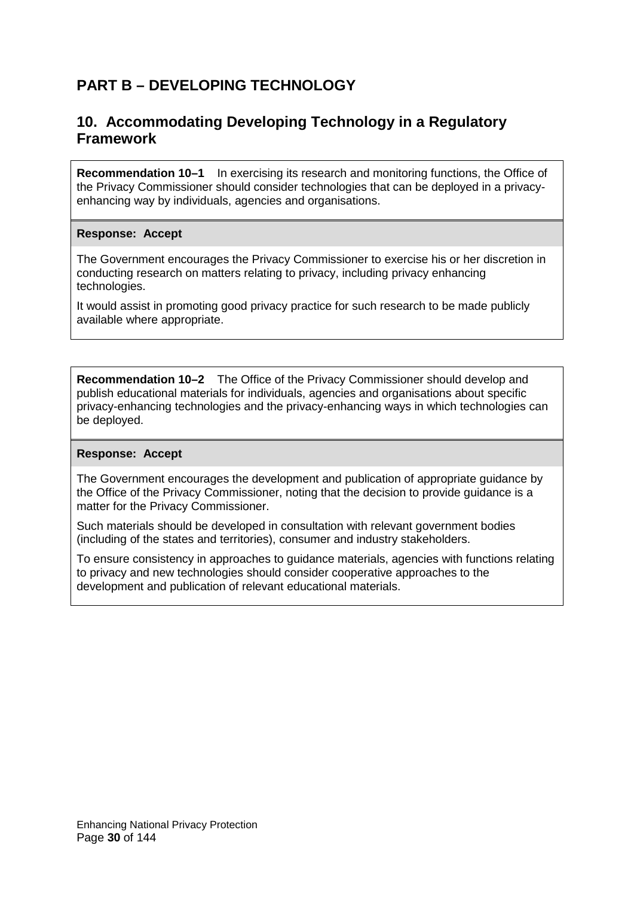# PART B – DEVELOPING TECHNOLOGY

## 10. Accommodating Developing Technology in a Regulatory Framework

**Recommendation 10–1** In exercising its research and monitoring functions, the Office of the Privacy Commissioner should consider technologies that can be deployed in a privacy-enhancing way by individuals, agencies and organisations.

**Response: Accept**

The Government encourages the Privacy Commissioner to exercise his or her discretion in conducting research on matters relating to privacy, including privacy enhancing technologies.

It would assist in promoting good privacy practice for such research to be made publicly available where appropriate.

**Recommendation 10–2** The Office of the Privacy Commissioner should develop and publish educational materials for individuals, agencies and organisations about specific privacy-enhancing technologies and the privacy-enhancing ways in which technologies can be deployed.

**Response: Accept**

The Government encourages the development and publication of appropriate guidance by the Office of the Privacy Commissioner, noting that the decision to provide guidance is a matter for the Privacy Commissioner.

Such materials should be developed in consultation with relevant government bodies (including of the states and territories), consumer and industry stakeholders.

To ensure consistency in approaches to guidance materials, agencies with functions relating to privacy and new technologies should consider cooperative approaches to the development and publication of relevant educational materials.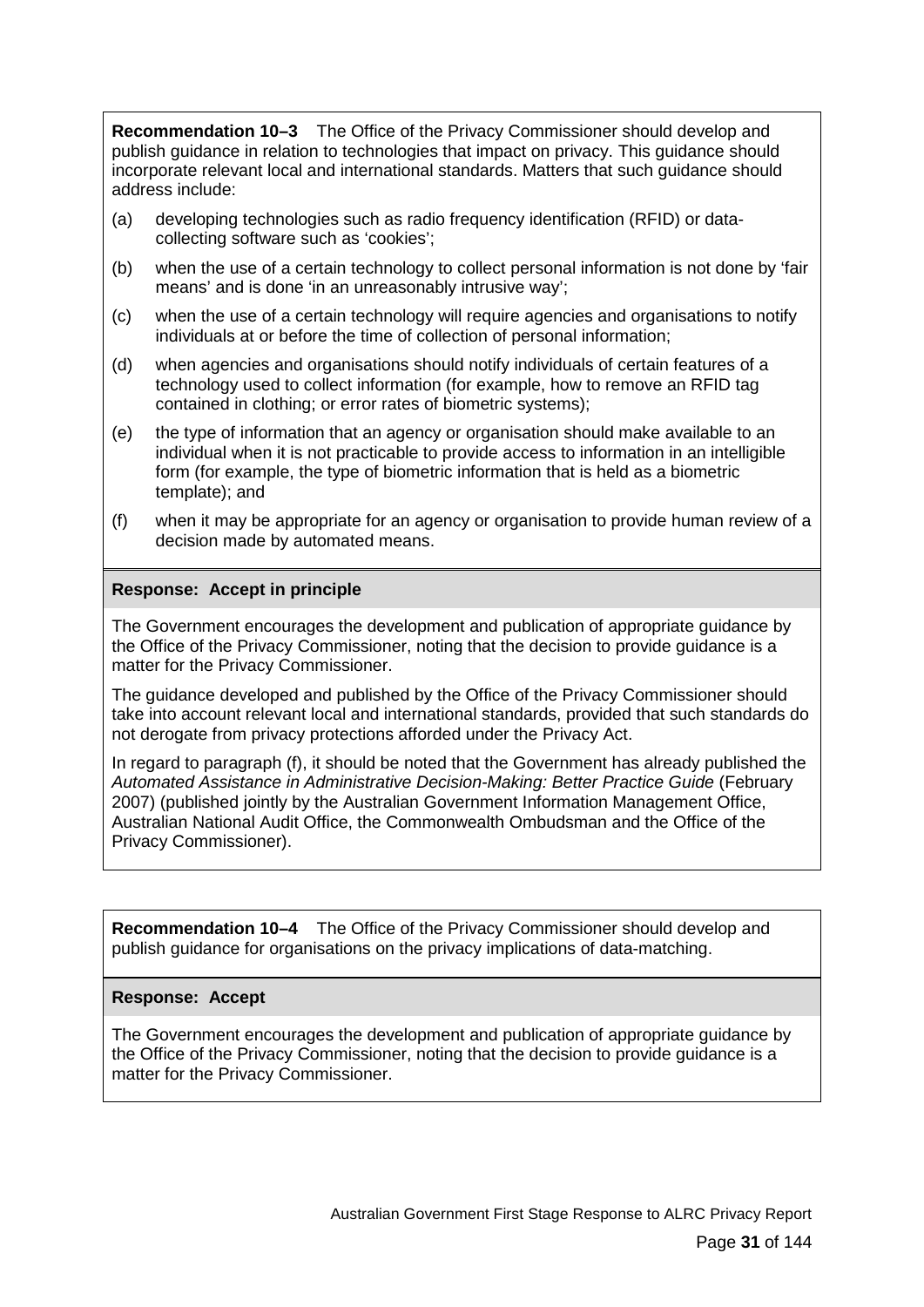**Recommendation 10–3** The Office of the Privacy Commissioner should develop and publish guidance in relation to technologies that impact on privacy. This guidance should incorporate relevant local and international standards. Matters that such guidance should address include:

(a) developing technologies such as radio frequency identification (RFID) or data-collecting software such as 'cookies';

(b) when the use of a certain technology to collect personal information is not done by 'fair means' and is done 'in an unreasonably intrusive way';

(c) when the use of a certain technology will require agencies and organisations to notify individuals at or before the time of collection of personal information;

(d) when agencies and organisations should notify individuals of certain features of a technology used to collect information (for example, how to remove an RFID tag contained in clothing; or error rates of biometric systems);

(e) the type of information that an agency or organisation should make available to an individual when it is not practicable to provide access to information in an intelligible form (for example, the type of biometric information that is held as a biometric template); and

(f) when it may be appropriate for an agency or organisation to provide human review of a decision made by automated means.

**Response: Accept in principle**

The Government encourages the development and publication of appropriate guidance by the Office of the Privacy Commissioner, noting that the decision to provide guidance is a matter for the Privacy Commissioner.

The guidance developed and published by the Office of the Privacy Commissioner should take into account relevant local and international standards, provided that such standards do not derogate from privacy protections afforded under the Privacy Act.

In regard to paragraph (f), it should be noted that the Government has already published the *Automated Assistance in Administrative Decision-Making: Better Practice Guide* (February 2007) (published jointly by the Australian Government Information Management Office, Australian National Audit Office, the Commonwealth Ombudsman and the Office of the Privacy Commissioner).

**Recommendation 10–4** The Office of the Privacy Commissioner should develop and publish guidance for organisations on the privacy implications of data-matching.

**Response: Accept**

The Government encourages the development and publication of appropriate guidance by the Office of the Privacy Commissioner, noting that the decision to provide guidance is a matter for the Privacy Commissioner.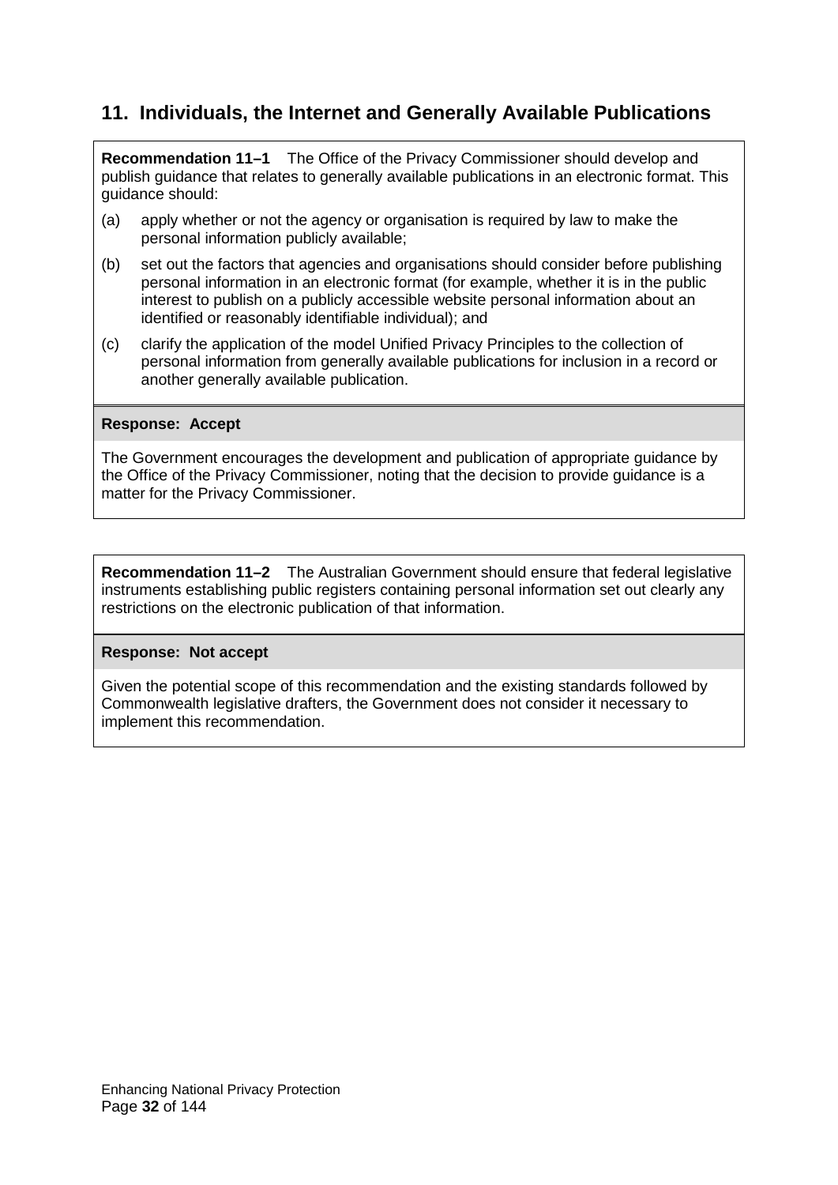## 11. Individuals, the Internet and Generally Available Publications

**Recommendation 11–1** The Office of the Privacy Commissioner should develop and publish guidance that relates to generally available publications in an electronic format. This guidance should:

(a) apply whether or not the agency or organisation is required by law to make the personal information publicly available;

(b) set out the factors that agencies and organisations should consider before publishing personal information in an electronic format (for example, whether it is in the public interest to publish on a publicly accessible website personal information about an identified or reasonably identifiable individual); and

(c) clarify the application of the model Unified Privacy Principles to the collection of personal information from generally available publications for inclusion in a record or another generally available publication.

**Response: Accept**

The Government encourages the development and publication of appropriate guidance by the Office of the Privacy Commissioner, noting that the decision to provide guidance is a matter for the Privacy Commissioner.

**Recommendation 11–2** The Australian Government should ensure that federal legislative instruments establishing public registers containing personal information set out clearly any restrictions on the electronic publication of that information.

**Response: Not accept**

Given the potential scope of this recommendation and the existing standards followed by Commonwealth legislative drafters, the Government does not consider it necessary to implement this recommendation.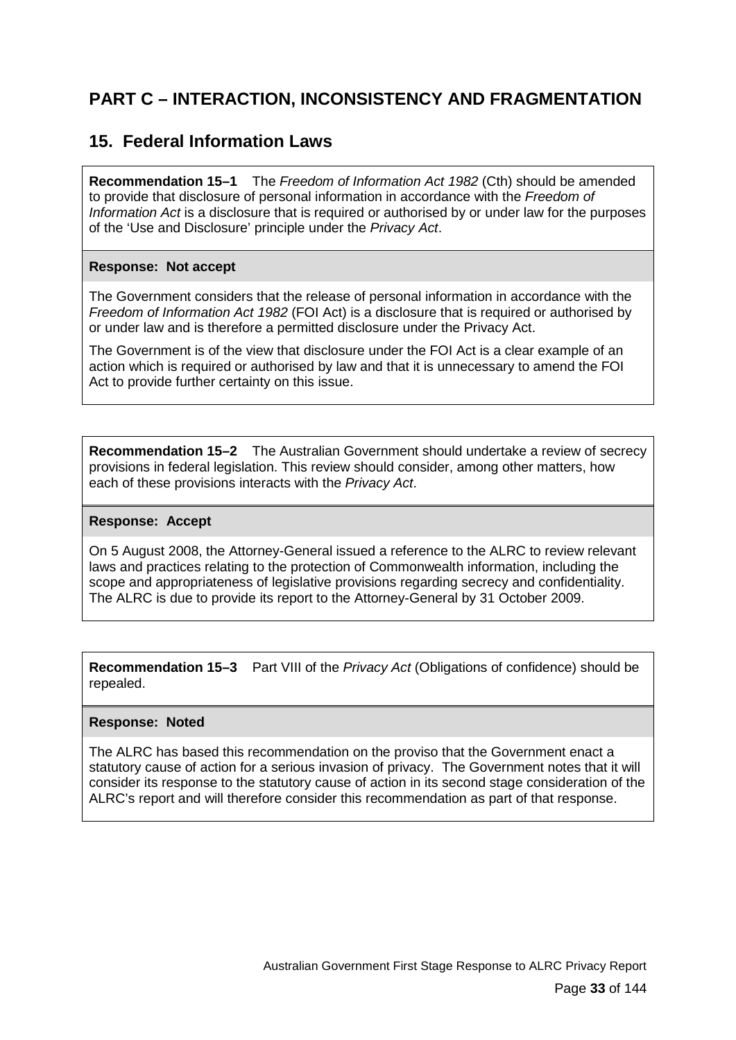# PART C – INTERACTION, INCONSISTENCY AND FRAGMENTATION

## 15. Federal Information Laws

**Recommendation 15–1** The *Freedom of Information Act 1982* (Cth) should be amended to provide that disclosure of personal information in accordance with the *Freedom of Information Act* is a disclosure that is required or authorised by or under law for the purposes of the 'Use and Disclosure' principle under the *Privacy Act*.

**Response: Not accept**

The Government considers that the release of personal information in accordance with the *Freedom of Information Act 1982* (FOI Act) is a disclosure that is required or authorised by or under law and is therefore a permitted disclosure under the Privacy Act.

The Government is of the view that disclosure under the FOI Act is a clear example of an action which is required or authorised by law and that it is unnecessary to amend the FOI Act to provide further certainty on this issue.

**Recommendation 15–2** The Australian Government should undertake a review of secrecy provisions in federal legislation. This review should consider, among other matters, how each of these provisions interacts with the *Privacy Act*.

**Response: Accept**

On 5 August 2008, the Attorney-General issued a reference to the ALRC to review relevant laws and practices relating to the protection of Commonwealth information, including the scope and appropriateness of legislative provisions regarding secrecy and confidentiality. The ALRC is due to provide its report to the Attorney-General by 31 October 2009.

**Recommendation 15–3** Part VIII of the *Privacy Act* (Obligations of confidence) should be repealed.

**Response: Noted**

The ALRC has based this recommendation on the proviso that the Government enact a statutory cause of action for a serious invasion of privacy. The Government notes that it will consider its response to the statutory cause of action in its second stage consideration of the ALRC's report and will therefore consider this recommendation as part of that response.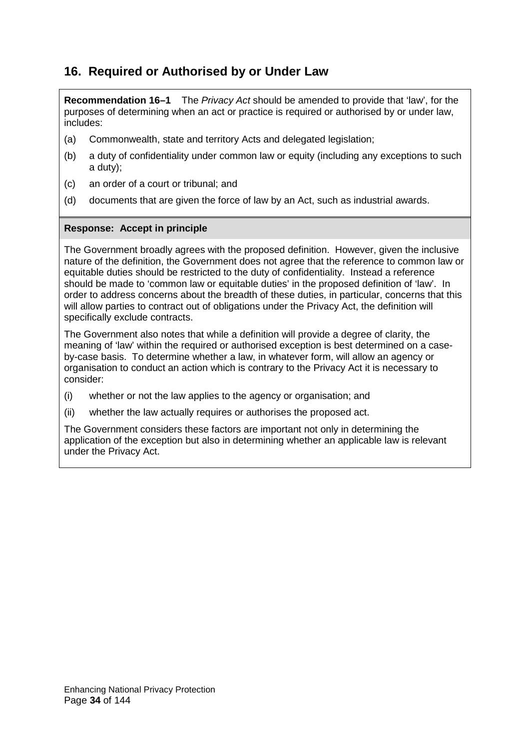## 16. Required or Authorised by or Under Law

**Recommendation 16–1** The *Privacy Act* should be amended to provide that 'law', for the purposes of determining when an act or practice is required or authorised by or under law, includes:

(a) Commonwealth, state and territory Acts and delegated legislation;

(b) a duty of confidentiality under common law or equity (including any exceptions to such a duty);

(c) an order of a court or tribunal; and

(d) documents that are given the force of law by an Act, such as industrial awards.

**Response: Accept in principle**

The Government broadly agrees with the proposed definition. However, given the inclusive nature of the definition, the Government does not agree that the reference to common law or equitable duties should be restricted to the duty of confidentiality. Instead a reference should be made to 'common law or equitable duties' in the proposed definition of 'law'. In order to address concerns about the breadth of these duties, in particular, concerns that this will allow parties to contract out of obligations under the Privacy Act, the definition will specifically exclude contracts.

The Government also notes that while a definition will provide a degree of clarity, the meaning of 'law' within the required or authorised exception is best determined on a case-by-case basis. To determine whether a law, in whatever form, will allow an agency or organisation to conduct an action which is contrary to the Privacy Act it is necessary to consider:

(i) whether or not the law applies to the agency or organisation; and

(ii) whether the law actually requires or authorises the proposed act.

The Government considers these factors are important not only in determining the application of the exception but also in determining whether an applicable law is relevant under the Privacy Act.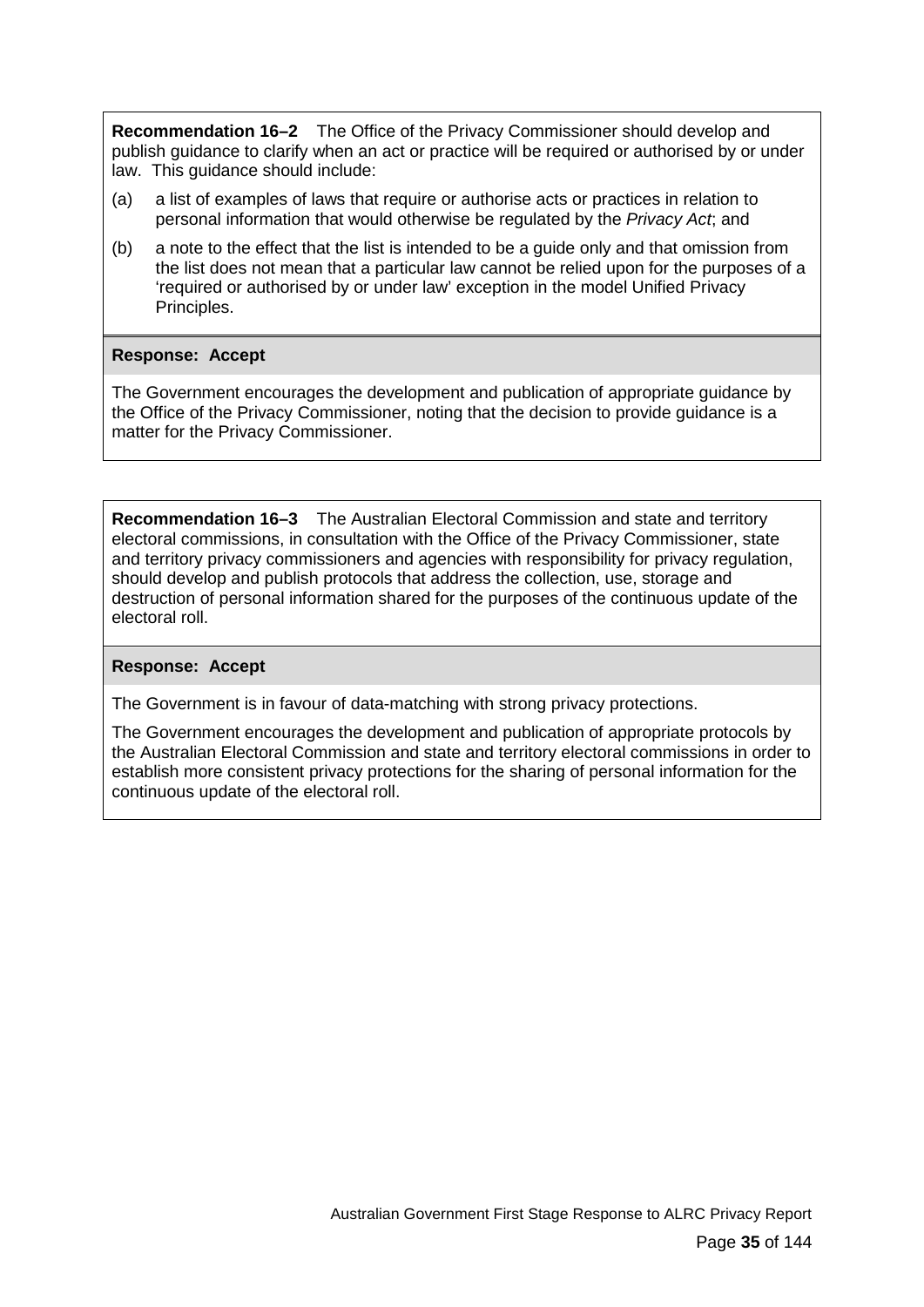**Recommendation 16–2** The Office of the Privacy Commissioner should develop and publish guidance to clarify when an act or practice will be required or authorised by or under law. This guidance should include:

(a) a list of examples of laws that require or authorise acts or practices in relation to personal information that would otherwise be regulated by the *Privacy Act*; and

(b) a note to the effect that the list is intended to be a guide only and that omission from the list does not mean that a particular law cannot be relied upon for the purposes of a 'required or authorised by or under law' exception in the model Unified Privacy Principles.

**Response: Accept**

The Government encourages the development and publication of appropriate guidance by the Office of the Privacy Commissioner, noting that the decision to provide guidance is a matter for the Privacy Commissioner.

**Recommendation 16–3** The Australian Electoral Commission and state and territory electoral commissions, in consultation with the Office of the Privacy Commissioner, state and territory privacy commissioners and agencies with responsibility for privacy regulation, should develop and publish protocols that address the collection, use, storage and destruction of personal information shared for the purposes of the continuous update of the electoral roll.

**Response: Accept**

The Government is in favour of data-matching with strong privacy protections.

The Government encourages the development and publication of appropriate protocols by the Australian Electoral Commission and state and territory electoral commissions in order to establish more consistent privacy protections for the sharing of personal information for the continuous update of the electoral roll.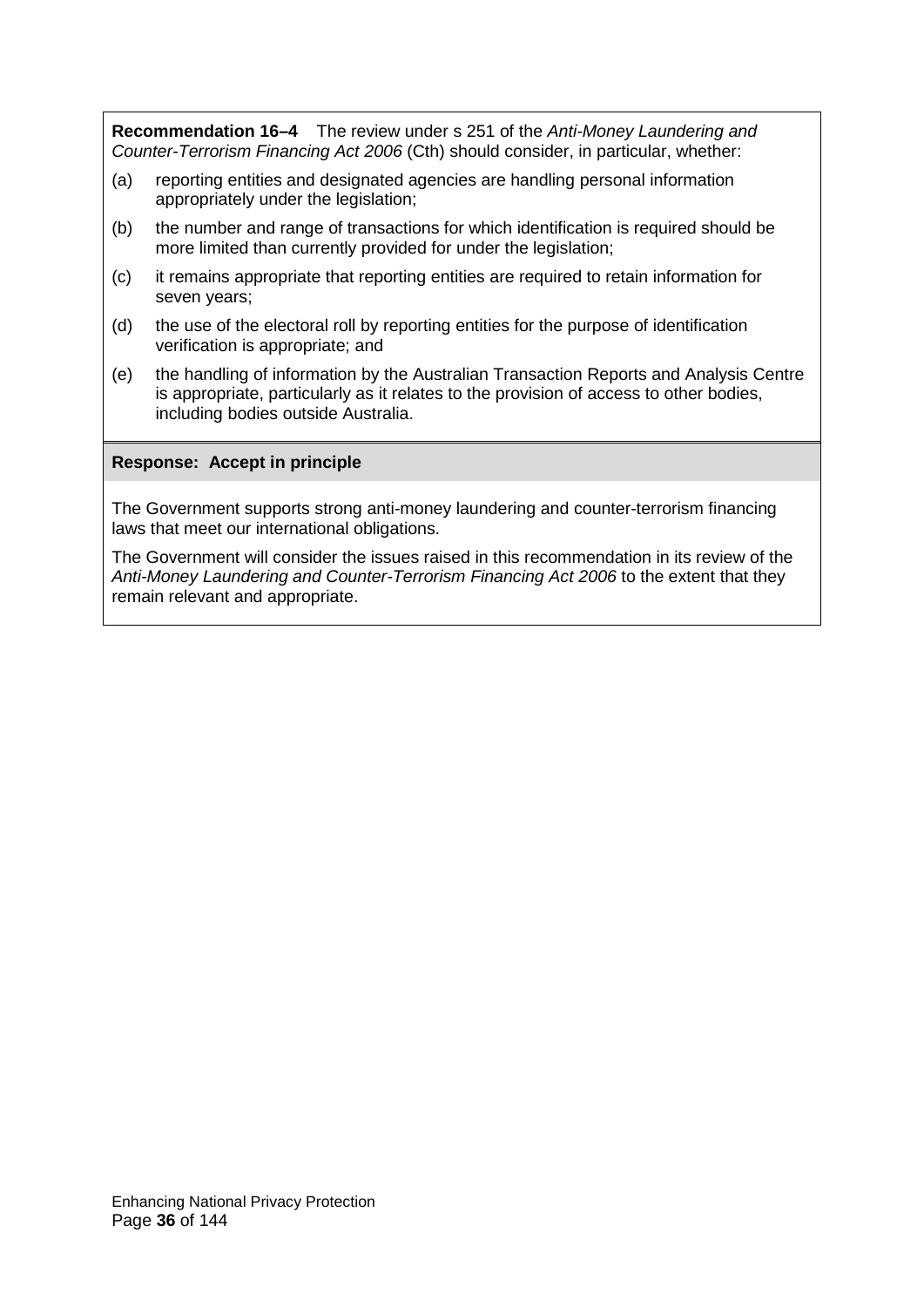**Recommendation 16–4** The review under s 251 of the *Anti-Money Laundering and Counter-Terrorism Financing Act 2006* (Cth) should consider, in particular, whether:

(a) reporting entities and designated agencies are handling personal information appropriately under the legislation;

(b) the number and range of transactions for which identification is required should be more limited than currently provided for under the legislation;

(c) it remains appropriate that reporting entities are required to retain information for seven years;

(d) the use of the electoral roll by reporting entities for the purpose of identification verification is appropriate; and

(e) the handling of information by the Australian Transaction Reports and Analysis Centre is appropriate, particularly as it relates to the provision of access to other bodies, including bodies outside Australia.

**Response: Accept in principle**

The Government supports strong anti-money laundering and counter-terrorism financing laws that meet our international obligations.

The Government will consider the issues raised in this recommendation in its review of the *Anti-Money Laundering and Counter-Terrorism Financing Act 2006* to the extent that they remain relevant and appropriate.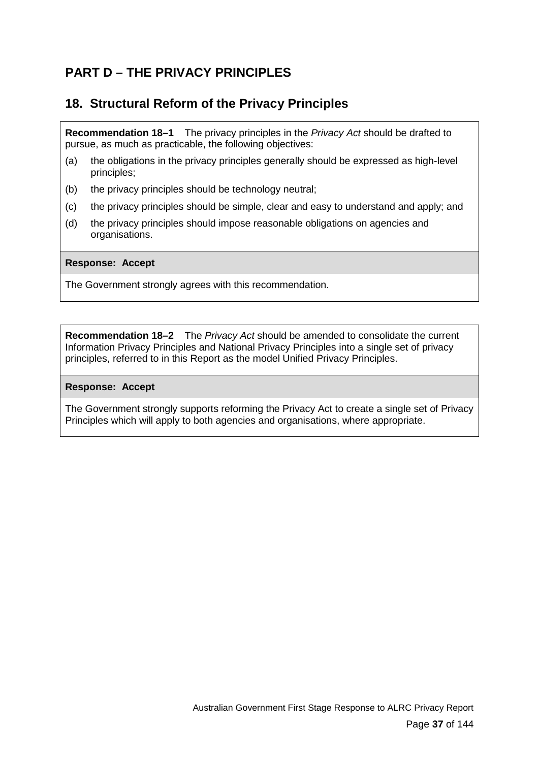# PART D – THE PRIVACY PRINCIPLES

## 18. Structural Reform of the Privacy Principles

**Recommendation 18–1** The privacy principles in the *Privacy Act* should be drafted to pursue, as much as practicable, the following objectives:

(a) the obligations in the privacy principles generally should be expressed as high-level principles;

(b) the privacy principles should be technology neutral;

(c) the privacy principles should be simple, clear and easy to understand and apply; and

(d) the privacy principles should impose reasonable obligations on agencies and organisations.

**Response: Accept**

The Government strongly agrees with this recommendation.

**Recommendation 18–2** The *Privacy Act* should be amended to consolidate the current Information Privacy Principles and National Privacy Principles into a single set of privacy principles, referred to in this Report as the model Unified Privacy Principles.

**Response: Accept**

The Government strongly supports reforming the Privacy Act to create a single set of Privacy Principles which will apply to both agencies and organisations, where appropriate.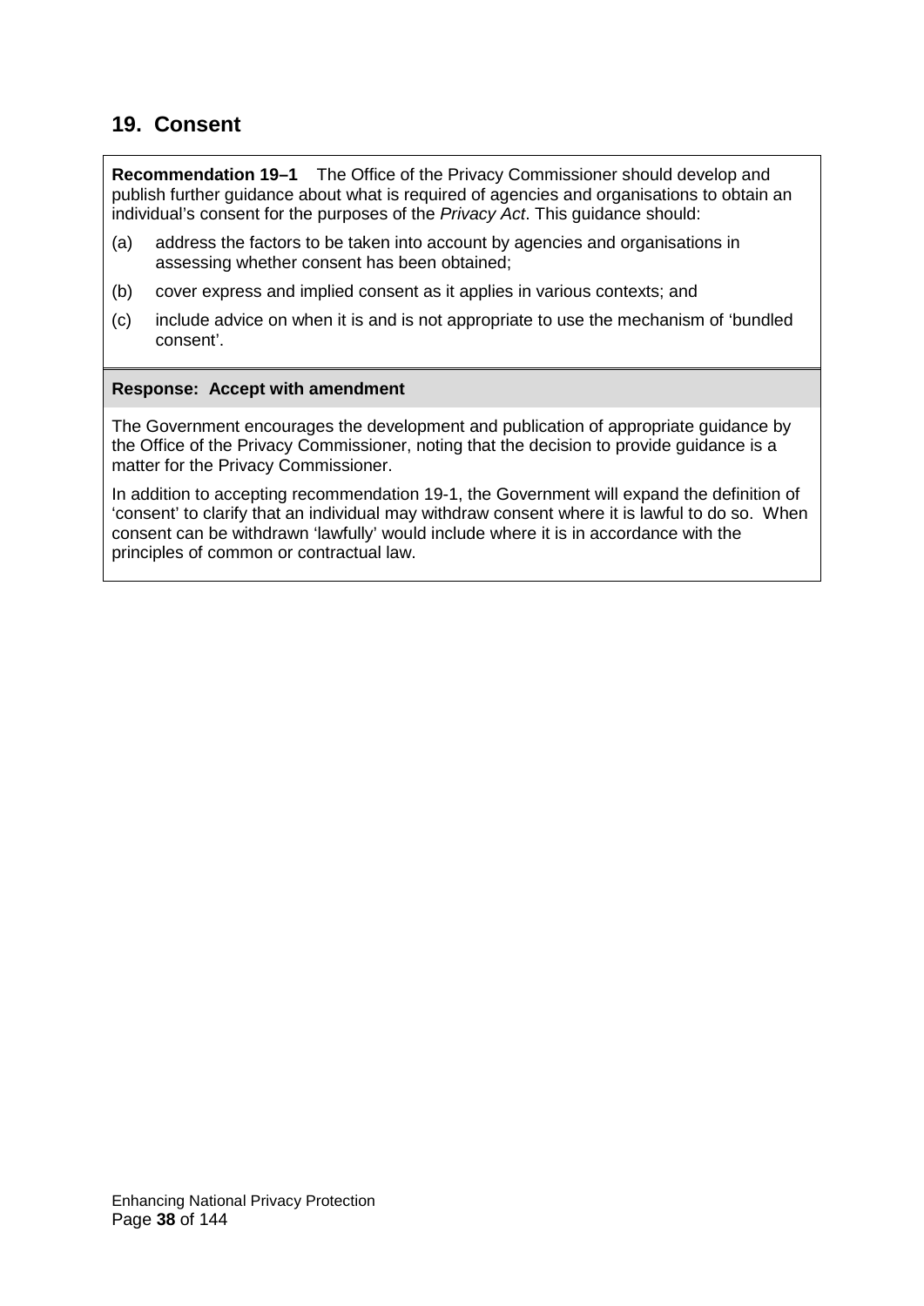## 19. Consent

**Recommendation 19–1** The Office of the Privacy Commissioner should develop and publish further guidance about what is required of agencies and organisations to obtain an individual's consent for the purposes of the *Privacy Act*. This guidance should:

(a) address the factors to be taken into account by agencies and organisations in assessing whether consent has been obtained;

(b) cover express and implied consent as it applies in various contexts; and

(c) include advice on when it is and is not appropriate to use the mechanism of 'bundled consent'.

**Response: Accept with amendment**

The Government encourages the development and publication of appropriate guidance by the Office of the Privacy Commissioner, noting that the decision to provide guidance is a matter for the Privacy Commissioner.

In addition to accepting recommendation 19-1, the Government will expand the definition of 'consent' to clarify that an individual may withdraw consent where it is lawful to do so. When consent can be withdrawn 'lawfully' would include where it is in accordance with the principles of common or contractual law.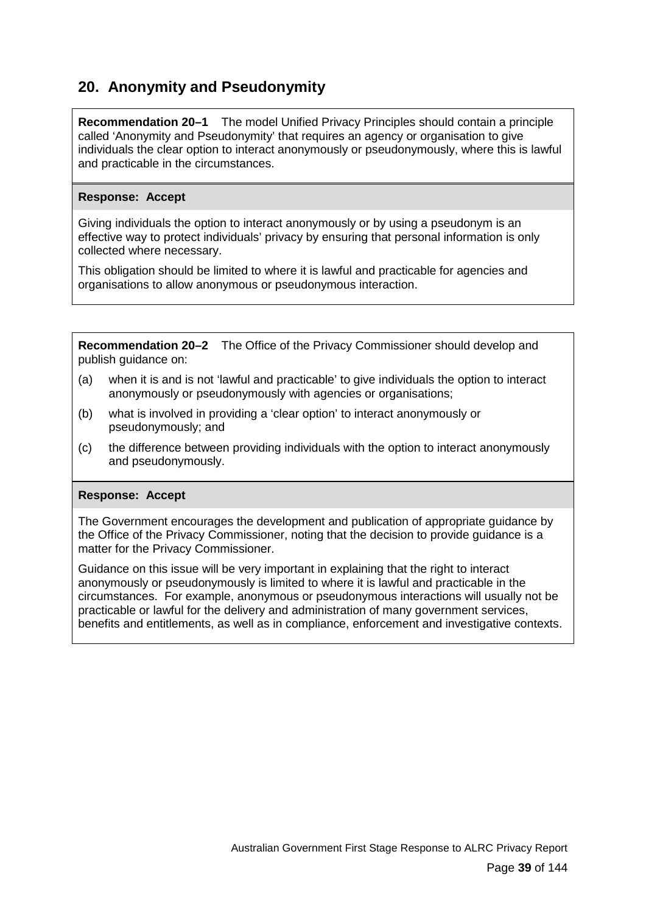## 20. Anonymity and Pseudonymity

**Recommendation 20–1** The model Unified Privacy Principles should contain a principle called 'Anonymity and Pseudonymity' that requires an agency or organisation to give individuals the clear option to interact anonymously or pseudonymously, where this is lawful and practicable in the circumstances.

**Response: Accept**

Giving individuals the option to interact anonymously or by using a pseudonym is an effective way to protect individuals' privacy by ensuring that personal information is only collected where necessary.

This obligation should be limited to where it is lawful and practicable for agencies and organisations to allow anonymous or pseudonymous interaction.

**Recommendation 20–2** The Office of the Privacy Commissioner should develop and publish guidance on:

(a) when it is and is not 'lawful and practicable' to give individuals the option to interact anonymously or pseudonymously with agencies or organisations;

(b) what is involved in providing a 'clear option' to interact anonymously or pseudonymously; and

(c) the difference between providing individuals with the option to interact anonymously and pseudonymously.

**Response: Accept**

The Government encourages the development and publication of appropriate guidance by the Office of the Privacy Commissioner, noting that the decision to provide guidance is a matter for the Privacy Commissioner.

Guidance on this issue will be very important in explaining that the right to interact anonymously or pseudonymously is limited to where it is lawful and practicable in the circumstances. For example, anonymous or pseudonymous interactions will usually not be practicable or lawful for the delivery and administration of many government services, benefits and entitlements, as well as in compliance, enforcement and investigative contexts.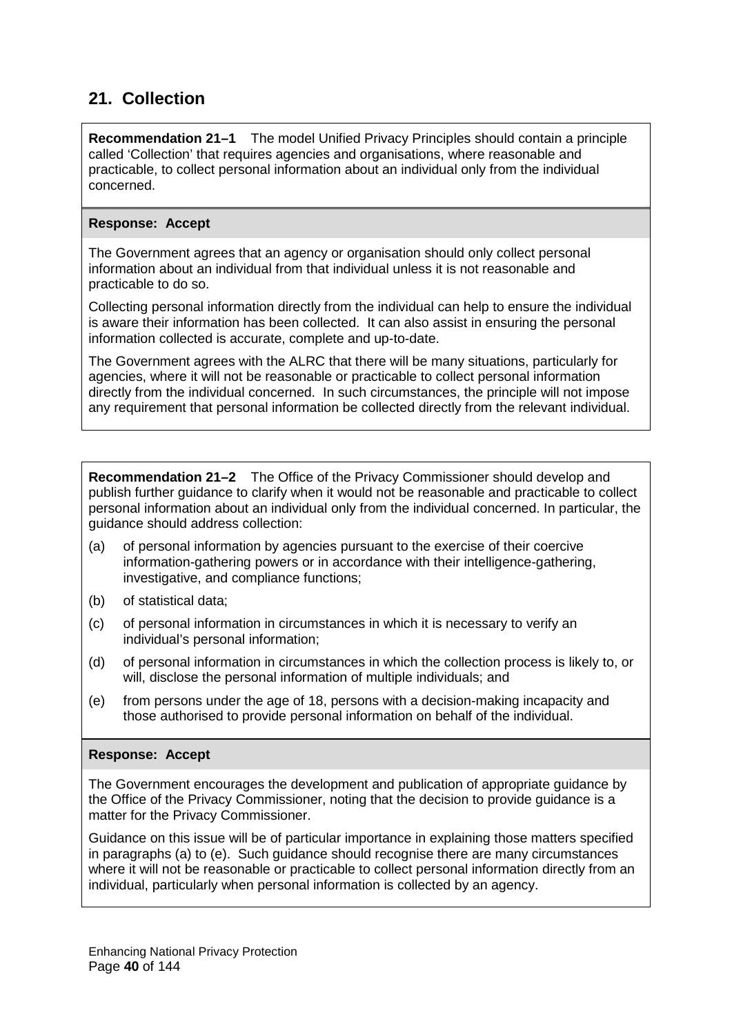## 21. Collection

**Recommendation 21–1** The model Unified Privacy Principles should contain a principle called 'Collection' that requires agencies and organisations, where reasonable and practicable, to collect personal information about an individual only from the individual concerned.

**Response: Accept**

The Government agrees that an agency or organisation should only collect personal information about an individual from that individual unless it is not reasonable and practicable to do so.

Collecting personal information directly from the individual can help to ensure the individual is aware their information has been collected. It can also assist in ensuring the personal information collected is accurate, complete and up-to-date.

The Government agrees with the ALRC that there will be many situations, particularly for agencies, where it will not be reasonable or practicable to collect personal information directly from the individual concerned. In such circumstances, the principle will not impose any requirement that personal information be collected directly from the relevant individual.

**Recommendation 21–2** The Office of the Privacy Commissioner should develop and publish further guidance to clarify when it would not be reasonable and practicable to collect personal information about an individual only from the individual concerned. In particular, the guidance should address collection:

(a) of personal information by agencies pursuant to the exercise of their coercive information-gathering powers or in accordance with their intelligence-gathering, investigative, and compliance functions;

(b) of statistical data;

(c) of personal information in circumstances in which it is necessary to verify an individual's personal information;

(d) of personal information in circumstances in which the collection process is likely to, or will, disclose the personal information of multiple individuals; and

(e) from persons under the age of 18, persons with a decision-making incapacity and those authorised to provide personal information on behalf of the individual.

**Response: Accept**

The Government encourages the development and publication of appropriate guidance by the Office of the Privacy Commissioner, noting that the decision to provide guidance is a matter for the Privacy Commissioner.

Guidance on this issue will be of particular importance in explaining those matters specified in paragraphs (a) to (e). Such guidance should recognise there are many circumstances where it will not be reasonable or practicable to collect personal information directly from an individual, particularly when personal information is collected by an agency.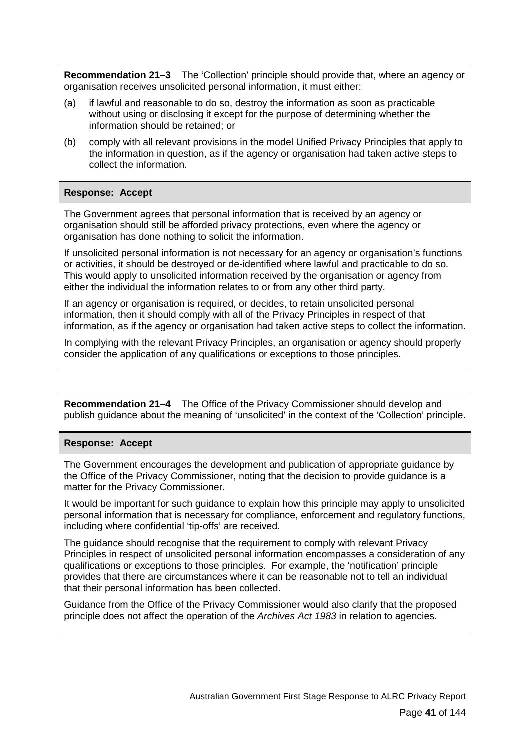**Recommendation 21–3** The 'Collection' principle should provide that, where an agency or organisation receives unsolicited personal information, it must either:

(a) if lawful and reasonable to do so, destroy the information as soon as practicable without using or disclosing it except for the purpose of determining whether the information should be retained; or

(b) comply with all relevant provisions in the model Unified Privacy Principles that apply to the information in question, as if the agency or organisation had taken active steps to collect the information.

**Response: Accept**

The Government agrees that personal information that is received by an agency or organisation should still be afforded privacy protections, even where the agency or organisation has done nothing to solicit the information.

If unsolicited personal information is not necessary for an agency or organisation's functions or activities, it should be destroyed or de-identified where lawful and practicable to do so. This would apply to unsolicited information received by the organisation or agency from either the individual the information relates to or from any other third party.

If an agency or organisation is required, or decides, to retain unsolicited personal information, then it should comply with all of the Privacy Principles in respect of that information, as if the agency or organisation had taken active steps to collect the information.

In complying with the relevant Privacy Principles, an organisation or agency should properly consider the application of any qualifications or exceptions to those principles.

**Recommendation 21–4** The Office of the Privacy Commissioner should develop and publish guidance about the meaning of 'unsolicited' in the context of the 'Collection' principle.

**Response: Accept**

The Government encourages the development and publication of appropriate guidance by the Office of the Privacy Commissioner, noting that the decision to provide guidance is a matter for the Privacy Commissioner.

It would be important for such guidance to explain how this principle may apply to unsolicited personal information that is necessary for compliance, enforcement and regulatory functions, including where confidential 'tip-offs' are received.

The guidance should recognise that the requirement to comply with relevant Privacy Principles in respect of unsolicited personal information encompasses a consideration of any qualifications or exceptions to those principles. For example, the 'notification' principle provides that there are circumstances where it can be reasonable not to tell an individual that their personal information has been collected.

Guidance from the Office of the Privacy Commissioner would also clarify that the proposed principle does not affect the operation of the *Archives Act 1983* in relation to agencies.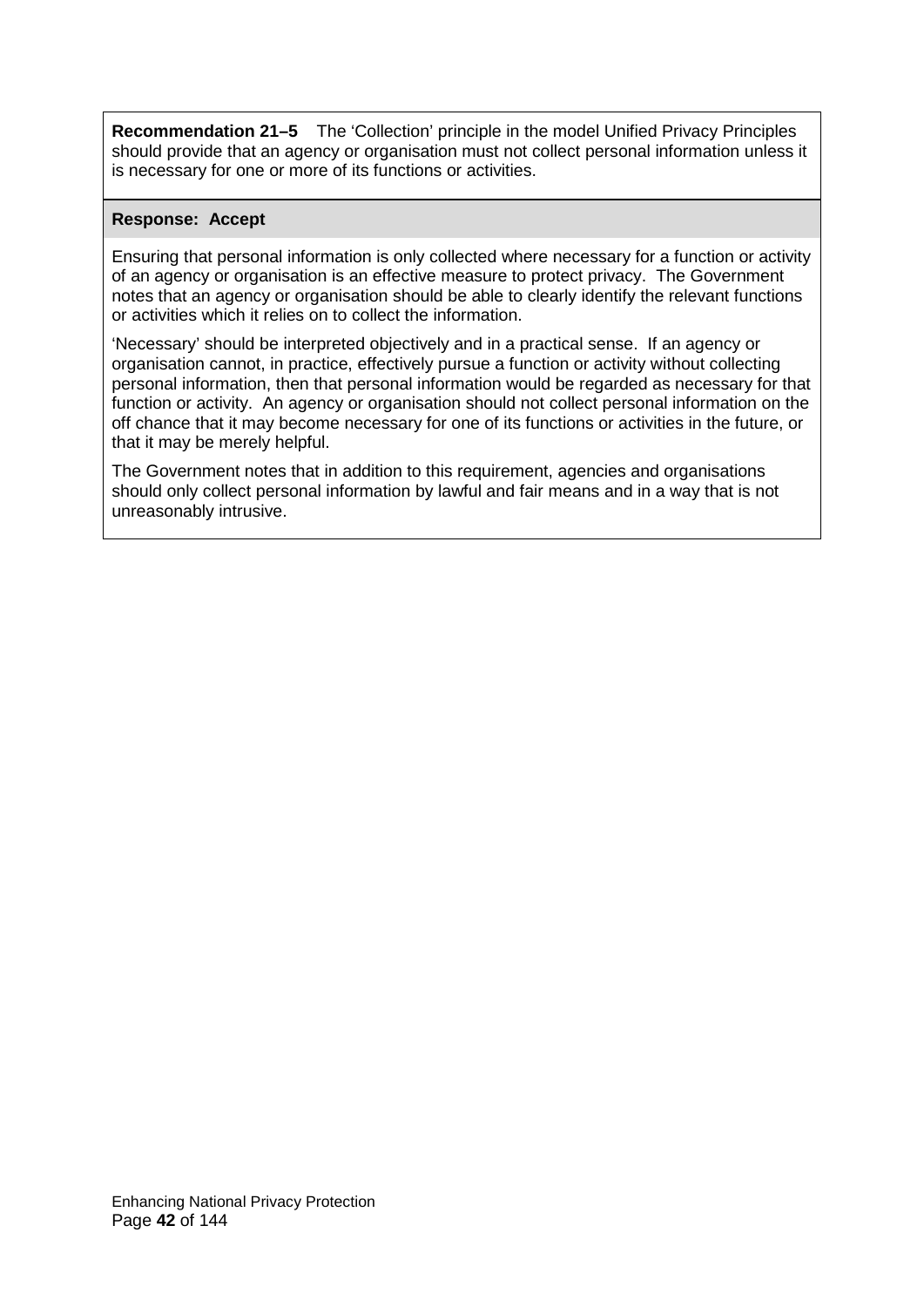**Recommendation 21–5** The ‘Collection’ principle in the model Unified Privacy Principles should provide that an agency or organisation must not collect personal information unless it is necessary for one or more of its functions or activities.

**Response: Accept**

Ensuring that personal information is only collected where necessary for a function or activity of an agency or organisation is an effective measure to protect privacy. The Government notes that an agency or organisation should be able to clearly identify the relevant functions or activities which it relies on to collect the information.

‘Necessary’ should be interpreted objectively and in a practical sense. If an agency or organisation cannot, in practice, effectively pursue a function or activity without collecting personal information, then that personal information would be regarded as necessary for that function or activity. An agency or organisation should not collect personal information on the off chance that it may become necessary for one of its functions or activities in the future, or that it may be merely helpful.

The Government notes that in addition to this requirement, agencies and organisations should only collect personal information by lawful and fair means and in a way that is not unreasonably intrusive.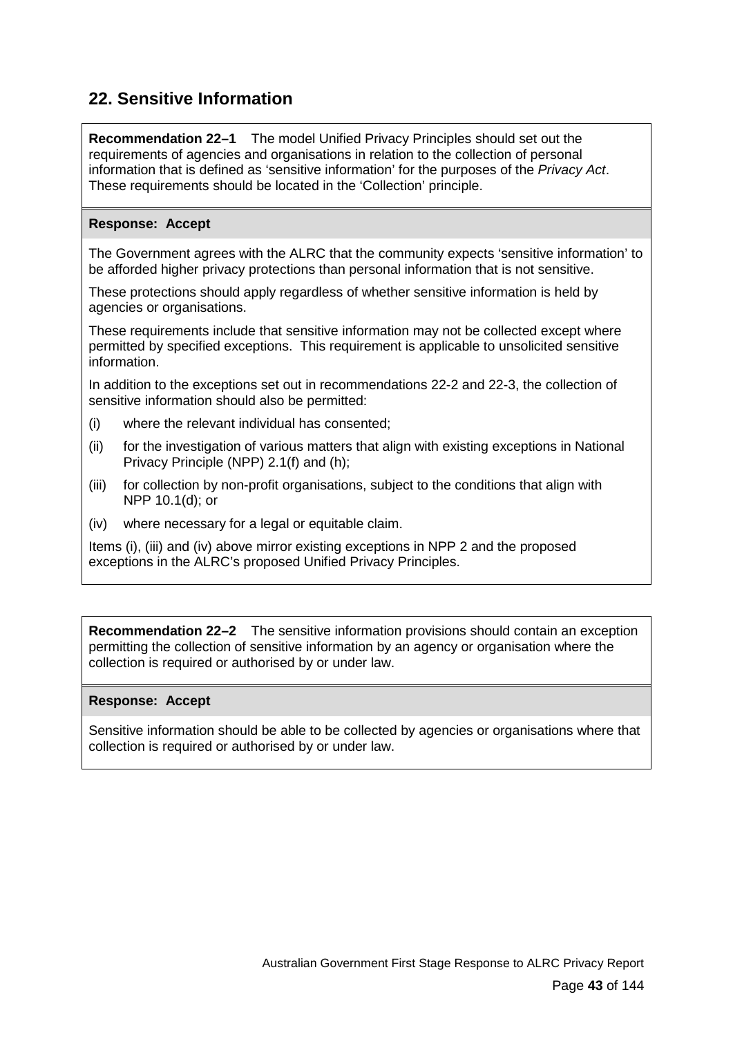## 22. Sensitive Information

**Recommendation 22–1** The model Unified Privacy Principles should set out the requirements of agencies and organisations in relation to the collection of personal information that is defined as 'sensitive information' for the purposes of the *Privacy Act*. These requirements should be located in the 'Collection' principle.

**Response: Accept**

The Government agrees with the ALRC that the community expects 'sensitive information' to be afforded higher privacy protections than personal information that is not sensitive.

These protections should apply regardless of whether sensitive information is held by agencies or organisations.

These requirements include that sensitive information may not be collected except where permitted by specified exceptions. This requirement is applicable to unsolicited sensitive information.

In addition to the exceptions set out in recommendations 22-2 and 22-3, the collection of sensitive information should also be permitted:

(i) where the relevant individual has consented;

(ii) for the investigation of various matters that align with existing exceptions in National Privacy Principle (NPP) 2.1(f) and (h);

(iii) for collection by non-profit organisations, subject to the conditions that align with NPP 10.1(d); or

(iv) where necessary for a legal or equitable claim.

Items (i), (iii) and (iv) above mirror existing exceptions in NPP 2 and the proposed exceptions in the ALRC's proposed Unified Privacy Principles.

**Recommendation 22–2** The sensitive information provisions should contain an exception permitting the collection of sensitive information by an agency or organisation where the collection is required or authorised by or under law.

**Response: Accept**

Sensitive information should be able to be collected by agencies or organisations where that collection is required or authorised by or under law.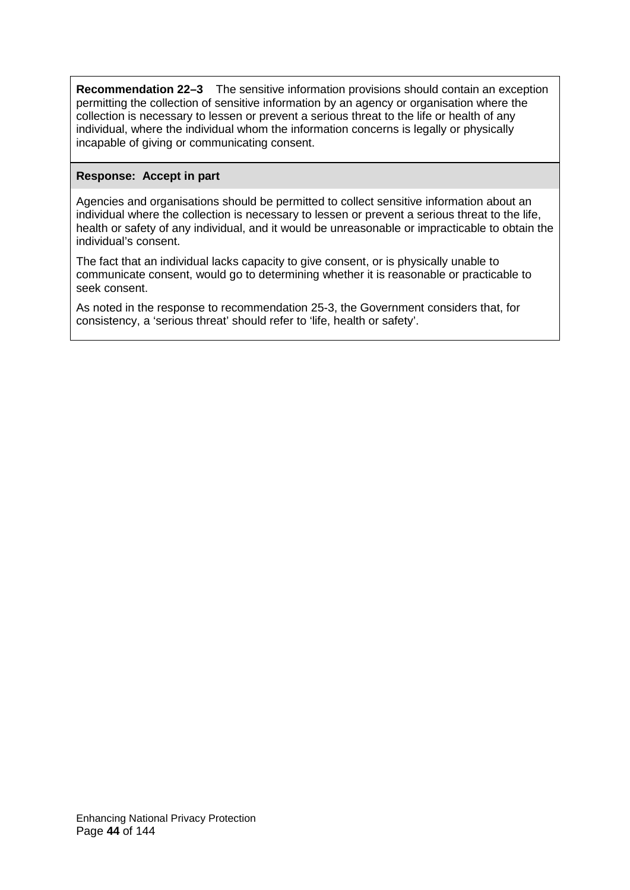**Recommendation 22–3** The sensitive information provisions should contain an exception permitting the collection of sensitive information by an agency or organisation where the collection is necessary to lessen or prevent a serious threat to the life or health of any individual, where the individual whom the information concerns is legally or physically incapable of giving or communicating consent.

**Response: Accept in part**

Agencies and organisations should be permitted to collect sensitive information about an individual where the collection is necessary to lessen or prevent a serious threat to the life, health or safety of any individual, and it would be unreasonable or impracticable to obtain the individual's consent.

The fact that an individual lacks capacity to give consent, or is physically unable to communicate consent, would go to determining whether it is reasonable or practicable to seek consent.

As noted in the response to recommendation 25-3, the Government considers that, for consistency, a 'serious threat' should refer to 'life, health or safety'.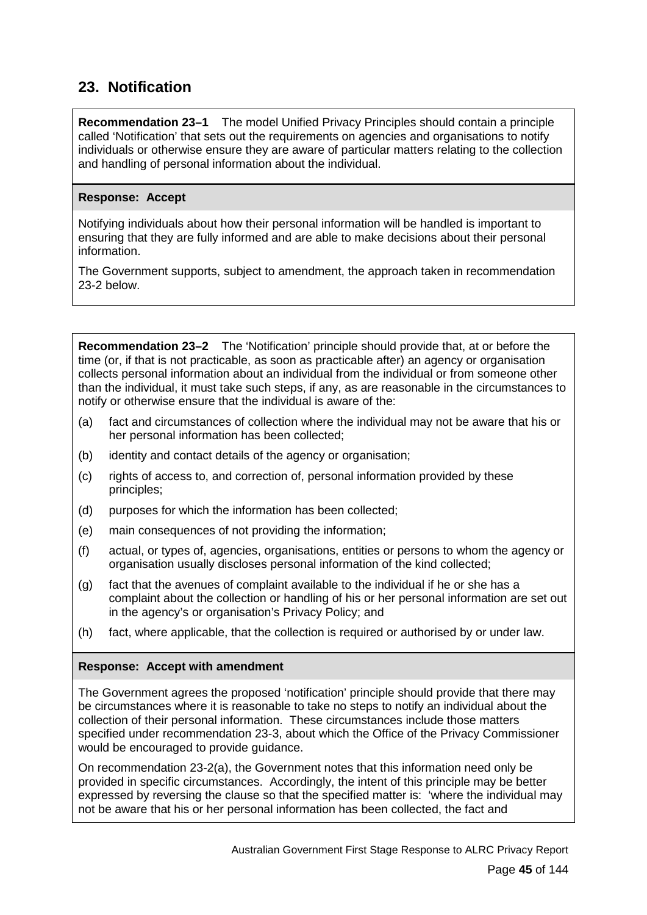## 23. Notification

**Recommendation 23–1** The model Unified Privacy Principles should contain a principle called 'Notification' that sets out the requirements on agencies and organisations to notify individuals or otherwise ensure they are aware of particular matters relating to the collection and handling of personal information about the individual.

**Response: Accept**

Notifying individuals about how their personal information will be handled is important to ensuring that they are fully informed and are able to make decisions about their personal information.

The Government supports, subject to amendment, the approach taken in recommendation 23-2 below.

**Recommendation 23–2** The 'Notification' principle should provide that, at or before the time (or, if that is not practicable, as soon as practicable after) an agency or organisation collects personal information about an individual from the individual or from someone other than the individual, it must take such steps, if any, as are reasonable in the circumstances to notify or otherwise ensure that the individual is aware of the:

(a) fact and circumstances of collection where the individual may not be aware that his or her personal information has been collected;

(b) identity and contact details of the agency or organisation;

(c) rights of access to, and correction of, personal information provided by these principles;

(d) purposes for which the information has been collected;

(e) main consequences of not providing the information;

(f) actual, or types of, agencies, organisations, entities or persons to whom the agency or organisation usually discloses personal information of the kind collected;

(g) fact that the avenues of complaint available to the individual if he or she has a complaint about the collection or handling of his or her personal information are set out in the agency's or organisation's Privacy Policy; and

(h) fact, where applicable, that the collection is required or authorised by or under law.

**Response: Accept with amendment**

The Government agrees the proposed 'notification' principle should provide that there may be circumstances where it is reasonable to take no steps to notify an individual about the collection of their personal information. These circumstances include those matters specified under recommendation 23-3, about which the Office of the Privacy Commissioner would be encouraged to provide guidance.

On recommendation 23-2(a), the Government notes that this information need only be provided in specific circumstances. Accordingly, the intent of this principle may be better expressed by reversing the clause so that the specified matter is: 'where the individual may not be aware that his or her personal information has been collected, the fact and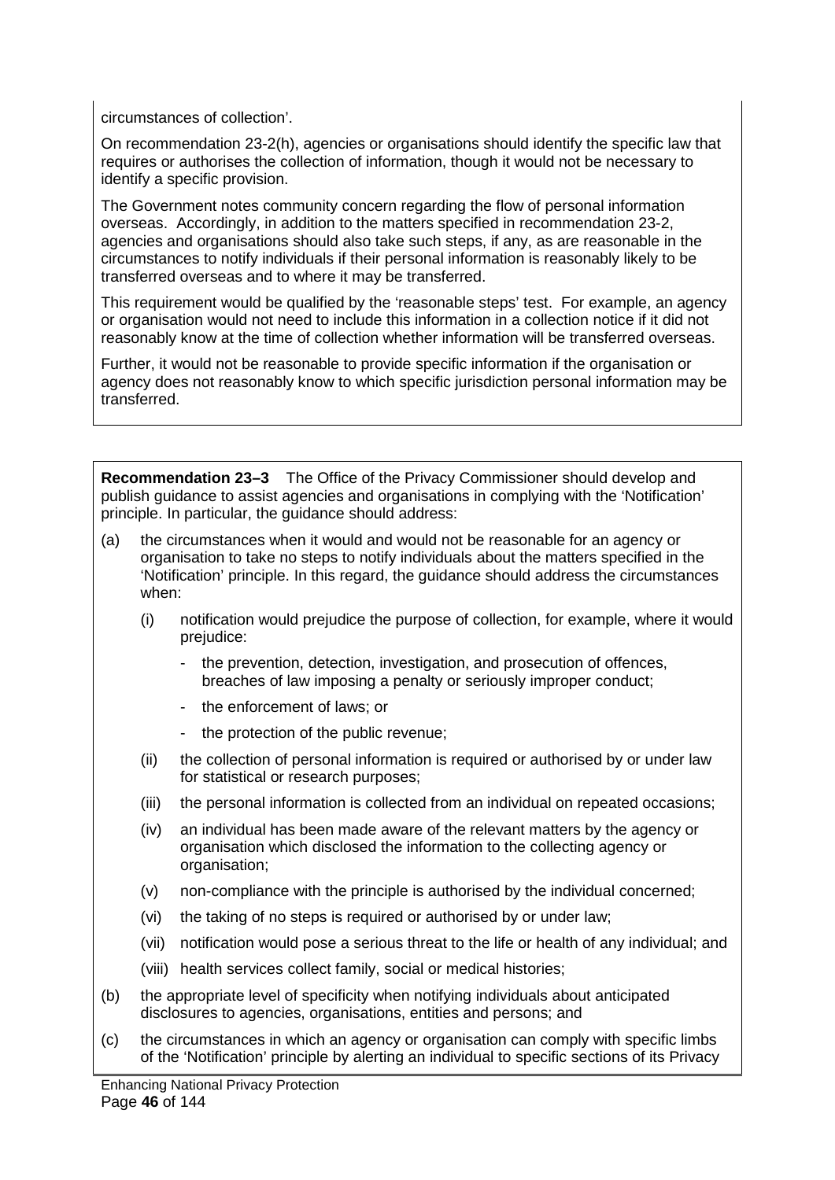circumstances of collection'.

On recommendation 23-2(h), agencies or organisations should identify the specific law that requires or authorises the collection of information, though it would not be necessary to identify a specific provision.

The Government notes community concern regarding the flow of personal information overseas. Accordingly, in addition to the matters specified in recommendation 23-2, agencies and organisations should also take such steps, if any, as are reasonable in the circumstances to notify individuals if their personal information is reasonably likely to be transferred overseas and to where it may be transferred.

This requirement would be qualified by the 'reasonable steps' test. For example, an agency or organisation would not need to include this information in a collection notice if it did not reasonably know at the time of collection whether information will be transferred overseas.

Further, it would not be reasonable to provide specific information if the organisation or agency does not reasonably know to which specific jurisdiction personal information may be transferred.

**Recommendation 23–3** The Office of the Privacy Commissioner should develop and publish guidance to assist agencies and organisations in complying with the 'Notification' principle. In particular, the guidance should address:

(a) the circumstances when it would and would not be reasonable for an agency or organisation to take no steps to notify individuals about the matters specified in the 'Notification' principle. In this regard, the guidance should address the circumstances when:

   (i) notification would prejudice the purpose of collection, for example, where it would prejudice:

   - the prevention, detection, investigation, and prosecution of offences, breaches of law imposing a penalty or seriously improper conduct;
   - the enforcement of laws; or
   - the protection of the public revenue;

   (ii) the collection of personal information is required or authorised by or under law for statistical or research purposes;

   (iii) the personal information is collected from an individual on repeated occasions;

   (iv) an individual has been made aware of the relevant matters by the agency or organisation which disclosed the information to the collecting agency or organisation;

   (v) non-compliance with the principle is authorised by the individual concerned;

   (vi) the taking of no steps is required or authorised by or under law;

   (vii) notification would pose a serious threat to the life or health of any individual; and

   (viii) health services collect family, social or medical histories;

(b) the appropriate level of specificity when notifying individuals about anticipated disclosures to agencies, organisations, entities and persons; and

(c) the circumstances in which an agency or organisation can comply with specific limbs of the 'Notification' principle by alerting an individual to specific sections of its Privacy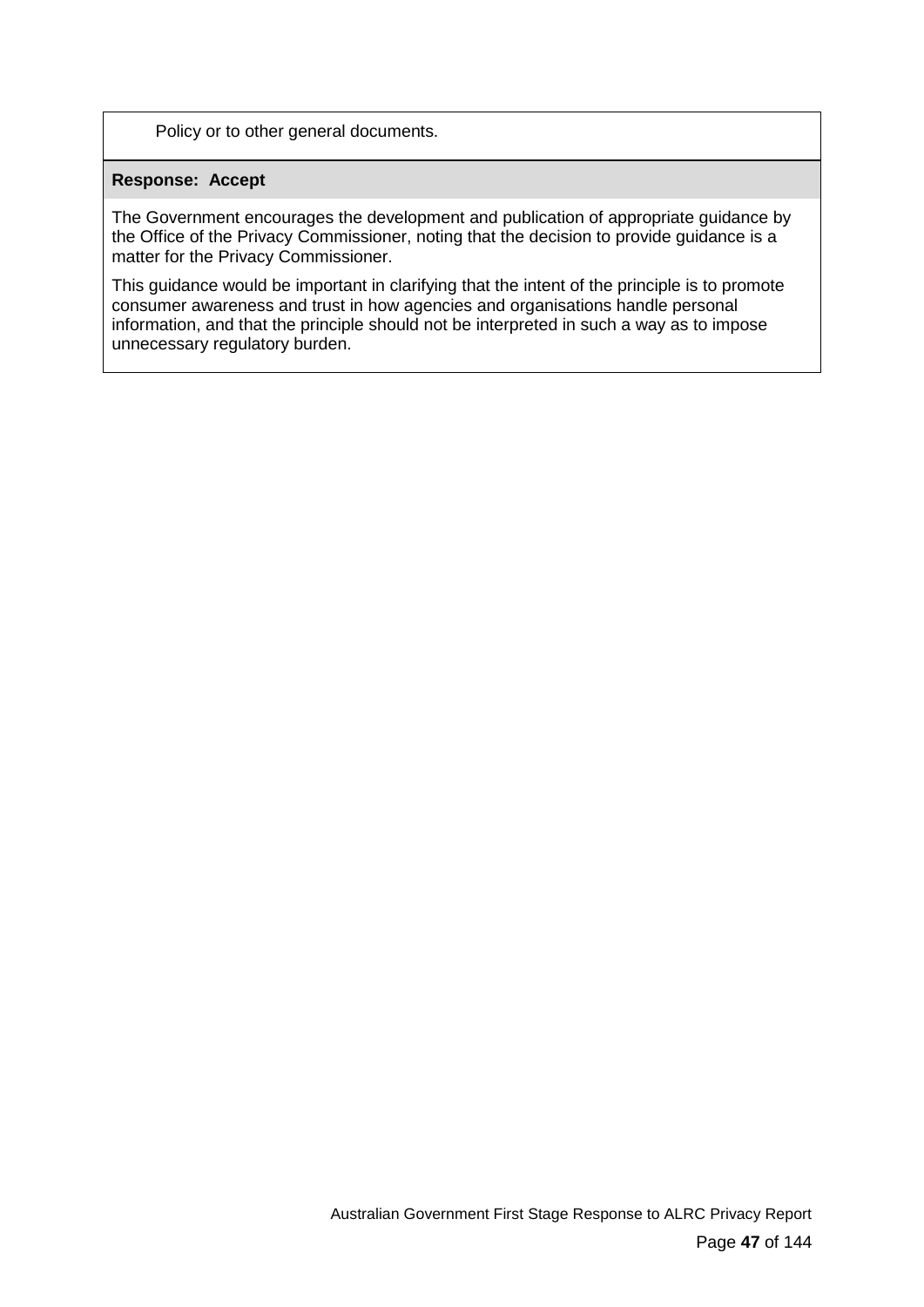Policy or to other general documents.

**Response: Accept**

The Government encourages the development and publication of appropriate guidance by the Office of the Privacy Commissioner, noting that the decision to provide guidance is a matter for the Privacy Commissioner.

This guidance would be important in clarifying that the intent of the principle is to promote consumer awareness and trust in how agencies and organisations handle personal information, and that the principle should not be interpreted in such a way as to impose unnecessary regulatory burden.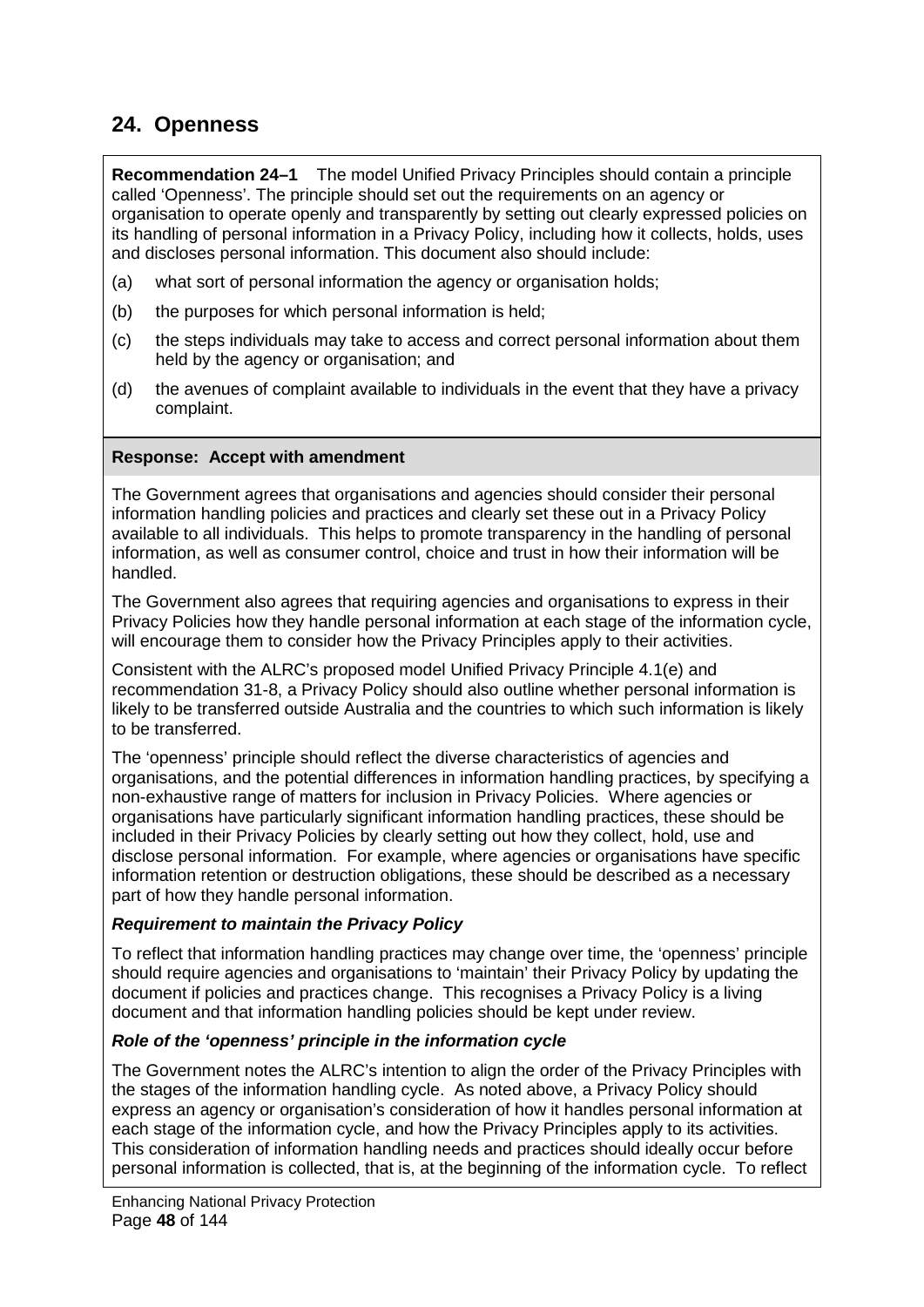## 24. Openness

**Recommendation 24–1** The model Unified Privacy Principles should contain a principle called 'Openness'. The principle should set out the requirements on an agency or organisation to operate openly and transparently by setting out clearly expressed policies on its handling of personal information in a Privacy Policy, including how it collects, holds, uses and discloses personal information. This document also should include:

(a) what sort of personal information the agency or organisation holds;

(b) the purposes for which personal information is held;

(c) the steps individuals may take to access and correct personal information about them held by the agency or organisation; and

(d) the avenues of complaint available to individuals in the event that they have a privacy complaint.

**Response: Accept with amendment**

The Government agrees that organisations and agencies should consider their personal information handling policies and practices and clearly set these out in a Privacy Policy available to all individuals. This helps to promote transparency in the handling of personal information, as well as consumer control, choice and trust in how their information will be handled.

The Government also agrees that requiring agencies and organisations to express in their Privacy Policies how they handle personal information at each stage of the information cycle, will encourage them to consider how the Privacy Principles apply to their activities.

Consistent with the ALRC's proposed model Unified Privacy Principle 4.1(e) and recommendation 31-8, a Privacy Policy should also outline whether personal information is likely to be transferred outside Australia and the countries to which such information is likely to be transferred.

The 'openness' principle should reflect the diverse characteristics of agencies and organisations, and the potential differences in information handling practices, by specifying a non-exhaustive range of matters for inclusion in Privacy Policies. Where agencies or organisations have particularly significant information handling practices, these should be included in their Privacy Policies by clearly setting out how they collect, hold, use and disclose personal information. For example, where agencies or organisations have specific information retention or destruction obligations, these should be described as a necessary part of how they handle personal information.

***Requirement to maintain the Privacy Policy***

To reflect that information handling practices may change over time, the 'openness' principle should require agencies and organisations to 'maintain' their Privacy Policy by updating the document if policies and practices change. This recognises a Privacy Policy is a living document and that information handling policies should be kept under review.

***Role of the 'openness' principle in the information cycle***

The Government notes the ALRC's intention to align the order of the Privacy Principles with the stages of the information handling cycle. As noted above, a Privacy Policy should express an agency or organisation's consideration of how it handles personal information at each stage of the information cycle, and how the Privacy Principles apply to its activities. This consideration of information handling needs and practices should ideally occur before personal information is collected, that is, at the beginning of the information cycle. To reflect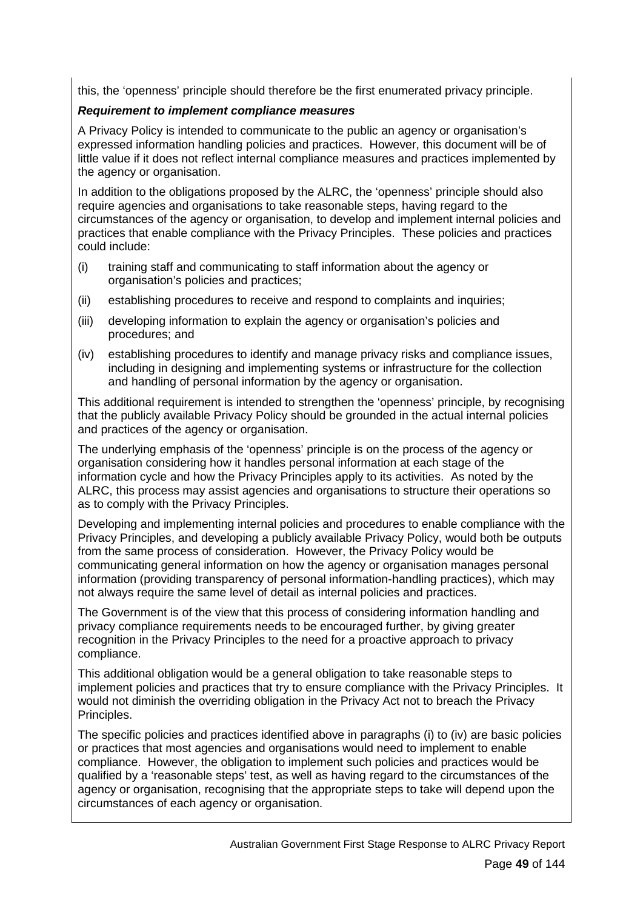this, the 'openness' principle should therefore be the first enumerated privacy principle.

***Requirement to implement compliance measures***

A Privacy Policy is intended to communicate to the public an agency or organisation's expressed information handling policies and practices. However, this document will be of little value if it does not reflect internal compliance measures and practices implemented by the agency or organisation.

In addition to the obligations proposed by the ALRC, the 'openness' principle should also require agencies and organisations to take reasonable steps, having regard to the circumstances of the agency or organisation, to develop and implement internal policies and practices that enable compliance with the Privacy Principles. These policies and practices could include:

(i) training staff and communicating to staff information about the agency or organisation's policies and practices;

(ii) establishing procedures to receive and respond to complaints and inquiries;

(iii) developing information to explain the agency or organisation's policies and procedures; and

(iv) establishing procedures to identify and manage privacy risks and compliance issues, including in designing and implementing systems or infrastructure for the collection and handling of personal information by the agency or organisation.

This additional requirement is intended to strengthen the 'openness' principle, by recognising that the publicly available Privacy Policy should be grounded in the actual internal policies and practices of the agency or organisation.

The underlying emphasis of the 'openness' principle is on the process of the agency or organisation considering how it handles personal information at each stage of the information cycle and how the Privacy Principles apply to its activities. As noted by the ALRC, this process may assist agencies and organisations to structure their operations so as to comply with the Privacy Principles.

Developing and implementing internal policies and procedures to enable compliance with the Privacy Principles, and developing a publicly available Privacy Policy, would both be outputs from the same process of consideration. However, the Privacy Policy would be communicating general information on how the agency or organisation manages personal information (providing transparency of personal information-handling practices), which may not always require the same level of detail as internal policies and practices.

The Government is of the view that this process of considering information handling and privacy compliance requirements needs to be encouraged further, by giving greater recognition in the Privacy Principles to the need for a proactive approach to privacy compliance.

This additional obligation would be a general obligation to take reasonable steps to implement policies and practices that try to ensure compliance with the Privacy Principles. It would not diminish the overriding obligation in the Privacy Act not to breach the Privacy Principles.

The specific policies and practices identified above in paragraphs (i) to (iv) are basic policies or practices that most agencies and organisations would need to implement to enable compliance. However, the obligation to implement such policies and practices would be qualified by a 'reasonable steps' test, as well as having regard to the circumstances of the agency or organisation, recognising that the appropriate steps to take will depend upon the circumstances of each agency or organisation.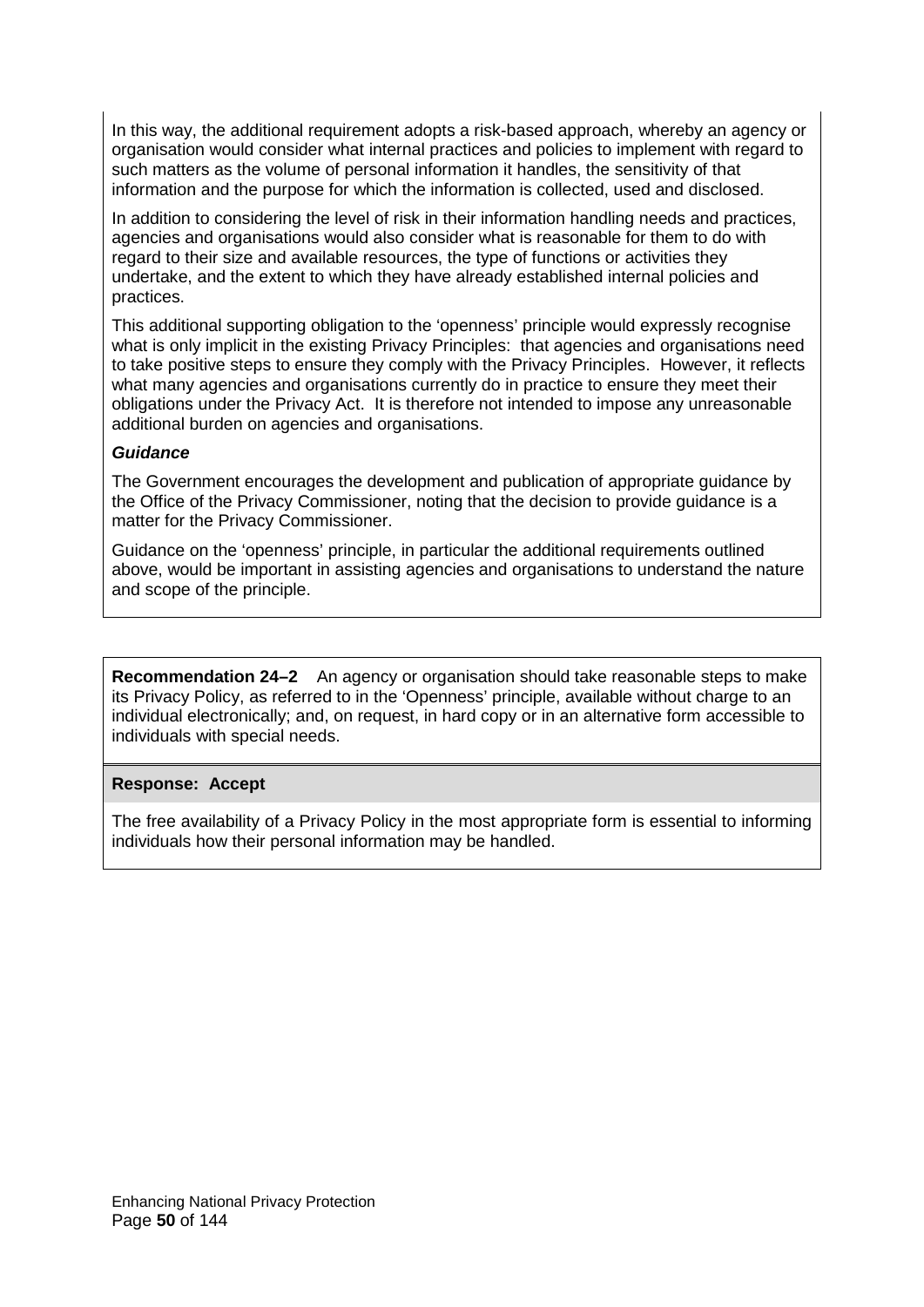In this way, the additional requirement adopts a risk-based approach, whereby an agency or organisation would consider what internal practices and policies to implement with regard to such matters as the volume of personal information it handles, the sensitivity of that information and the purpose for which the information is collected, used and disclosed.

In addition to considering the level of risk in their information handling needs and practices, agencies and organisations would also consider what is reasonable for them to do with regard to their size and available resources, the type of functions or activities they undertake, and the extent to which they have already established internal policies and practices.

This additional supporting obligation to the 'openness' principle would expressly recognise what is only implicit in the existing Privacy Principles: that agencies and organisations need to take positive steps to ensure they comply with the Privacy Principles. However, it reflects what many agencies and organisations currently do in practice to ensure they meet their obligations under the Privacy Act. It is therefore not intended to impose any unreasonable additional burden on agencies and organisations.

***Guidance***

The Government encourages the development and publication of appropriate guidance by the Office of the Privacy Commissioner, noting that the decision to provide guidance is a matter for the Privacy Commissioner.

Guidance on the 'openness' principle, in particular the additional requirements outlined above, would be important in assisting agencies and organisations to understand the nature and scope of the principle.

**Recommendation 24–2** An agency or organisation should take reasonable steps to make its Privacy Policy, as referred to in the 'Openness' principle, available without charge to an individual electronically; and, on request, in hard copy or in an alternative form accessible to individuals with special needs.

**Response: Accept**

The free availability of a Privacy Policy in the most appropriate form is essential to informing individuals how their personal information may be handled.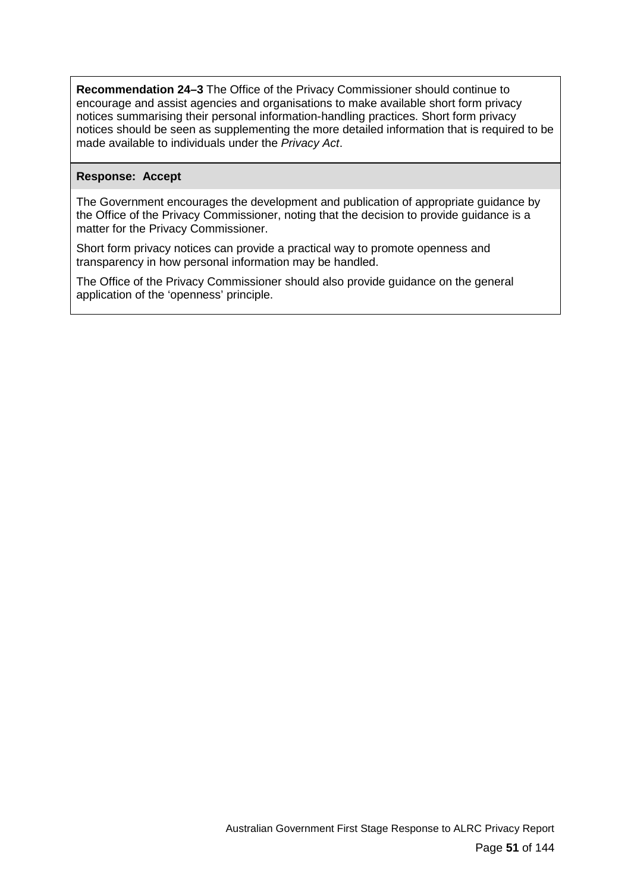**Recommendation 24–3** The Office of the Privacy Commissioner should continue to encourage and assist agencies and organisations to make available short form privacy notices summarising their personal information-handling practices. Short form privacy notices should be seen as supplementing the more detailed information that is required to be made available to individuals under the *Privacy Act*.

**Response: Accept**

The Government encourages the development and publication of appropriate guidance by the Office of the Privacy Commissioner, noting that the decision to provide guidance is a matter for the Privacy Commissioner.

Short form privacy notices can provide a practical way to promote openness and transparency in how personal information may be handled.

The Office of the Privacy Commissioner should also provide guidance on the general application of the 'openness' principle.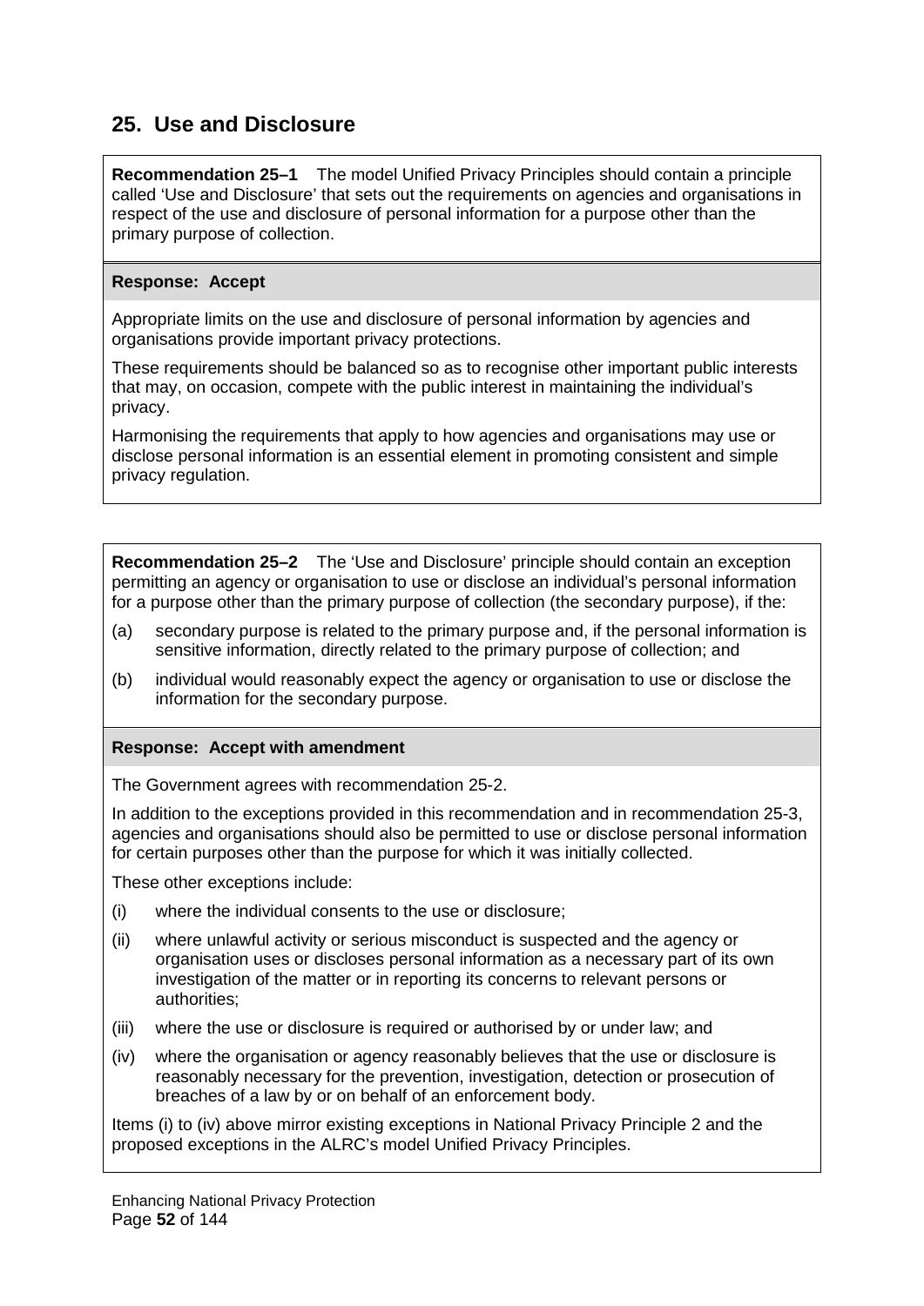## 25. Use and Disclosure

**Recommendation 25–1** The model Unified Privacy Principles should contain a principle called ‘Use and Disclosure’ that sets out the requirements on agencies and organisations in respect of the use and disclosure of personal information for a purpose other than the primary purpose of collection.

**Response: Accept**

Appropriate limits on the use and disclosure of personal information by agencies and organisations provide important privacy protections.

These requirements should be balanced so as to recognise other important public interests that may, on occasion, compete with the public interest in maintaining the individual’s privacy.

Harmonising the requirements that apply to how agencies and organisations may use or disclose personal information is an essential element in promoting consistent and simple privacy regulation.

**Recommendation 25–2** The ‘Use and Disclosure’ principle should contain an exception permitting an agency or organisation to use or disclose an individual’s personal information for a purpose other than the primary purpose of collection (the secondary purpose), if the:

(a) secondary purpose is related to the primary purpose and, if the personal information is sensitive information, directly related to the primary purpose of collection; and

(b) individual would reasonably expect the agency or organisation to use or disclose the information for the secondary purpose.

**Response: Accept with amendment**

The Government agrees with recommendation 25-2.

In addition to the exceptions provided in this recommendation and in recommendation 25-3, agencies and organisations should also be permitted to use or disclose personal information for certain purposes other than the purpose for which it was initially collected.

These other exceptions include:

(i) where the individual consents to the use or disclosure;

(ii) where unlawful activity or serious misconduct is suspected and the agency or organisation uses or discloses personal information as a necessary part of its own investigation of the matter or in reporting its concerns to relevant persons or authorities;

(iii) where the use or disclosure is required or authorised by or under law; and

(iv) where the organisation or agency reasonably believes that the use or disclosure is reasonably necessary for the prevention, investigation, detection or prosecution of breaches of a law by or on behalf of an enforcement body.

Items (i) to (iv) above mirror existing exceptions in National Privacy Principle 2 and the proposed exceptions in the ALRC’s model Unified Privacy Principles.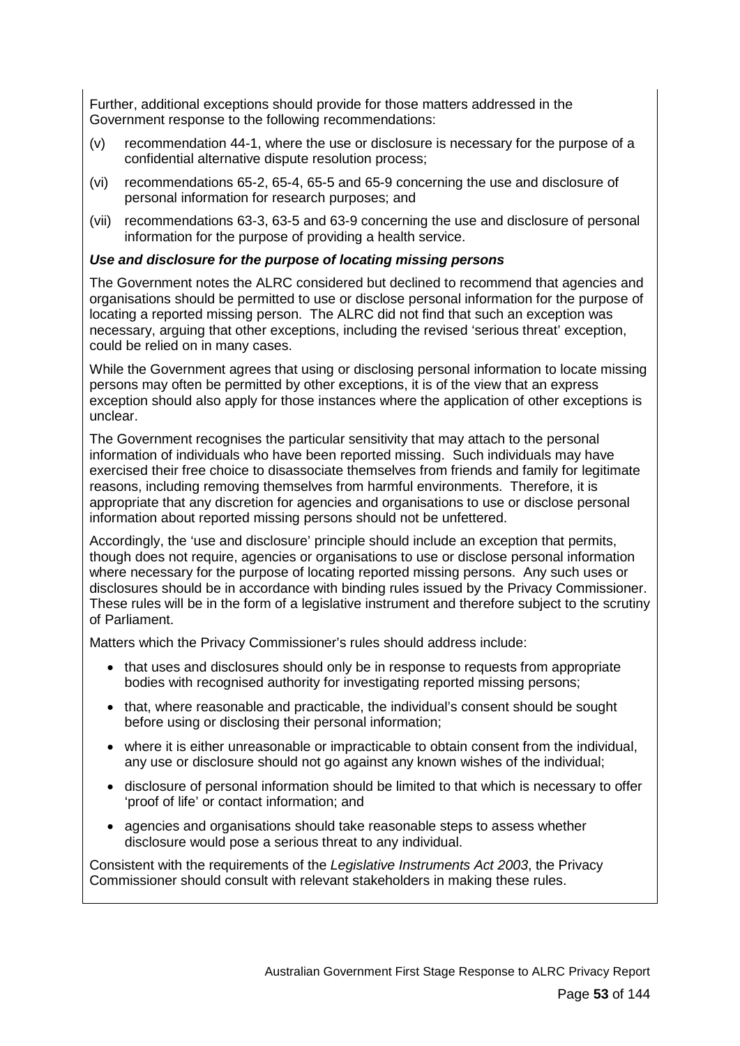Further, additional exceptions should provide for those matters addressed in the Government response to the following recommendations:

(v) recommendation 44-1, where the use or disclosure is necessary for the purpose of a confidential alternative dispute resolution process;

(vi) recommendations 65-2, 65-4, 65-5 and 65-9 concerning the use and disclosure of personal information for research purposes; and

(vii) recommendations 63-3, 63-5 and 63-9 concerning the use and disclosure of personal information for the purpose of providing a health service.

***Use and disclosure for the purpose of locating missing persons***

The Government notes the ALRC considered but declined to recommend that agencies and organisations should be permitted to use or disclose personal information for the purpose of locating a reported missing person. The ALRC did not find that such an exception was necessary, arguing that other exceptions, including the revised 'serious threat' exception, could be relied on in many cases.

While the Government agrees that using or disclosing personal information to locate missing persons may often be permitted by other exceptions, it is of the view that an express exception should also apply for those instances where the application of other exceptions is unclear.

The Government recognises the particular sensitivity that may attach to the personal information of individuals who have been reported missing. Such individuals may have exercised their free choice to disassociate themselves from friends and family for legitimate reasons, including removing themselves from harmful environments. Therefore, it is appropriate that any discretion for agencies and organisations to use or disclose personal information about reported missing persons should not be unfettered.

Accordingly, the 'use and disclosure' principle should include an exception that permits, though does not require, agencies or organisations to use or disclose personal information where necessary for the purpose of locating reported missing persons. Any such uses or disclosures should be in accordance with binding rules issued by the Privacy Commissioner. These rules will be in the form of a legislative instrument and therefore subject to the scrutiny of Parliament.

Matters which the Privacy Commissioner's rules should address include:

- that uses and disclosures should only be in response to requests from appropriate bodies with recognised authority for investigating reported missing persons;
- that, where reasonable and practicable, the individual's consent should be sought before using or disclosing their personal information;
- where it is either unreasonable or impracticable to obtain consent from the individual, any use or disclosure should not go against any known wishes of the individual;
- disclosure of personal information should be limited to that which is necessary to offer 'proof of life' or contact information; and
- agencies and organisations should take reasonable steps to assess whether disclosure would pose a serious threat to any individual.

Consistent with the requirements of the *Legislative Instruments Act 2003*, the Privacy Commissioner should consult with relevant stakeholders in making these rules.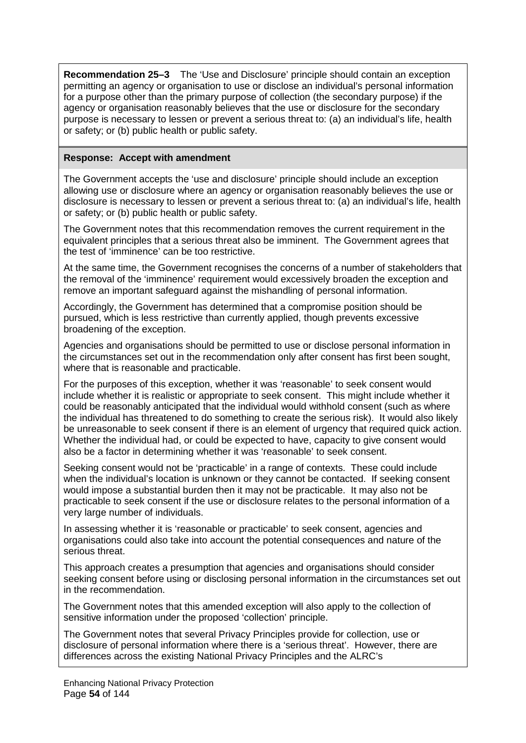**Recommendation 25–3** The 'Use and Disclosure' principle should contain an exception permitting an agency or organisation to use or disclose an individual's personal information for a purpose other than the primary purpose of collection (the secondary purpose) if the agency or organisation reasonably believes that the use or disclosure for the secondary purpose is necessary to lessen or prevent a serious threat to: (a) an individual's life, health or safety; or (b) public health or public safety.

**Response: Accept with amendment**

The Government accepts the 'use and disclosure' principle should include an exception allowing use or disclosure where an agency or organisation reasonably believes the use or disclosure is necessary to lessen or prevent a serious threat to: (a) an individual's life, health or safety; or (b) public health or public safety.

The Government notes that this recommendation removes the current requirement in the equivalent principles that a serious threat also be imminent. The Government agrees that the test of 'imminence' can be too restrictive.

At the same time, the Government recognises the concerns of a number of stakeholders that the removal of the 'imminence' requirement would excessively broaden the exception and remove an important safeguard against the mishandling of personal information.

Accordingly, the Government has determined that a compromise position should be pursued, which is less restrictive than currently applied, though prevents excessive broadening of the exception.

Agencies and organisations should be permitted to use or disclose personal information in the circumstances set out in the recommendation only after consent has first been sought, where that is reasonable and practicable.

For the purposes of this exception, whether it was 'reasonable' to seek consent would include whether it is realistic or appropriate to seek consent. This might include whether it could be reasonably anticipated that the individual would withhold consent (such as where the individual has threatened to do something to create the serious risk). It would also likely be unreasonable to seek consent if there is an element of urgency that required quick action. Whether the individual had, or could be expected to have, capacity to give consent would also be a factor in determining whether it was 'reasonable' to seek consent.

Seeking consent would not be 'practicable' in a range of contexts. These could include when the individual's location is unknown or they cannot be contacted. If seeking consent would impose a substantial burden then it may not be practicable. It may also not be practicable to seek consent if the use or disclosure relates to the personal information of a very large number of individuals.

In assessing whether it is 'reasonable or practicable' to seek consent, agencies and organisations could also take into account the potential consequences and nature of the serious threat.

This approach creates a presumption that agencies and organisations should consider seeking consent before using or disclosing personal information in the circumstances set out in the recommendation.

The Government notes that this amended exception will also apply to the collection of sensitive information under the proposed 'collection' principle.

The Government notes that several Privacy Principles provide for collection, use or disclosure of personal information where there is a 'serious threat'. However, there are differences across the existing National Privacy Principles and the ALRC's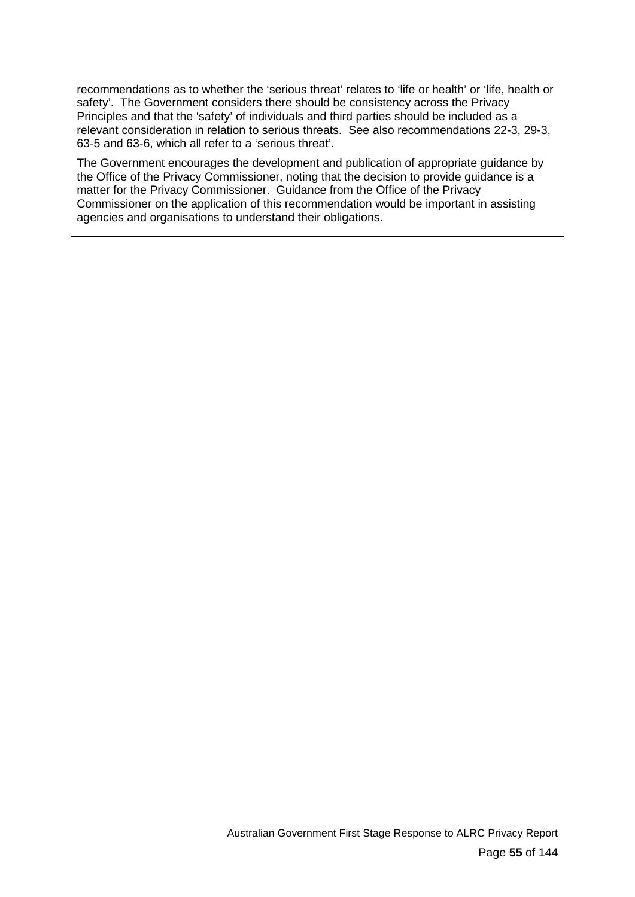recommendations as to whether the 'serious threat' relates to 'life or health' or 'life, health or safety'. The Government considers there should be consistency across the Privacy Principles and that the 'safety' of individuals and third parties should be included as a relevant consideration in relation to serious threats. See also recommendations 22-3, 29-3, 63-5 and 63-6, which all refer to a 'serious threat'.

The Government encourages the development and publication of appropriate guidance by the Office of the Privacy Commissioner, noting that the decision to provide guidance is a matter for the Privacy Commissioner. Guidance from the Office of the Privacy Commissioner on the application of this recommendation would be important in assisting agencies and organisations to understand their obligations.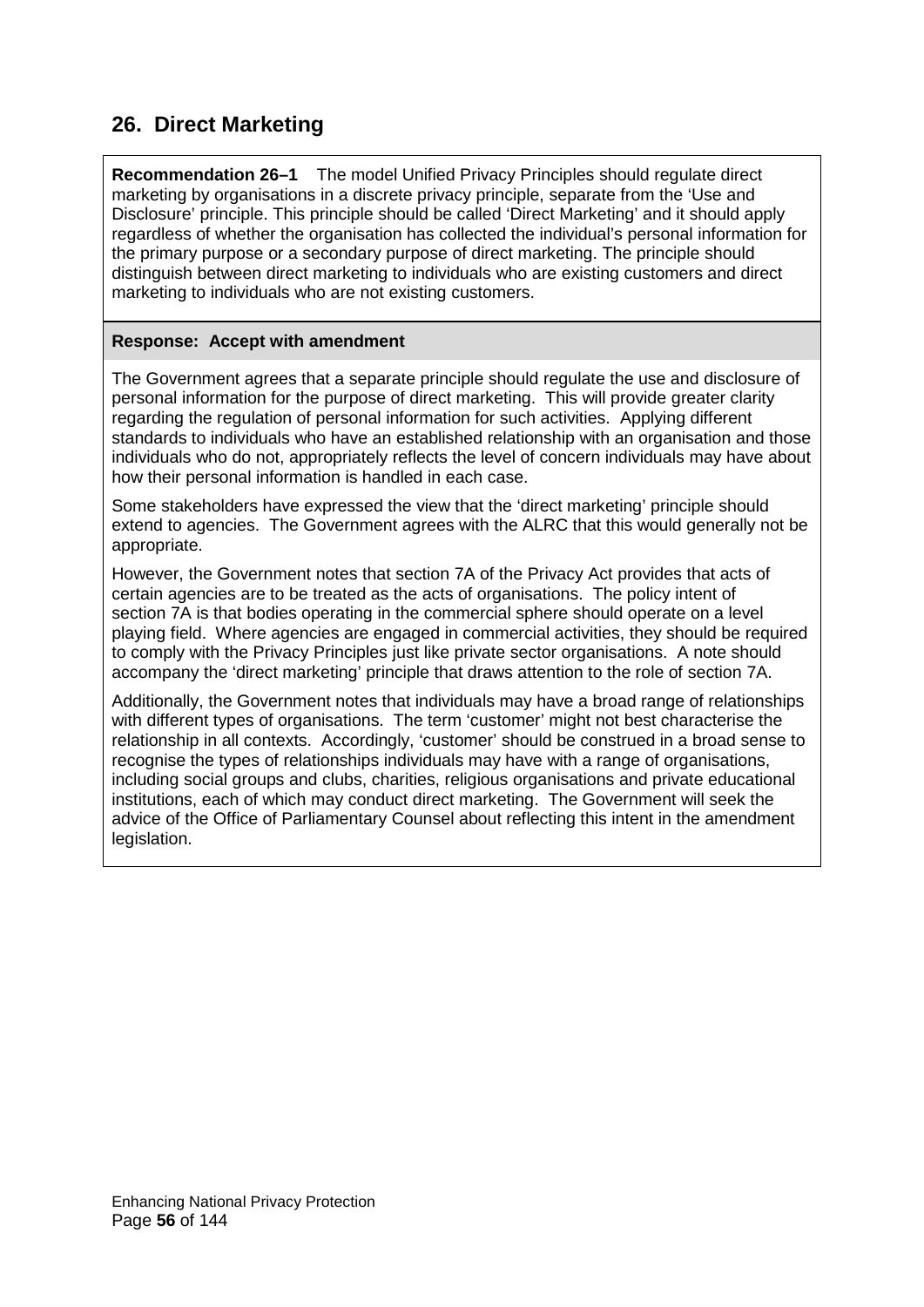## 26. Direct Marketing

**Recommendation 26–1** The model Unified Privacy Principles should regulate direct marketing by organisations in a discrete privacy principle, separate from the 'Use and Disclosure' principle. This principle should be called 'Direct Marketing' and it should apply regardless of whether the organisation has collected the individual's personal information for the primary purpose or a secondary purpose of direct marketing. The principle should distinguish between direct marketing to individuals who are existing customers and direct marketing to individuals who are not existing customers.

**Response: Accept with amendment**

The Government agrees that a separate principle should regulate the use and disclosure of personal information for the purpose of direct marketing. This will provide greater clarity regarding the regulation of personal information for such activities. Applying different standards to individuals who have an established relationship with an organisation and those individuals who do not, appropriately reflects the level of concern individuals may have about how their personal information is handled in each case.

Some stakeholders have expressed the view that the 'direct marketing' principle should extend to agencies. The Government agrees with the ALRC that this would generally not be appropriate.

However, the Government notes that section 7A of the Privacy Act provides that acts of certain agencies are to be treated as the acts of organisations. The policy intent of section 7A is that bodies operating in the commercial sphere should operate on a level playing field. Where agencies are engaged in commercial activities, they should be required to comply with the Privacy Principles just like private sector organisations. A note should accompany the 'direct marketing' principle that draws attention to the role of section 7A.

Additionally, the Government notes that individuals may have a broad range of relationships with different types of organisations. The term 'customer' might not best characterise the relationship in all contexts. Accordingly, 'customer' should be construed in a broad sense to recognise the types of relationships individuals may have with a range of organisations, including social groups and clubs, charities, religious organisations and private educational institutions, each of which may conduct direct marketing. The Government will seek the advice of the Office of Parliamentary Counsel about reflecting this intent in the amendment legislation.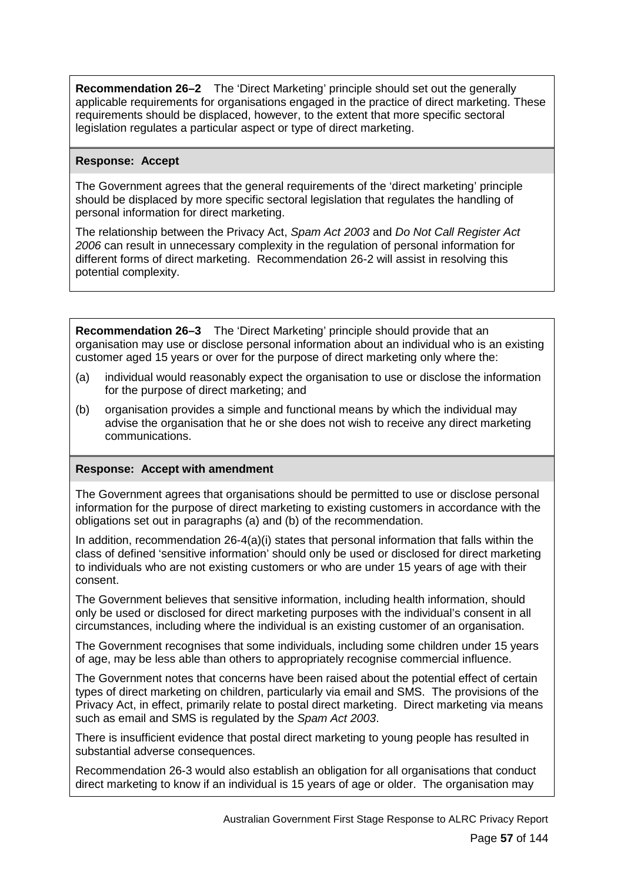**Recommendation 26–2** The 'Direct Marketing' principle should set out the generally applicable requirements for organisations engaged in the practice of direct marketing. These requirements should be displaced, however, to the extent that more specific sectoral legislation regulates a particular aspect or type of direct marketing.

**Response: Accept**

The Government agrees that the general requirements of the 'direct marketing' principle should be displaced by more specific sectoral legislation that regulates the handling of personal information for direct marketing.

The relationship between the Privacy Act, *Spam Act 2003* and *Do Not Call Register Act 2006* can result in unnecessary complexity in the regulation of personal information for different forms of direct marketing. Recommendation 26-2 will assist in resolving this potential complexity.

**Recommendation 26–3** The 'Direct Marketing' principle should provide that an organisation may use or disclose personal information about an individual who is an existing customer aged 15 years or over for the purpose of direct marketing only where the:

(a) individual would reasonably expect the organisation to use or disclose the information for the purpose of direct marketing; and

(b) organisation provides a simple and functional means by which the individual may advise the organisation that he or she does not wish to receive any direct marketing communications.

**Response: Accept with amendment**

The Government agrees that organisations should be permitted to use or disclose personal information for the purpose of direct marketing to existing customers in accordance with the obligations set out in paragraphs (a) and (b) of the recommendation.

In addition, recommendation 26-4(a)(i) states that personal information that falls within the class of defined 'sensitive information' should only be used or disclosed for direct marketing to individuals who are not existing customers or who are under 15 years of age with their consent.

The Government believes that sensitive information, including health information, should only be used or disclosed for direct marketing purposes with the individual's consent in all circumstances, including where the individual is an existing customer of an organisation.

The Government recognises that some individuals, including some children under 15 years of age, may be less able than others to appropriately recognise commercial influence.

The Government notes that concerns have been raised about the potential effect of certain types of direct marketing on children, particularly via email and SMS. The provisions of the Privacy Act, in effect, primarily relate to postal direct marketing. Direct marketing via means such as email and SMS is regulated by the *Spam Act 2003*.

There is insufficient evidence that postal direct marketing to young people has resulted in substantial adverse consequences.

Recommendation 26-3 would also establish an obligation for all organisations that conduct direct marketing to know if an individual is 15 years of age or older. The organisation may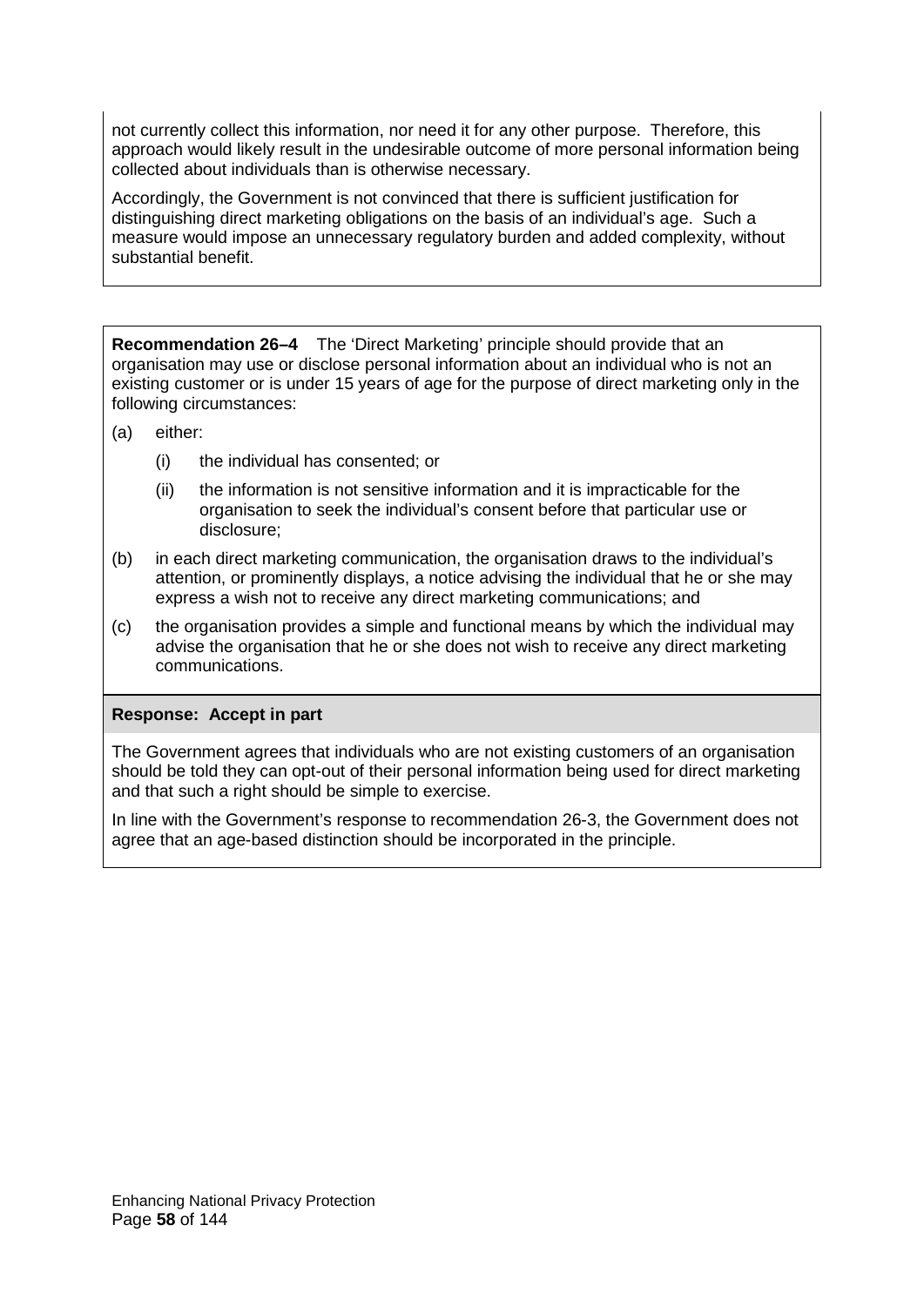not currently collect this information, nor need it for any other purpose. Therefore, this approach would likely result in the undesirable outcome of more personal information being collected about individuals than is otherwise necessary.

Accordingly, the Government is not convinced that there is sufficient justification for distinguishing direct marketing obligations on the basis of an individual's age. Such a measure would impose an unnecessary regulatory burden and added complexity, without substantial benefit.

**Recommendation 26–4** The 'Direct Marketing' principle should provide that an organisation may use or disclose personal information about an individual who is not an existing customer or is under 15 years of age for the purpose of direct marketing only in the following circumstances:

(a) either:

   (i) the individual has consented; or

   (ii) the information is not sensitive information and it is impracticable for the organisation to seek the individual's consent before that particular use or disclosure;

(b) in each direct marketing communication, the organisation draws to the individual's attention, or prominently displays, a notice advising the individual that he or she may express a wish not to receive any direct marketing communications; and

(c) the organisation provides a simple and functional means by which the individual may advise the organisation that he or she does not wish to receive any direct marketing communications.

**Response: Accept in part**

The Government agrees that individuals who are not existing customers of an organisation should be told they can opt-out of their personal information being used for direct marketing and that such a right should be simple to exercise.

In line with the Government's response to recommendation 26-3, the Government does not agree that an age-based distinction should be incorporated in the principle.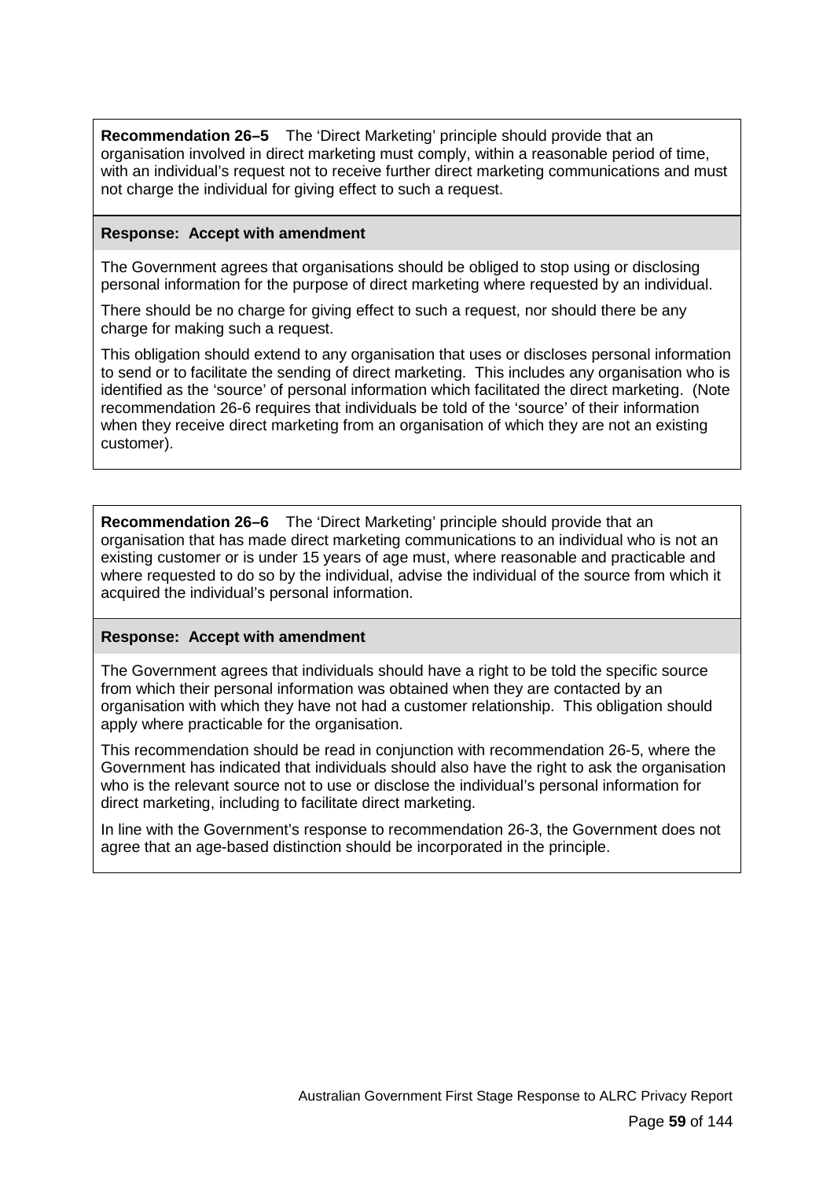**Recommendation 26–5** The 'Direct Marketing' principle should provide that an organisation involved in direct marketing must comply, within a reasonable period of time, with an individual's request not to receive further direct marketing communications and must not charge the individual for giving effect to such a request.

**Response: Accept with amendment**

The Government agrees that organisations should be obliged to stop using or disclosing personal information for the purpose of direct marketing where requested by an individual.

There should be no charge for giving effect to such a request, nor should there be any charge for making such a request.

This obligation should extend to any organisation that uses or discloses personal information to send or to facilitate the sending of direct marketing. This includes any organisation who is identified as the 'source' of personal information which facilitated the direct marketing. (Note recommendation 26-6 requires that individuals be told of the 'source' of their information when they receive direct marketing from an organisation of which they are not an existing customer).

**Recommendation 26–6** The 'Direct Marketing' principle should provide that an organisation that has made direct marketing communications to an individual who is not an existing customer or is under 15 years of age must, where reasonable and practicable and where requested to do so by the individual, advise the individual of the source from which it acquired the individual's personal information.

**Response: Accept with amendment**

The Government agrees that individuals should have a right to be told the specific source from which their personal information was obtained when they are contacted by an organisation with which they have not had a customer relationship. This obligation should apply where practicable for the organisation.

This recommendation should be read in conjunction with recommendation 26-5, where the Government has indicated that individuals should also have the right to ask the organisation who is the relevant source not to use or disclose the individual's personal information for direct marketing, including to facilitate direct marketing.

In line with the Government's response to recommendation 26-3, the Government does not agree that an age-based distinction should be incorporated in the principle.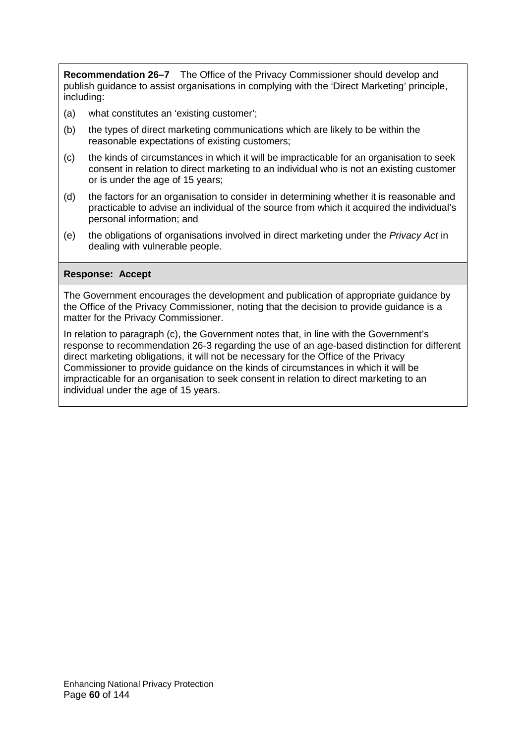**Recommendation 26–7** The Office of the Privacy Commissioner should develop and publish guidance to assist organisations in complying with the 'Direct Marketing' principle, including:

(a) what constitutes an 'existing customer';

(b) the types of direct marketing communications which are likely to be within the reasonable expectations of existing customers;

(c) the kinds of circumstances in which it will be impracticable for an organisation to seek consent in relation to direct marketing to an individual who is not an existing customer or is under the age of 15 years;

(d) the factors for an organisation to consider in determining whether it is reasonable and practicable to advise an individual of the source from which it acquired the individual's personal information; and

(e) the obligations of organisations involved in direct marketing under the *Privacy Act* in dealing with vulnerable people.

**Response: Accept**

The Government encourages the development and publication of appropriate guidance by the Office of the Privacy Commissioner, noting that the decision to provide guidance is a matter for the Privacy Commissioner.

In relation to paragraph (c), the Government notes that, in line with the Government's response to recommendation 26-3 regarding the use of an age-based distinction for different direct marketing obligations, it will not be necessary for the Office of the Privacy Commissioner to provide guidance on the kinds of circumstances in which it will be impracticable for an organisation to seek consent in relation to direct marketing to an individual under the age of 15 years.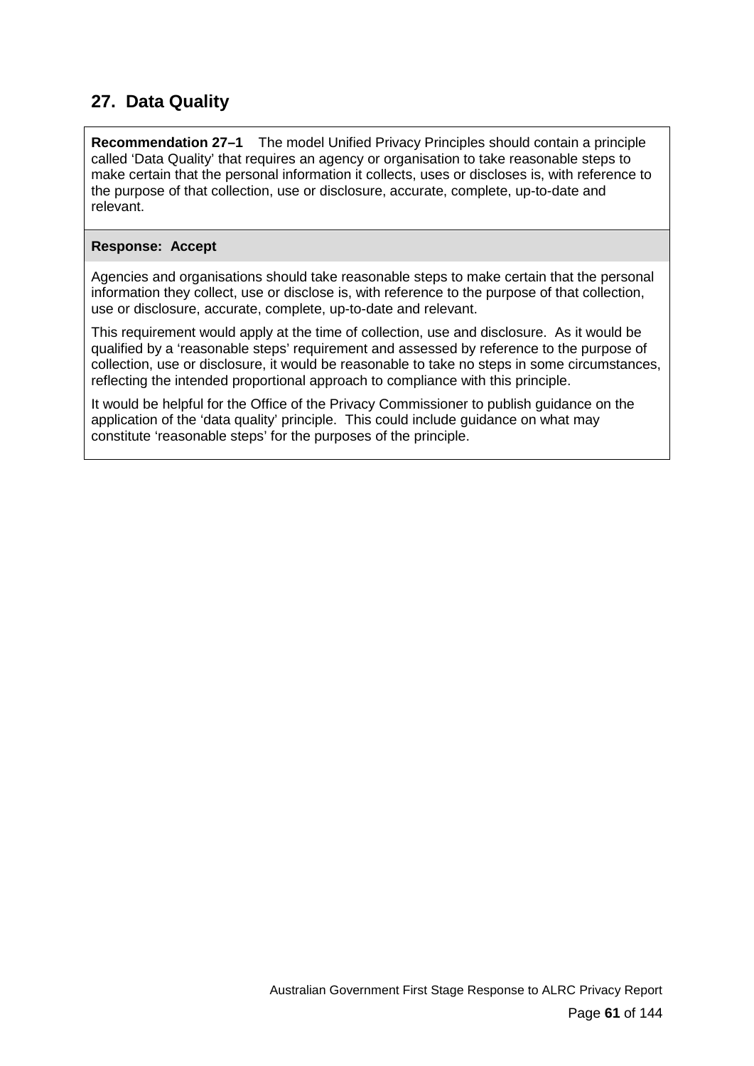## 27. Data Quality

**Recommendation 27–1** The model Unified Privacy Principles should contain a principle called 'Data Quality' that requires an agency or organisation to take reasonable steps to make certain that the personal information it collects, uses or discloses is, with reference to the purpose of that collection, use or disclosure, accurate, complete, up-to-date and relevant.

**Response: Accept**

Agencies and organisations should take reasonable steps to make certain that the personal information they collect, use or disclose is, with reference to the purpose of that collection, use or disclosure, accurate, complete, up-to-date and relevant.

This requirement would apply at the time of collection, use and disclosure. As it would be qualified by a 'reasonable steps' requirement and assessed by reference to the purpose of collection, use or disclosure, it would be reasonable to take no steps in some circumstances, reflecting the intended proportional approach to compliance with this principle.

It would be helpful for the Office of the Privacy Commissioner to publish guidance on the application of the 'data quality' principle. This could include guidance on what may constitute 'reasonable steps' for the purposes of the principle.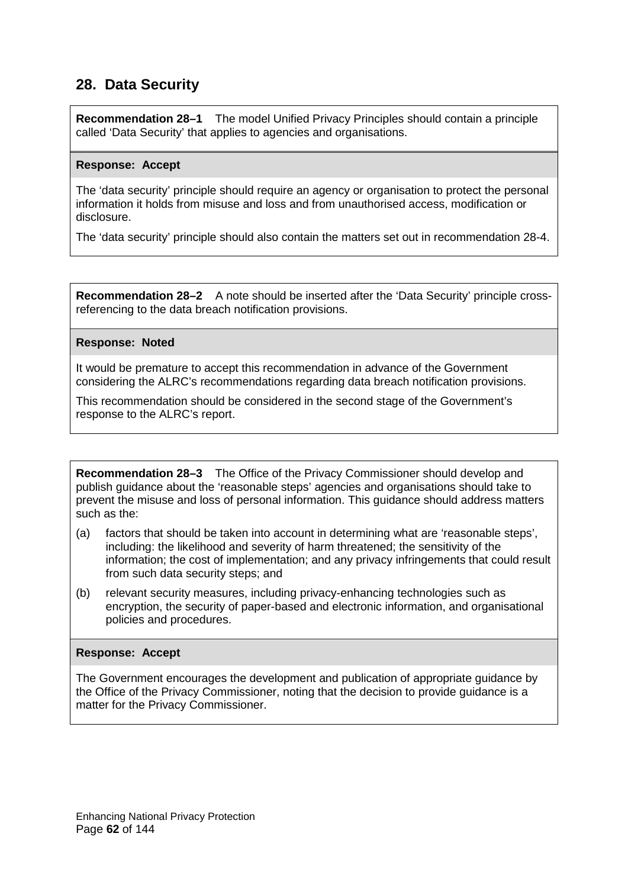## 28. Data Security

**Recommendation 28–1** The model Unified Privacy Principles should contain a principle called 'Data Security' that applies to agencies and organisations.

**Response: Accept**

The 'data security' principle should require an agency or organisation to protect the personal information it holds from misuse and loss and from unauthorised access, modification or disclosure.

The 'data security' principle should also contain the matters set out in recommendation 28-4.

**Recommendation 28–2** A note should be inserted after the 'Data Security' principle cross-referencing to the data breach notification provisions.

**Response: Noted**

It would be premature to accept this recommendation in advance of the Government considering the ALRC's recommendations regarding data breach notification provisions.

This recommendation should be considered in the second stage of the Government's response to the ALRC's report.

**Recommendation 28–3** The Office of the Privacy Commissioner should develop and publish guidance about the 'reasonable steps' agencies and organisations should take to prevent the misuse and loss of personal information. This guidance should address matters such as the:

(a) factors that should be taken into account in determining what are 'reasonable steps', including: the likelihood and severity of harm threatened; the sensitivity of the information; the cost of implementation; and any privacy infringements that could result from such data security steps; and

(b) relevant security measures, including privacy-enhancing technologies such as encryption, the security of paper-based and electronic information, and organisational policies and procedures.

**Response: Accept**

The Government encourages the development and publication of appropriate guidance by the Office of the Privacy Commissioner, noting that the decision to provide guidance is a matter for the Privacy Commissioner.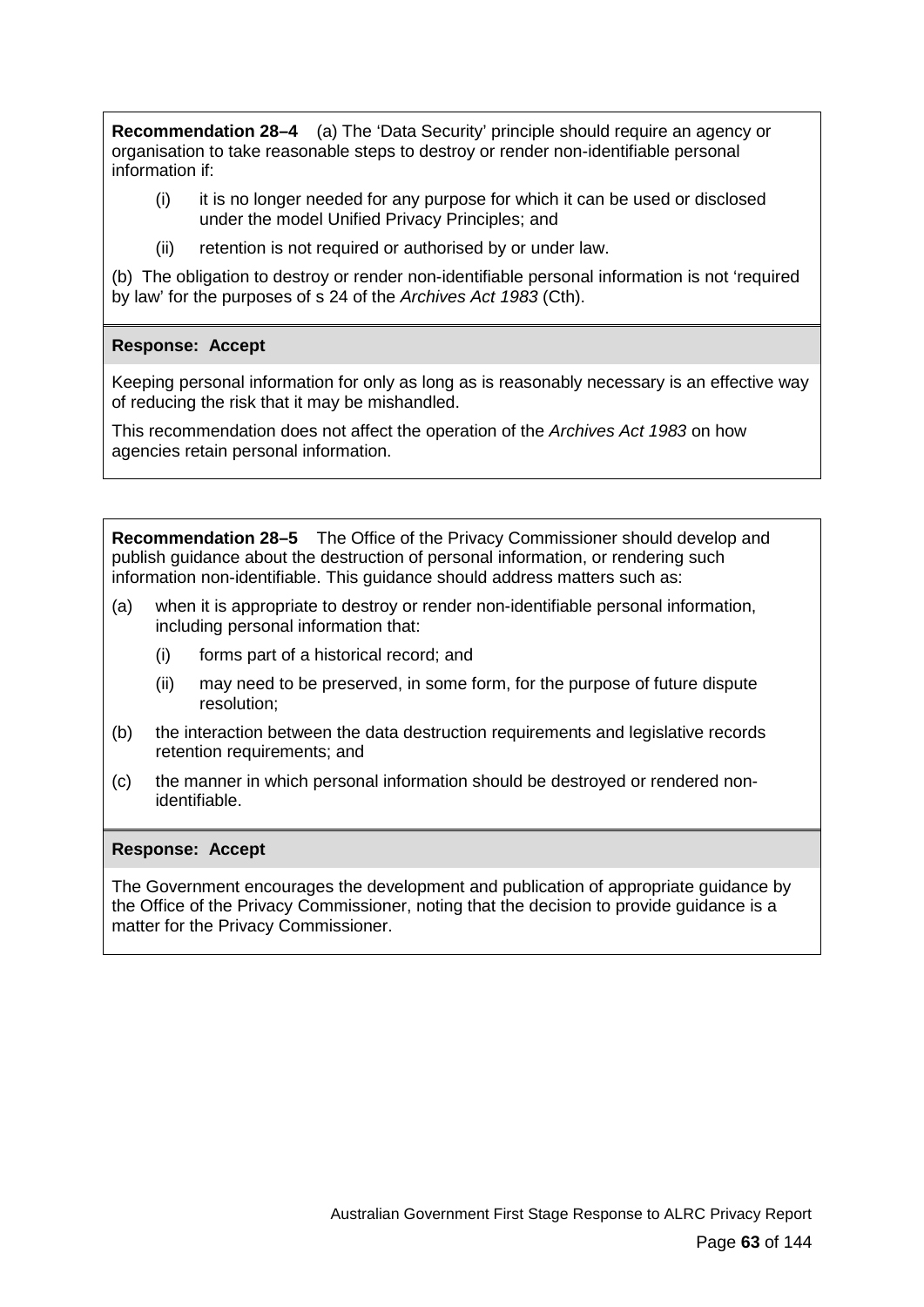**Recommendation 28–4** (a) The 'Data Security' principle should require an agency or organisation to take reasonable steps to destroy or render non-identifiable personal information if:

(i) it is no longer needed for any purpose for which it can be used or disclosed under the model Unified Privacy Principles; and

(ii) retention is not required or authorised by or under law.

(b) The obligation to destroy or render non-identifiable personal information is not 'required by law' for the purposes of s 24 of the *Archives Act 1983* (Cth).

**Response: Accept**

Keeping personal information for only as long as is reasonably necessary is an effective way of reducing the risk that it may be mishandled.

This recommendation does not affect the operation of the *Archives Act 1983* on how agencies retain personal information.

**Recommendation 28–5** The Office of the Privacy Commissioner should develop and publish guidance about the destruction of personal information, or rendering such information non-identifiable. This guidance should address matters such as:

(a) when it is appropriate to destroy or render non-identifiable personal information, including personal information that:

(i) forms part of a historical record; and

(ii) may need to be preserved, in some form, for the purpose of future dispute resolution;

(b) the interaction between the data destruction requirements and legislative records retention requirements; and

(c) the manner in which personal information should be destroyed or rendered non-identifiable.

**Response: Accept**

The Government encourages the development and publication of appropriate guidance by the Office of the Privacy Commissioner, noting that the decision to provide guidance is a matter for the Privacy Commissioner.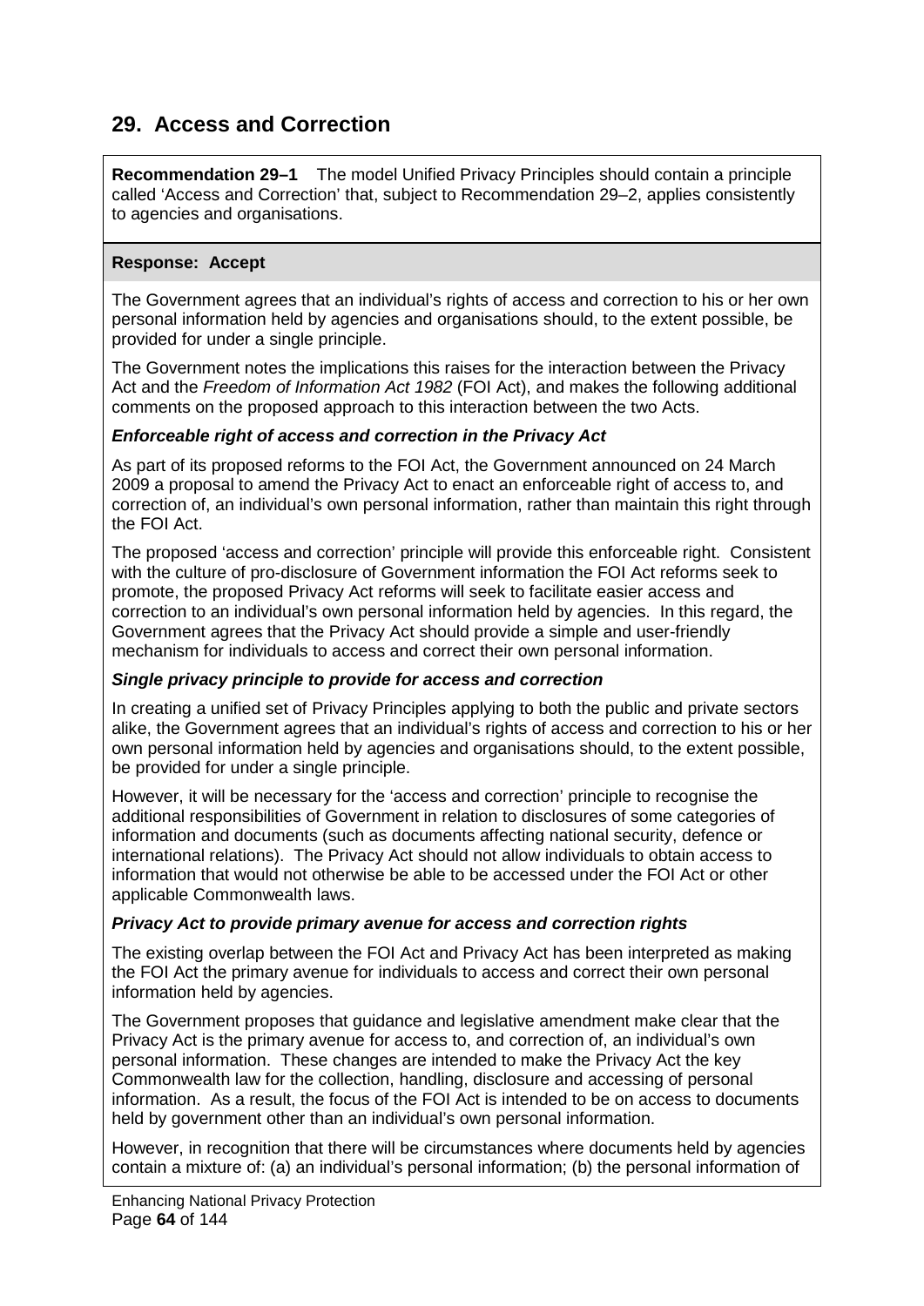## 29. Access and Correction

**Recommendation 29–1** The model Unified Privacy Principles should contain a principle called 'Access and Correction' that, subject to Recommendation 29–2, applies consistently to agencies and organisations.

**Response: Accept**

The Government agrees that an individual's rights of access and correction to his or her own personal information held by agencies and organisations should, to the extent possible, be provided for under a single principle.

The Government notes the implications this raises for the interaction between the Privacy Act and the *Freedom of Information Act 1982* (FOI Act), and makes the following additional comments on the proposed approach to this interaction between the two Acts.

***Enforceable right of access and correction in the Privacy Act***

As part of its proposed reforms to the FOI Act, the Government announced on 24 March 2009 a proposal to amend the Privacy Act to enact an enforceable right of access to, and correction of, an individual's own personal information, rather than maintain this right through the FOI Act.

The proposed 'access and correction' principle will provide this enforceable right. Consistent with the culture of pro-disclosure of Government information the FOI Act reforms seek to promote, the proposed Privacy Act reforms will seek to facilitate easier access and correction to an individual's own personal information held by agencies. In this regard, the Government agrees that the Privacy Act should provide a simple and user-friendly mechanism for individuals to access and correct their own personal information.

***Single privacy principle to provide for access and correction***

In creating a unified set of Privacy Principles applying to both the public and private sectors alike, the Government agrees that an individual's rights of access and correction to his or her own personal information held by agencies and organisations should, to the extent possible, be provided for under a single principle.

However, it will be necessary for the 'access and correction' principle to recognise the additional responsibilities of Government in relation to disclosures of some categories of information and documents (such as documents affecting national security, defence or international relations). The Privacy Act should not allow individuals to obtain access to information that would not otherwise be able to be accessed under the FOI Act or other applicable Commonwealth laws.

***Privacy Act to provide primary avenue for access and correction rights***

The existing overlap between the FOI Act and Privacy Act has been interpreted as making the FOI Act the primary avenue for individuals to access and correct their own personal information held by agencies.

The Government proposes that guidance and legislative amendment make clear that the Privacy Act is the primary avenue for access to, and correction of, an individual's own personal information. These changes are intended to make the Privacy Act the key Commonwealth law for the collection, handling, disclosure and accessing of personal information. As a result, the focus of the FOI Act is intended to be on access to documents held by government other than an individual's own personal information.

However, in recognition that there will be circumstances where documents held by agencies contain a mixture of: (a) an individual's personal information; (b) the personal information of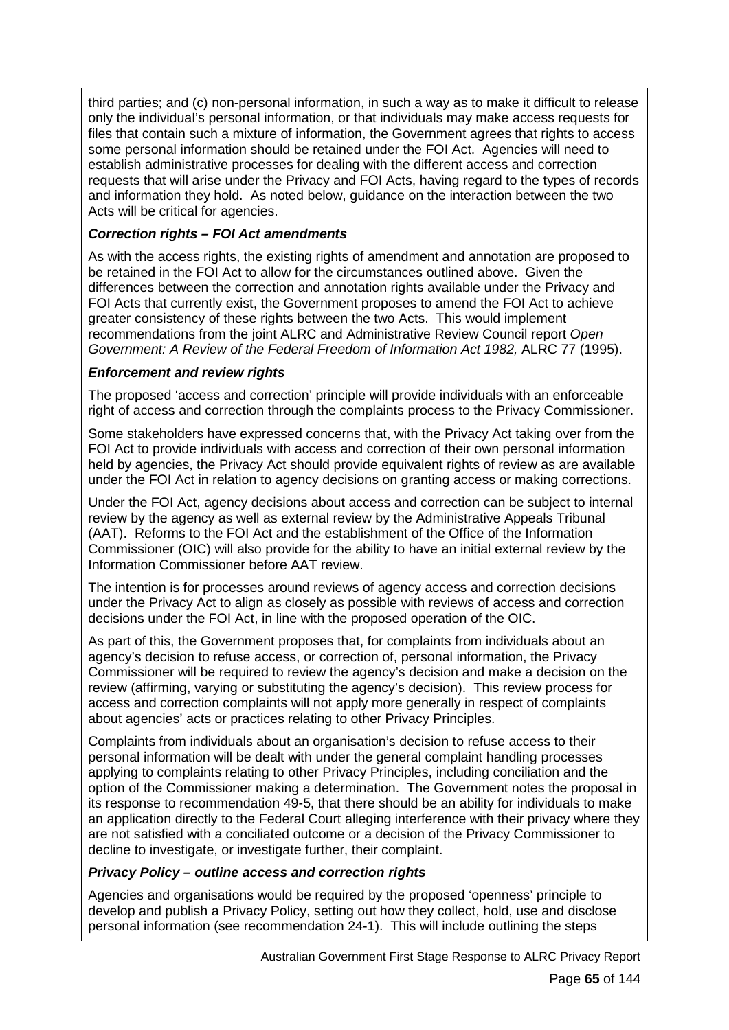third parties; and (c) non-personal information, in such a way as to make it difficult to release only the individual's personal information, or that individuals may make access requests for files that contain such a mixture of information, the Government agrees that rights to access some personal information should be retained under the FOI Act. Agencies will need to establish administrative processes for dealing with the different access and correction requests that will arise under the Privacy and FOI Acts, having regard to the types of records and information they hold. As noted below, guidance on the interaction between the two Acts will be critical for agencies.

***Correction rights – FOI Act amendments***

As with the access rights, the existing rights of amendment and annotation are proposed to be retained in the FOI Act to allow for the circumstances outlined above. Given the differences between the correction and annotation rights available under the Privacy and FOI Acts that currently exist, the Government proposes to amend the FOI Act to achieve greater consistency of these rights between the two Acts. This would implement recommendations from the joint ALRC and Administrative Review Council report *Open Government: A Review of the Federal Freedom of Information Act 1982,* ALRC 77 (1995).

***Enforcement and review rights***

The proposed 'access and correction' principle will provide individuals with an enforceable right of access and correction through the complaints process to the Privacy Commissioner.

Some stakeholders have expressed concerns that, with the Privacy Act taking over from the FOI Act to provide individuals with access and correction of their own personal information held by agencies, the Privacy Act should provide equivalent rights of review as are available under the FOI Act in relation to agency decisions on granting access or making corrections.

Under the FOI Act, agency decisions about access and correction can be subject to internal review by the agency as well as external review by the Administrative Appeals Tribunal (AAT). Reforms to the FOI Act and the establishment of the Office of the Information Commissioner (OIC) will also provide for the ability to have an initial external review by the Information Commissioner before AAT review.

The intention is for processes around reviews of agency access and correction decisions under the Privacy Act to align as closely as possible with reviews of access and correction decisions under the FOI Act, in line with the proposed operation of the OIC.

As part of this, the Government proposes that, for complaints from individuals about an agency's decision to refuse access, or correction of, personal information, the Privacy Commissioner will be required to review the agency's decision and make a decision on the review (affirming, varying or substituting the agency's decision). This review process for access and correction complaints will not apply more generally in respect of complaints about agencies' acts or practices relating to other Privacy Principles.

Complaints from individuals about an organisation's decision to refuse access to their personal information will be dealt with under the general complaint handling processes applying to complaints relating to other Privacy Principles, including conciliation and the option of the Commissioner making a determination. The Government notes the proposal in its response to recommendation 49-5, that there should be an ability for individuals to make an application directly to the Federal Court alleging interference with their privacy where they are not satisfied with a conciliated outcome or a decision of the Privacy Commissioner to decline to investigate, or investigate further, their complaint.

***Privacy Policy – outline access and correction rights***

Agencies and organisations would be required by the proposed 'openness' principle to develop and publish a Privacy Policy, setting out how they collect, hold, use and disclose personal information (see recommendation 24-1). This will include outlining the steps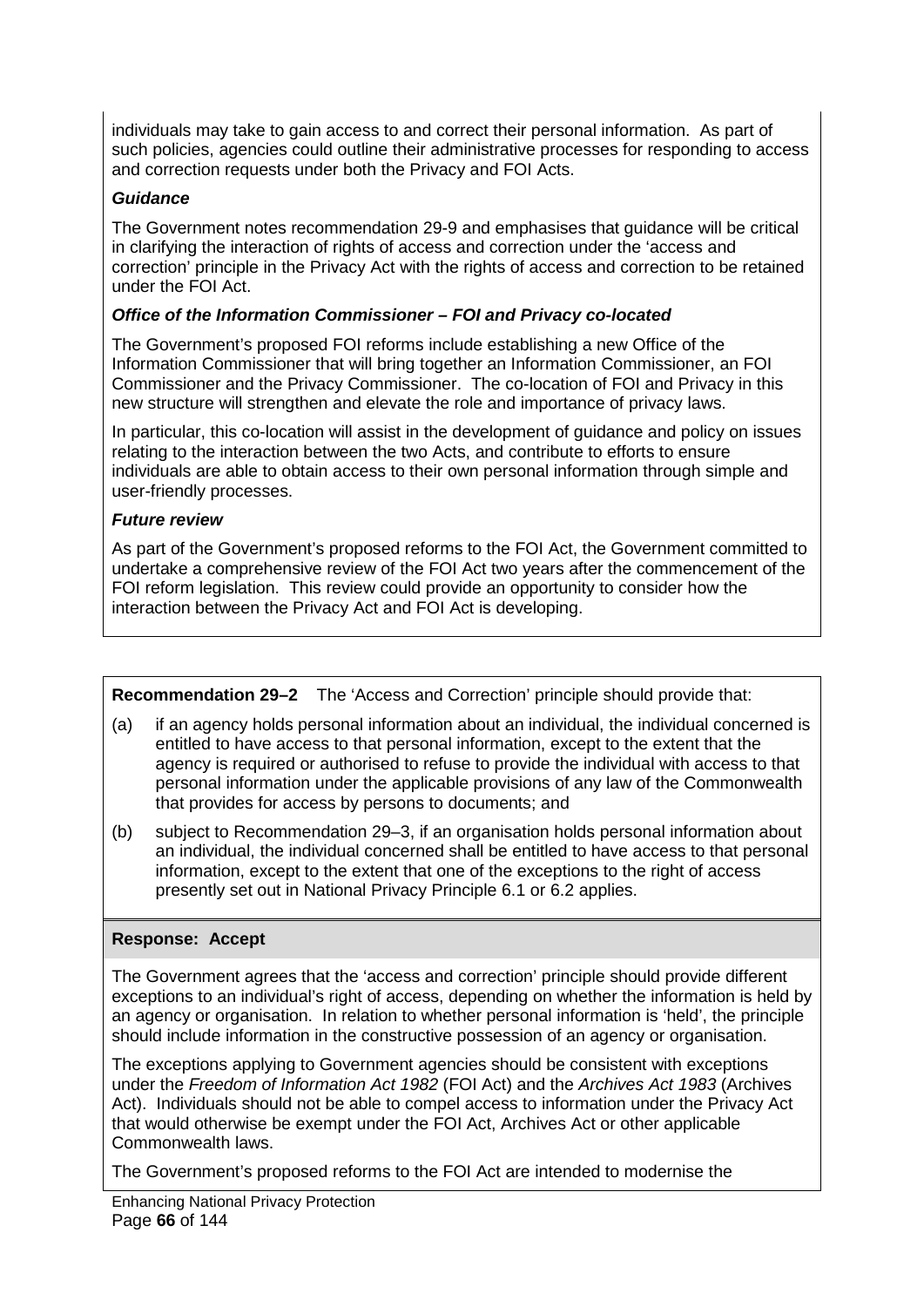individuals may take to gain access to and correct their personal information. As part of such policies, agencies could outline their administrative processes for responding to access and correction requests under both the Privacy and FOI Acts.

***Guidance***

The Government notes recommendation 29-9 and emphasises that guidance will be critical in clarifying the interaction of rights of access and correction under the 'access and correction' principle in the Privacy Act with the rights of access and correction to be retained under the FOI Act.

***Office of the Information Commissioner – FOI and Privacy co-located***

The Government's proposed FOI reforms include establishing a new Office of the Information Commissioner that will bring together an Information Commissioner, an FOI Commissioner and the Privacy Commissioner. The co-location of FOI and Privacy in this new structure will strengthen and elevate the role and importance of privacy laws.

In particular, this co-location will assist in the development of guidance and policy on issues relating to the interaction between the two Acts, and contribute to efforts to ensure individuals are able to obtain access to their own personal information through simple and user-friendly processes.

***Future review***

As part of the Government's proposed reforms to the FOI Act, the Government committed to undertake a comprehensive review of the FOI Act two years after the commencement of the FOI reform legislation. This review could provide an opportunity to consider how the interaction between the Privacy Act and FOI Act is developing.

**Recommendation 29–2** The 'Access and Correction' principle should provide that:

(a) if an agency holds personal information about an individual, the individual concerned is entitled to have access to that personal information, except to the extent that the agency is required or authorised to refuse to provide the individual with access to that personal information under the applicable provisions of any law of the Commonwealth that provides for access by persons to documents; and

(b) subject to Recommendation 29–3, if an organisation holds personal information about an individual, the individual concerned shall be entitled to have access to that personal information, except to the extent that one of the exceptions to the right of access presently set out in National Privacy Principle 6.1 or 6.2 applies.

**Response: Accept**

The Government agrees that the 'access and correction' principle should provide different exceptions to an individual's right of access, depending on whether the information is held by an agency or organisation. In relation to whether personal information is 'held', the principle should include information in the constructive possession of an agency or organisation.

The exceptions applying to Government agencies should be consistent with exceptions under the *Freedom of Information Act 1982* (FOI Act) and the *Archives Act 1983* (Archives Act). Individuals should not be able to compel access to information under the Privacy Act that would otherwise be exempt under the FOI Act, Archives Act or other applicable Commonwealth laws.

The Government's proposed reforms to the FOI Act are intended to modernise the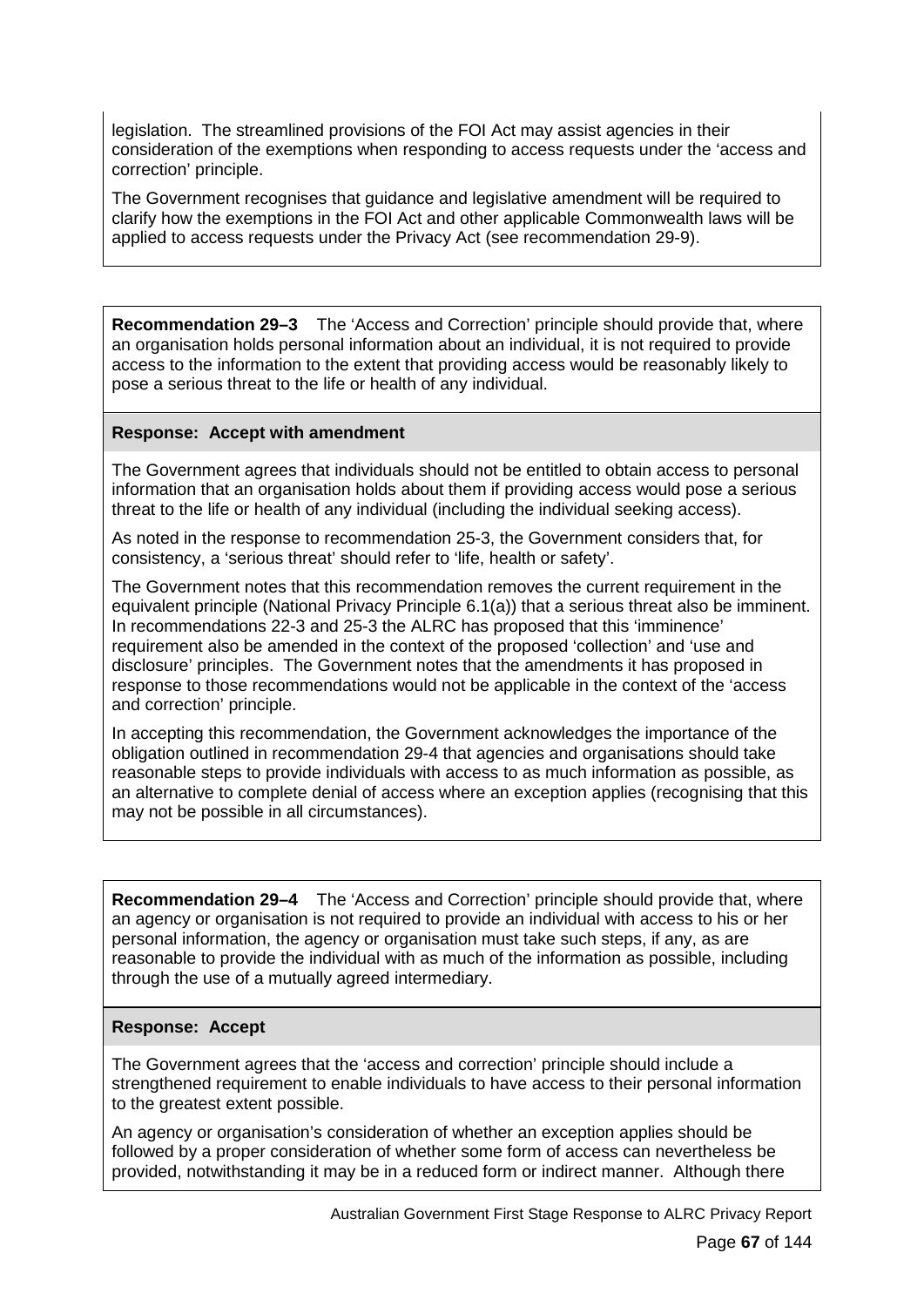legislation. The streamlined provisions of the FOI Act may assist agencies in their consideration of the exemptions when responding to access requests under the 'access and correction' principle.

The Government recognises that guidance and legislative amendment will be required to clarify how the exemptions in the FOI Act and other applicable Commonwealth laws will be applied to access requests under the Privacy Act (see recommendation 29-9).

**Recommendation 29–3** The 'Access and Correction' principle should provide that, where an organisation holds personal information about an individual, it is not required to provide access to the information to the extent that providing access would be reasonably likely to pose a serious threat to the life or health of any individual.

**Response: Accept with amendment**

The Government agrees that individuals should not be entitled to obtain access to personal information that an organisation holds about them if providing access would pose a serious threat to the life or health of any individual (including the individual seeking access).

As noted in the response to recommendation 25-3, the Government considers that, for consistency, a 'serious threat' should refer to 'life, health or safety'.

The Government notes that this recommendation removes the current requirement in the equivalent principle (National Privacy Principle 6.1(a)) that a serious threat also be imminent. In recommendations 22-3 and 25-3 the ALRC has proposed that this 'imminence' requirement also be amended in the context of the proposed 'collection' and 'use and disclosure' principles. The Government notes that the amendments it has proposed in response to those recommendations would not be applicable in the context of the 'access and correction' principle.

In accepting this recommendation, the Government acknowledges the importance of the obligation outlined in recommendation 29-4 that agencies and organisations should take reasonable steps to provide individuals with access to as much information as possible, as an alternative to complete denial of access where an exception applies (recognising that this may not be possible in all circumstances).

**Recommendation 29–4** The 'Access and Correction' principle should provide that, where an agency or organisation is not required to provide an individual with access to his or her personal information, the agency or organisation must take such steps, if any, as are reasonable to provide the individual with as much of the information as possible, including through the use of a mutually agreed intermediary.

**Response: Accept**

The Government agrees that the 'access and correction' principle should include a strengthened requirement to enable individuals to have access to their personal information to the greatest extent possible.

An agency or organisation's consideration of whether an exception applies should be followed by a proper consideration of whether some form of access can nevertheless be provided, notwithstanding it may be in a reduced form or indirect manner. Although there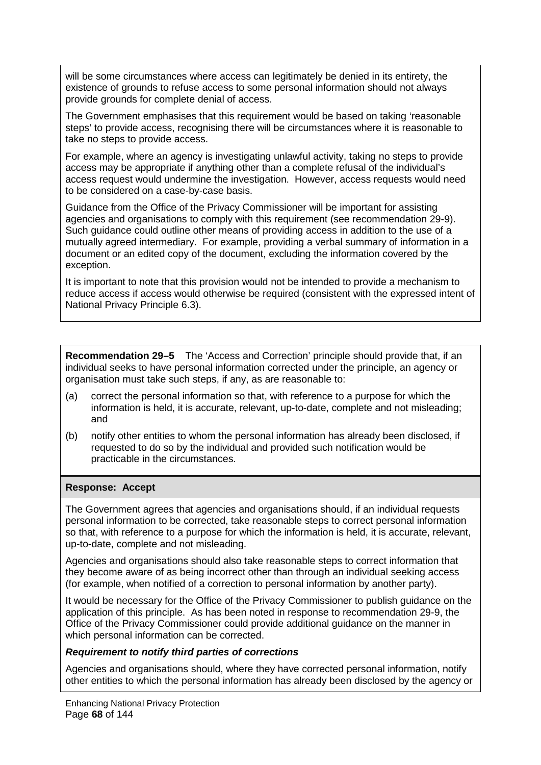will be some circumstances where access can legitimately be denied in its entirety, the existence of grounds to refuse access to some personal information should not always provide grounds for complete denial of access.

The Government emphasises that this requirement would be based on taking 'reasonable steps' to provide access, recognising there will be circumstances where it is reasonable to take no steps to provide access.

For example, where an agency is investigating unlawful activity, taking no steps to provide access may be appropriate if anything other than a complete refusal of the individual's access request would undermine the investigation. However, access requests would need to be considered on a case-by-case basis.

Guidance from the Office of the Privacy Commissioner will be important for assisting agencies and organisations to comply with this requirement (see recommendation 29-9). Such guidance could outline other means of providing access in addition to the use of a mutually agreed intermediary. For example, providing a verbal summary of information in a document or an edited copy of the document, excluding the information covered by the exception.

It is important to note that this provision would not be intended to provide a mechanism to reduce access if access would otherwise be required (consistent with the expressed intent of National Privacy Principle 6.3).

**Recommendation 29–5** The 'Access and Correction' principle should provide that, if an individual seeks to have personal information corrected under the principle, an agency or organisation must take such steps, if any, as are reasonable to:

(a) correct the personal information so that, with reference to a purpose for which the information is held, it is accurate, relevant, up-to-date, complete and not misleading; and

(b) notify other entities to whom the personal information has already been disclosed, if requested to do so by the individual and provided such notification would be practicable in the circumstances.

**Response: Accept**

The Government agrees that agencies and organisations should, if an individual requests personal information to be corrected, take reasonable steps to correct personal information so that, with reference to a purpose for which the information is held, it is accurate, relevant, up-to-date, complete and not misleading.

Agencies and organisations should also take reasonable steps to correct information that they become aware of as being incorrect other than through an individual seeking access (for example, when notified of a correction to personal information by another party).

It would be necessary for the Office of the Privacy Commissioner to publish guidance on the application of this principle. As has been noted in response to recommendation 29-9, the Office of the Privacy Commissioner could provide additional guidance on the manner in which personal information can be corrected.

***Requirement to notify third parties of corrections***

Agencies and organisations should, where they have corrected personal information, notify other entities to which the personal information has already been disclosed by the agency or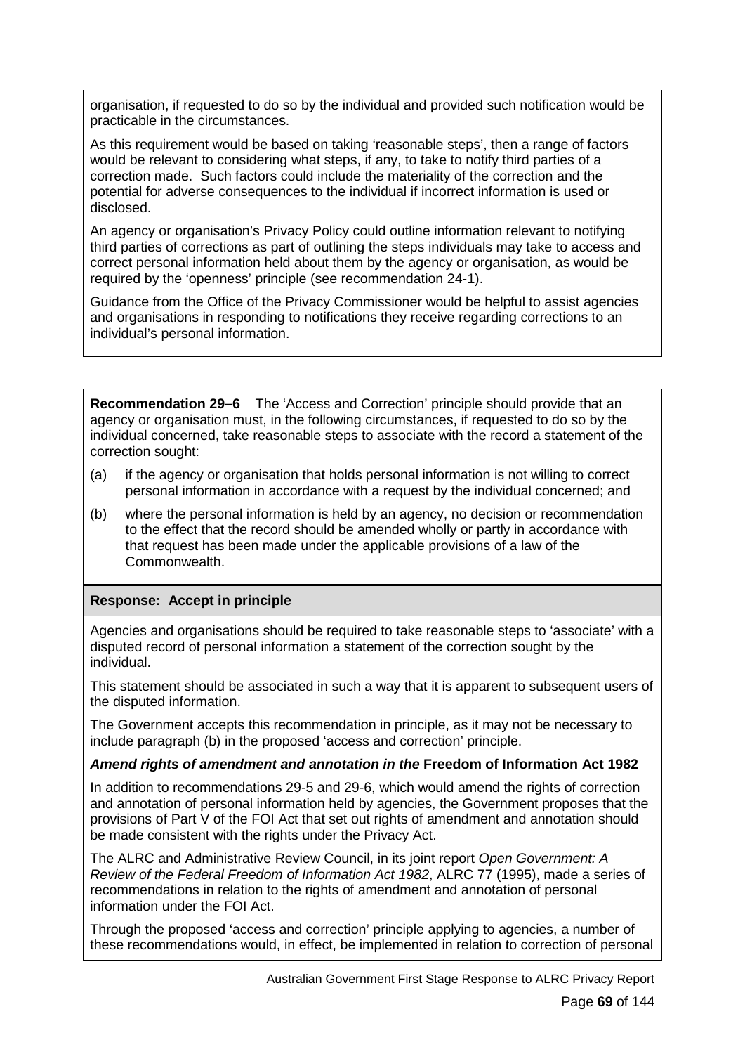organisation, if requested to do so by the individual and provided such notification would be practicable in the circumstances.

As this requirement would be based on taking 'reasonable steps', then a range of factors would be relevant to considering what steps, if any, to take to notify third parties of a correction made. Such factors could include the materiality of the correction and the potential for adverse consequences to the individual if incorrect information is used or disclosed.

An agency or organisation's Privacy Policy could outline information relevant to notifying third parties of corrections as part of outlining the steps individuals may take to access and correct personal information held about them by the agency or organisation, as would be required by the 'openness' principle (see recommendation 24-1).

Guidance from the Office of the Privacy Commissioner would be helpful to assist agencies and organisations in responding to notifications they receive regarding corrections to an individual's personal information.

**Recommendation 29–6** The 'Access and Correction' principle should provide that an agency or organisation must, in the following circumstances, if requested to do so by the individual concerned, take reasonable steps to associate with the record a statement of the correction sought:

(a) if the agency or organisation that holds personal information is not willing to correct personal information in accordance with a request by the individual concerned; and

(b) where the personal information is held by an agency, no decision or recommendation to the effect that the record should be amended wholly or partly in accordance with that request has been made under the applicable provisions of a law of the Commonwealth.

**Response: Accept in principle**

Agencies and organisations should be required to take reasonable steps to 'associate' with a disputed record of personal information a statement of the correction sought by the individual.

This statement should be associated in such a way that it is apparent to subsequent users of the disputed information.

The Government accepts this recommendation in principle, as it may not be necessary to include paragraph (b) in the proposed 'access and correction' principle.

***Amend rights of amendment and annotation in the* Freedom of Information Act 1982**

In addition to recommendations 29-5 and 29-6, which would amend the rights of correction and annotation of personal information held by agencies, the Government proposes that the provisions of Part V of the FOI Act that set out rights of amendment and annotation should be made consistent with the rights under the Privacy Act.

The ALRC and Administrative Review Council, in its joint report *Open Government: A Review of the Federal Freedom of Information Act 1982*, ALRC 77 (1995), made a series of recommendations in relation to the rights of amendment and annotation of personal information under the FOI Act.

Through the proposed 'access and correction' principle applying to agencies, a number of these recommendations would, in effect, be implemented in relation to correction of personal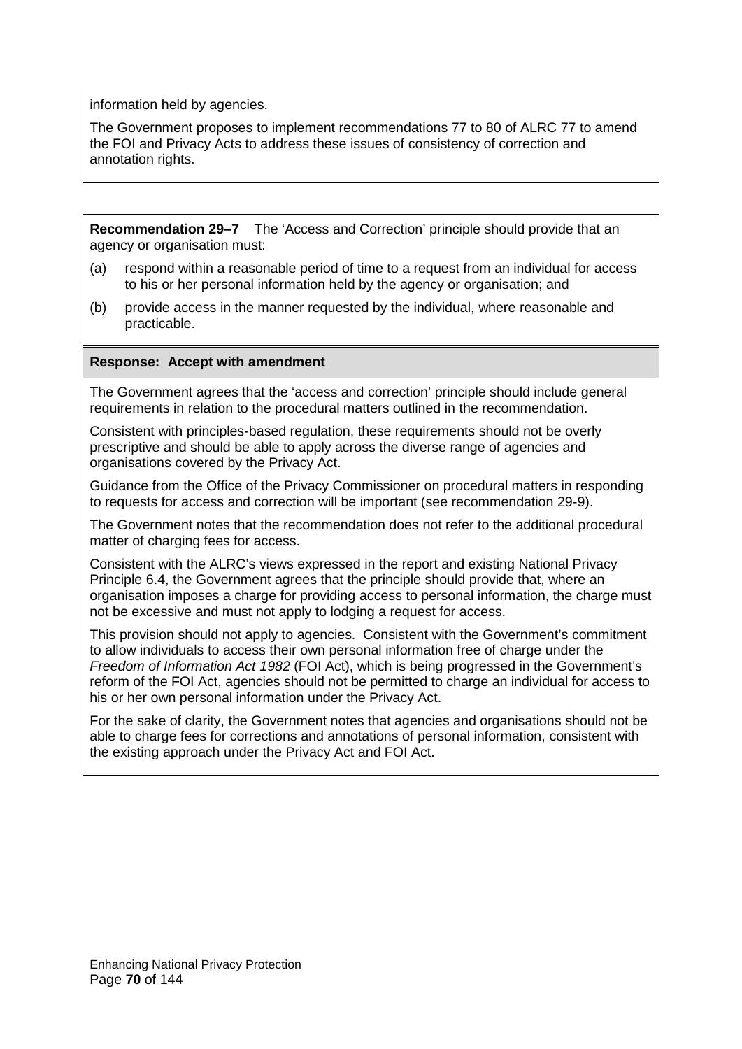information held by agencies.

The Government proposes to implement recommendations 77 to 80 of ALRC 77 to amend the FOI and Privacy Acts to address these issues of consistency of correction and annotation rights.

**Recommendation 29–7** The 'Access and Correction' principle should provide that an agency or organisation must:

(a) respond within a reasonable period of time to a request from an individual for access to his or her personal information held by the agency or organisation; and

(b) provide access in the manner requested by the individual, where reasonable and practicable.

**Response: Accept with amendment**

The Government agrees that the 'access and correction' principle should include general requirements in relation to the procedural matters outlined in the recommendation.

Consistent with principles-based regulation, these requirements should not be overly prescriptive and should be able to apply across the diverse range of agencies and organisations covered by the Privacy Act.

Guidance from the Office of the Privacy Commissioner on procedural matters in responding to requests for access and correction will be important (see recommendation 29-9).

The Government notes that the recommendation does not refer to the additional procedural matter of charging fees for access.

Consistent with the ALRC's views expressed in the report and existing National Privacy Principle 6.4, the Government agrees that the principle should provide that, where an organisation imposes a charge for providing access to personal information, the charge must not be excessive and must not apply to lodging a request for access.

This provision should not apply to agencies. Consistent with the Government's commitment to allow individuals to access their own personal information free of charge under the *Freedom of Information Act 1982* (FOI Act), which is being progressed in the Government's reform of the FOI Act, agencies should not be permitted to charge an individual for access to his or her own personal information under the Privacy Act.

For the sake of clarity, the Government notes that agencies and organisations should not be able to charge fees for corrections and annotations of personal information, consistent with the existing approach under the Privacy Act and FOI Act.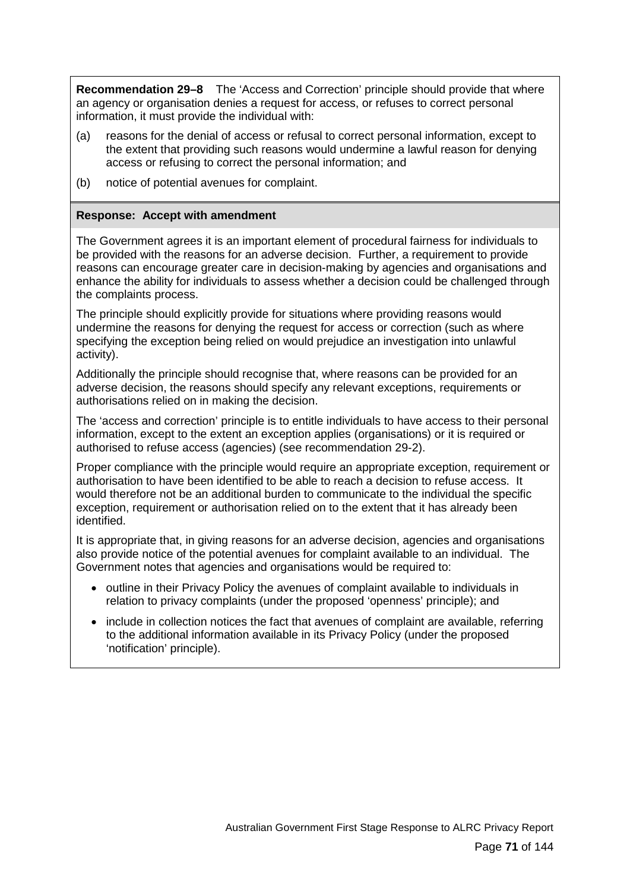**Recommendation 29–8** The 'Access and Correction' principle should provide that where an agency or organisation denies a request for access, or refuses to correct personal information, it must provide the individual with:

(a) reasons for the denial of access or refusal to correct personal information, except to the extent that providing such reasons would undermine a lawful reason for denying access or refusing to correct the personal information; and

(b) notice of potential avenues for complaint.

**Response: Accept with amendment**

The Government agrees it is an important element of procedural fairness for individuals to be provided with the reasons for an adverse decision. Further, a requirement to provide reasons can encourage greater care in decision-making by agencies and organisations and enhance the ability for individuals to assess whether a decision could be challenged through the complaints process.

The principle should explicitly provide for situations where providing reasons would undermine the reasons for denying the request for access or correction (such as where specifying the exception being relied on would prejudice an investigation into unlawful activity).

Additionally the principle should recognise that, where reasons can be provided for an adverse decision, the reasons should specify any relevant exceptions, requirements or authorisations relied on in making the decision.

The 'access and correction' principle is to entitle individuals to have access to their personal information, except to the extent an exception applies (organisations) or it is required or authorised to refuse access (agencies) (see recommendation 29-2).

Proper compliance with the principle would require an appropriate exception, requirement or authorisation to have been identified to be able to reach a decision to refuse access. It would therefore not be an additional burden to communicate to the individual the specific exception, requirement or authorisation relied on to the extent that it has already been identified.

It is appropriate that, in giving reasons for an adverse decision, agencies and organisations also provide notice of the potential avenues for complaint available to an individual. The Government notes that agencies and organisations would be required to:

- outline in their Privacy Policy the avenues of complaint available to individuals in relation to privacy complaints (under the proposed 'openness' principle); and
- include in collection notices the fact that avenues of complaint are available, referring to the additional information available in its Privacy Policy (under the proposed 'notification' principle).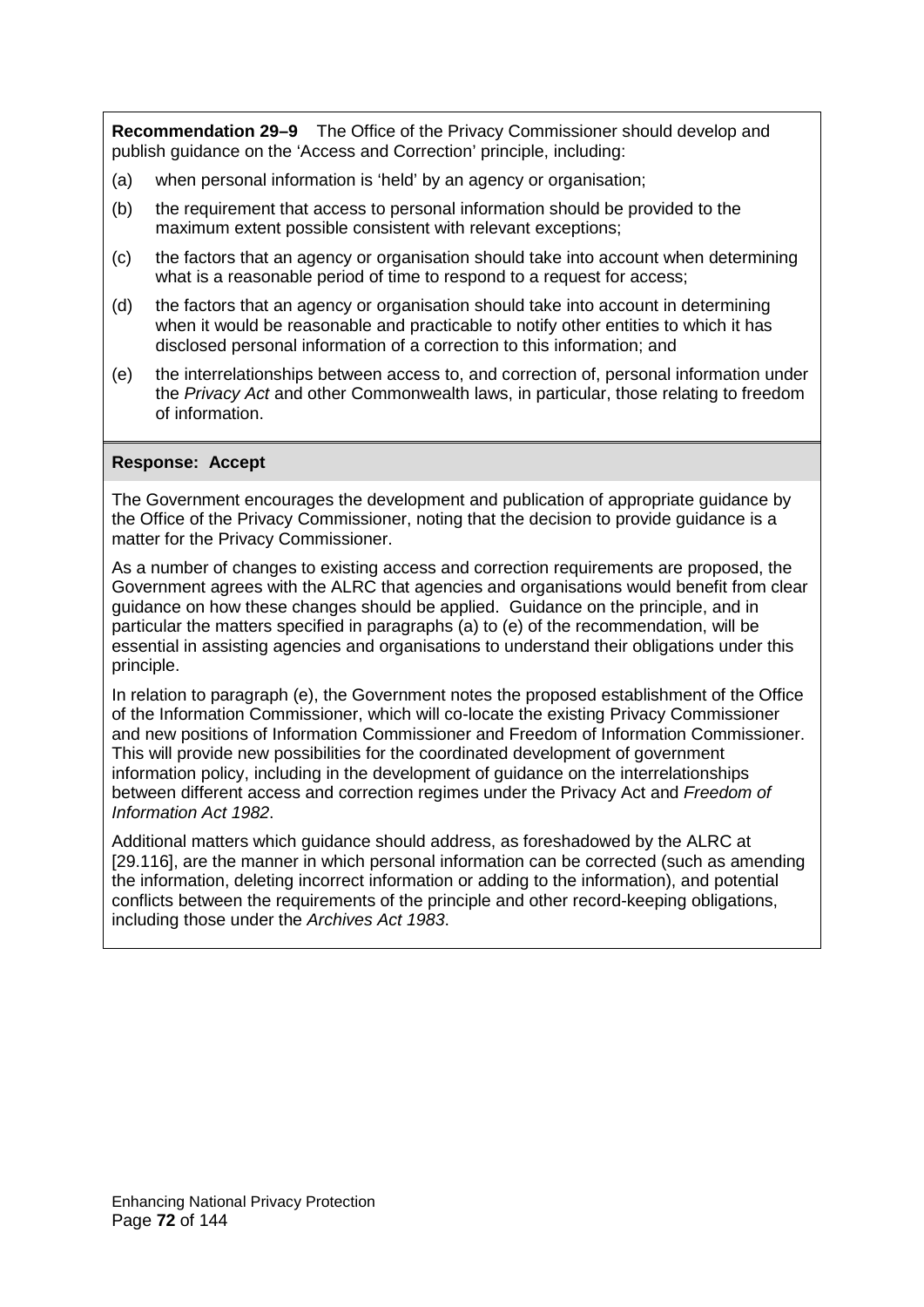**Recommendation 29–9** The Office of the Privacy Commissioner should develop and publish guidance on the 'Access and Correction' principle, including:

(a) when personal information is 'held' by an agency or organisation;

(b) the requirement that access to personal information should be provided to the maximum extent possible consistent with relevant exceptions;

(c) the factors that an agency or organisation should take into account when determining what is a reasonable period of time to respond to a request for access;

(d) the factors that an agency or organisation should take into account in determining when it would be reasonable and practicable to notify other entities to which it has disclosed personal information of a correction to this information; and

(e) the interrelationships between access to, and correction of, personal information under the *Privacy Act* and other Commonwealth laws, in particular, those relating to freedom of information.

**Response: Accept**

The Government encourages the development and publication of appropriate guidance by the Office of the Privacy Commissioner, noting that the decision to provide guidance is a matter for the Privacy Commissioner.

As a number of changes to existing access and correction requirements are proposed, the Government agrees with the ALRC that agencies and organisations would benefit from clear guidance on how these changes should be applied. Guidance on the principle, and in particular the matters specified in paragraphs (a) to (e) of the recommendation, will be essential in assisting agencies and organisations to understand their obligations under this principle.

In relation to paragraph (e), the Government notes the proposed establishment of the Office of the Information Commissioner, which will co-locate the existing Privacy Commissioner and new positions of Information Commissioner and Freedom of Information Commissioner. This will provide new possibilities for the coordinated development of government information policy, including in the development of guidance on the interrelationships between different access and correction regimes under the Privacy Act and *Freedom of Information Act 1982*.

Additional matters which guidance should address, as foreshadowed by the ALRC at [29.116], are the manner in which personal information can be corrected (such as amending the information, deleting incorrect information or adding to the information), and potential conflicts between the requirements of the principle and other record-keeping obligations, including those under the *Archives Act 1983*.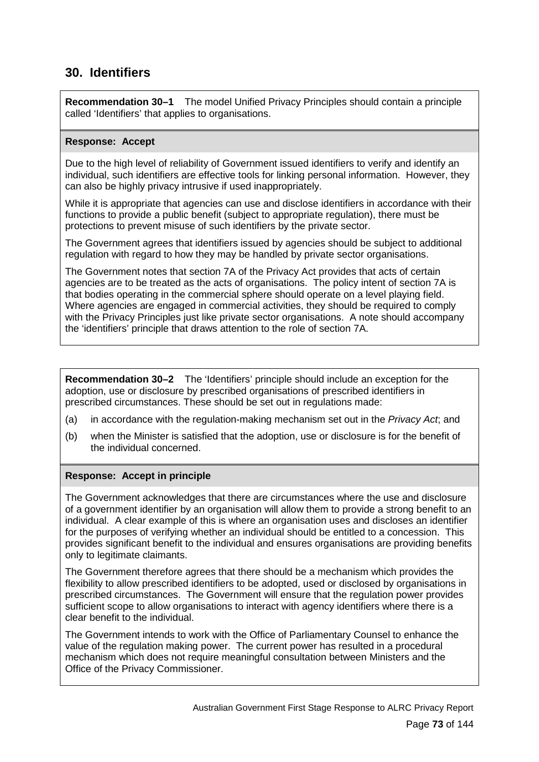## 30. Identifiers

**Recommendation 30–1** The model Unified Privacy Principles should contain a principle called 'Identifiers' that applies to organisations.

**Response: Accept**

Due to the high level of reliability of Government issued identifiers to verify and identify an individual, such identifiers are effective tools for linking personal information. However, they can also be highly privacy intrusive if used inappropriately.

While it is appropriate that agencies can use and disclose identifiers in accordance with their functions to provide a public benefit (subject to appropriate regulation), there must be protections to prevent misuse of such identifiers by the private sector.

The Government agrees that identifiers issued by agencies should be subject to additional regulation with regard to how they may be handled by private sector organisations.

The Government notes that section 7A of the Privacy Act provides that acts of certain agencies are to be treated as the acts of organisations. The policy intent of section 7A is that bodies operating in the commercial sphere should operate on a level playing field. Where agencies are engaged in commercial activities, they should be required to comply with the Privacy Principles just like private sector organisations. A note should accompany the 'identifiers' principle that draws attention to the role of section 7A.

**Recommendation 30–2** The 'Identifiers' principle should include an exception for the adoption, use or disclosure by prescribed organisations of prescribed identifiers in prescribed circumstances. These should be set out in regulations made:

(a) in accordance with the regulation-making mechanism set out in the *Privacy Act*; and

(b) when the Minister is satisfied that the adoption, use or disclosure is for the benefit of the individual concerned.

**Response: Accept in principle**

The Government acknowledges that there are circumstances where the use and disclosure of a government identifier by an organisation will allow them to provide a strong benefit to an individual. A clear example of this is where an organisation uses and discloses an identifier for the purposes of verifying whether an individual should be entitled to a concession. This provides significant benefit to the individual and ensures organisations are providing benefits only to legitimate claimants.

The Government therefore agrees that there should be a mechanism which provides the flexibility to allow prescribed identifiers to be adopted, used or disclosed by organisations in prescribed circumstances. The Government will ensure that the regulation power provides sufficient scope to allow organisations to interact with agency identifiers where there is a clear benefit to the individual.

The Government intends to work with the Office of Parliamentary Counsel to enhance the value of the regulation making power. The current power has resulted in a procedural mechanism which does not require meaningful consultation between Ministers and the Office of the Privacy Commissioner.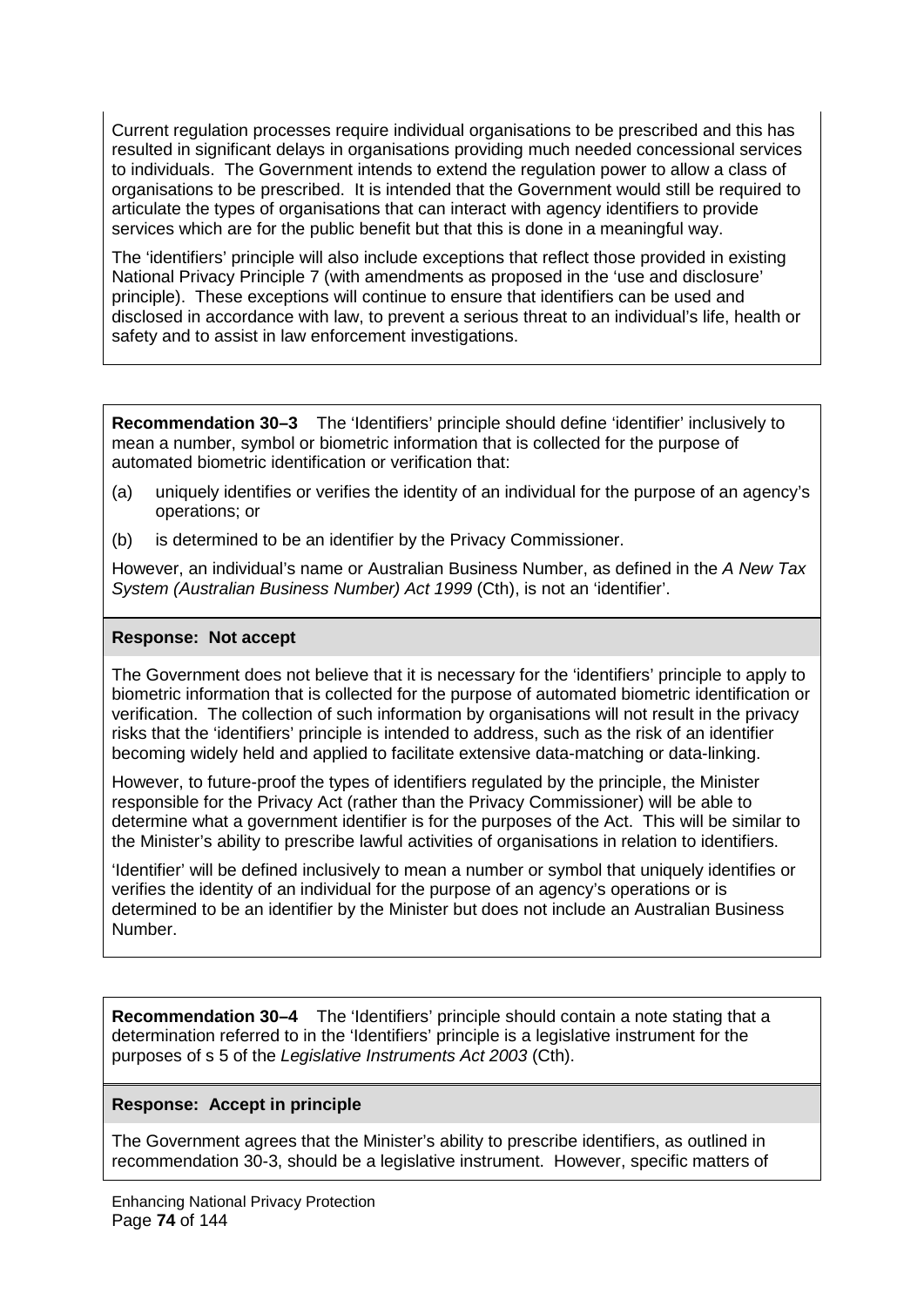Current regulation processes require individual organisations to be prescribed and this has resulted in significant delays in organisations providing much needed concessional services to individuals. The Government intends to extend the regulation power to allow a class of organisations to be prescribed. It is intended that the Government would still be required to articulate the types of organisations that can interact with agency identifiers to provide services which are for the public benefit but that this is done in a meaningful way.

The 'identifiers' principle will also include exceptions that reflect those provided in existing National Privacy Principle 7 (with amendments as proposed in the 'use and disclosure' principle). These exceptions will continue to ensure that identifiers can be used and disclosed in accordance with law, to prevent a serious threat to an individual's life, health or safety and to assist in law enforcement investigations.

**Recommendation 30–3** The 'Identifiers' principle should define 'identifier' inclusively to mean a number, symbol or biometric information that is collected for the purpose of automated biometric identification or verification that:

(a) uniquely identifies or verifies the identity of an individual for the purpose of an agency's operations; or

(b) is determined to be an identifier by the Privacy Commissioner.

However, an individual's name or Australian Business Number, as defined in the *A New Tax System (Australian Business Number) Act 1999* (Cth), is not an 'identifier'.

**Response: Not accept**

The Government does not believe that it is necessary for the 'identifiers' principle to apply to biometric information that is collected for the purpose of automated biometric identification or verification. The collection of such information by organisations will not result in the privacy risks that the 'identifiers' principle is intended to address, such as the risk of an identifier becoming widely held and applied to facilitate extensive data-matching or data-linking.

However, to future-proof the types of identifiers regulated by the principle, the Minister responsible for the Privacy Act (rather than the Privacy Commissioner) will be able to determine what a government identifier is for the purposes of the Act. This will be similar to the Minister's ability to prescribe lawful activities of organisations in relation to identifiers.

'Identifier' will be defined inclusively to mean a number or symbol that uniquely identifies or verifies the identity of an individual for the purpose of an agency's operations or is determined to be an identifier by the Minister but does not include an Australian Business Number.

**Recommendation 30–4** The 'Identifiers' principle should contain a note stating that a determination referred to in the 'Identifiers' principle is a legislative instrument for the purposes of s 5 of the *Legislative Instruments Act 2003* (Cth).

**Response: Accept in principle**

The Government agrees that the Minister's ability to prescribe identifiers, as outlined in recommendation 30-3, should be a legislative instrument. However, specific matters of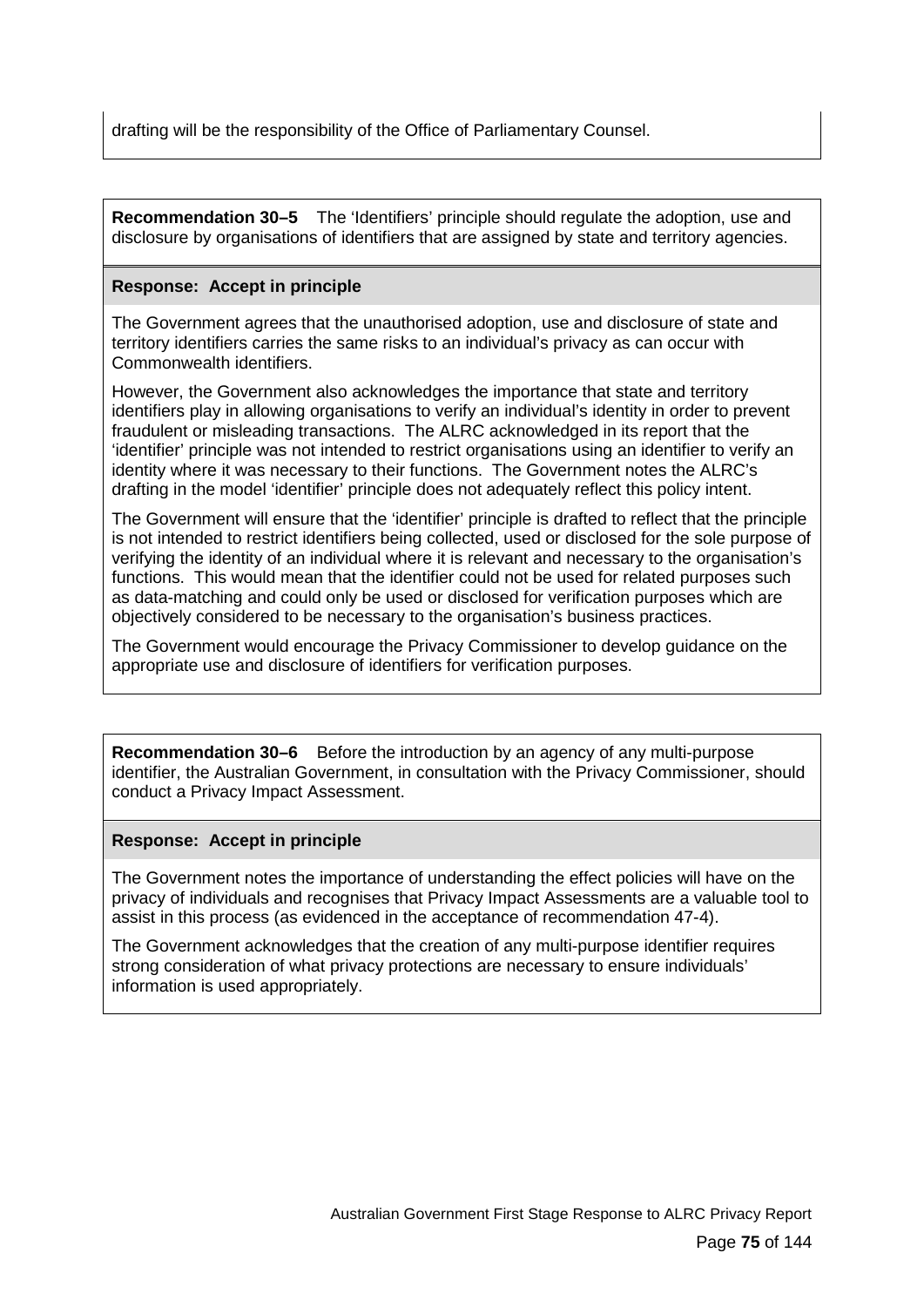drafting will be the responsibility of the Office of Parliamentary Counsel.

**Recommendation 30–5** The 'Identifiers' principle should regulate the adoption, use and disclosure by organisations of identifiers that are assigned by state and territory agencies.

**Response: Accept in principle**

The Government agrees that the unauthorised adoption, use and disclosure of state and territory identifiers carries the same risks to an individual's privacy as can occur with Commonwealth identifiers.

However, the Government also acknowledges the importance that state and territory identifiers play in allowing organisations to verify an individual's identity in order to prevent fraudulent or misleading transactions. The ALRC acknowledged in its report that the 'identifier' principle was not intended to restrict organisations using an identifier to verify an identity where it was necessary to their functions. The Government notes the ALRC's drafting in the model 'identifier' principle does not adequately reflect this policy intent.

The Government will ensure that the 'identifier' principle is drafted to reflect that the principle is not intended to restrict identifiers being collected, used or disclosed for the sole purpose of verifying the identity of an individual where it is relevant and necessary to the organisation's functions. This would mean that the identifier could not be used for related purposes such as data-matching and could only be used or disclosed for verification purposes which are objectively considered to be necessary to the organisation's business practices.

The Government would encourage the Privacy Commissioner to develop guidance on the appropriate use and disclosure of identifiers for verification purposes.

**Recommendation 30–6** Before the introduction by an agency of any multi-purpose identifier, the Australian Government, in consultation with the Privacy Commissioner, should conduct a Privacy Impact Assessment.

**Response: Accept in principle**

The Government notes the importance of understanding the effect policies will have on the privacy of individuals and recognises that Privacy Impact Assessments are a valuable tool to assist in this process (as evidenced in the acceptance of recommendation 47-4).

The Government acknowledges that the creation of any multi-purpose identifier requires strong consideration of what privacy protections are necessary to ensure individuals' information is used appropriately.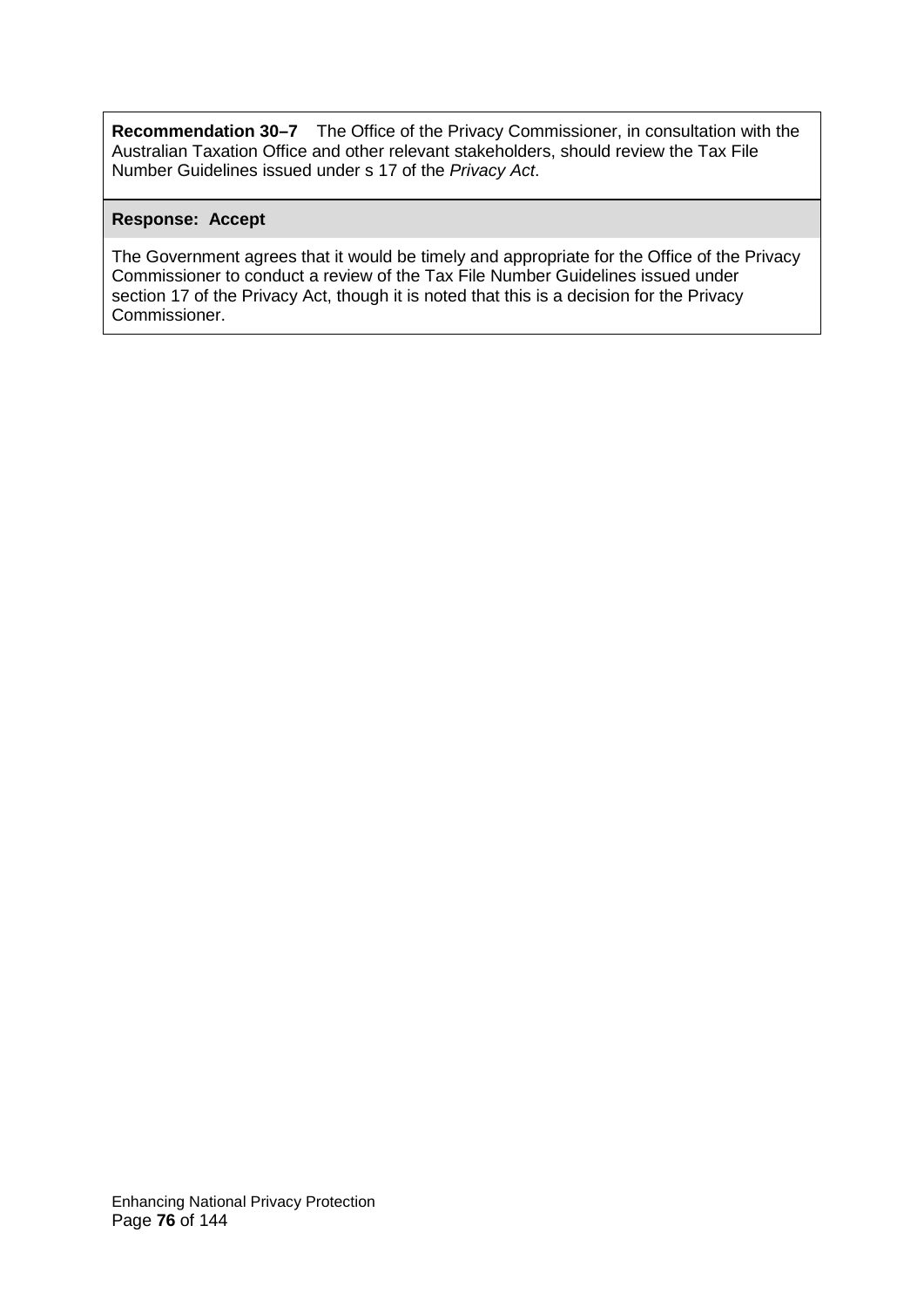**Recommendation 30–7** The Office of the Privacy Commissioner, in consultation with the Australian Taxation Office and other relevant stakeholders, should review the Tax File Number Guidelines issued under s 17 of the *Privacy Act*.

**Response: Accept**

The Government agrees that it would be timely and appropriate for the Office of the Privacy Commissioner to conduct a review of the Tax File Number Guidelines issued under section 17 of the Privacy Act, though it is noted that this is a decision for the Privacy Commissioner.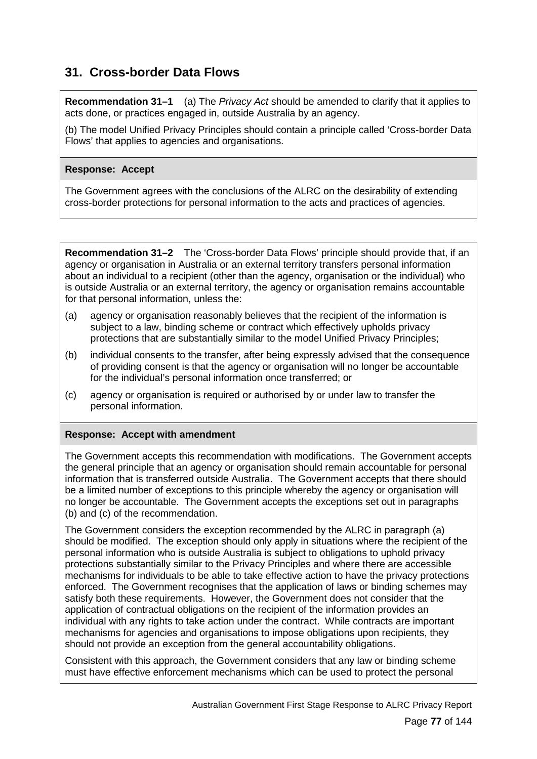## 31. Cross-border Data Flows

**Recommendation 31–1** (a) The *Privacy Act* should be amended to clarify that it applies to acts done, or practices engaged in, outside Australia by an agency.

(b) The model Unified Privacy Principles should contain a principle called 'Cross-border Data Flows' that applies to agencies and organisations.

**Response: Accept**

The Government agrees with the conclusions of the ALRC on the desirability of extending cross-border protections for personal information to the acts and practices of agencies.

**Recommendation 31–2** The 'Cross-border Data Flows' principle should provide that, if an agency or organisation in Australia or an external territory transfers personal information about an individual to a recipient (other than the agency, organisation or the individual) who is outside Australia or an external territory, the agency or organisation remains accountable for that personal information, unless the:

(a) agency or organisation reasonably believes that the recipient of the information is subject to a law, binding scheme or contract which effectively upholds privacy protections that are substantially similar to the model Unified Privacy Principles;

(b) individual consents to the transfer, after being expressly advised that the consequence of providing consent is that the agency or organisation will no longer be accountable for the individual's personal information once transferred; or

(c) agency or organisation is required or authorised by or under law to transfer the personal information.

**Response: Accept with amendment**

The Government accepts this recommendation with modifications. The Government accepts the general principle that an agency or organisation should remain accountable for personal information that is transferred outside Australia. The Government accepts that there should be a limited number of exceptions to this principle whereby the agency or organisation will no longer be accountable. The Government accepts the exceptions set out in paragraphs (b) and (c) of the recommendation.

The Government considers the exception recommended by the ALRC in paragraph (a) should be modified. The exception should only apply in situations where the recipient of the personal information who is outside Australia is subject to obligations to uphold privacy protections substantially similar to the Privacy Principles and where there are accessible mechanisms for individuals to be able to take effective action to have the privacy protections enforced. The Government recognises that the application of laws or binding schemes may satisfy both these requirements. However, the Government does not consider that the application of contractual obligations on the recipient of the information provides an individual with any rights to take action under the contract. While contracts are important mechanisms for agencies and organisations to impose obligations upon recipients, they should not provide an exception from the general accountability obligations.

Consistent with this approach, the Government considers that any law or binding scheme must have effective enforcement mechanisms which can be used to protect the personal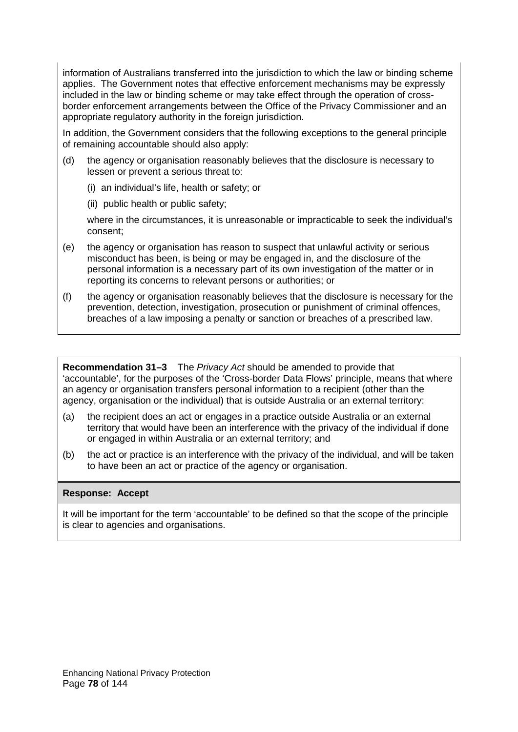information of Australians transferred into the jurisdiction to which the law or binding scheme applies. The Government notes that effective enforcement mechanisms may be expressly included in the law or binding scheme or may take effect through the operation of cross-border enforcement arrangements between the Office of the Privacy Commissioner and an appropriate regulatory authority in the foreign jurisdiction.

In addition, the Government considers that the following exceptions to the general principle of remaining accountable should also apply:

(d) the agency or organisation reasonably believes that the disclosure is necessary to lessen or prevent a serious threat to:

  (i) an individual's life, health or safety; or

  (ii) public health or public safety;

  where in the circumstances, it is unreasonable or impracticable to seek the individual's consent;

(e) the agency or organisation has reason to suspect that unlawful activity or serious misconduct has been, is being or may be engaged in, and the disclosure of the personal information is a necessary part of its own investigation of the matter or in reporting its concerns to relevant persons or authorities; or

(f) the agency or organisation reasonably believes that the disclosure is necessary for the prevention, detection, investigation, prosecution or punishment of criminal offences, breaches of a law imposing a penalty or sanction or breaches of a prescribed law.

**Recommendation 31–3** The *Privacy Act* should be amended to provide that 'accountable', for the purposes of the 'Cross-border Data Flows' principle, means that where an agency or organisation transfers personal information to a recipient (other than the agency, organisation or the individual) that is outside Australia or an external territory:

(a) the recipient does an act or engages in a practice outside Australia or an external territory that would have been an interference with the privacy of the individual if done or engaged in within Australia or an external territory; and

(b) the act or practice is an interference with the privacy of the individual, and will be taken to have been an act or practice of the agency or organisation.

**Response: Accept**

It will be important for the term 'accountable' to be defined so that the scope of the principle is clear to agencies and organisations.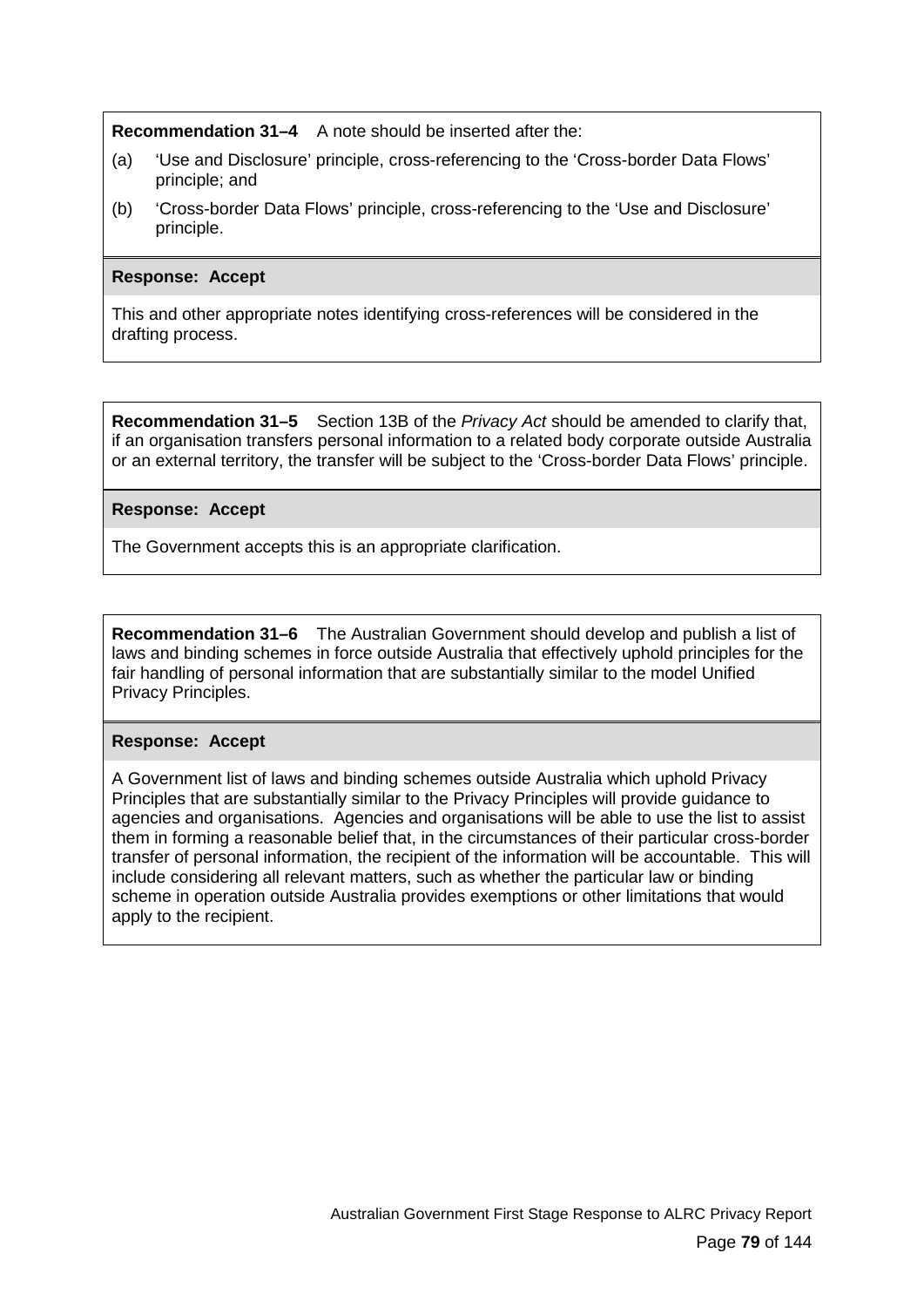**Recommendation 31–4** A note should be inserted after the:

(a) 'Use and Disclosure' principle, cross-referencing to the 'Cross-border Data Flows' principle; and

(b) 'Cross-border Data Flows' principle, cross-referencing to the 'Use and Disclosure' principle.

**Response: Accept**

This and other appropriate notes identifying cross-references will be considered in the drafting process.

**Recommendation 31–5** Section 13B of the *Privacy Act* should be amended to clarify that, if an organisation transfers personal information to a related body corporate outside Australia or an external territory, the transfer will be subject to the 'Cross-border Data Flows' principle.

**Response: Accept**

The Government accepts this is an appropriate clarification.

**Recommendation 31–6** The Australian Government should develop and publish a list of laws and binding schemes in force outside Australia that effectively uphold principles for the fair handling of personal information that are substantially similar to the model Unified Privacy Principles.

**Response: Accept**

A Government list of laws and binding schemes outside Australia which uphold Privacy Principles that are substantially similar to the Privacy Principles will provide guidance to agencies and organisations. Agencies and organisations will be able to use the list to assist them in forming a reasonable belief that, in the circumstances of their particular cross-border transfer of personal information, the recipient of the information will be accountable. This will include considering all relevant matters, such as whether the particular law or binding scheme in operation outside Australia provides exemptions or other limitations that would apply to the recipient.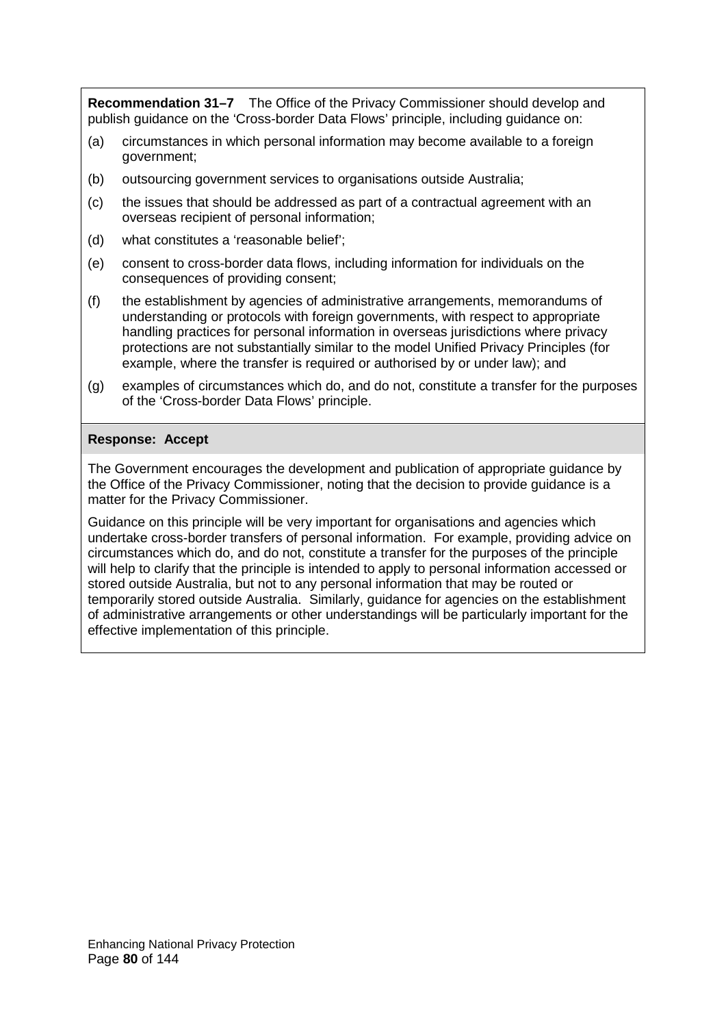**Recommendation 31–7** The Office of the Privacy Commissioner should develop and publish guidance on the 'Cross-border Data Flows' principle, including guidance on:

(a) circumstances in which personal information may become available to a foreign government;

(b) outsourcing government services to organisations outside Australia;

(c) the issues that should be addressed as part of a contractual agreement with an overseas recipient of personal information;

(d) what constitutes a 'reasonable belief';

(e) consent to cross-border data flows, including information for individuals on the consequences of providing consent;

(f) the establishment by agencies of administrative arrangements, memorandums of understanding or protocols with foreign governments, with respect to appropriate handling practices for personal information in overseas jurisdictions where privacy protections are not substantially similar to the model Unified Privacy Principles (for example, where the transfer is required or authorised by or under law); and

(g) examples of circumstances which do, and do not, constitute a transfer for the purposes of the 'Cross-border Data Flows' principle.

**Response: Accept**

The Government encourages the development and publication of appropriate guidance by the Office of the Privacy Commissioner, noting that the decision to provide guidance is a matter for the Privacy Commissioner.

Guidance on this principle will be very important for organisations and agencies which undertake cross-border transfers of personal information. For example, providing advice on circumstances which do, and do not, constitute a transfer for the purposes of the principle will help to clarify that the principle is intended to apply to personal information accessed or stored outside Australia, but not to any personal information that may be routed or temporarily stored outside Australia. Similarly, guidance for agencies on the establishment of administrative arrangements or other understandings will be particularly important for the effective implementation of this principle.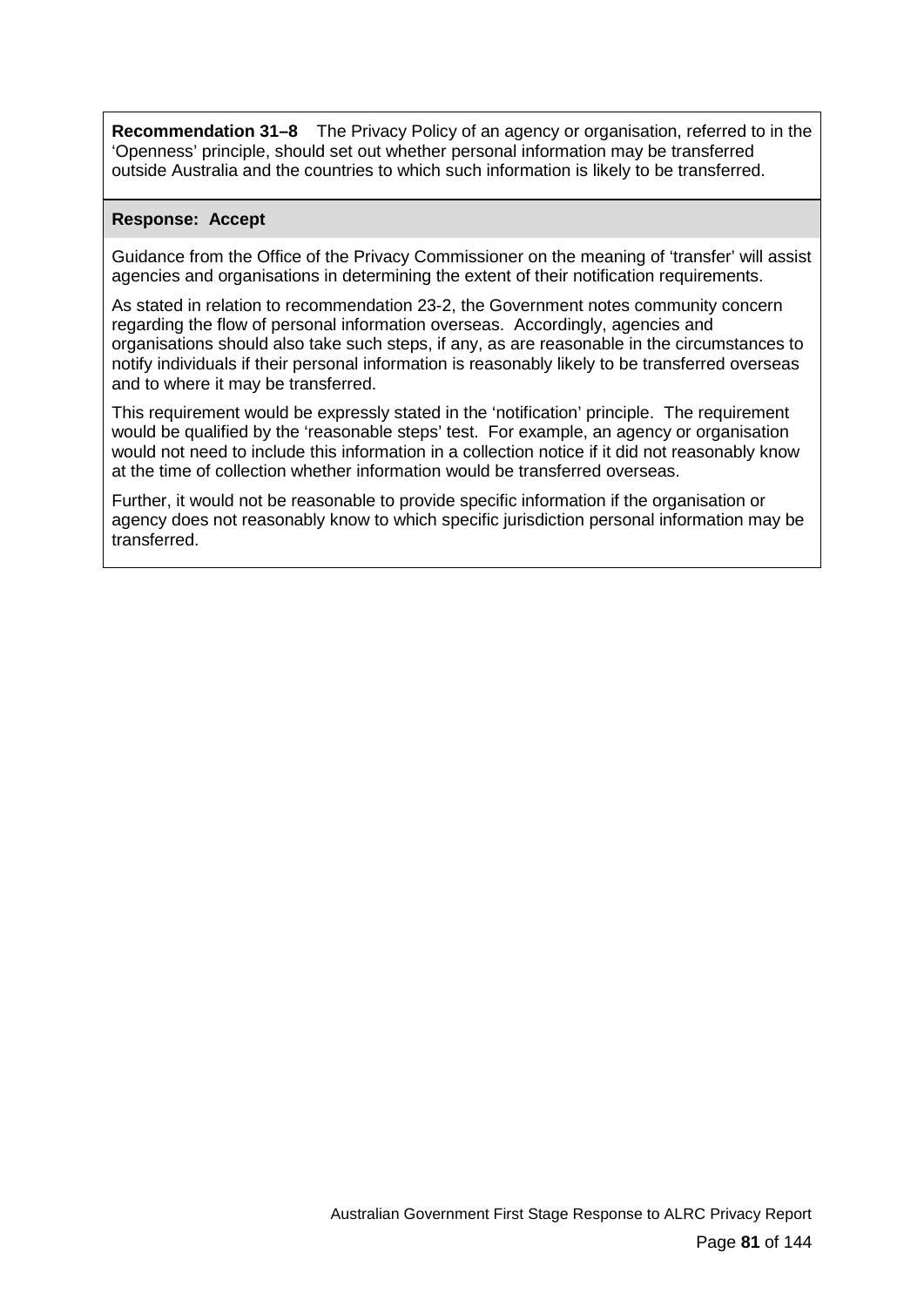**Recommendation 31–8** The Privacy Policy of an agency or organisation, referred to in the 'Openness' principle, should set out whether personal information may be transferred outside Australia and the countries to which such information is likely to be transferred.

**Response: Accept**

Guidance from the Office of the Privacy Commissioner on the meaning of 'transfer' will assist agencies and organisations in determining the extent of their notification requirements.

As stated in relation to recommendation 23-2, the Government notes community concern regarding the flow of personal information overseas. Accordingly, agencies and organisations should also take such steps, if any, as are reasonable in the circumstances to notify individuals if their personal information is reasonably likely to be transferred overseas and to where it may be transferred.

This requirement would be expressly stated in the 'notification' principle. The requirement would be qualified by the 'reasonable steps' test. For example, an agency or organisation would not need to include this information in a collection notice if it did not reasonably know at the time of collection whether information would be transferred overseas.

Further, it would not be reasonable to provide specific information if the organisation or agency does not reasonably know to which specific jurisdiction personal information may be transferred.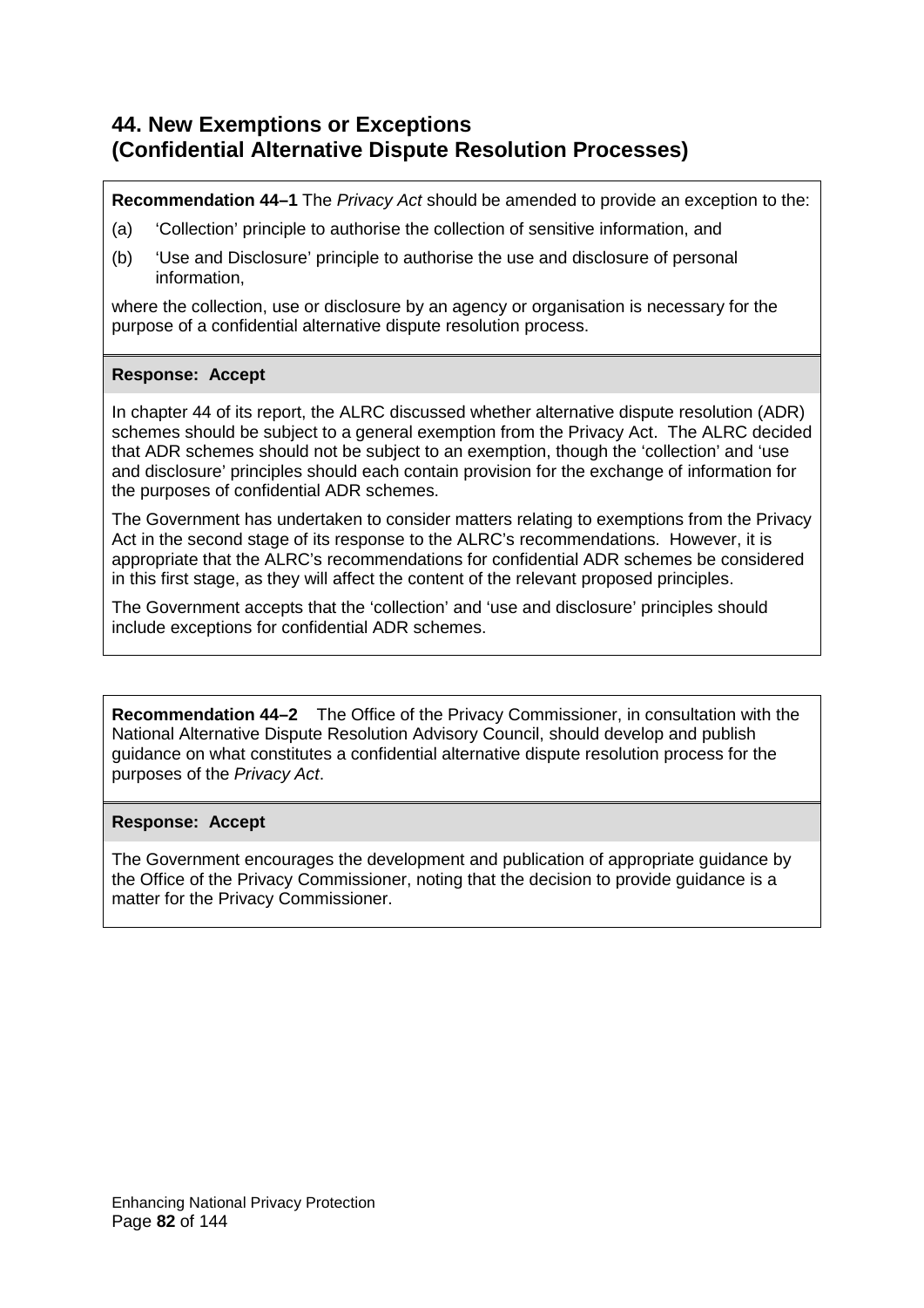## 44. New Exemptions or Exceptions
## (Confidential Alternative Dispute Resolution Processes)

**Recommendation 44–1** The *Privacy Act* should be amended to provide an exception to the:

(a) 'Collection' principle to authorise the collection of sensitive information, and

(b) 'Use and Disclosure' principle to authorise the use and disclosure of personal information,

where the collection, use or disclosure by an agency or organisation is necessary for the purpose of a confidential alternative dispute resolution process.

**Response: Accept**

In chapter 44 of its report, the ALRC discussed whether alternative dispute resolution (ADR) schemes should be subject to a general exemption from the Privacy Act. The ALRC decided that ADR schemes should not be subject to an exemption, though the 'collection' and 'use and disclosure' principles should each contain provision for the exchange of information for the purposes of confidential ADR schemes.

The Government has undertaken to consider matters relating to exemptions from the Privacy Act in the second stage of its response to the ALRC's recommendations. However, it is appropriate that the ALRC's recommendations for confidential ADR schemes be considered in this first stage, as they will affect the content of the relevant proposed principles.

The Government accepts that the 'collection' and 'use and disclosure' principles should include exceptions for confidential ADR schemes.

**Recommendation 44–2** The Office of the Privacy Commissioner, in consultation with the National Alternative Dispute Resolution Advisory Council, should develop and publish guidance on what constitutes a confidential alternative dispute resolution process for the purposes of the *Privacy Act*.

**Response: Accept**

The Government encourages the development and publication of appropriate guidance by the Office of the Privacy Commissioner, noting that the decision to provide guidance is a matter for the Privacy Commissioner.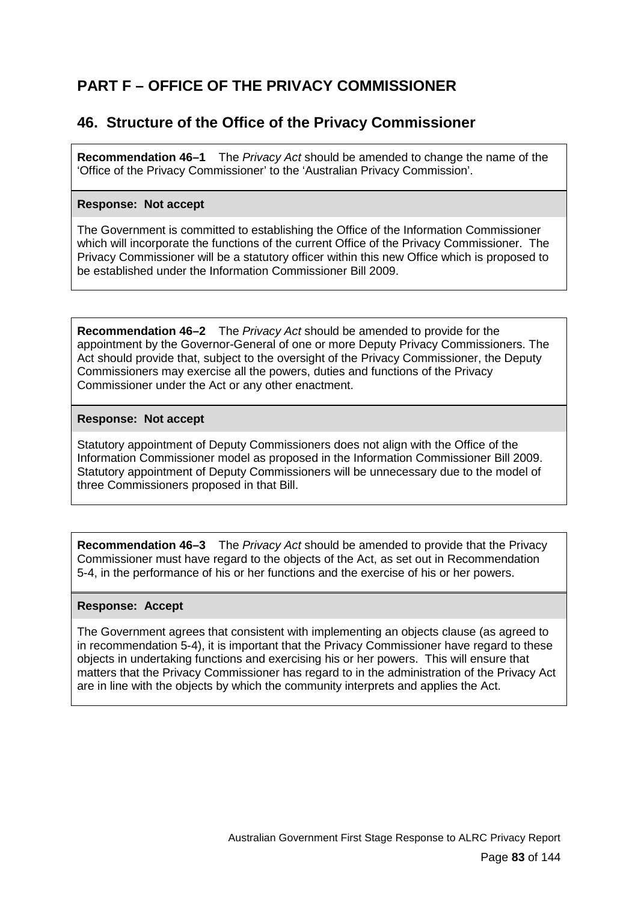# PART F – OFFICE OF THE PRIVACY COMMISSIONER

## 46. Structure of the Office of the Privacy Commissioner

**Recommendation 46–1** The *Privacy Act* should be amended to change the name of the 'Office of the Privacy Commissioner' to the 'Australian Privacy Commission'.

**Response: Not accept**

The Government is committed to establishing the Office of the Information Commissioner which will incorporate the functions of the current Office of the Privacy Commissioner. The Privacy Commissioner will be a statutory officer within this new Office which is proposed to be established under the Information Commissioner Bill 2009.

**Recommendation 46–2** The *Privacy Act* should be amended to provide for the appointment by the Governor-General of one or more Deputy Privacy Commissioners. The Act should provide that, subject to the oversight of the Privacy Commissioner, the Deputy Commissioners may exercise all the powers, duties and functions of the Privacy Commissioner under the Act or any other enactment.

**Response: Not accept**

Statutory appointment of Deputy Commissioners does not align with the Office of the Information Commissioner model as proposed in the Information Commissioner Bill 2009. Statutory appointment of Deputy Commissioners will be unnecessary due to the model of three Commissioners proposed in that Bill.

**Recommendation 46–3** The *Privacy Act* should be amended to provide that the Privacy Commissioner must have regard to the objects of the Act, as set out in Recommendation 5-4, in the performance of his or her functions and the exercise of his or her powers.

**Response: Accept**

The Government agrees that consistent with implementing an objects clause (as agreed to in recommendation 5-4), it is important that the Privacy Commissioner have regard to these objects in undertaking functions and exercising his or her powers. This will ensure that matters that the Privacy Commissioner has regard to in the administration of the Privacy Act are in line with the objects by which the community interprets and applies the Act.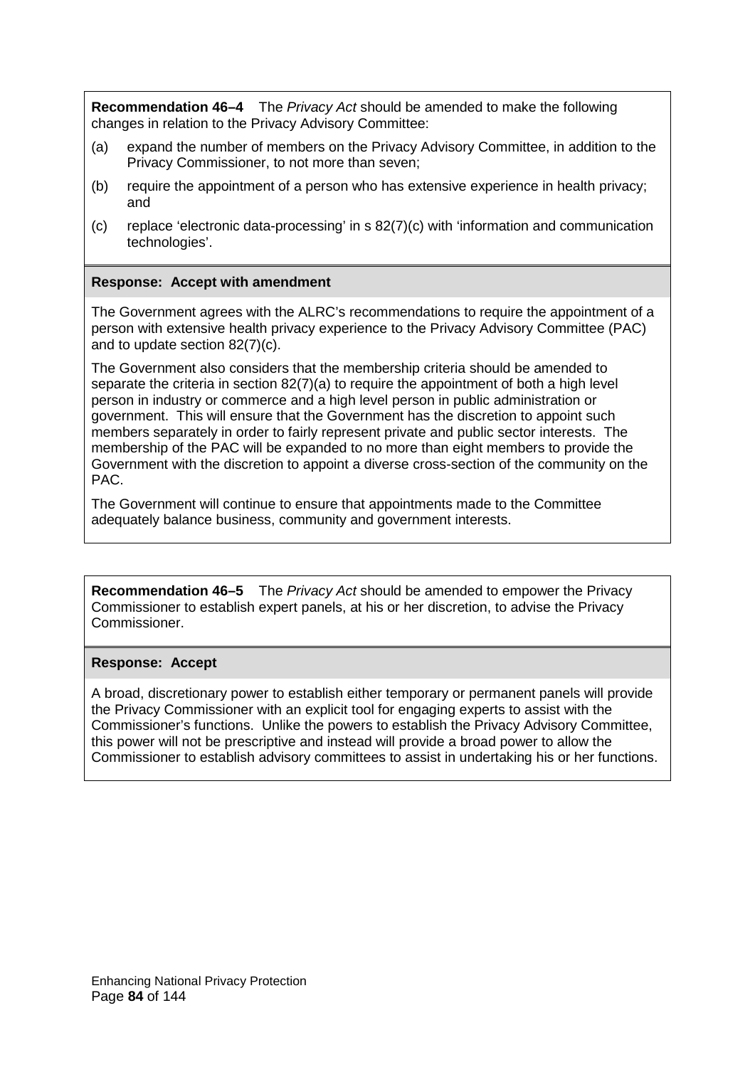**Recommendation 46–4** The *Privacy Act* should be amended to make the following changes in relation to the Privacy Advisory Committee:

(a) expand the number of members on the Privacy Advisory Committee, in addition to the Privacy Commissioner, to not more than seven;

(b) require the appointment of a person who has extensive experience in health privacy; and

(c) replace 'electronic data-processing' in s 82(7)(c) with 'information and communication technologies'.

**Response: Accept with amendment**

The Government agrees with the ALRC's recommendations to require the appointment of a person with extensive health privacy experience to the Privacy Advisory Committee (PAC) and to update section 82(7)(c).

The Government also considers that the membership criteria should be amended to separate the criteria in section 82(7)(a) to require the appointment of both a high level person in industry or commerce and a high level person in public administration or government. This will ensure that the Government has the discretion to appoint such members separately in order to fairly represent private and public sector interests. The membership of the PAC will be expanded to no more than eight members to provide the Government with the discretion to appoint a diverse cross-section of the community on the PAC.

The Government will continue to ensure that appointments made to the Committee adequately balance business, community and government interests.

**Recommendation 46–5** The *Privacy Act* should be amended to empower the Privacy Commissioner to establish expert panels, at his or her discretion, to advise the Privacy Commissioner.

**Response: Accept**

A broad, discretionary power to establish either temporary or permanent panels will provide the Privacy Commissioner with an explicit tool for engaging experts to assist with the Commissioner's functions. Unlike the powers to establish the Privacy Advisory Committee, this power will not be prescriptive and instead will provide a broad power to allow the Commissioner to establish advisory committees to assist in undertaking his or her functions.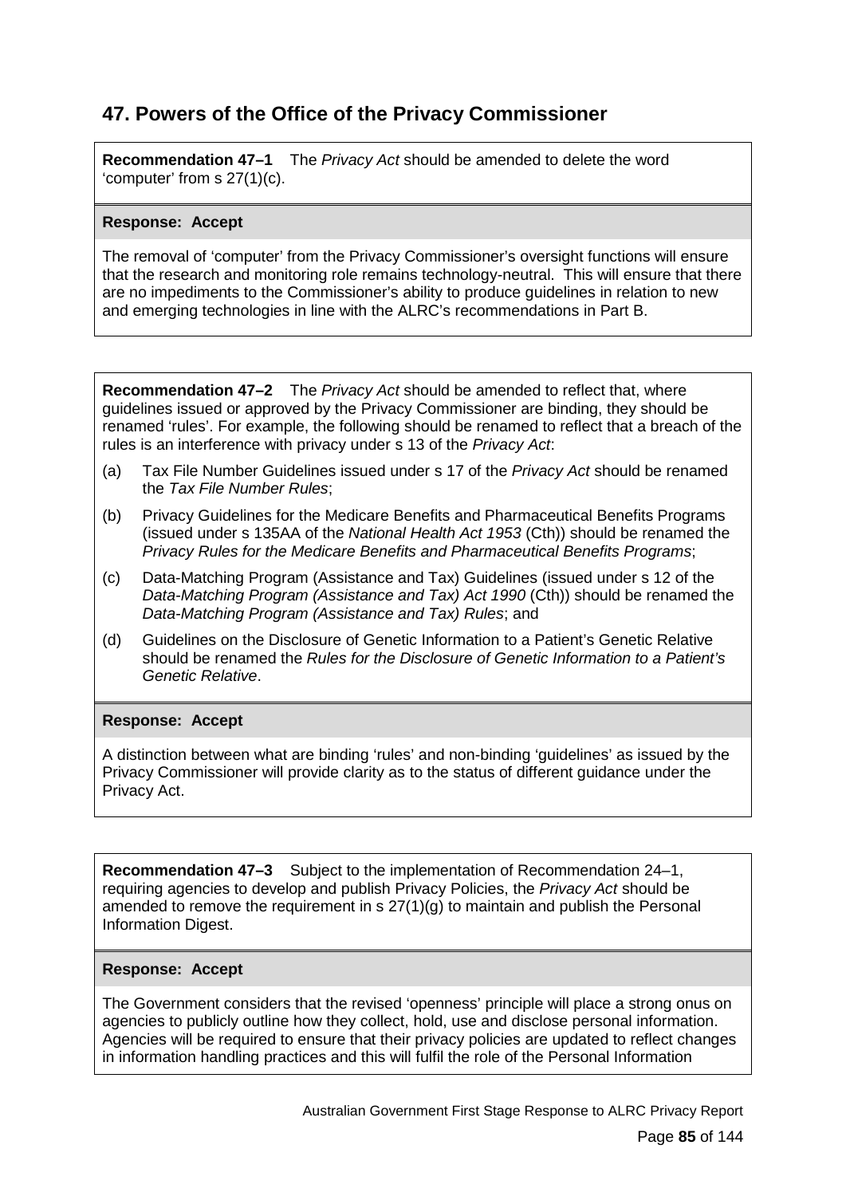## 47. Powers of the Office of the Privacy Commissioner

**Recommendation 47–1** The *Privacy Act* should be amended to delete the word 'computer' from s 27(1)(c).

**Response: Accept**

The removal of 'computer' from the Privacy Commissioner's oversight functions will ensure that the research and monitoring role remains technology-neutral. This will ensure that there are no impediments to the Commissioner's ability to produce guidelines in relation to new and emerging technologies in line with the ALRC's recommendations in Part B.

**Recommendation 47–2** The *Privacy Act* should be amended to reflect that, where guidelines issued or approved by the Privacy Commissioner are binding, they should be renamed 'rules'. For example, the following should be renamed to reflect that a breach of the rules is an interference with privacy under s 13 of the *Privacy Act*:

(a) Tax File Number Guidelines issued under s 17 of the *Privacy Act* should be renamed the *Tax File Number Rules*;

(b) Privacy Guidelines for the Medicare Benefits and Pharmaceutical Benefits Programs (issued under s 135AA of the *National Health Act 1953* (Cth)) should be renamed the *Privacy Rules for the Medicare Benefits and Pharmaceutical Benefits Programs*;

(c) Data-Matching Program (Assistance and Tax) Guidelines (issued under s 12 of the *Data-Matching Program (Assistance and Tax) Act 1990* (Cth)) should be renamed the *Data-Matching Program (Assistance and Tax) Rules*; and

(d) Guidelines on the Disclosure of Genetic Information to a Patient's Genetic Relative should be renamed the *Rules for the Disclosure of Genetic Information to a Patient's Genetic Relative*.

**Response: Accept**

A distinction between what are binding 'rules' and non-binding 'guidelines' as issued by the Privacy Commissioner will provide clarity as to the status of different guidance under the Privacy Act.

**Recommendation 47–3** Subject to the implementation of Recommendation 24–1, requiring agencies to develop and publish Privacy Policies, the *Privacy Act* should be amended to remove the requirement in s 27(1)(g) to maintain and publish the Personal Information Digest.

**Response: Accept**

The Government considers that the revised 'openness' principle will place a strong onus on agencies to publicly outline how they collect, hold, use and disclose personal information. Agencies will be required to ensure that their privacy policies are updated to reflect changes in information handling practices and this will fulfil the role of the Personal Information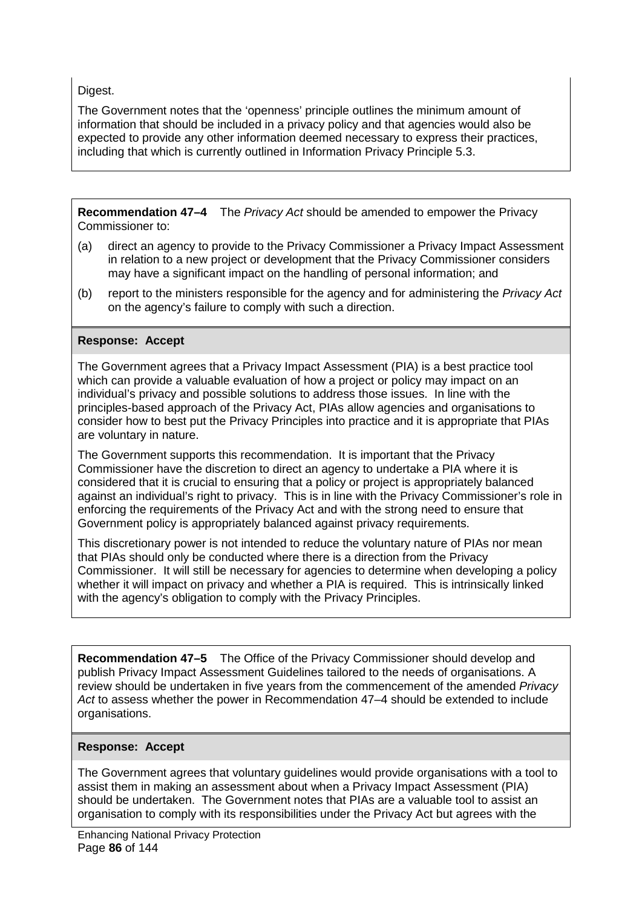Digest.

The Government notes that the 'openness' principle outlines the minimum amount of information that should be included in a privacy policy and that agencies would also be expected to provide any other information deemed necessary to express their practices, including that which is currently outlined in Information Privacy Principle 5.3.

**Recommendation 47–4** The *Privacy Act* should be amended to empower the Privacy Commissioner to:

(a) direct an agency to provide to the Privacy Commissioner a Privacy Impact Assessment in relation to a new project or development that the Privacy Commissioner considers may have a significant impact on the handling of personal information; and

(b) report to the ministers responsible for the agency and for administering the *Privacy Act* on the agency's failure to comply with such a direction.

**Response: Accept**

The Government agrees that a Privacy Impact Assessment (PIA) is a best practice tool which can provide a valuable evaluation of how a project or policy may impact on an individual's privacy and possible solutions to address those issues. In line with the principles-based approach of the Privacy Act, PIAs allow agencies and organisations to consider how to best put the Privacy Principles into practice and it is appropriate that PIAs are voluntary in nature.

The Government supports this recommendation. It is important that the Privacy Commissioner have the discretion to direct an agency to undertake a PIA where it is considered that it is crucial to ensuring that a policy or project is appropriately balanced against an individual's right to privacy. This is in line with the Privacy Commissioner's role in enforcing the requirements of the Privacy Act and with the strong need to ensure that Government policy is appropriately balanced against privacy requirements.

This discretionary power is not intended to reduce the voluntary nature of PIAs nor mean that PIAs should only be conducted where there is a direction from the Privacy Commissioner. It will still be necessary for agencies to determine when developing a policy whether it will impact on privacy and whether a PIA is required. This is intrinsically linked with the agency's obligation to comply with the Privacy Principles.

**Recommendation 47–5** The Office of the Privacy Commissioner should develop and publish Privacy Impact Assessment Guidelines tailored to the needs of organisations. A review should be undertaken in five years from the commencement of the amended *Privacy Act* to assess whether the power in Recommendation 47–4 should be extended to include organisations.

**Response: Accept**

The Government agrees that voluntary guidelines would provide organisations with a tool to assist them in making an assessment about when a Privacy Impact Assessment (PIA) should be undertaken. The Government notes that PIAs are a valuable tool to assist an organisation to comply with its responsibilities under the Privacy Act but agrees with the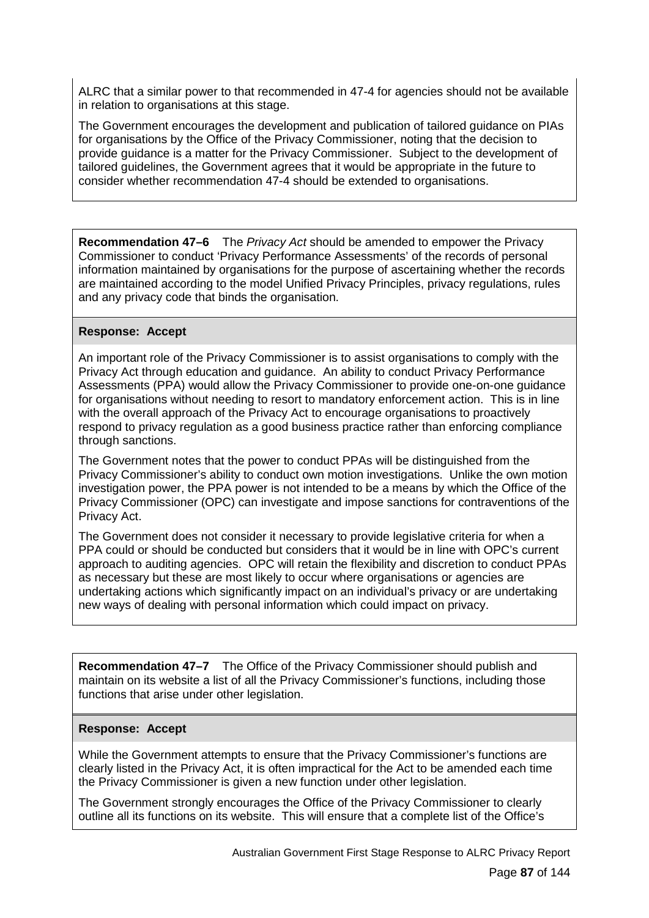ALRC that a similar power to that recommended in 47-4 for agencies should not be available in relation to organisations at this stage.

The Government encourages the development and publication of tailored guidance on PIAs for organisations by the Office of the Privacy Commissioner, noting that the decision to provide guidance is a matter for the Privacy Commissioner. Subject to the development of tailored guidelines, the Government agrees that it would be appropriate in the future to consider whether recommendation 47-4 should be extended to organisations.

**Recommendation 47–6** The *Privacy Act* should be amended to empower the Privacy Commissioner to conduct 'Privacy Performance Assessments' of the records of personal information maintained by organisations for the purpose of ascertaining whether the records are maintained according to the model Unified Privacy Principles, privacy regulations, rules and any privacy code that binds the organisation.

**Response: Accept**

An important role of the Privacy Commissioner is to assist organisations to comply with the Privacy Act through education and guidance. An ability to conduct Privacy Performance Assessments (PPA) would allow the Privacy Commissioner to provide one-on-one guidance for organisations without needing to resort to mandatory enforcement action. This is in line with the overall approach of the Privacy Act to encourage organisations to proactively respond to privacy regulation as a good business practice rather than enforcing compliance through sanctions.

The Government notes that the power to conduct PPAs will be distinguished from the Privacy Commissioner's ability to conduct own motion investigations. Unlike the own motion investigation power, the PPA power is not intended to be a means by which the Office of the Privacy Commissioner (OPC) can investigate and impose sanctions for contraventions of the Privacy Act.

The Government does not consider it necessary to provide legislative criteria for when a PPA could or should be conducted but considers that it would be in line with OPC's current approach to auditing agencies. OPC will retain the flexibility and discretion to conduct PPAs as necessary but these are most likely to occur where organisations or agencies are undertaking actions which significantly impact on an individual's privacy or are undertaking new ways of dealing with personal information which could impact on privacy.

**Recommendation 47–7** The Office of the Privacy Commissioner should publish and maintain on its website a list of all the Privacy Commissioner's functions, including those functions that arise under other legislation.

**Response: Accept**

While the Government attempts to ensure that the Privacy Commissioner's functions are clearly listed in the Privacy Act, it is often impractical for the Act to be amended each time the Privacy Commissioner is given a new function under other legislation.

The Government strongly encourages the Office of the Privacy Commissioner to clearly outline all its functions on its website. This will ensure that a complete list of the Office's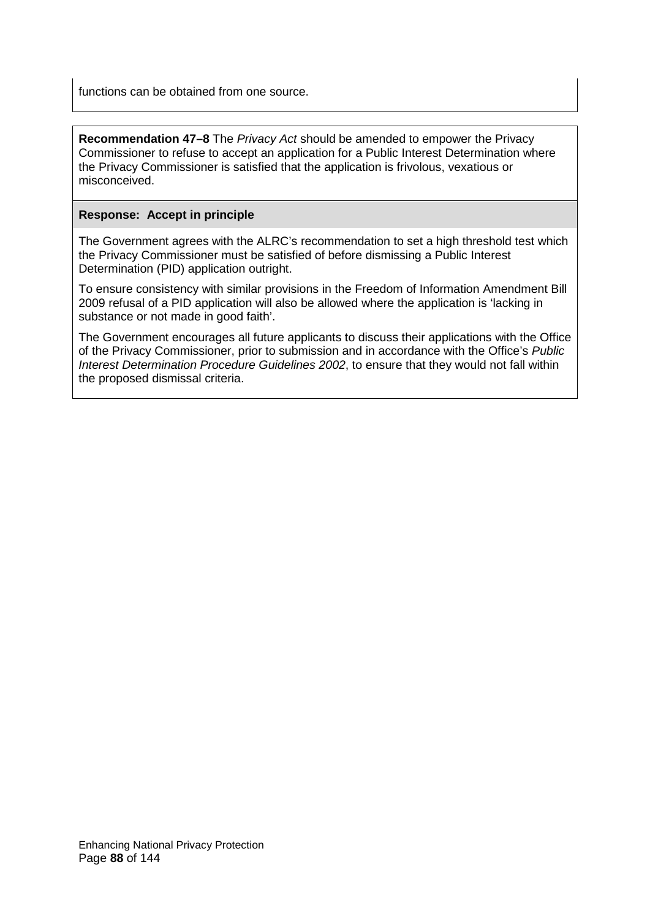functions can be obtained from one source.

**Recommendation 47–8** The *Privacy Act* should be amended to empower the Privacy Commissioner to refuse to accept an application for a Public Interest Determination where the Privacy Commissioner is satisfied that the application is frivolous, vexatious or misconceived.

**Response: Accept in principle**

The Government agrees with the ALRC's recommendation to set a high threshold test which the Privacy Commissioner must be satisfied of before dismissing a Public Interest Determination (PID) application outright.

To ensure consistency with similar provisions in the Freedom of Information Amendment Bill 2009 refusal of a PID application will also be allowed where the application is 'lacking in substance or not made in good faith'.

The Government encourages all future applicants to discuss their applications with the Office of the Privacy Commissioner, prior to submission and in accordance with the Office's *Public Interest Determination Procedure Guidelines 2002*, to ensure that they would not fall within the proposed dismissal criteria.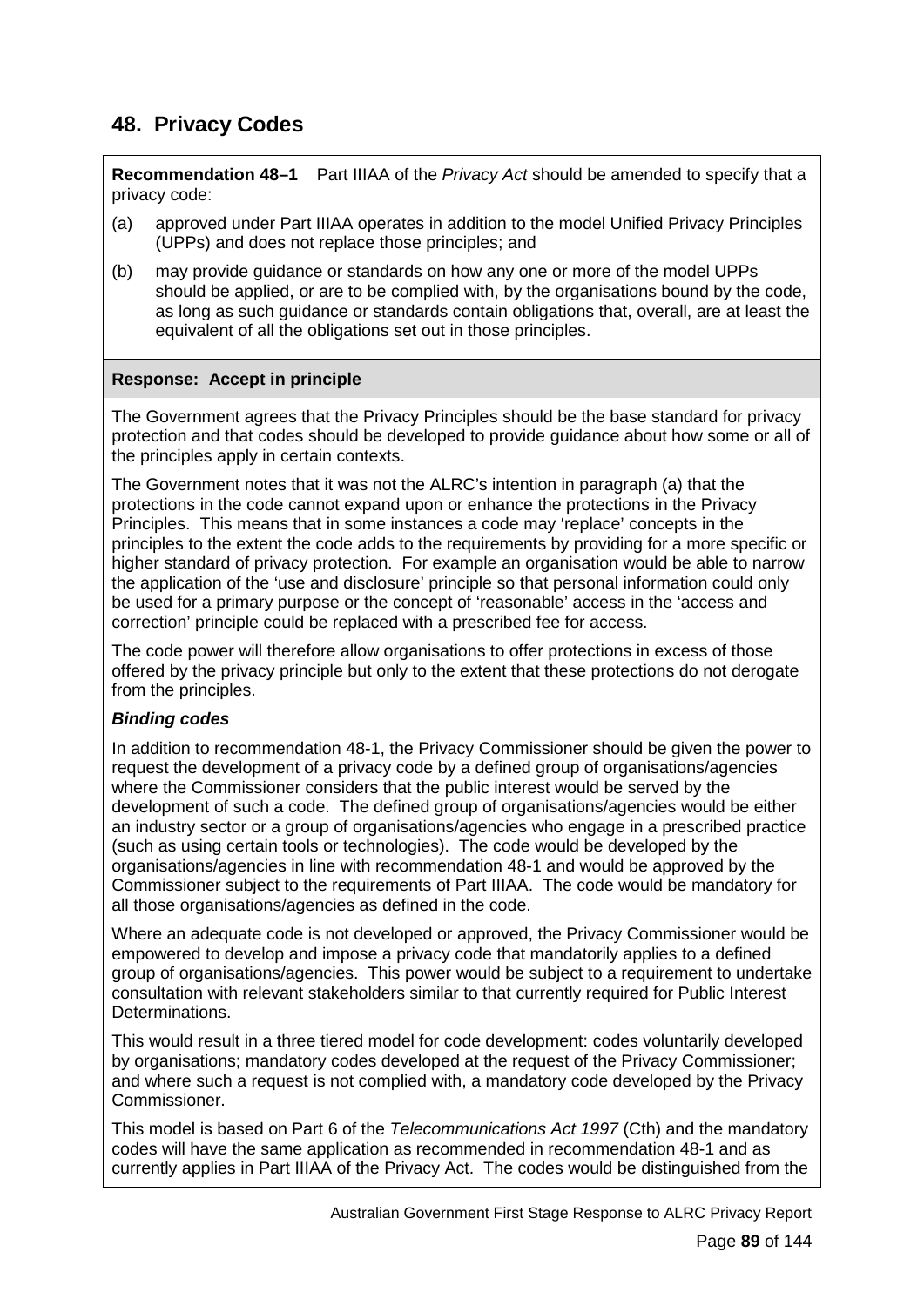## 48. Privacy Codes

**Recommendation 48–1** Part IIIAA of the *Privacy Act* should be amended to specify that a privacy code:

(a) approved under Part IIIAA operates in addition to the model Unified Privacy Principles (UPPs) and does not replace those principles; and

(b) may provide guidance or standards on how any one or more of the model UPPs should be applied, or are to be complied with, by the organisations bound by the code, as long as such guidance or standards contain obligations that, overall, are at least the equivalent of all the obligations set out in those principles.

**Response: Accept in principle**

The Government agrees that the Privacy Principles should be the base standard for privacy protection and that codes should be developed to provide guidance about how some or all of the principles apply in certain contexts.

The Government notes that it was not the ALRC's intention in paragraph (a) that the protections in the code cannot expand upon or enhance the protections in the Privacy Principles. This means that in some instances a code may 'replace' concepts in the principles to the extent the code adds to the requirements by providing for a more specific or higher standard of privacy protection. For example an organisation would be able to narrow the application of the 'use and disclosure' principle so that personal information could only be used for a primary purpose or the concept of 'reasonable' access in the 'access and correction' principle could be replaced with a prescribed fee for access.

The code power will therefore allow organisations to offer protections in excess of those offered by the privacy principle but only to the extent that these protections do not derogate from the principles.

***Binding codes***

In addition to recommendation 48-1, the Privacy Commissioner should be given the power to request the development of a privacy code by a defined group of organisations/agencies where the Commissioner considers that the public interest would be served by the development of such a code. The defined group of organisations/agencies would be either an industry sector or a group of organisations/agencies who engage in a prescribed practice (such as using certain tools or technologies). The code would be developed by the organisations/agencies in line with recommendation 48-1 and would be approved by the Commissioner subject to the requirements of Part IIIAA. The code would be mandatory for all those organisations/agencies as defined in the code.

Where an adequate code is not developed or approved, the Privacy Commissioner would be empowered to develop and impose a privacy code that mandatorily applies to a defined group of organisations/agencies. This power would be subject to a requirement to undertake consultation with relevant stakeholders similar to that currently required for Public Interest Determinations.

This would result in a three tiered model for code development: codes voluntarily developed by organisations; mandatory codes developed at the request of the Privacy Commissioner; and where such a request is not complied with, a mandatory code developed by the Privacy Commissioner.

This model is based on Part 6 of the *Telecommunications Act 1997* (Cth) and the mandatory codes will have the same application as recommended in recommendation 48-1 and as currently applies in Part IIIAA of the Privacy Act. The codes would be distinguished from the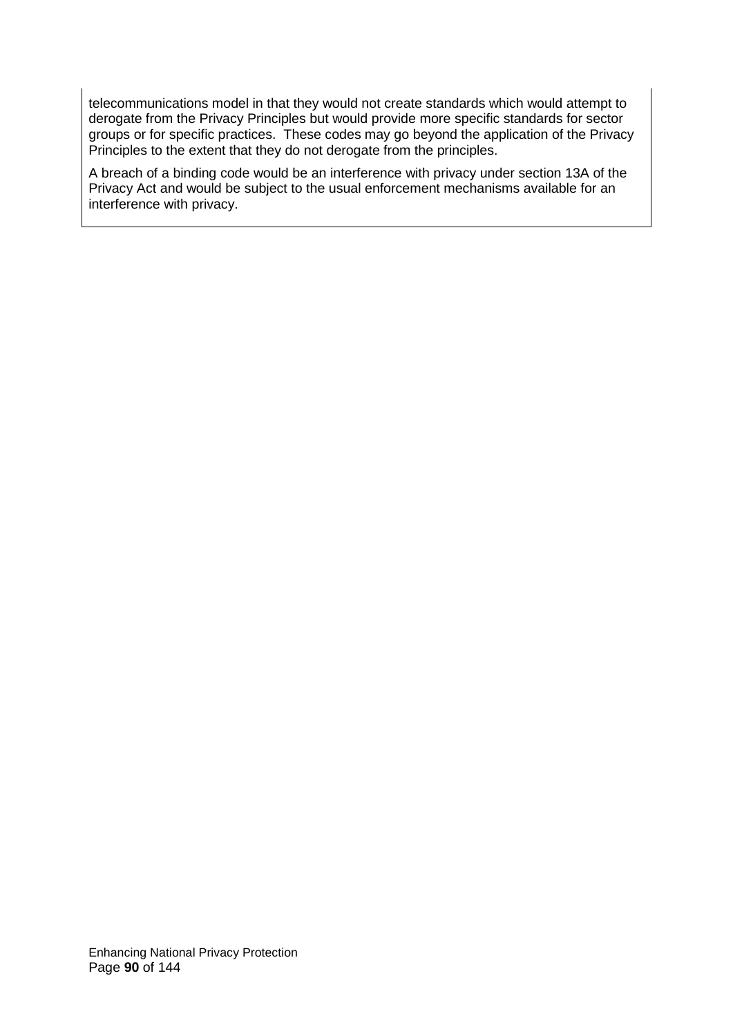telecommunications model in that they would not create standards which would attempt to derogate from the Privacy Principles but would provide more specific standards for sector groups or for specific practices.  These codes may go beyond the application of the Privacy Principles to the extent that they do not derogate from the principles.

A breach of a binding code would be an interference with privacy under section 13A of the Privacy Act and would be subject to the usual enforcement mechanisms available for an interference with privacy.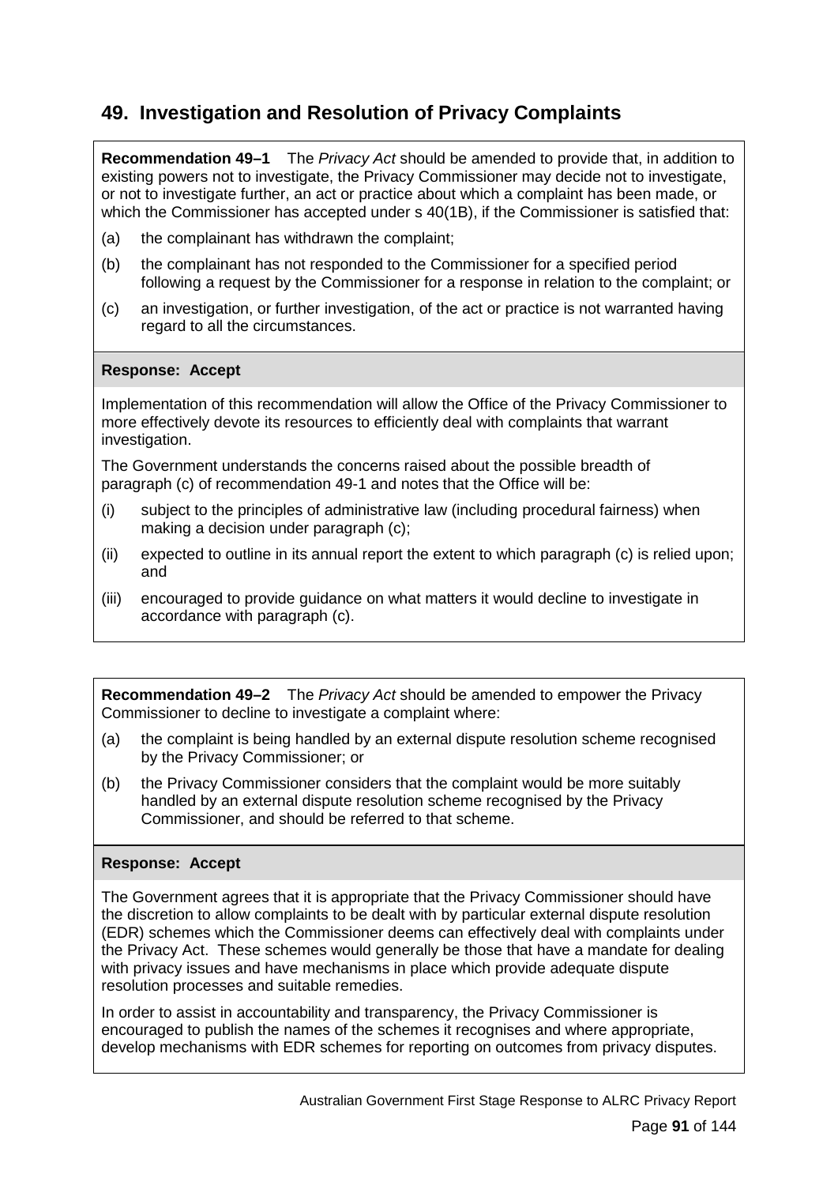## 49. Investigation and Resolution of Privacy Complaints

**Recommendation 49–1** The *Privacy Act* should be amended to provide that, in addition to existing powers not to investigate, the Privacy Commissioner may decide not to investigate, or not to investigate further, an act or practice about which a complaint has been made, or which the Commissioner has accepted under s 40(1B), if the Commissioner is satisfied that:

(a) the complainant has withdrawn the complaint;

(b) the complainant has not responded to the Commissioner for a specified period following a request by the Commissioner for a response in relation to the complaint; or

(c) an investigation, or further investigation, of the act or practice is not warranted having regard to all the circumstances.

**Response: Accept**

Implementation of this recommendation will allow the Office of the Privacy Commissioner to more effectively devote its resources to efficiently deal with complaints that warrant investigation.

The Government understands the concerns raised about the possible breadth of paragraph (c) of recommendation 49-1 and notes that the Office will be:

(i) subject to the principles of administrative law (including procedural fairness) when making a decision under paragraph (c);

(ii) expected to outline in its annual report the extent to which paragraph (c) is relied upon; and

(iii) encouraged to provide guidance on what matters it would decline to investigate in accordance with paragraph (c).

**Recommendation 49–2** The *Privacy Act* should be amended to empower the Privacy Commissioner to decline to investigate a complaint where:

(a) the complaint is being handled by an external dispute resolution scheme recognised by the Privacy Commissioner; or

(b) the Privacy Commissioner considers that the complaint would be more suitably handled by an external dispute resolution scheme recognised by the Privacy Commissioner, and should be referred to that scheme.

**Response: Accept**

The Government agrees that it is appropriate that the Privacy Commissioner should have the discretion to allow complaints to be dealt with by particular external dispute resolution (EDR) schemes which the Commissioner deems can effectively deal with complaints under the Privacy Act. These schemes would generally be those that have a mandate for dealing with privacy issues and have mechanisms in place which provide adequate dispute resolution processes and suitable remedies.

In order to assist in accountability and transparency, the Privacy Commissioner is encouraged to publish the names of the schemes it recognises and where appropriate, develop mechanisms with EDR schemes for reporting on outcomes from privacy disputes.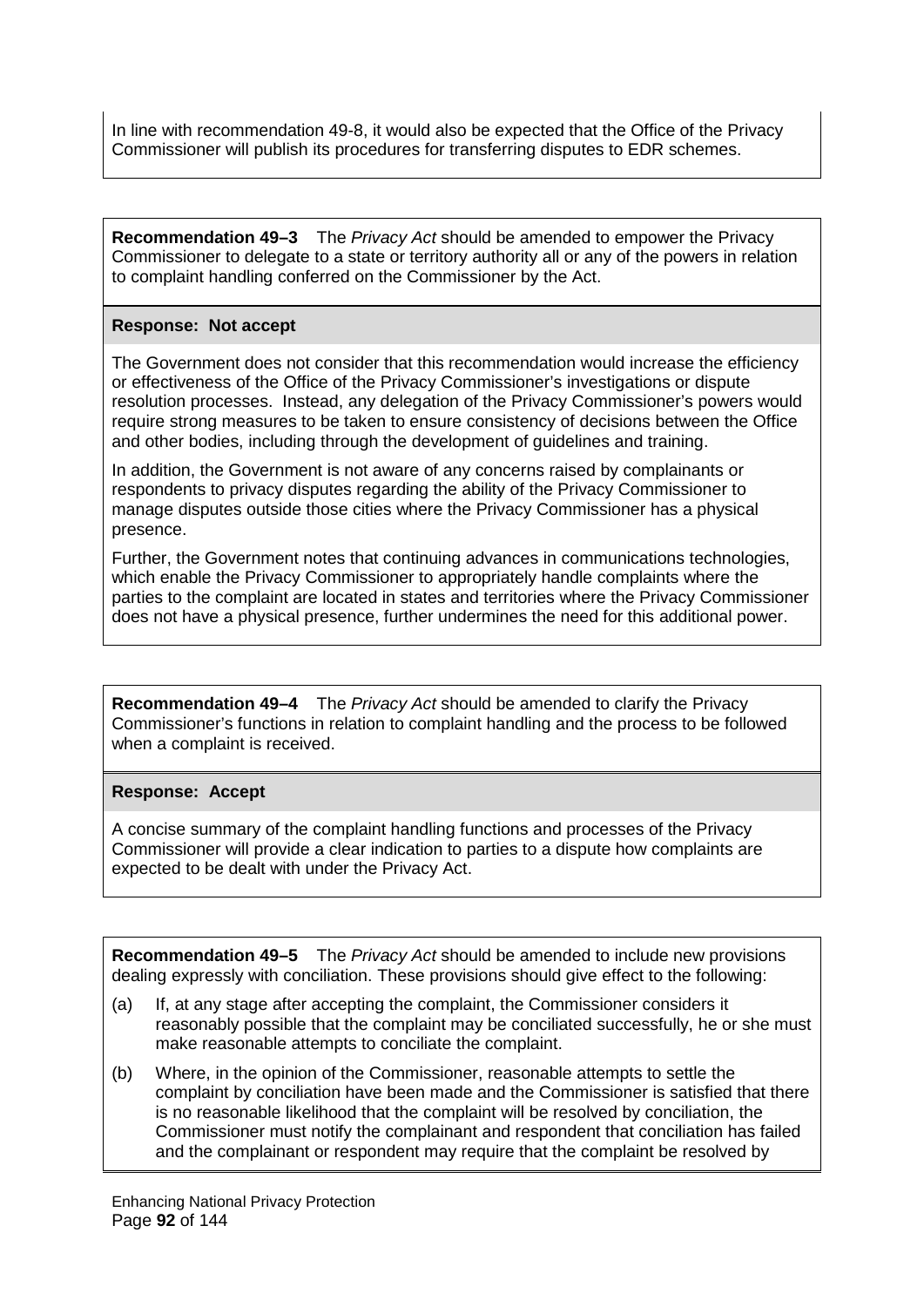In line with recommendation 49-8, it would also be expected that the Office of the Privacy Commissioner will publish its procedures for transferring disputes to EDR schemes.

**Recommendation 49–3** The *Privacy Act* should be amended to empower the Privacy Commissioner to delegate to a state or territory authority all or any of the powers in relation to complaint handling conferred on the Commissioner by the Act.

**Response: Not accept**

The Government does not consider that this recommendation would increase the efficiency or effectiveness of the Office of the Privacy Commissioner's investigations or dispute resolution processes. Instead, any delegation of the Privacy Commissioner's powers would require strong measures to be taken to ensure consistency of decisions between the Office and other bodies, including through the development of guidelines and training.

In addition, the Government is not aware of any concerns raised by complainants or respondents to privacy disputes regarding the ability of the Privacy Commissioner to manage disputes outside those cities where the Privacy Commissioner has a physical presence.

Further, the Government notes that continuing advances in communications technologies, which enable the Privacy Commissioner to appropriately handle complaints where the parties to the complaint are located in states and territories where the Privacy Commissioner does not have a physical presence, further undermines the need for this additional power.

**Recommendation 49–4** The *Privacy Act* should be amended to clarify the Privacy Commissioner's functions in relation to complaint handling and the process to be followed when a complaint is received.

**Response: Accept**

A concise summary of the complaint handling functions and processes of the Privacy Commissioner will provide a clear indication to parties to a dispute how complaints are expected to be dealt with under the Privacy Act.

**Recommendation 49–5** The *Privacy Act* should be amended to include new provisions dealing expressly with conciliation. These provisions should give effect to the following:

(a) If, at any stage after accepting the complaint, the Commissioner considers it reasonably possible that the complaint may be conciliated successfully, he or she must make reasonable attempts to conciliate the complaint.

(b) Where, in the opinion of the Commissioner, reasonable attempts to settle the complaint by conciliation have been made and the Commissioner is satisfied that there is no reasonable likelihood that the complaint will be resolved by conciliation, the Commissioner must notify the complainant and respondent that conciliation has failed and the complainant or respondent may require that the complaint be resolved by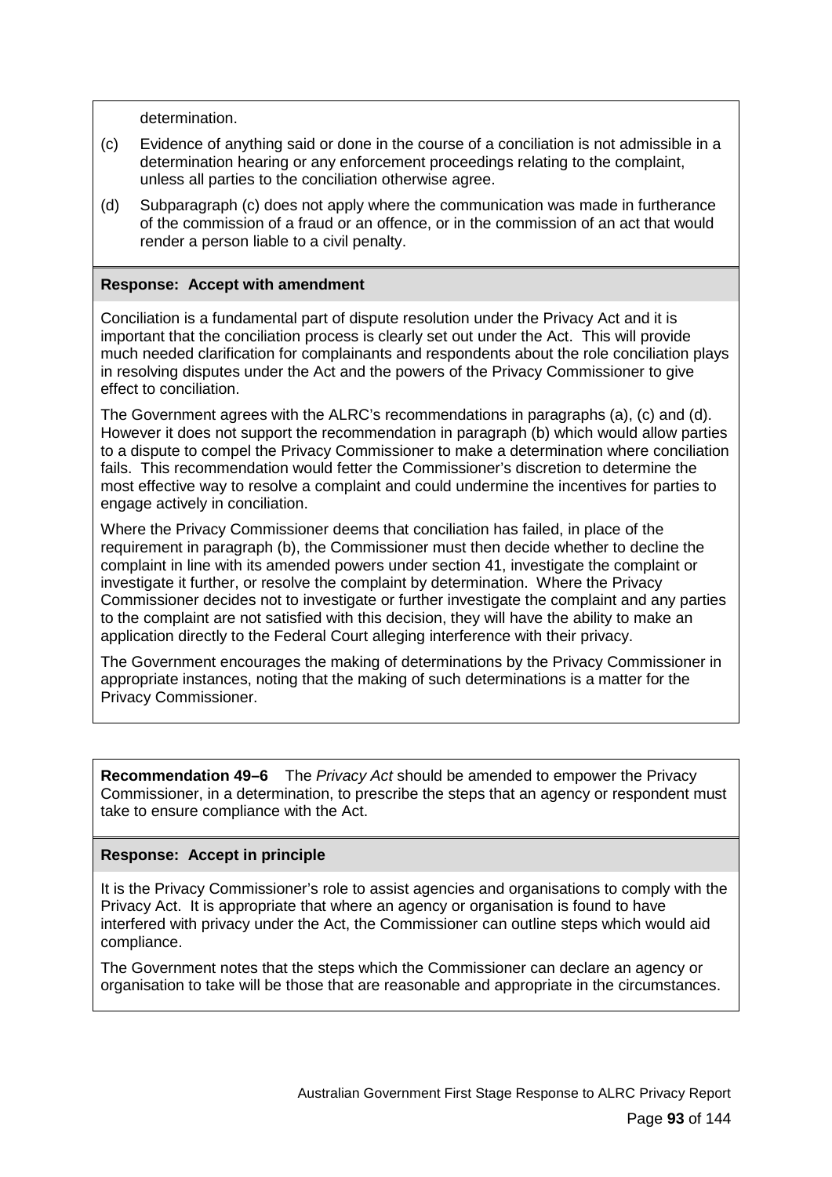determination.

(c) Evidence of anything said or done in the course of a conciliation is not admissible in a determination hearing or any enforcement proceedings relating to the complaint, unless all parties to the conciliation otherwise agree.

(d) Subparagraph (c) does not apply where the communication was made in furtherance of the commission of a fraud or an offence, or in the commission of an act that would render a person liable to a civil penalty.

**Response: Accept with amendment**

Conciliation is a fundamental part of dispute resolution under the Privacy Act and it is important that the conciliation process is clearly set out under the Act. This will provide much needed clarification for complainants and respondents about the role conciliation plays in resolving disputes under the Act and the powers of the Privacy Commissioner to give effect to conciliation.

The Government agrees with the ALRC's recommendations in paragraphs (a), (c) and (d). However it does not support the recommendation in paragraph (b) which would allow parties to a dispute to compel the Privacy Commissioner to make a determination where conciliation fails. This recommendation would fetter the Commissioner's discretion to determine the most effective way to resolve a complaint and could undermine the incentives for parties to engage actively in conciliation.

Where the Privacy Commissioner deems that conciliation has failed, in place of the requirement in paragraph (b), the Commissioner must then decide whether to decline the complaint in line with its amended powers under section 41, investigate the complaint or investigate it further, or resolve the complaint by determination. Where the Privacy Commissioner decides not to investigate or further investigate the complaint and any parties to the complaint are not satisfied with this decision, they will have the ability to make an application directly to the Federal Court alleging interference with their privacy.

The Government encourages the making of determinations by the Privacy Commissioner in appropriate instances, noting that the making of such determinations is a matter for the Privacy Commissioner.

**Recommendation 49–6** The *Privacy Act* should be amended to empower the Privacy Commissioner, in a determination, to prescribe the steps that an agency or respondent must take to ensure compliance with the Act.

**Response: Accept in principle**

It is the Privacy Commissioner's role to assist agencies and organisations to comply with the Privacy Act. It is appropriate that where an agency or organisation is found to have interfered with privacy under the Act, the Commissioner can outline steps which would aid compliance.

The Government notes that the steps which the Commissioner can declare an agency or organisation to take will be those that are reasonable and appropriate in the circumstances.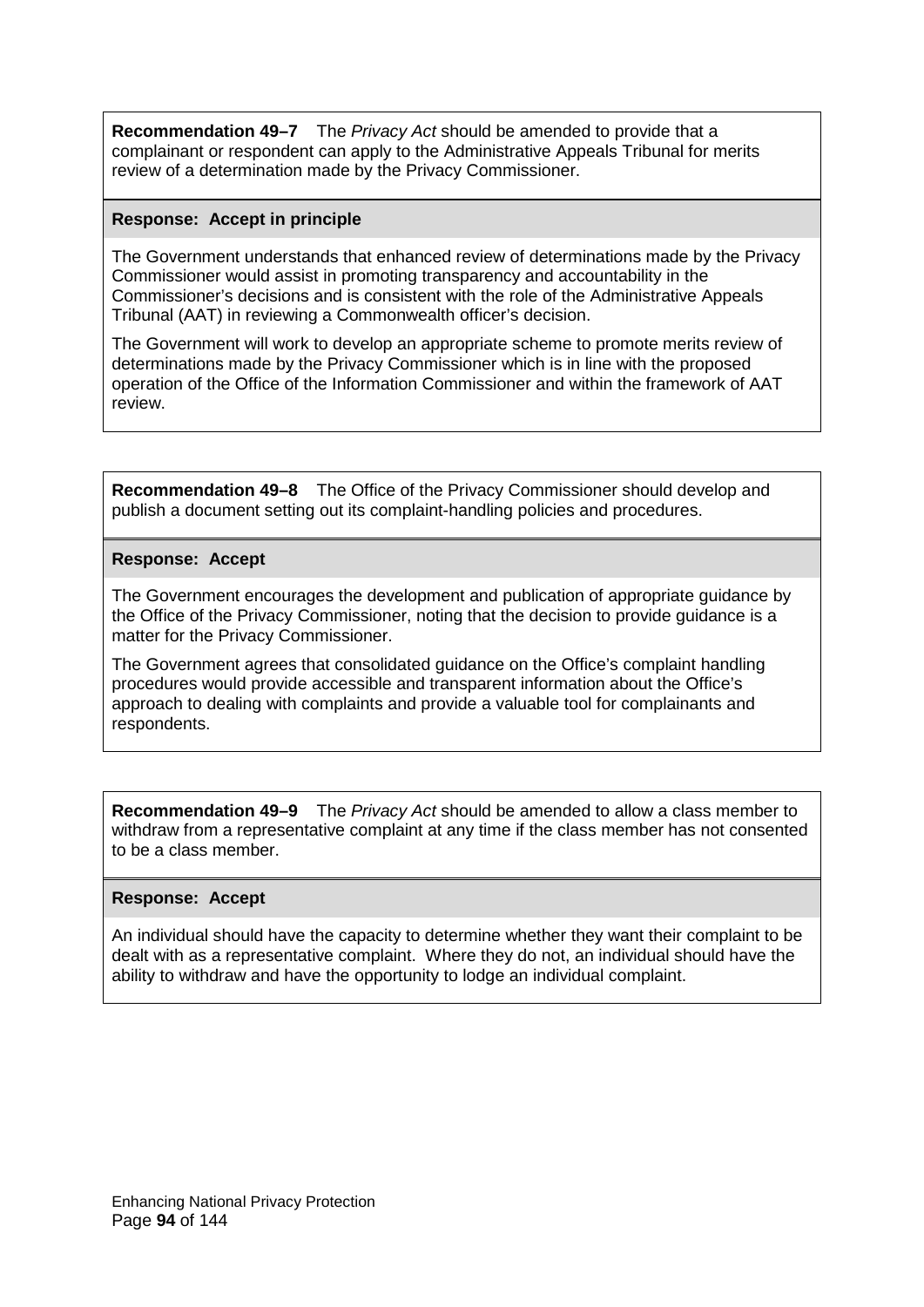**Recommendation 49–7** The *Privacy Act* should be amended to provide that a complainant or respondent can apply to the Administrative Appeals Tribunal for merits review of a determination made by the Privacy Commissioner.

**Response: Accept in principle**

The Government understands that enhanced review of determinations made by the Privacy Commissioner would assist in promoting transparency and accountability in the Commissioner's decisions and is consistent with the role of the Administrative Appeals Tribunal (AAT) in reviewing a Commonwealth officer's decision.

The Government will work to develop an appropriate scheme to promote merits review of determinations made by the Privacy Commissioner which is in line with the proposed operation of the Office of the Information Commissioner and within the framework of AAT review.

**Recommendation 49–8** The Office of the Privacy Commissioner should develop and publish a document setting out its complaint-handling policies and procedures.

**Response: Accept**

The Government encourages the development and publication of appropriate guidance by the Office of the Privacy Commissioner, noting that the decision to provide guidance is a matter for the Privacy Commissioner.

The Government agrees that consolidated guidance on the Office's complaint handling procedures would provide accessible and transparent information about the Office's approach to dealing with complaints and provide a valuable tool for complainants and respondents.

**Recommendation 49–9** The *Privacy Act* should be amended to allow a class member to withdraw from a representative complaint at any time if the class member has not consented to be a class member.

**Response: Accept**

An individual should have the capacity to determine whether they want their complaint to be dealt with as a representative complaint. Where they do not, an individual should have the ability to withdraw and have the opportunity to lodge an individual complaint.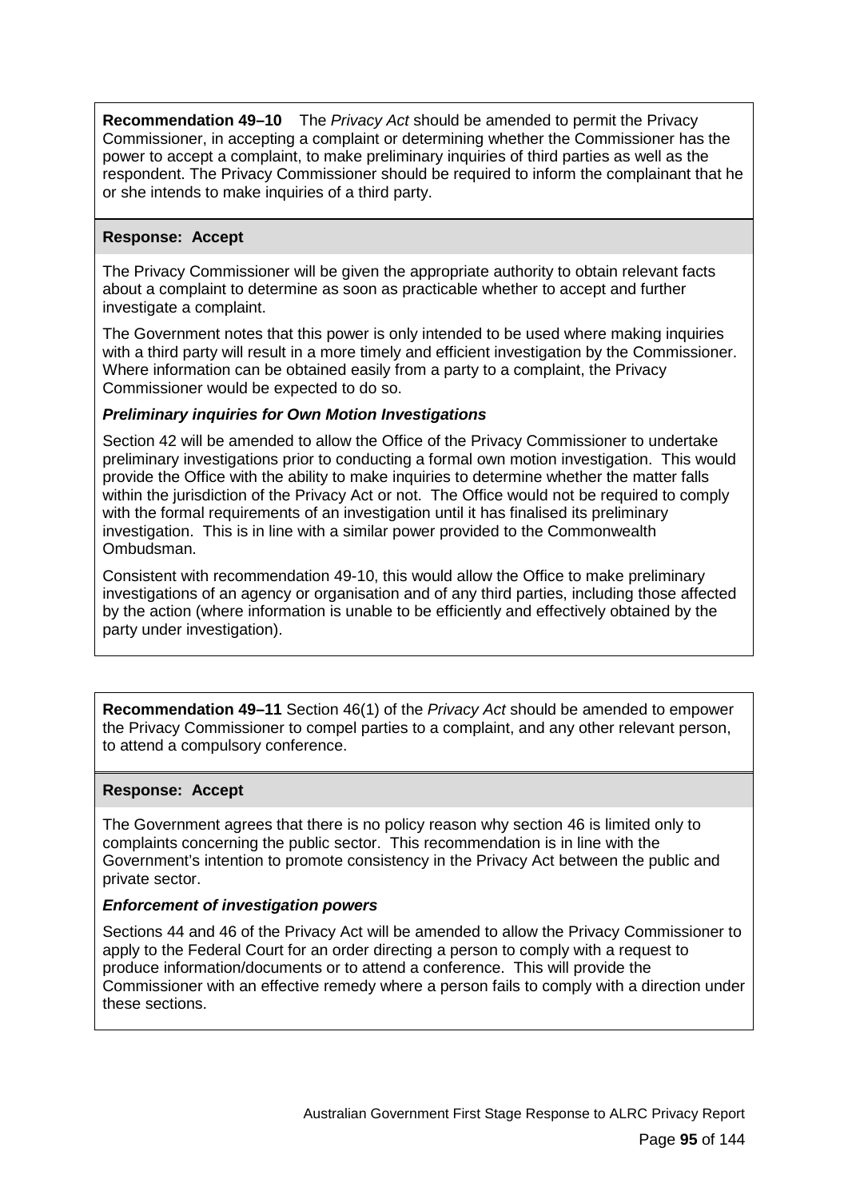**Recommendation 49–10** The *Privacy Act* should be amended to permit the Privacy Commissioner, in accepting a complaint or determining whether the Commissioner has the power to accept a complaint, to make preliminary inquiries of third parties as well as the respondent. The Privacy Commissioner should be required to inform the complainant that he or she intends to make inquiries of a third party.

**Response: Accept**

The Privacy Commissioner will be given the appropriate authority to obtain relevant facts about a complaint to determine as soon as practicable whether to accept and further investigate a complaint.

The Government notes that this power is only intended to be used where making inquiries with a third party will result in a more timely and efficient investigation by the Commissioner. Where information can be obtained easily from a party to a complaint, the Privacy Commissioner would be expected to do so.

***Preliminary inquiries for Own Motion Investigations***

Section 42 will be amended to allow the Office of the Privacy Commissioner to undertake preliminary investigations prior to conducting a formal own motion investigation. This would provide the Office with the ability to make inquiries to determine whether the matter falls within the jurisdiction of the Privacy Act or not. The Office would not be required to comply with the formal requirements of an investigation until it has finalised its preliminary investigation. This is in line with a similar power provided to the Commonwealth Ombudsman.

Consistent with recommendation 49-10, this would allow the Office to make preliminary investigations of an agency or organisation and of any third parties, including those affected by the action (where information is unable to be efficiently and effectively obtained by the party under investigation).

**Recommendation 49–11** Section 46(1) of the *Privacy Act* should be amended to empower the Privacy Commissioner to compel parties to a complaint, and any other relevant person, to attend a compulsory conference.

**Response: Accept**

The Government agrees that there is no policy reason why section 46 is limited only to complaints concerning the public sector. This recommendation is in line with the Government's intention to promote consistency in the Privacy Act between the public and private sector.

***Enforcement of investigation powers***

Sections 44 and 46 of the Privacy Act will be amended to allow the Privacy Commissioner to apply to the Federal Court for an order directing a person to comply with a request to produce information/documents or to attend a conference. This will provide the Commissioner with an effective remedy where a person fails to comply with a direction under these sections.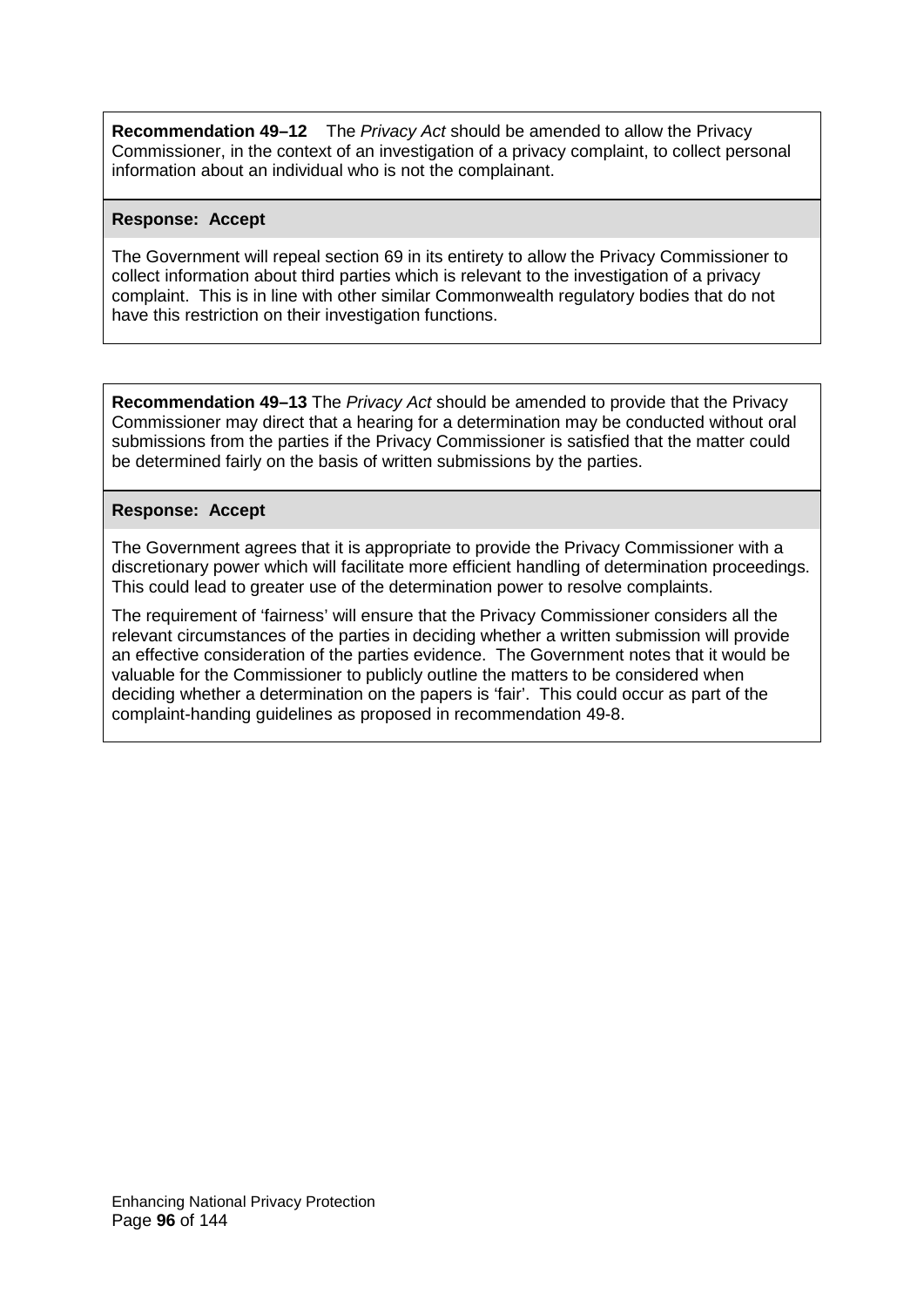**Recommendation 49–12** The *Privacy Act* should be amended to allow the Privacy Commissioner, in the context of an investigation of a privacy complaint, to collect personal information about an individual who is not the complainant.

**Response: Accept**

The Government will repeal section 69 in its entirety to allow the Privacy Commissioner to collect information about third parties which is relevant to the investigation of a privacy complaint. This is in line with other similar Commonwealth regulatory bodies that do not have this restriction on their investigation functions.

**Recommendation 49–13** The *Privacy Act* should be amended to provide that the Privacy Commissioner may direct that a hearing for a determination may be conducted without oral submissions from the parties if the Privacy Commissioner is satisfied that the matter could be determined fairly on the basis of written submissions by the parties.

**Response: Accept**

The Government agrees that it is appropriate to provide the Privacy Commissioner with a discretionary power which will facilitate more efficient handling of determination proceedings. This could lead to greater use of the determination power to resolve complaints.

The requirement of 'fairness' will ensure that the Privacy Commissioner considers all the relevant circumstances of the parties in deciding whether a written submission will provide an effective consideration of the parties evidence. The Government notes that it would be valuable for the Commissioner to publicly outline the matters to be considered when deciding whether a determination on the papers is 'fair'. This could occur as part of the complaint-handing guidelines as proposed in recommendation 49-8.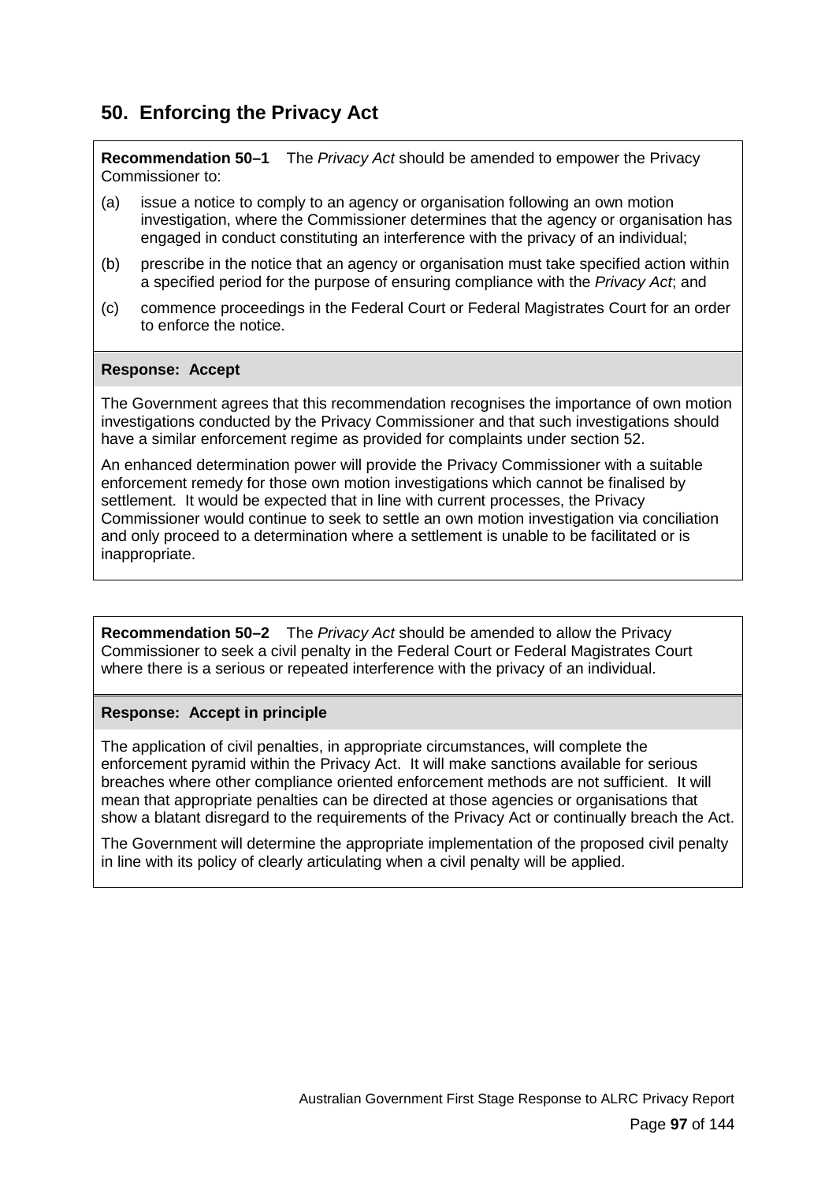## 50. Enforcing the Privacy Act

**Recommendation 50–1** The *Privacy Act* should be amended to empower the Privacy Commissioner to:

(a) issue a notice to comply to an agency or organisation following an own motion investigation, where the Commissioner determines that the agency or organisation has engaged in conduct constituting an interference with the privacy of an individual;

(b) prescribe in the notice that an agency or organisation must take specified action within a specified period for the purpose of ensuring compliance with the *Privacy Act*; and

(c) commence proceedings in the Federal Court or Federal Magistrates Court for an order to enforce the notice.

**Response: Accept**

The Government agrees that this recommendation recognises the importance of own motion investigations conducted by the Privacy Commissioner and that such investigations should have a similar enforcement regime as provided for complaints under section 52.

An enhanced determination power will provide the Privacy Commissioner with a suitable enforcement remedy for those own motion investigations which cannot be finalised by settlement. It would be expected that in line with current processes, the Privacy Commissioner would continue to seek to settle an own motion investigation via conciliation and only proceed to a determination where a settlement is unable to be facilitated or is inappropriate.

**Recommendation 50–2** The *Privacy Act* should be amended to allow the Privacy Commissioner to seek a civil penalty in the Federal Court or Federal Magistrates Court where there is a serious or repeated interference with the privacy of an individual.

**Response: Accept in principle**

The application of civil penalties, in appropriate circumstances, will complete the enforcement pyramid within the Privacy Act. It will make sanctions available for serious breaches where other compliance oriented enforcement methods are not sufficient. It will mean that appropriate penalties can be directed at those agencies or organisations that show a blatant disregard to the requirements of the Privacy Act or continually breach the Act.

The Government will determine the appropriate implementation of the proposed civil penalty in line with its policy of clearly articulating when a civil penalty will be applied.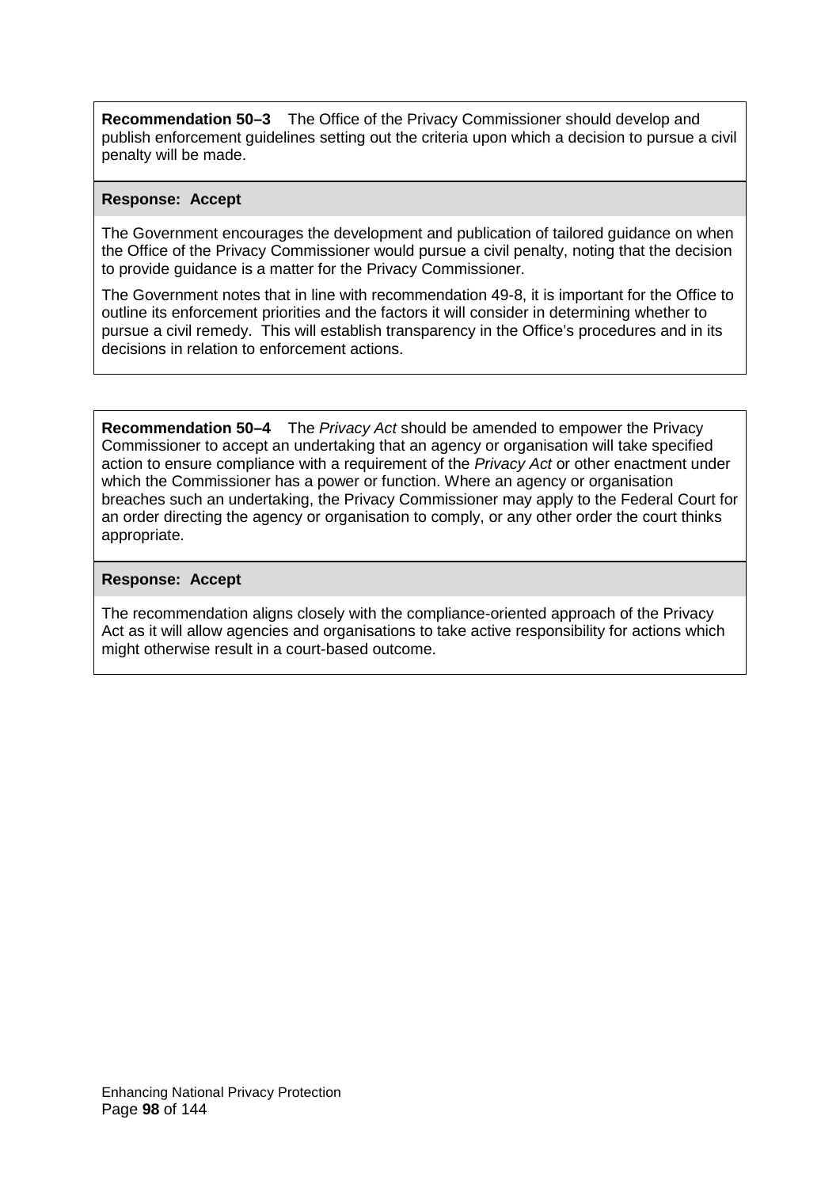**Recommendation 50–3** The Office of the Privacy Commissioner should develop and publish enforcement guidelines setting out the criteria upon which a decision to pursue a civil penalty will be made.

**Response: Accept**

The Government encourages the development and publication of tailored guidance on when the Office of the Privacy Commissioner would pursue a civil penalty, noting that the decision to provide guidance is a matter for the Privacy Commissioner.

The Government notes that in line with recommendation 49-8, it is important for the Office to outline its enforcement priorities and the factors it will consider in determining whether to pursue a civil remedy. This will establish transparency in the Office's procedures and in its decisions in relation to enforcement actions.

**Recommendation 50–4** The *Privacy Act* should be amended to empower the Privacy Commissioner to accept an undertaking that an agency or organisation will take specified action to ensure compliance with a requirement of the *Privacy Act* or other enactment under which the Commissioner has a power or function. Where an agency or organisation breaches such an undertaking, the Privacy Commissioner may apply to the Federal Court for an order directing the agency or organisation to comply, or any other order the court thinks appropriate.

**Response: Accept**

The recommendation aligns closely with the compliance-oriented approach of the Privacy Act as it will allow agencies and organisations to take active responsibility for actions which might otherwise result in a court-based outcome.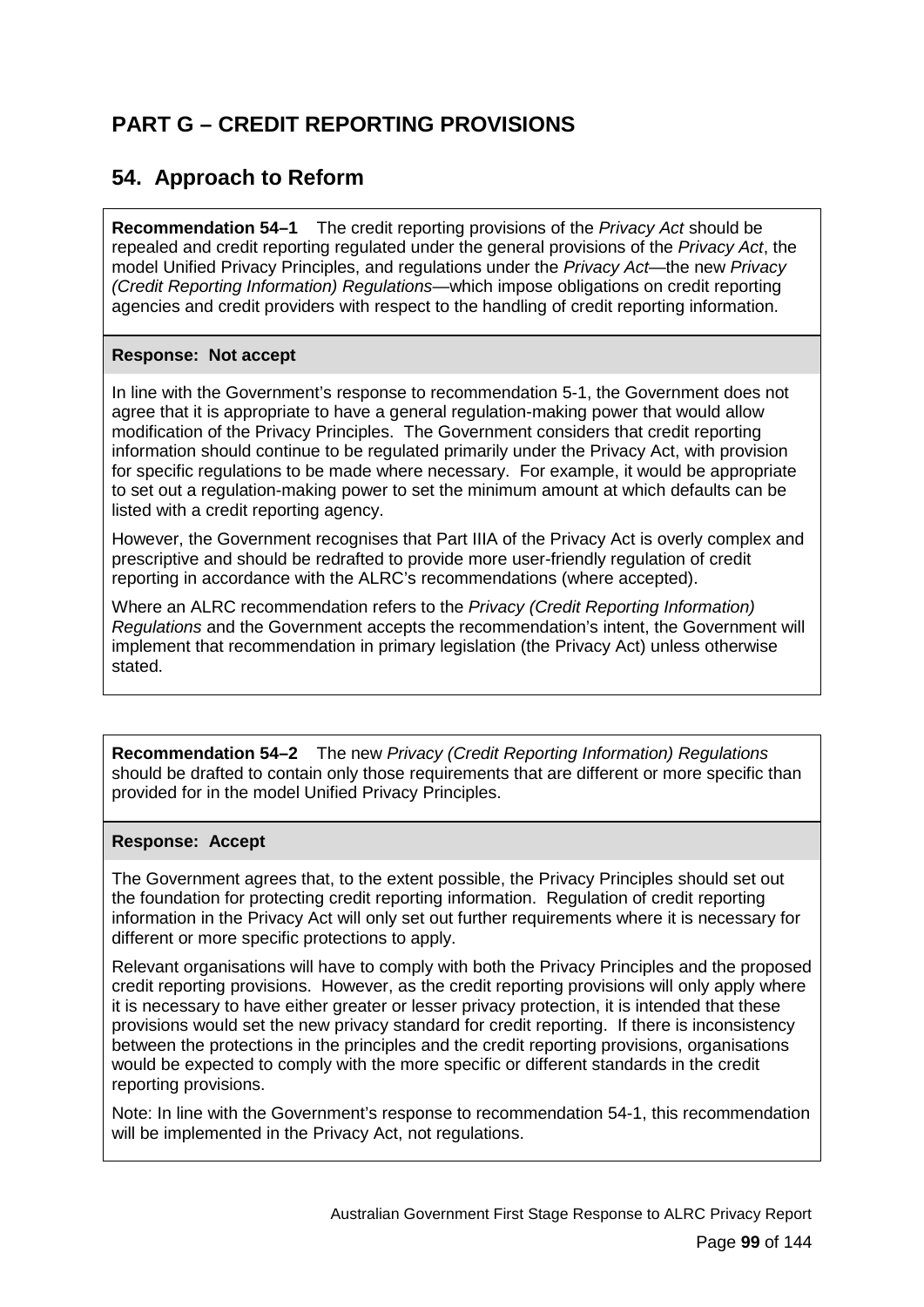# PART G – CREDIT REPORTING PROVISIONS

## 54. Approach to Reform

**Recommendation 54–1** The credit reporting provisions of the *Privacy Act* should be repealed and credit reporting regulated under the general provisions of the *Privacy Act*, the model Unified Privacy Principles, and regulations under the *Privacy Act*—the new *Privacy (Credit Reporting Information) Regulations*—which impose obligations on credit reporting agencies and credit providers with respect to the handling of credit reporting information.

**Response: Not accept**

In line with the Government's response to recommendation 5-1, the Government does not agree that it is appropriate to have a general regulation-making power that would allow modification of the Privacy Principles. The Government considers that credit reporting information should continue to be regulated primarily under the Privacy Act, with provision for specific regulations to be made where necessary. For example, it would be appropriate to set out a regulation-making power to set the minimum amount at which defaults can be listed with a credit reporting agency.

However, the Government recognises that Part IIIA of the Privacy Act is overly complex and prescriptive and should be redrafted to provide more user-friendly regulation of credit reporting in accordance with the ALRC's recommendations (where accepted).

Where an ALRC recommendation refers to the *Privacy (Credit Reporting Information) Regulations* and the Government accepts the recommendation's intent, the Government will implement that recommendation in primary legislation (the Privacy Act) unless otherwise stated.

**Recommendation 54–2** The new *Privacy (Credit Reporting Information) Regulations* should be drafted to contain only those requirements that are different or more specific than provided for in the model Unified Privacy Principles.

**Response: Accept**

The Government agrees that, to the extent possible, the Privacy Principles should set out the foundation for protecting credit reporting information. Regulation of credit reporting information in the Privacy Act will only set out further requirements where it is necessary for different or more specific protections to apply.

Relevant organisations will have to comply with both the Privacy Principles and the proposed credit reporting provisions. However, as the credit reporting provisions will only apply where it is necessary to have either greater or lesser privacy protection, it is intended that these provisions would set the new privacy standard for credit reporting. If there is inconsistency between the protections in the principles and the credit reporting provisions, organisations would be expected to comply with the more specific or different standards in the credit reporting provisions.

Note: In line with the Government's response to recommendation 54-1, this recommendation will be implemented in the Privacy Act, not regulations.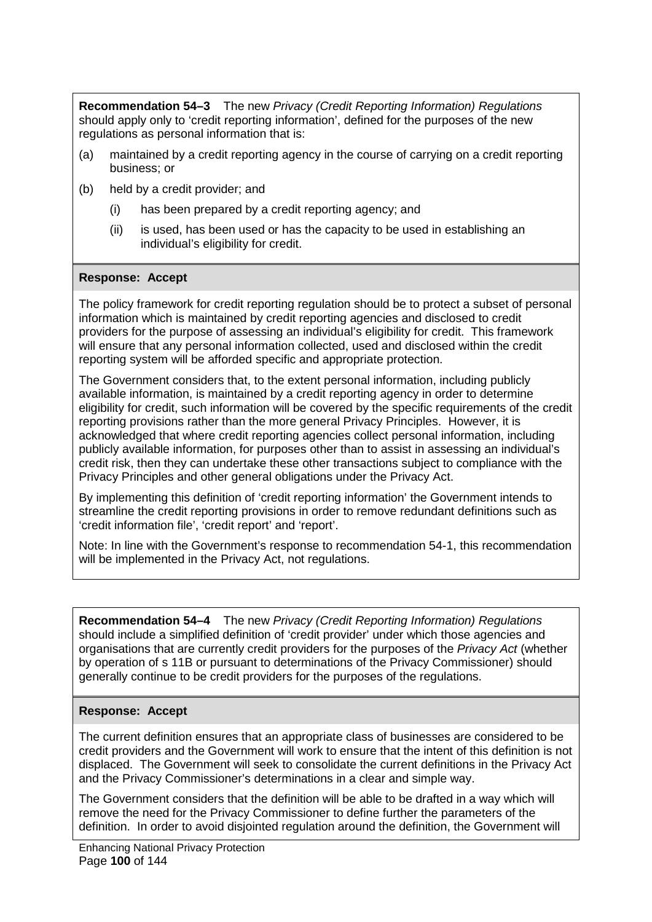**Recommendation 54–3** The new *Privacy (Credit Reporting Information) Regulations* should apply only to ‘credit reporting information’, defined for the purposes of the new regulations as personal information that is:

(a) maintained by a credit reporting agency in the course of carrying on a credit reporting business; or

(b) held by a credit provider; and

  (i) has been prepared by a credit reporting agency; and

  (ii) is used, has been used or has the capacity to be used in establishing an individual’s eligibility for credit.

**Response: Accept**

The policy framework for credit reporting regulation should be to protect a subset of personal information which is maintained by credit reporting agencies and disclosed to credit providers for the purpose of assessing an individual’s eligibility for credit. This framework will ensure that any personal information collected, used and disclosed within the credit reporting system will be afforded specific and appropriate protection.

The Government considers that, to the extent personal information, including publicly available information, is maintained by a credit reporting agency in order to determine eligibility for credit, such information will be covered by the specific requirements of the credit reporting provisions rather than the more general Privacy Principles. However, it is acknowledged that where credit reporting agencies collect personal information, including publicly available information, for purposes other than to assist in assessing an individual’s credit risk, then they can undertake these other transactions subject to compliance with the Privacy Principles and other general obligations under the Privacy Act.

By implementing this definition of ‘credit reporting information’ the Government intends to streamline the credit reporting provisions in order to remove redundant definitions such as ‘credit information file’, ‘credit report’ and ‘report’.

Note: In line with the Government’s response to recommendation 54-1, this recommendation will be implemented in the Privacy Act, not regulations.

**Recommendation 54–4** The new *Privacy (Credit Reporting Information) Regulations* should include a simplified definition of ‘credit provider’ under which those agencies and organisations that are currently credit providers for the purposes of the *Privacy Act* (whether by operation of s 11B or pursuant to determinations of the Privacy Commissioner) should generally continue to be credit providers for the purposes of the regulations.

**Response: Accept**

The current definition ensures that an appropriate class of businesses are considered to be credit providers and the Government will work to ensure that the intent of this definition is not displaced. The Government will seek to consolidate the current definitions in the Privacy Act and the Privacy Commissioner’s determinations in a clear and simple way.

The Government considers that the definition will be able to be drafted in a way which will remove the need for the Privacy Commissioner to define further the parameters of the definition. In order to avoid disjointed regulation around the definition, the Government will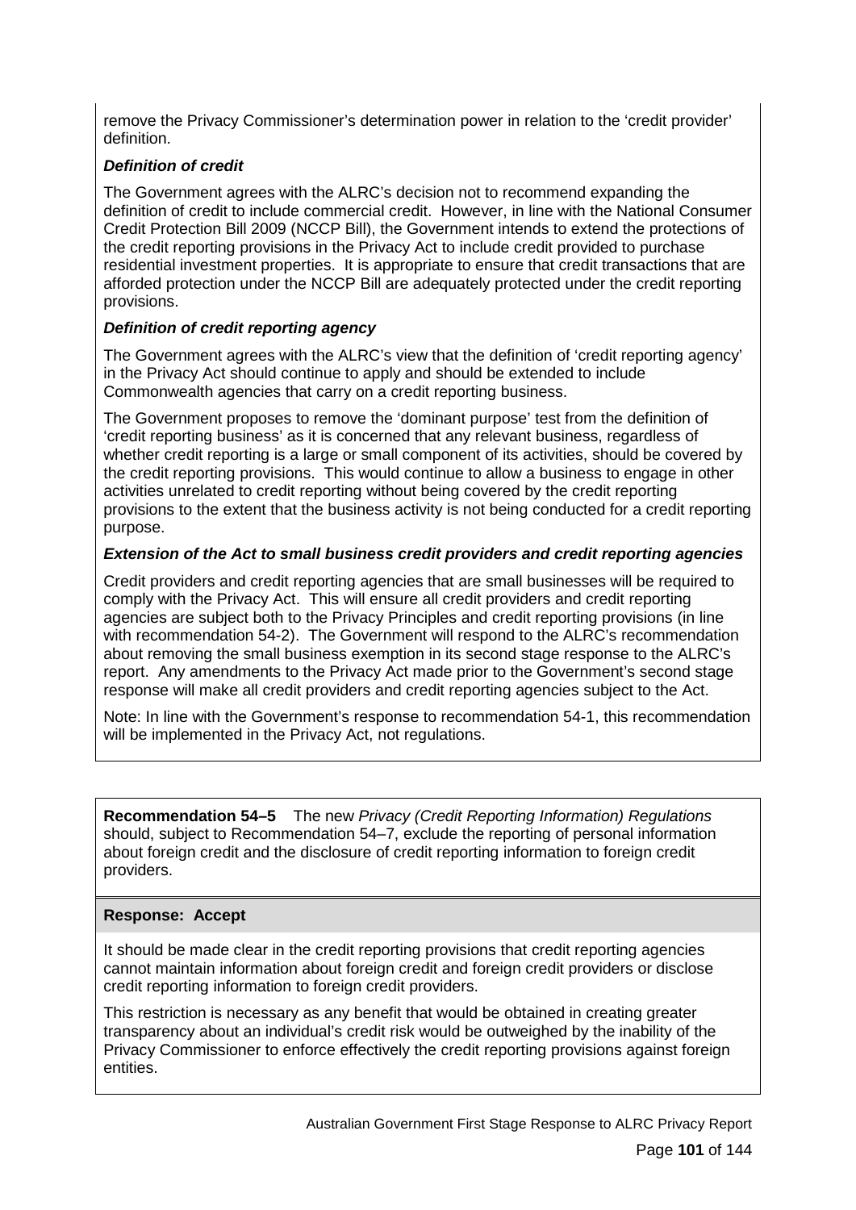remove the Privacy Commissioner's determination power in relation to the 'credit provider' definition.

***Definition of credit***

The Government agrees with the ALRC's decision not to recommend expanding the definition of credit to include commercial credit. However, in line with the National Consumer Credit Protection Bill 2009 (NCCP Bill), the Government intends to extend the protections of the credit reporting provisions in the Privacy Act to include credit provided to purchase residential investment properties. It is appropriate to ensure that credit transactions that are afforded protection under the NCCP Bill are adequately protected under the credit reporting provisions.

***Definition of credit reporting agency***

The Government agrees with the ALRC's view that the definition of 'credit reporting agency' in the Privacy Act should continue to apply and should be extended to include Commonwealth agencies that carry on a credit reporting business.

The Government proposes to remove the 'dominant purpose' test from the definition of 'credit reporting business' as it is concerned that any relevant business, regardless of whether credit reporting is a large or small component of its activities, should be covered by the credit reporting provisions. This would continue to allow a business to engage in other activities unrelated to credit reporting without being covered by the credit reporting provisions to the extent that the business activity is not being conducted for a credit reporting purpose.

***Extension of the Act to small business credit providers and credit reporting agencies***

Credit providers and credit reporting agencies that are small businesses will be required to comply with the Privacy Act. This will ensure all credit providers and credit reporting agencies are subject both to the Privacy Principles and credit reporting provisions (in line with recommendation 54-2). The Government will respond to the ALRC's recommendation about removing the small business exemption in its second stage response to the ALRC's report. Any amendments to the Privacy Act made prior to the Government's second stage response will make all credit providers and credit reporting agencies subject to the Act.

Note: In line with the Government's response to recommendation 54-1, this recommendation will be implemented in the Privacy Act, not regulations.

**Recommendation 54–5** The new *Privacy (Credit Reporting Information) Regulations* should, subject to Recommendation 54–7, exclude the reporting of personal information about foreign credit and the disclosure of credit reporting information to foreign credit providers.

**Response: Accept**

It should be made clear in the credit reporting provisions that credit reporting agencies cannot maintain information about foreign credit and foreign credit providers or disclose credit reporting information to foreign credit providers.

This restriction is necessary as any benefit that would be obtained in creating greater transparency about an individual's credit risk would be outweighed by the inability of the Privacy Commissioner to enforce effectively the credit reporting provisions against foreign entities.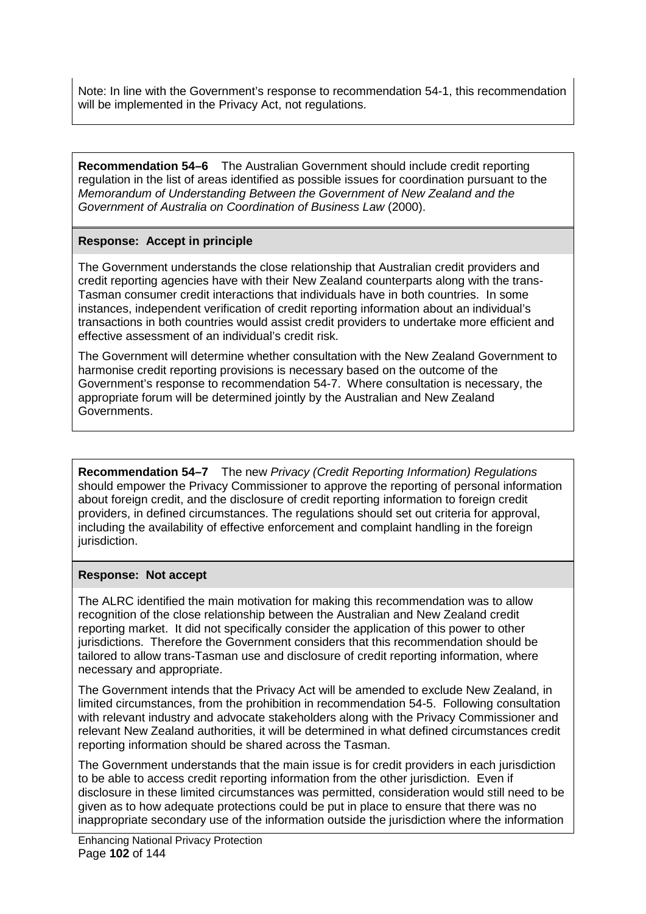Note: In line with the Government's response to recommendation 54-1, this recommendation will be implemented in the Privacy Act, not regulations.

**Recommendation 54–6** The Australian Government should include credit reporting regulation in the list of areas identified as possible issues for coordination pursuant to the *Memorandum of Understanding Between the Government of New Zealand and the Government of Australia on Coordination of Business Law* (2000).

**Response: Accept in principle**

The Government understands the close relationship that Australian credit providers and credit reporting agencies have with their New Zealand counterparts along with the trans-Tasman consumer credit interactions that individuals have in both countries. In some instances, independent verification of credit reporting information about an individual's transactions in both countries would assist credit providers to undertake more efficient and effective assessment of an individual's credit risk.

The Government will determine whether consultation with the New Zealand Government to harmonise credit reporting provisions is necessary based on the outcome of the Government's response to recommendation 54-7. Where consultation is necessary, the appropriate forum will be determined jointly by the Australian and New Zealand Governments.

**Recommendation 54–7** The new *Privacy (Credit Reporting Information) Regulations* should empower the Privacy Commissioner to approve the reporting of personal information about foreign credit, and the disclosure of credit reporting information to foreign credit providers, in defined circumstances. The regulations should set out criteria for approval, including the availability of effective enforcement and complaint handling in the foreign jurisdiction.

**Response: Not accept**

The ALRC identified the main motivation for making this recommendation was to allow recognition of the close relationship between the Australian and New Zealand credit reporting market. It did not specifically consider the application of this power to other jurisdictions. Therefore the Government considers that this recommendation should be tailored to allow trans-Tasman use and disclosure of credit reporting information, where necessary and appropriate.

The Government intends that the Privacy Act will be amended to exclude New Zealand, in limited circumstances, from the prohibition in recommendation 54-5. Following consultation with relevant industry and advocate stakeholders along with the Privacy Commissioner and relevant New Zealand authorities, it will be determined in what defined circumstances credit reporting information should be shared across the Tasman.

The Government understands that the main issue is for credit providers in each jurisdiction to be able to access credit reporting information from the other jurisdiction. Even if disclosure in these limited circumstances was permitted, consideration would still need to be given as to how adequate protections could be put in place to ensure that there was no inappropriate secondary use of the information outside the jurisdiction where the information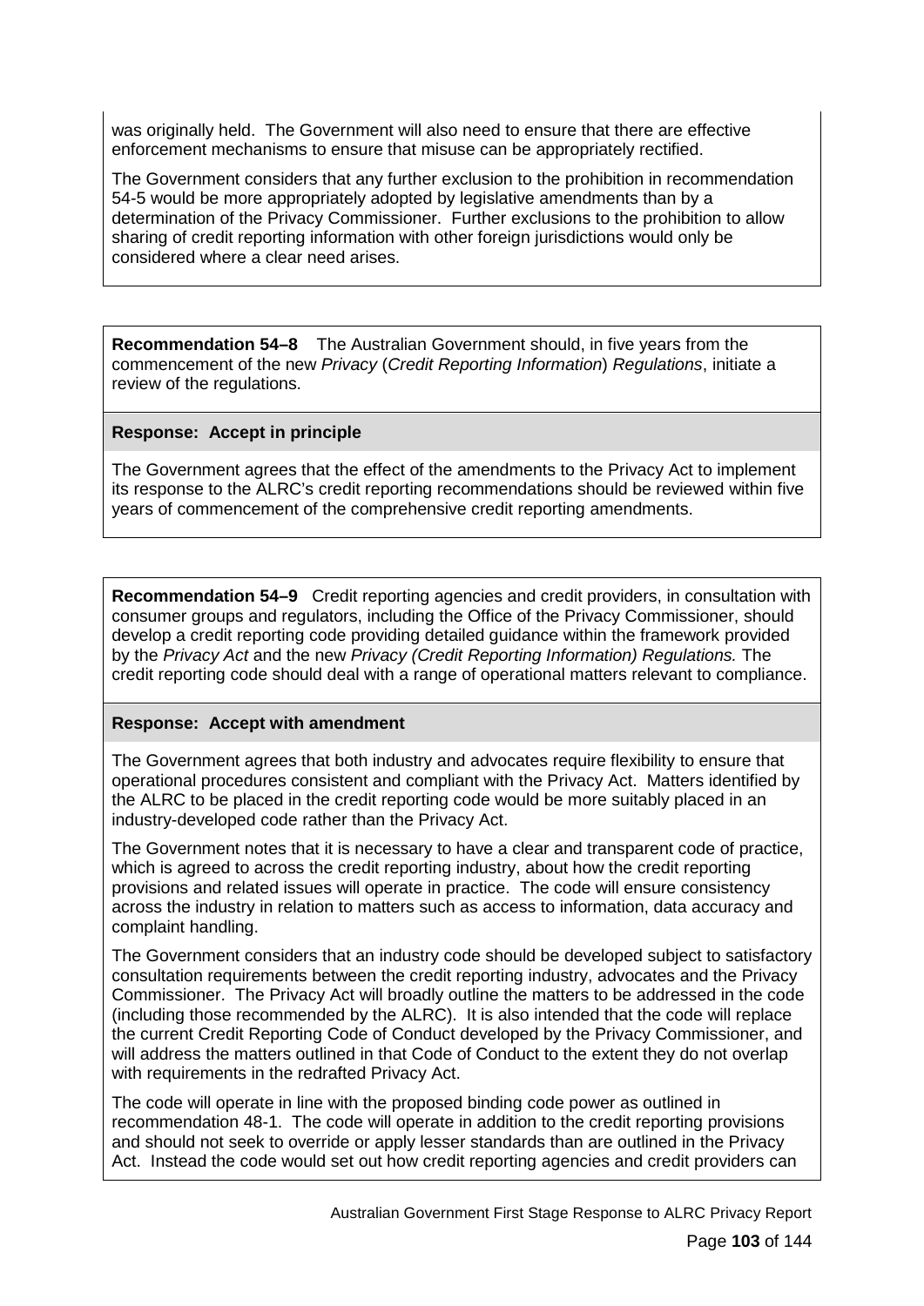was originally held. The Government will also need to ensure that there are effective enforcement mechanisms to ensure that misuse can be appropriately rectified.

The Government considers that any further exclusion to the prohibition in recommendation 54-5 would be more appropriately adopted by legislative amendments than by a determination of the Privacy Commissioner. Further exclusions to the prohibition to allow sharing of credit reporting information with other foreign jurisdictions would only be considered where a clear need arises.

**Recommendation 54–8** The Australian Government should, in five years from the commencement of the new *Privacy* (*Credit Reporting Information*) *Regulations*, initiate a review of the regulations.

**Response: Accept in principle**

The Government agrees that the effect of the amendments to the Privacy Act to implement its response to the ALRC's credit reporting recommendations should be reviewed within five years of commencement of the comprehensive credit reporting amendments.

**Recommendation 54–9** Credit reporting agencies and credit providers, in consultation with consumer groups and regulators, including the Office of the Privacy Commissioner, should develop a credit reporting code providing detailed guidance within the framework provided by the *Privacy Act* and the new *Privacy (Credit Reporting Information) Regulations.* The credit reporting code should deal with a range of operational matters relevant to compliance.

**Response: Accept with amendment**

The Government agrees that both industry and advocates require flexibility to ensure that operational procedures consistent and compliant with the Privacy Act. Matters identified by the ALRC to be placed in the credit reporting code would be more suitably placed in an industry-developed code rather than the Privacy Act.

The Government notes that it is necessary to have a clear and transparent code of practice, which is agreed to across the credit reporting industry, about how the credit reporting provisions and related issues will operate in practice. The code will ensure consistency across the industry in relation to matters such as access to information, data accuracy and complaint handling.

The Government considers that an industry code should be developed subject to satisfactory consultation requirements between the credit reporting industry, advocates and the Privacy Commissioner. The Privacy Act will broadly outline the matters to be addressed in the code (including those recommended by the ALRC). It is also intended that the code will replace the current Credit Reporting Code of Conduct developed by the Privacy Commissioner, and will address the matters outlined in that Code of Conduct to the extent they do not overlap with requirements in the redrafted Privacy Act.

The code will operate in line with the proposed binding code power as outlined in recommendation 48-1. The code will operate in addition to the credit reporting provisions and should not seek to override or apply lesser standards than are outlined in the Privacy Act. Instead the code would set out how credit reporting agencies and credit providers can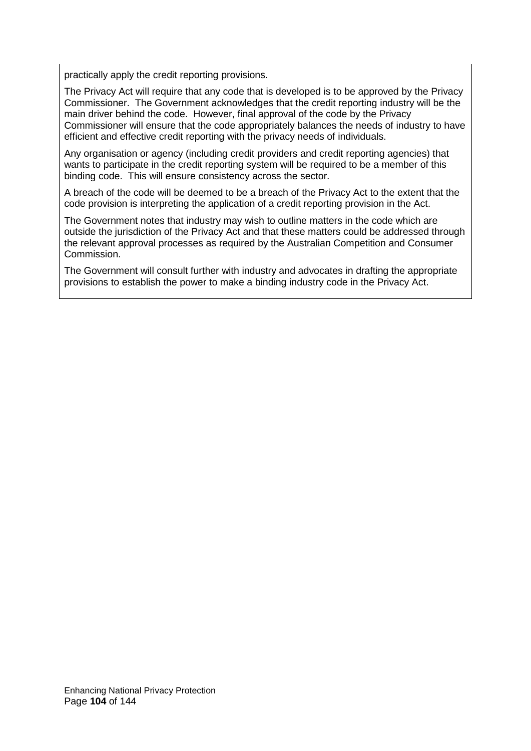practically apply the credit reporting provisions.

The Privacy Act will require that any code that is developed is to be approved by the Privacy Commissioner. The Government acknowledges that the credit reporting industry will be the main driver behind the code. However, final approval of the code by the Privacy Commissioner will ensure that the code appropriately balances the needs of industry to have efficient and effective credit reporting with the privacy needs of individuals.

Any organisation or agency (including credit providers and credit reporting agencies) that wants to participate in the credit reporting system will be required to be a member of this binding code. This will ensure consistency across the sector.

A breach of the code will be deemed to be a breach of the Privacy Act to the extent that the code provision is interpreting the application of a credit reporting provision in the Act.

The Government notes that industry may wish to outline matters in the code which are outside the jurisdiction of the Privacy Act and that these matters could be addressed through the relevant approval processes as required by the Australian Competition and Consumer Commission.

The Government will consult further with industry and advocates in drafting the appropriate provisions to establish the power to make a binding industry code in the Privacy Act.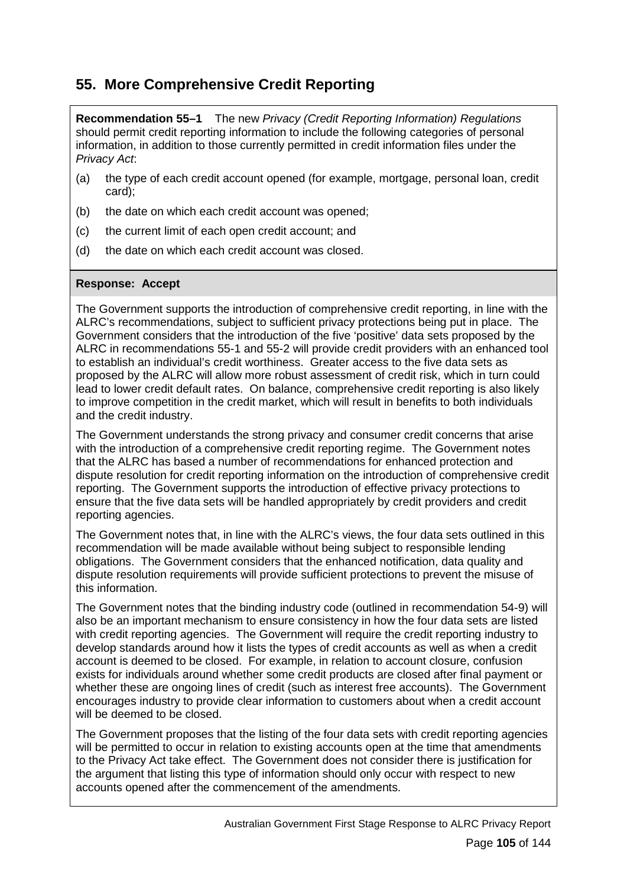## 55. More Comprehensive Credit Reporting

**Recommendation 55–1** The new *Privacy (Credit Reporting Information) Regulations* should permit credit reporting information to include the following categories of personal information, in addition to those currently permitted in credit information files under the *Privacy Act*:

(a) the type of each credit account opened (for example, mortgage, personal loan, credit card);

(b) the date on which each credit account was opened;

(c) the current limit of each open credit account; and

(d) the date on which each credit account was closed.

**Response: Accept**

The Government supports the introduction of comprehensive credit reporting, in line with the ALRC's recommendations, subject to sufficient privacy protections being put in place. The Government considers that the introduction of the five 'positive' data sets proposed by the ALRC in recommendations 55-1 and 55-2 will provide credit providers with an enhanced tool to establish an individual's credit worthiness. Greater access to the five data sets as proposed by the ALRC will allow more robust assessment of credit risk, which in turn could lead to lower credit default rates. On balance, comprehensive credit reporting is also likely to improve competition in the credit market, which will result in benefits to both individuals and the credit industry.

The Government understands the strong privacy and consumer credit concerns that arise with the introduction of a comprehensive credit reporting regime. The Government notes that the ALRC has based a number of recommendations for enhanced protection and dispute resolution for credit reporting information on the introduction of comprehensive credit reporting. The Government supports the introduction of effective privacy protections to ensure that the five data sets will be handled appropriately by credit providers and credit reporting agencies.

The Government notes that, in line with the ALRC's views, the four data sets outlined in this recommendation will be made available without being subject to responsible lending obligations. The Government considers that the enhanced notification, data quality and dispute resolution requirements will provide sufficient protections to prevent the misuse of this information.

The Government notes that the binding industry code (outlined in recommendation 54-9) will also be an important mechanism to ensure consistency in how the four data sets are listed with credit reporting agencies. The Government will require the credit reporting industry to develop standards around how it lists the types of credit accounts as well as when a credit account is deemed to be closed. For example, in relation to account closure, confusion exists for individuals around whether some credit products are closed after final payment or whether these are ongoing lines of credit (such as interest free accounts). The Government encourages industry to provide clear information to customers about when a credit account will be deemed to be closed.

The Government proposes that the listing of the four data sets with credit reporting agencies will be permitted to occur in relation to existing accounts open at the time that amendments to the Privacy Act take effect. The Government does not consider there is justification for the argument that listing this type of information should only occur with respect to new accounts opened after the commencement of the amendments.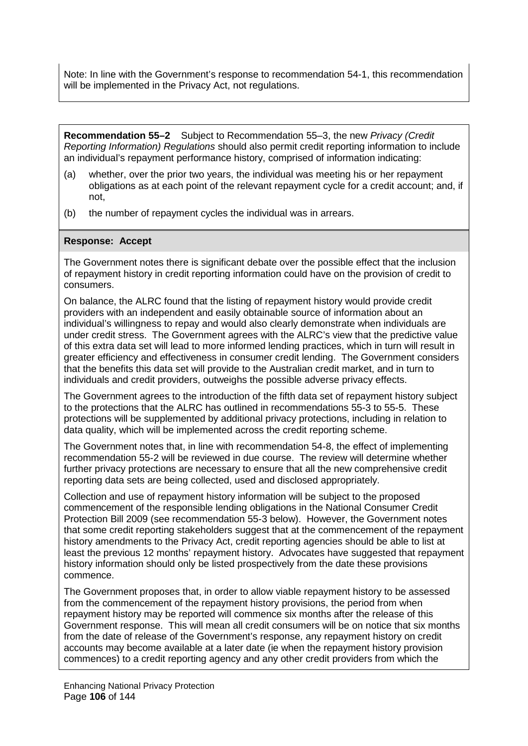Note: In line with the Government's response to recommendation 54-1, this recommendation will be implemented in the Privacy Act, not regulations.

**Recommendation 55–2** Subject to Recommendation 55–3, the new *Privacy (Credit Reporting Information) Regulations* should also permit credit reporting information to include an individual's repayment performance history, comprised of information indicating:

(a) whether, over the prior two years, the individual was meeting his or her repayment obligations as at each point of the relevant repayment cycle for a credit account; and, if not,

(b) the number of repayment cycles the individual was in arrears.

**Response: Accept**

The Government notes there is significant debate over the possible effect that the inclusion of repayment history in credit reporting information could have on the provision of credit to consumers.

On balance, the ALRC found that the listing of repayment history would provide credit providers with an independent and easily obtainable source of information about an individual's willingness to repay and would also clearly demonstrate when individuals are under credit stress. The Government agrees with the ALRC's view that the predictive value of this extra data set will lead to more informed lending practices, which in turn will result in greater efficiency and effectiveness in consumer credit lending. The Government considers that the benefits this data set will provide to the Australian credit market, and in turn to individuals and credit providers, outweighs the possible adverse privacy effects.

The Government agrees to the introduction of the fifth data set of repayment history subject to the protections that the ALRC has outlined in recommendations 55-3 to 55-5. These protections will be supplemented by additional privacy protections, including in relation to data quality, which will be implemented across the credit reporting scheme.

The Government notes that, in line with recommendation 54-8, the effect of implementing recommendation 55-2 will be reviewed in due course. The review will determine whether further privacy protections are necessary to ensure that all the new comprehensive credit reporting data sets are being collected, used and disclosed appropriately.

Collection and use of repayment history information will be subject to the proposed commencement of the responsible lending obligations in the National Consumer Credit Protection Bill 2009 (see recommendation 55-3 below). However, the Government notes that some credit reporting stakeholders suggest that at the commencement of the repayment history amendments to the Privacy Act, credit reporting agencies should be able to list at least the previous 12 months' repayment history. Advocates have suggested that repayment history information should only be listed prospectively from the date these provisions commence.

The Government proposes that, in order to allow viable repayment history to be assessed from the commencement of the repayment history provisions, the period from when repayment history may be reported will commence six months after the release of this Government response. This will mean all credit consumers will be on notice that six months from the date of release of the Government's response, any repayment history on credit accounts may become available at a later date (ie when the repayment history provision commences) to a credit reporting agency and any other credit providers from which the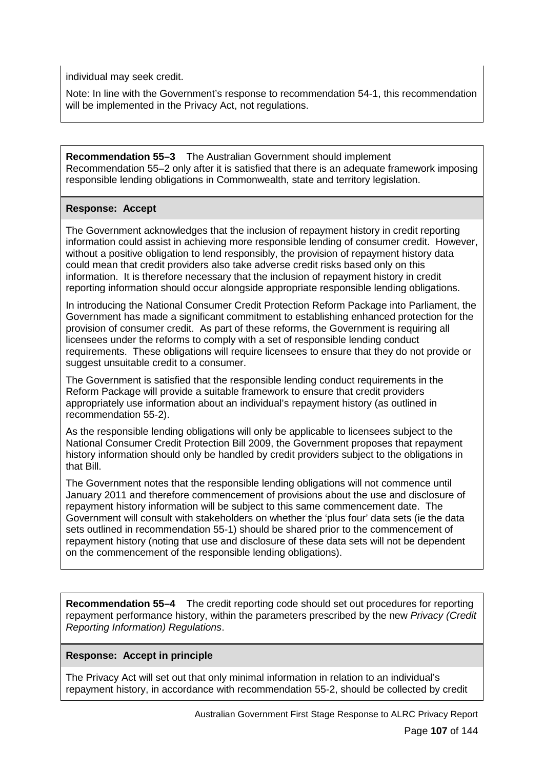individual may seek credit.

Note: In line with the Government's response to recommendation 54-1, this recommendation will be implemented in the Privacy Act, not regulations.

**Recommendation 55–3** The Australian Government should implement Recommendation 55–2 only after it is satisfied that there is an adequate framework imposing responsible lending obligations in Commonwealth, state and territory legislation.

**Response: Accept**

The Government acknowledges that the inclusion of repayment history in credit reporting information could assist in achieving more responsible lending of consumer credit. However, without a positive obligation to lend responsibly, the provision of repayment history data could mean that credit providers also take adverse credit risks based only on this information. It is therefore necessary that the inclusion of repayment history in credit reporting information should occur alongside appropriate responsible lending obligations.

In introducing the National Consumer Credit Protection Reform Package into Parliament, the Government has made a significant commitment to establishing enhanced protection for the provision of consumer credit. As part of these reforms, the Government is requiring all licensees under the reforms to comply with a set of responsible lending conduct requirements. These obligations will require licensees to ensure that they do not provide or suggest unsuitable credit to a consumer.

The Government is satisfied that the responsible lending conduct requirements in the Reform Package will provide a suitable framework to ensure that credit providers appropriately use information about an individual's repayment history (as outlined in recommendation 55-2).

As the responsible lending obligations will only be applicable to licensees subject to the National Consumer Credit Protection Bill 2009, the Government proposes that repayment history information should only be handled by credit providers subject to the obligations in that Bill.

The Government notes that the responsible lending obligations will not commence until January 2011 and therefore commencement of provisions about the use and disclosure of repayment history information will be subject to this same commencement date. The Government will consult with stakeholders on whether the 'plus four' data sets (ie the data sets outlined in recommendation 55-1) should be shared prior to the commencement of repayment history (noting that use and disclosure of these data sets will not be dependent on the commencement of the responsible lending obligations).

**Recommendation 55–4** The credit reporting code should set out procedures for reporting repayment performance history, within the parameters prescribed by the new *Privacy (Credit Reporting Information) Regulations*.

**Response: Accept in principle**

The Privacy Act will set out that only minimal information in relation to an individual's repayment history, in accordance with recommendation 55-2, should be collected by credit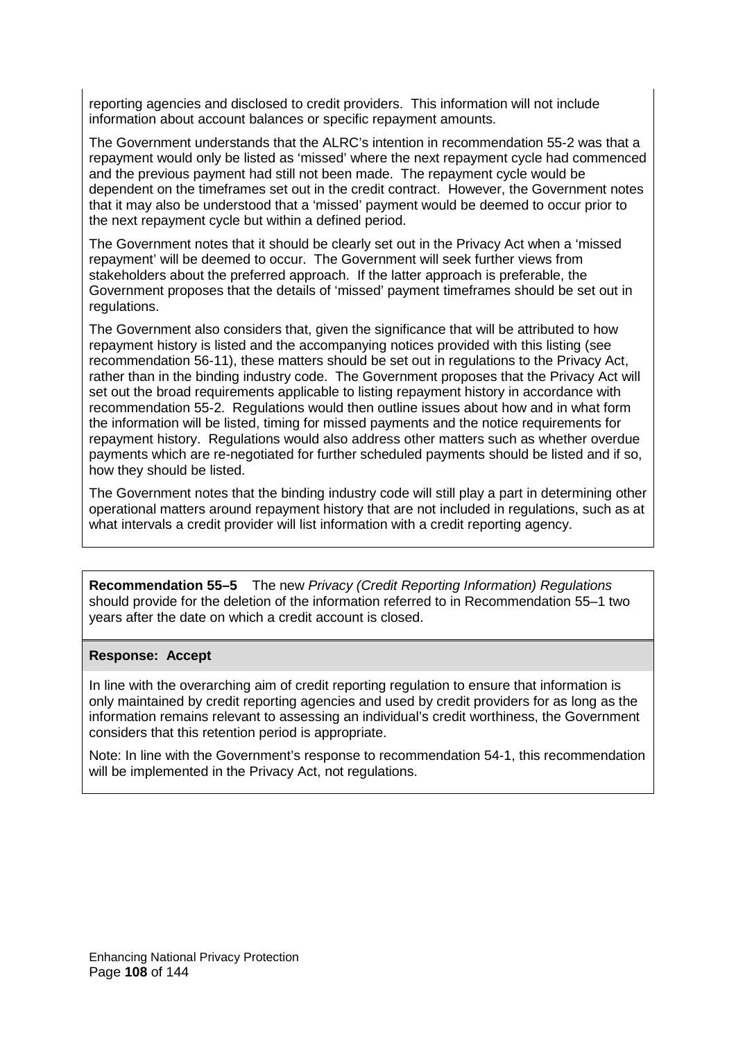reporting agencies and disclosed to credit providers. This information will not include information about account balances or specific repayment amounts.

The Government understands that the ALRC's intention in recommendation 55-2 was that a repayment would only be listed as 'missed' where the next repayment cycle had commenced and the previous payment had still not been made. The repayment cycle would be dependent on the timeframes set out in the credit contract. However, the Government notes that it may also be understood that a 'missed' payment would be deemed to occur prior to the next repayment cycle but within a defined period.

The Government notes that it should be clearly set out in the Privacy Act when a 'missed repayment' will be deemed to occur. The Government will seek further views from stakeholders about the preferred approach. If the latter approach is preferable, the Government proposes that the details of 'missed' payment timeframes should be set out in regulations.

The Government also considers that, given the significance that will be attributed to how repayment history is listed and the accompanying notices provided with this listing (see recommendation 56-11), these matters should be set out in regulations to the Privacy Act, rather than in the binding industry code. The Government proposes that the Privacy Act will set out the broad requirements applicable to listing repayment history in accordance with recommendation 55-2. Regulations would then outline issues about how and in what form the information will be listed, timing for missed payments and the notice requirements for repayment history. Regulations would also address other matters such as whether overdue payments which are re-negotiated for further scheduled payments should be listed and if so, how they should be listed.

The Government notes that the binding industry code will still play a part in determining other operational matters around repayment history that are not included in regulations, such as at what intervals a credit provider will list information with a credit reporting agency.

**Recommendation 55–5** The new *Privacy (Credit Reporting Information) Regulations* should provide for the deletion of the information referred to in Recommendation 55–1 two years after the date on which a credit account is closed.

**Response: Accept**

In line with the overarching aim of credit reporting regulation to ensure that information is only maintained by credit reporting agencies and used by credit providers for as long as the information remains relevant to assessing an individual's credit worthiness, the Government considers that this retention period is appropriate.

Note: In line with the Government's response to recommendation 54-1, this recommendation will be implemented in the Privacy Act, not regulations.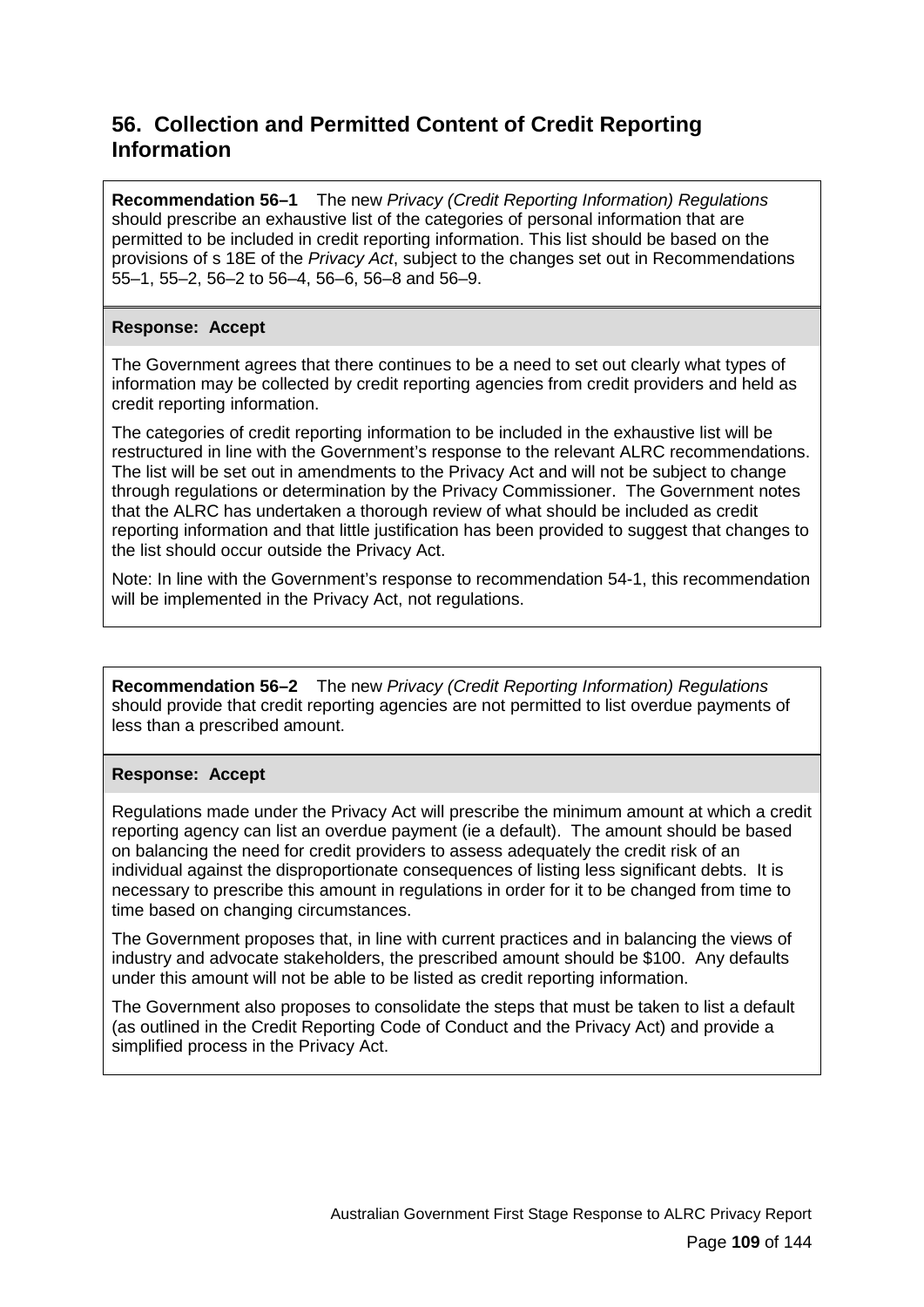## 56. Collection and Permitted Content of Credit Reporting Information

**Recommendation 56–1** The new *Privacy (Credit Reporting Information) Regulations* should prescribe an exhaustive list of the categories of personal information that are permitted to be included in credit reporting information. This list should be based on the provisions of s 18E of the *Privacy Act*, subject to the changes set out in Recommendations 55–1, 55–2, 56–2 to 56–4, 56–6, 56–8 and 56–9.

**Response: Accept**

The Government agrees that there continues to be a need to set out clearly what types of information may be collected by credit reporting agencies from credit providers and held as credit reporting information.

The categories of credit reporting information to be included in the exhaustive list will be restructured in line with the Government's response to the relevant ALRC recommendations. The list will be set out in amendments to the Privacy Act and will not be subject to change through regulations or determination by the Privacy Commissioner. The Government notes that the ALRC has undertaken a thorough review of what should be included as credit reporting information and that little justification has been provided to suggest that changes to the list should occur outside the Privacy Act.

Note: In line with the Government's response to recommendation 54-1, this recommendation will be implemented in the Privacy Act, not regulations.

**Recommendation 56–2** The new *Privacy (Credit Reporting Information) Regulations* should provide that credit reporting agencies are not permitted to list overdue payments of less than a prescribed amount.

**Response: Accept**

Regulations made under the Privacy Act will prescribe the minimum amount at which a credit reporting agency can list an overdue payment (ie a default). The amount should be based on balancing the need for credit providers to assess adequately the credit risk of an individual against the disproportionate consequences of listing less significant debts. It is necessary to prescribe this amount in regulations in order for it to be changed from time to time based on changing circumstances.

The Government proposes that, in line with current practices and in balancing the views of industry and advocate stakeholders, the prescribed amount should be $100. Any defaults under this amount will not be able to be listed as credit reporting information.

The Government also proposes to consolidate the steps that must be taken to list a default (as outlined in the Credit Reporting Code of Conduct and the Privacy Act) and provide a simplified process in the Privacy Act.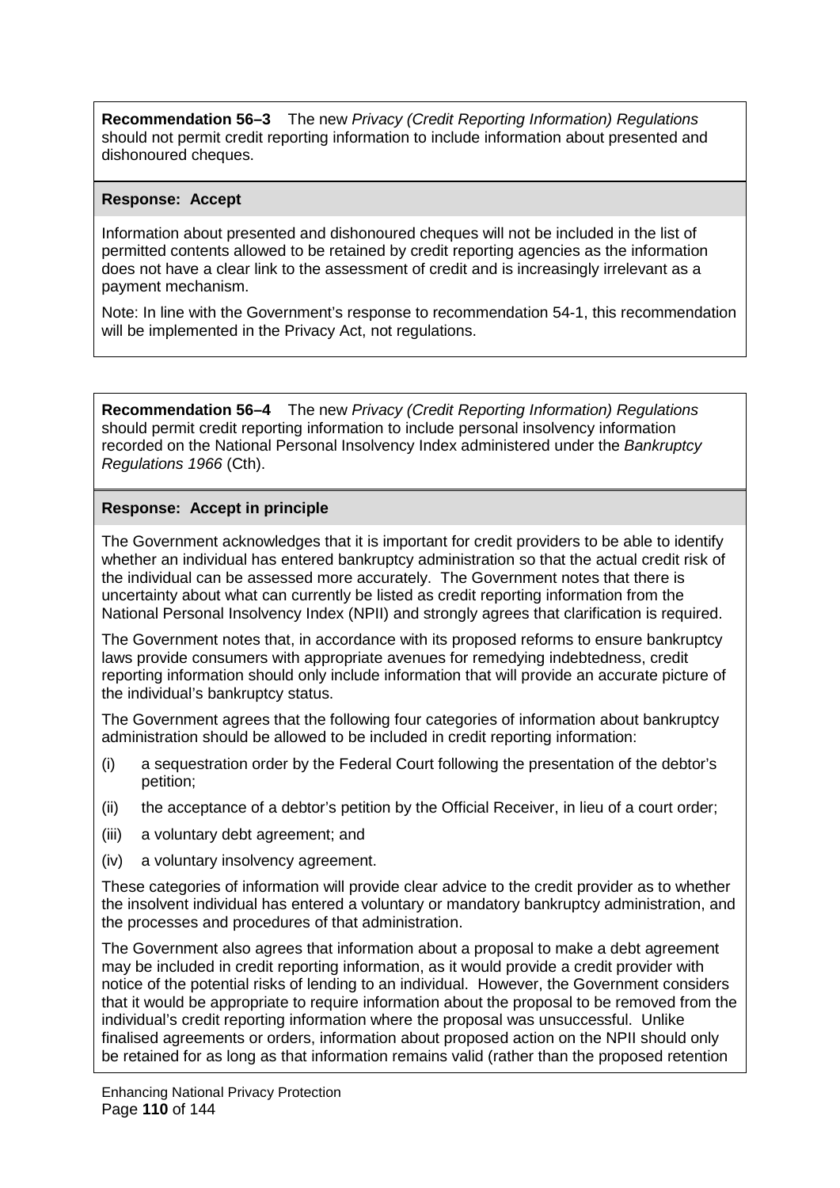**Recommendation 56–3** The new *Privacy (Credit Reporting Information) Regulations* should not permit credit reporting information to include information about presented and dishonoured cheques.

**Response: Accept**

Information about presented and dishonoured cheques will not be included in the list of permitted contents allowed to be retained by credit reporting agencies as the information does not have a clear link to the assessment of credit and is increasingly irrelevant as a payment mechanism.

Note: In line with the Government's response to recommendation 54-1, this recommendation will be implemented in the Privacy Act, not regulations.

**Recommendation 56–4** The new *Privacy (Credit Reporting Information) Regulations* should permit credit reporting information to include personal insolvency information recorded on the National Personal Insolvency Index administered under the *Bankruptcy Regulations 1966* (Cth).

**Response: Accept in principle**

The Government acknowledges that it is important for credit providers to be able to identify whether an individual has entered bankruptcy administration so that the actual credit risk of the individual can be assessed more accurately. The Government notes that there is uncertainty about what can currently be listed as credit reporting information from the National Personal Insolvency Index (NPII) and strongly agrees that clarification is required.

The Government notes that, in accordance with its proposed reforms to ensure bankruptcy laws provide consumers with appropriate avenues for remedying indebtedness, credit reporting information should only include information that will provide an accurate picture of the individual's bankruptcy status.

The Government agrees that the following four categories of information about bankruptcy administration should be allowed to be included in credit reporting information:

(i) a sequestration order by the Federal Court following the presentation of the debtor's petition;

(ii) the acceptance of a debtor's petition by the Official Receiver, in lieu of a court order;

(iii) a voluntary debt agreement; and

(iv) a voluntary insolvency agreement.

These categories of information will provide clear advice to the credit provider as to whether the insolvent individual has entered a voluntary or mandatory bankruptcy administration, and the processes and procedures of that administration.

The Government also agrees that information about a proposal to make a debt agreement may be included in credit reporting information, as it would provide a credit provider with notice of the potential risks of lending to an individual. However, the Government considers that it would be appropriate to require information about the proposal to be removed from the individual's credit reporting information where the proposal was unsuccessful. Unlike finalised agreements or orders, information about proposed action on the NPII should only be retained for as long as that information remains valid (rather than the proposed retention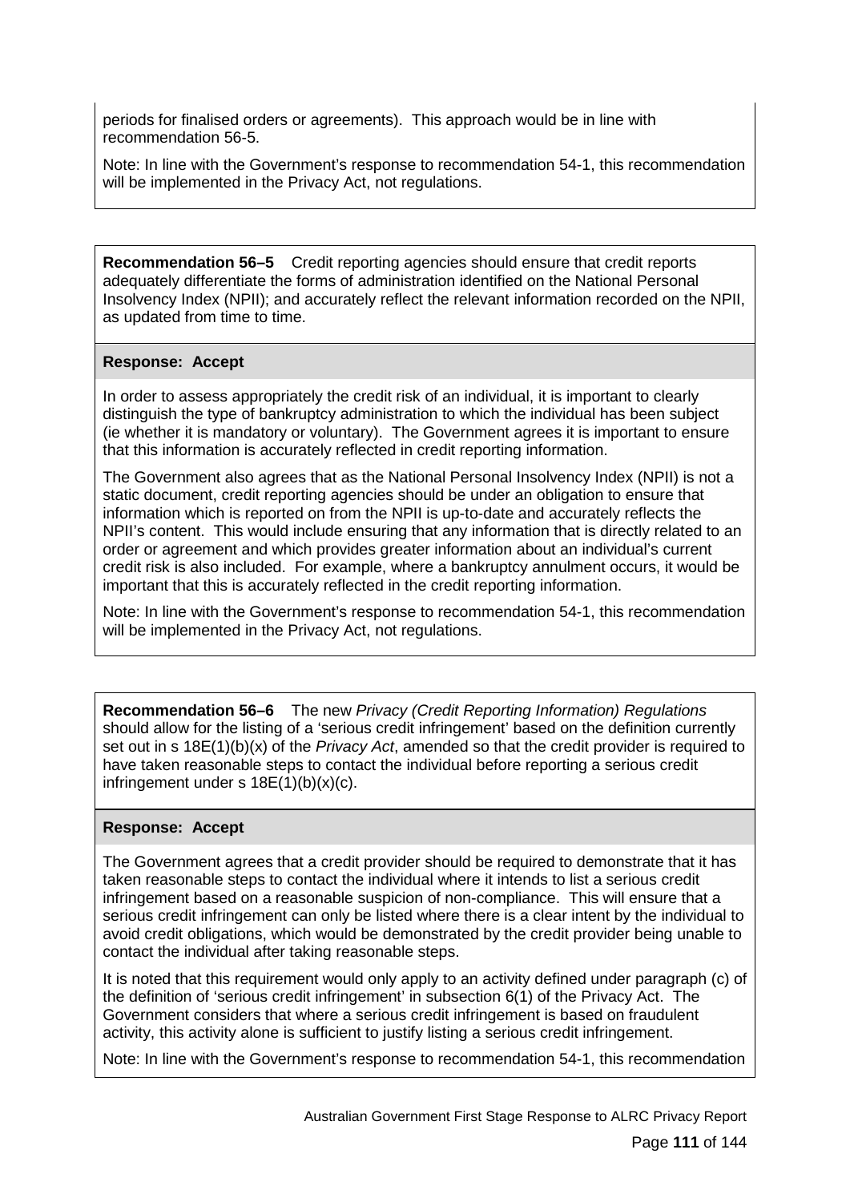periods for finalised orders or agreements). This approach would be in line with recommendation 56-5.

Note: In line with the Government's response to recommendation 54-1, this recommendation will be implemented in the Privacy Act, not regulations.

**Recommendation 56–5** Credit reporting agencies should ensure that credit reports adequately differentiate the forms of administration identified on the National Personal Insolvency Index (NPII); and accurately reflect the relevant information recorded on the NPII, as updated from time to time.

**Response: Accept**

In order to assess appropriately the credit risk of an individual, it is important to clearly distinguish the type of bankruptcy administration to which the individual has been subject (ie whether it is mandatory or voluntary). The Government agrees it is important to ensure that this information is accurately reflected in credit reporting information.

The Government also agrees that as the National Personal Insolvency Index (NPII) is not a static document, credit reporting agencies should be under an obligation to ensure that information which is reported on from the NPII is up-to-date and accurately reflects the NPII's content. This would include ensuring that any information that is directly related to an order or agreement and which provides greater information about an individual's current credit risk is also included. For example, where a bankruptcy annulment occurs, it would be important that this is accurately reflected in the credit reporting information.

Note: In line with the Government's response to recommendation 54-1, this recommendation will be implemented in the Privacy Act, not regulations.

**Recommendation 56–6** The new *Privacy (Credit Reporting Information) Regulations* should allow for the listing of a 'serious credit infringement' based on the definition currently set out in s 18E(1)(b)(x) of the *Privacy Act*, amended so that the credit provider is required to have taken reasonable steps to contact the individual before reporting a serious credit infringement under s 18E(1)(b)(x)(c).

**Response: Accept**

The Government agrees that a credit provider should be required to demonstrate that it has taken reasonable steps to contact the individual where it intends to list a serious credit infringement based on a reasonable suspicion of non-compliance. This will ensure that a serious credit infringement can only be listed where there is a clear intent by the individual to avoid credit obligations, which would be demonstrated by the credit provider being unable to contact the individual after taking reasonable steps.

It is noted that this requirement would only apply to an activity defined under paragraph (c) of the definition of 'serious credit infringement' in subsection 6(1) of the Privacy Act. The Government considers that where a serious credit infringement is based on fraudulent activity, this activity alone is sufficient to justify listing a serious credit infringement.

Note: In line with the Government's response to recommendation 54-1, this recommendation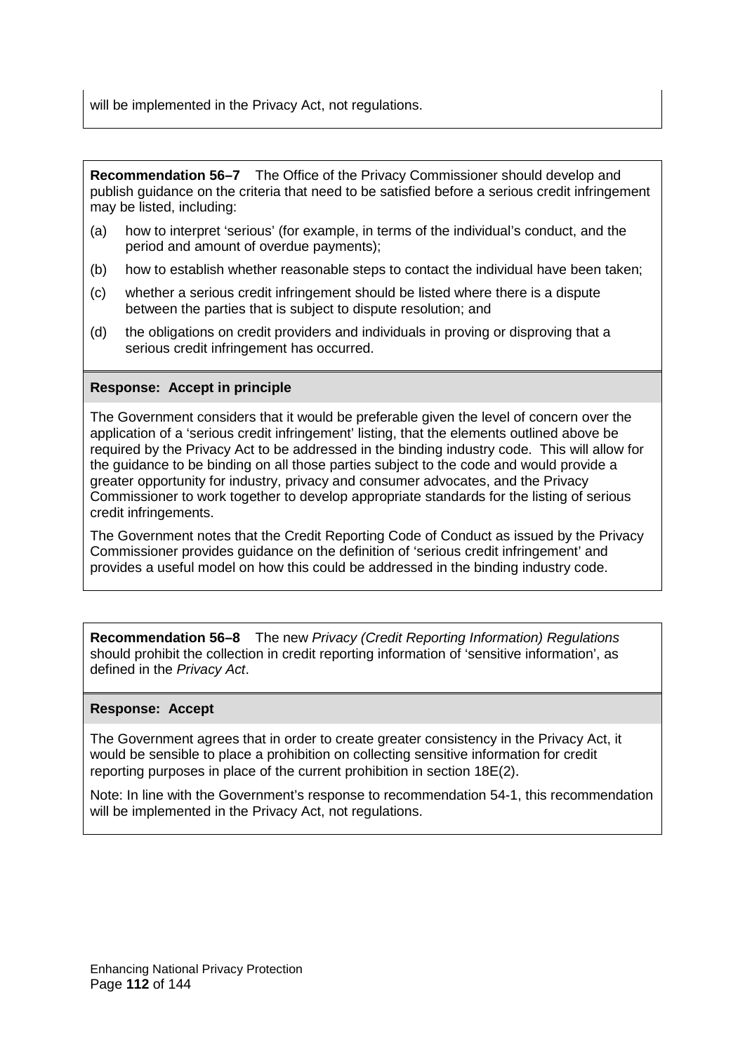will be implemented in the Privacy Act, not regulations.

**Recommendation 56–7** The Office of the Privacy Commissioner should develop and publish guidance on the criteria that need to be satisfied before a serious credit infringement may be listed, including:

(a) how to interpret 'serious' (for example, in terms of the individual's conduct, and the period and amount of overdue payments);

(b) how to establish whether reasonable steps to contact the individual have been taken;

(c) whether a serious credit infringement should be listed where there is a dispute between the parties that is subject to dispute resolution; and

(d) the obligations on credit providers and individuals in proving or disproving that a serious credit infringement has occurred.

**Response: Accept in principle**

The Government considers that it would be preferable given the level of concern over the application of a 'serious credit infringement' listing, that the elements outlined above be required by the Privacy Act to be addressed in the binding industry code. This will allow for the guidance to be binding on all those parties subject to the code and would provide a greater opportunity for industry, privacy and consumer advocates, and the Privacy Commissioner to work together to develop appropriate standards for the listing of serious credit infringements.

The Government notes that the Credit Reporting Code of Conduct as issued by the Privacy Commissioner provides guidance on the definition of 'serious credit infringement' and provides a useful model on how this could be addressed in the binding industry code.

**Recommendation 56–8** The new *Privacy (Credit Reporting Information) Regulations* should prohibit the collection in credit reporting information of 'sensitive information', as defined in the *Privacy Act*.

**Response: Accept**

The Government agrees that in order to create greater consistency in the Privacy Act, it would be sensible to place a prohibition on collecting sensitive information for credit reporting purposes in place of the current prohibition in section 18E(2).

Note: In line with the Government's response to recommendation 54-1, this recommendation will be implemented in the Privacy Act, not regulations.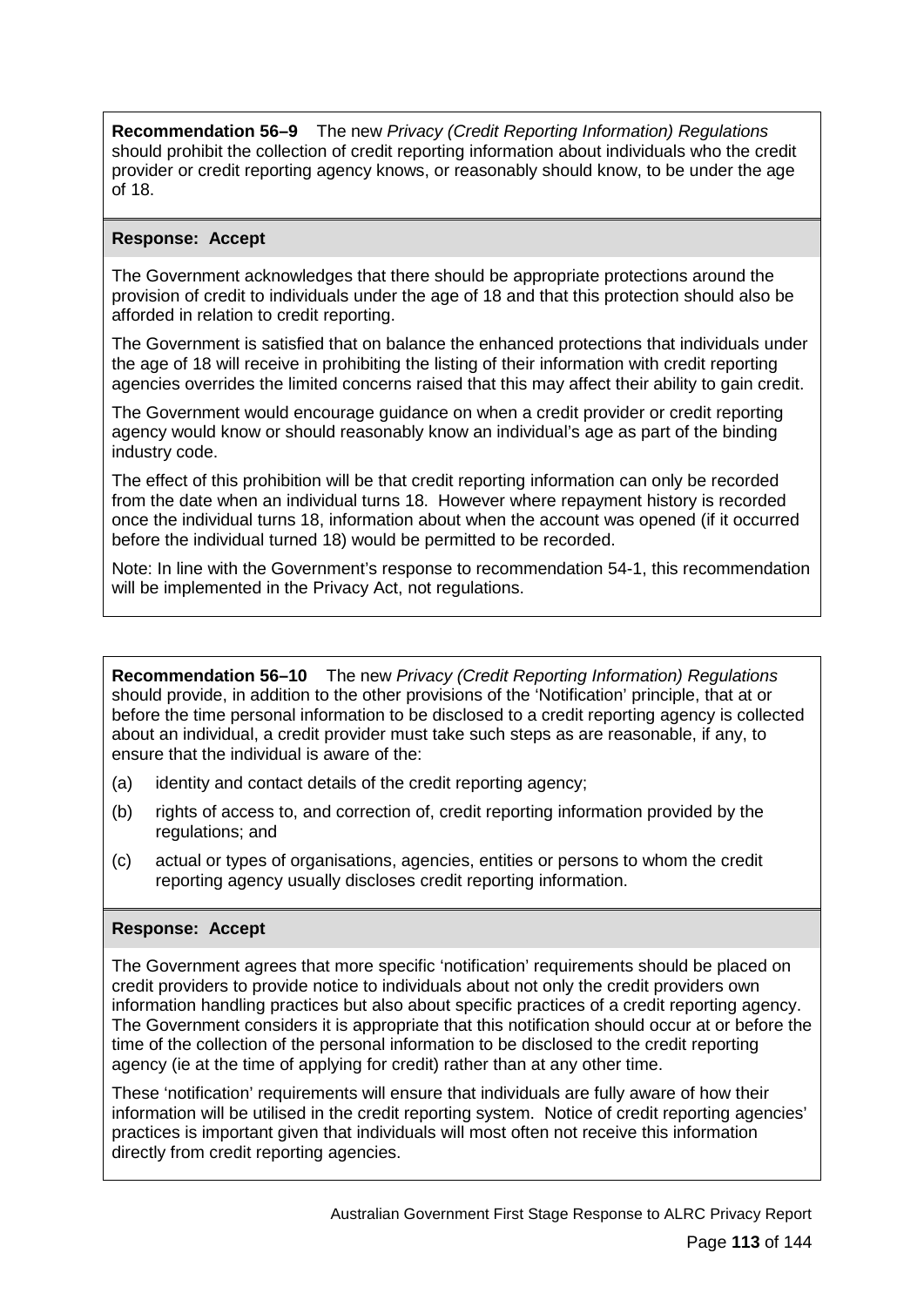**Recommendation 56–9** The new *Privacy (Credit Reporting Information) Regulations* should prohibit the collection of credit reporting information about individuals who the credit provider or credit reporting agency knows, or reasonably should know, to be under the age of 18.

**Response: Accept**

The Government acknowledges that there should be appropriate protections around the provision of credit to individuals under the age of 18 and that this protection should also be afforded in relation to credit reporting.

The Government is satisfied that on balance the enhanced protections that individuals under the age of 18 will receive in prohibiting the listing of their information with credit reporting agencies overrides the limited concerns raised that this may affect their ability to gain credit.

The Government would encourage guidance on when a credit provider or credit reporting agency would know or should reasonably know an individual's age as part of the binding industry code.

The effect of this prohibition will be that credit reporting information can only be recorded from the date when an individual turns 18. However where repayment history is recorded once the individual turns 18, information about when the account was opened (if it occurred before the individual turned 18) would be permitted to be recorded.

Note: In line with the Government's response to recommendation 54-1, this recommendation will be implemented in the Privacy Act, not regulations.

**Recommendation 56–10** The new *Privacy (Credit Reporting Information) Regulations* should provide, in addition to the other provisions of the 'Notification' principle, that at or before the time personal information to be disclosed to a credit reporting agency is collected about an individual, a credit provider must take such steps as are reasonable, if any, to ensure that the individual is aware of the:

(a) identity and contact details of the credit reporting agency;

(b) rights of access to, and correction of, credit reporting information provided by the regulations; and

(c) actual or types of organisations, agencies, entities or persons to whom the credit reporting agency usually discloses credit reporting information.

**Response: Accept**

The Government agrees that more specific 'notification' requirements should be placed on credit providers to provide notice to individuals about not only the credit providers own information handling practices but also about specific practices of a credit reporting agency. The Government considers it is appropriate that this notification should occur at or before the time of the collection of the personal information to be disclosed to the credit reporting agency (ie at the time of applying for credit) rather than at any other time.

These 'notification' requirements will ensure that individuals are fully aware of how their information will be utilised in the credit reporting system. Notice of credit reporting agencies' practices is important given that individuals will most often not receive this information directly from credit reporting agencies.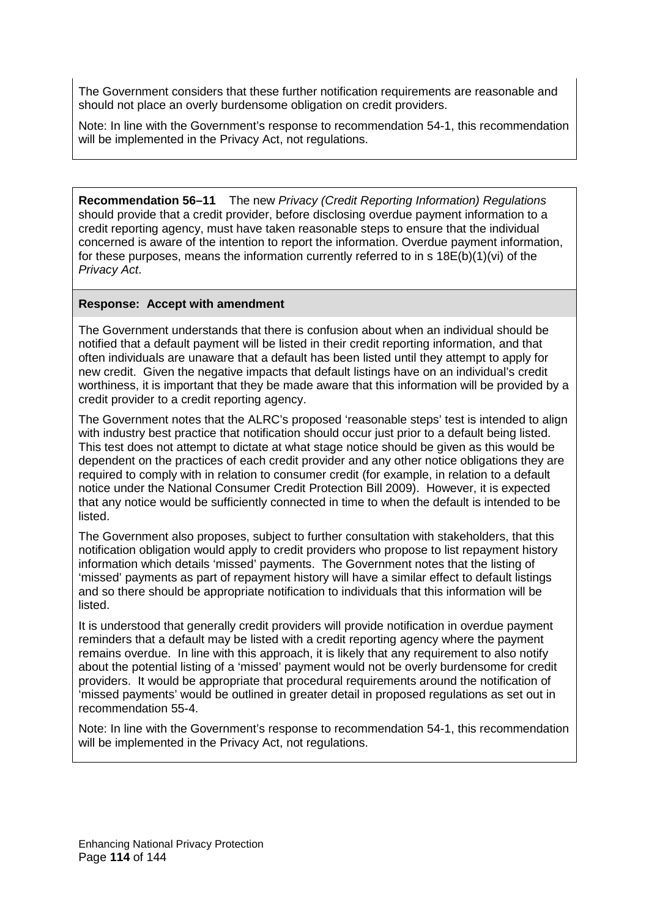The Government considers that these further notification requirements are reasonable and should not place an overly burdensome obligation on credit providers.

Note: In line with the Government's response to recommendation 54-1, this recommendation will be implemented in the Privacy Act, not regulations.

**Recommendation 56–11** The new *Privacy (Credit Reporting Information) Regulations* should provide that a credit provider, before disclosing overdue payment information to a credit reporting agency, must have taken reasonable steps to ensure that the individual concerned is aware of the intention to report the information. Overdue payment information, for these purposes, means the information currently referred to in s 18E(b)(1)(vi) of the *Privacy Act*.

**Response: Accept with amendment**

The Government understands that there is confusion about when an individual should be notified that a default payment will be listed in their credit reporting information, and that often individuals are unaware that a default has been listed until they attempt to apply for new credit. Given the negative impacts that default listings have on an individual's credit worthiness, it is important that they be made aware that this information will be provided by a credit provider to a credit reporting agency.

The Government notes that the ALRC's proposed 'reasonable steps' test is intended to align with industry best practice that notification should occur just prior to a default being listed. This test does not attempt to dictate at what stage notice should be given as this would be dependent on the practices of each credit provider and any other notice obligations they are required to comply with in relation to consumer credit (for example, in relation to a default notice under the National Consumer Credit Protection Bill 2009). However, it is expected that any notice would be sufficiently connected in time to when the default is intended to be listed.

The Government also proposes, subject to further consultation with stakeholders, that this notification obligation would apply to credit providers who propose to list repayment history information which details 'missed' payments. The Government notes that the listing of 'missed' payments as part of repayment history will have a similar effect to default listings and so there should be appropriate notification to individuals that this information will be listed.

It is understood that generally credit providers will provide notification in overdue payment reminders that a default may be listed with a credit reporting agency where the payment remains overdue. In line with this approach, it is likely that any requirement to also notify about the potential listing of a 'missed' payment would not be overly burdensome for credit providers. It would be appropriate that procedural requirements around the notification of 'missed payments' would be outlined in greater detail in proposed regulations as set out in recommendation 55-4.

Note: In line with the Government's response to recommendation 54-1, this recommendation will be implemented in the Privacy Act, not regulations.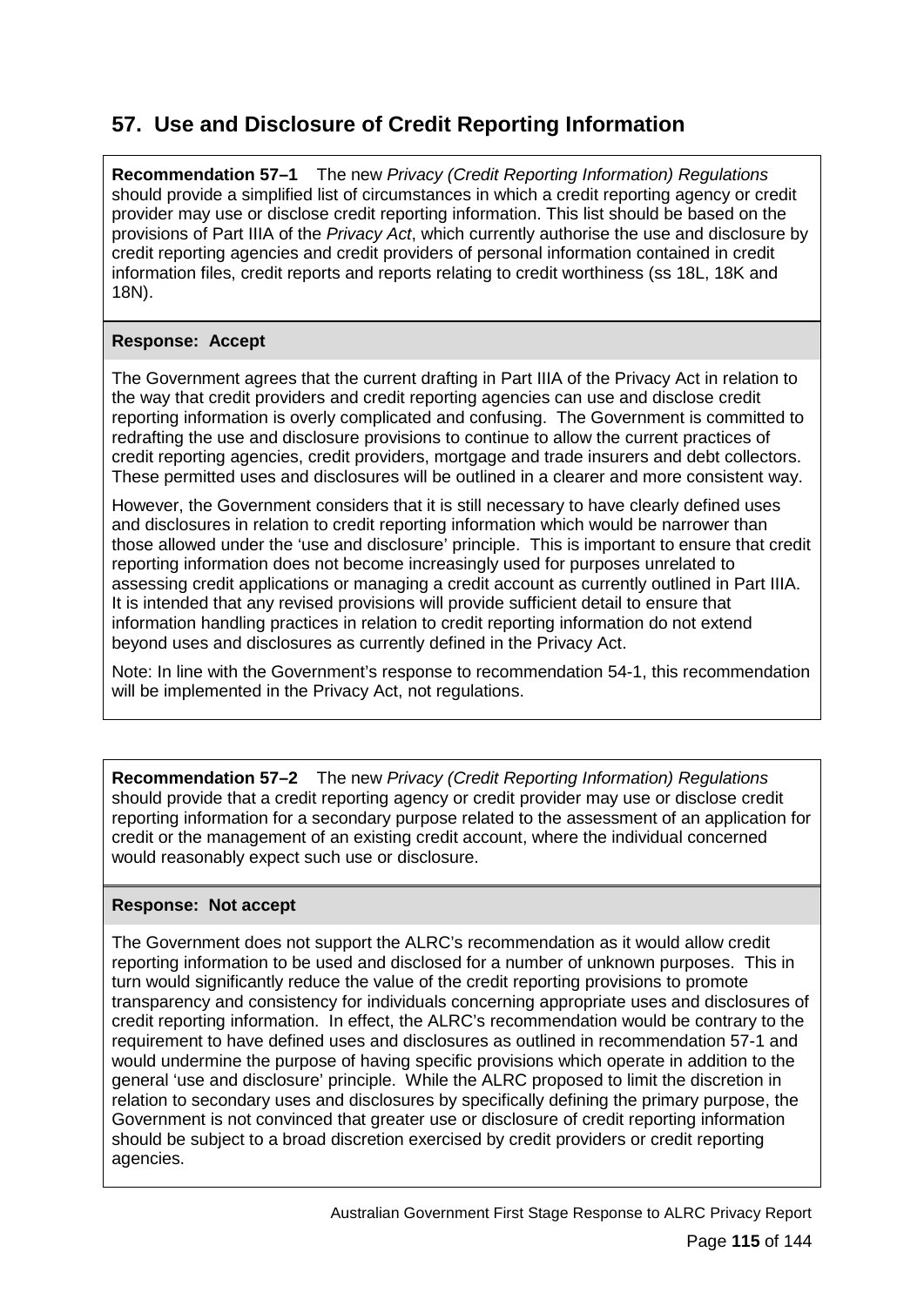## 57. Use and Disclosure of Credit Reporting Information

**Recommendation 57–1** The new *Privacy (Credit Reporting Information) Regulations* should provide a simplified list of circumstances in which a credit reporting agency or credit provider may use or disclose credit reporting information. This list should be based on the provisions of Part IIIA of the *Privacy Act*, which currently authorise the use and disclosure by credit reporting agencies and credit providers of personal information contained in credit information files, credit reports and reports relating to credit worthiness (ss 18L, 18K and 18N).

**Response: Accept**

The Government agrees that the current drafting in Part IIIA of the Privacy Act in relation to the way that credit providers and credit reporting agencies can use and disclose credit reporting information is overly complicated and confusing. The Government is committed to redrafting the use and disclosure provisions to continue to allow the current practices of credit reporting agencies, credit providers, mortgage and trade insurers and debt collectors. These permitted uses and disclosures will be outlined in a clearer and more consistent way.

However, the Government considers that it is still necessary to have clearly defined uses and disclosures in relation to credit reporting information which would be narrower than those allowed under the 'use and disclosure' principle. This is important to ensure that credit reporting information does not become increasingly used for purposes unrelated to assessing credit applications or managing a credit account as currently outlined in Part IIIA. It is intended that any revised provisions will provide sufficient detail to ensure that information handling practices in relation to credit reporting information do not extend beyond uses and disclosures as currently defined in the Privacy Act.

Note: In line with the Government's response to recommendation 54-1, this recommendation will be implemented in the Privacy Act, not regulations.

**Recommendation 57–2** The new *Privacy (Credit Reporting Information) Regulations* should provide that a credit reporting agency or credit provider may use or disclose credit reporting information for a secondary purpose related to the assessment of an application for credit or the management of an existing credit account, where the individual concerned would reasonably expect such use or disclosure.

**Response: Not accept**

The Government does not support the ALRC's recommendation as it would allow credit reporting information to be used and disclosed for a number of unknown purposes. This in turn would significantly reduce the value of the credit reporting provisions to promote transparency and consistency for individuals concerning appropriate uses and disclosures of credit reporting information. In effect, the ALRC's recommendation would be contrary to the requirement to have defined uses and disclosures as outlined in recommendation 57-1 and would undermine the purpose of having specific provisions which operate in addition to the general 'use and disclosure' principle. While the ALRC proposed to limit the discretion in relation to secondary uses and disclosures by specifically defining the primary purpose, the Government is not convinced that greater use or disclosure of credit reporting information should be subject to a broad discretion exercised by credit providers or credit reporting agencies.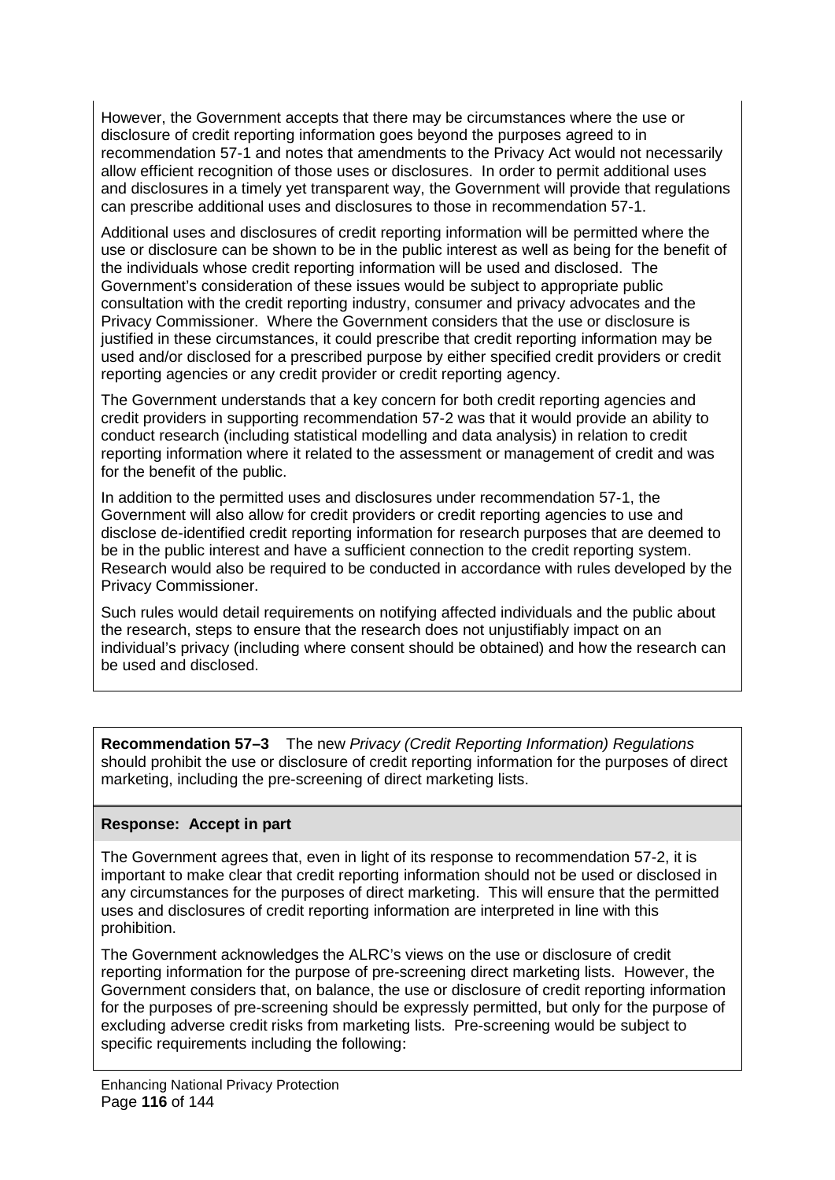However, the Government accepts that there may be circumstances where the use or disclosure of credit reporting information goes beyond the purposes agreed to in recommendation 57-1 and notes that amendments to the Privacy Act would not necessarily allow efficient recognition of those uses or disclosures. In order to permit additional uses and disclosures in a timely yet transparent way, the Government will provide that regulations can prescribe additional uses and disclosures to those in recommendation 57-1.

Additional uses and disclosures of credit reporting information will be permitted where the use or disclosure can be shown to be in the public interest as well as being for the benefit of the individuals whose credit reporting information will be used and disclosed. The Government's consideration of these issues would be subject to appropriate public consultation with the credit reporting industry, consumer and privacy advocates and the Privacy Commissioner. Where the Government considers that the use or disclosure is justified in these circumstances, it could prescribe that credit reporting information may be used and/or disclosed for a prescribed purpose by either specified credit providers or credit reporting agencies or any credit provider or credit reporting agency.

The Government understands that a key concern for both credit reporting agencies and credit providers in supporting recommendation 57-2 was that it would provide an ability to conduct research (including statistical modelling and data analysis) in relation to credit reporting information where it related to the assessment or management of credit and was for the benefit of the public.

In addition to the permitted uses and disclosures under recommendation 57-1, the Government will also allow for credit providers or credit reporting agencies to use and disclose de-identified credit reporting information for research purposes that are deemed to be in the public interest and have a sufficient connection to the credit reporting system. Research would also be required to be conducted in accordance with rules developed by the Privacy Commissioner.

Such rules would detail requirements on notifying affected individuals and the public about the research, steps to ensure that the research does not unjustifiably impact on an individual's privacy (including where consent should be obtained) and how the research can be used and disclosed.

**Recommendation 57–3** The new *Privacy (Credit Reporting Information) Regulations* should prohibit the use or disclosure of credit reporting information for the purposes of direct marketing, including the pre-screening of direct marketing lists.

**Response: Accept in part**

The Government agrees that, even in light of its response to recommendation 57-2, it is important to make clear that credit reporting information should not be used or disclosed in any circumstances for the purposes of direct marketing. This will ensure that the permitted uses and disclosures of credit reporting information are interpreted in line with this prohibition.

The Government acknowledges the ALRC's views on the use or disclosure of credit reporting information for the purpose of pre-screening direct marketing lists. However, the Government considers that, on balance, the use or disclosure of credit reporting information for the purposes of pre-screening should be expressly permitted, but only for the purpose of excluding adverse credit risks from marketing lists. Pre-screening would be subject to specific requirements including the following: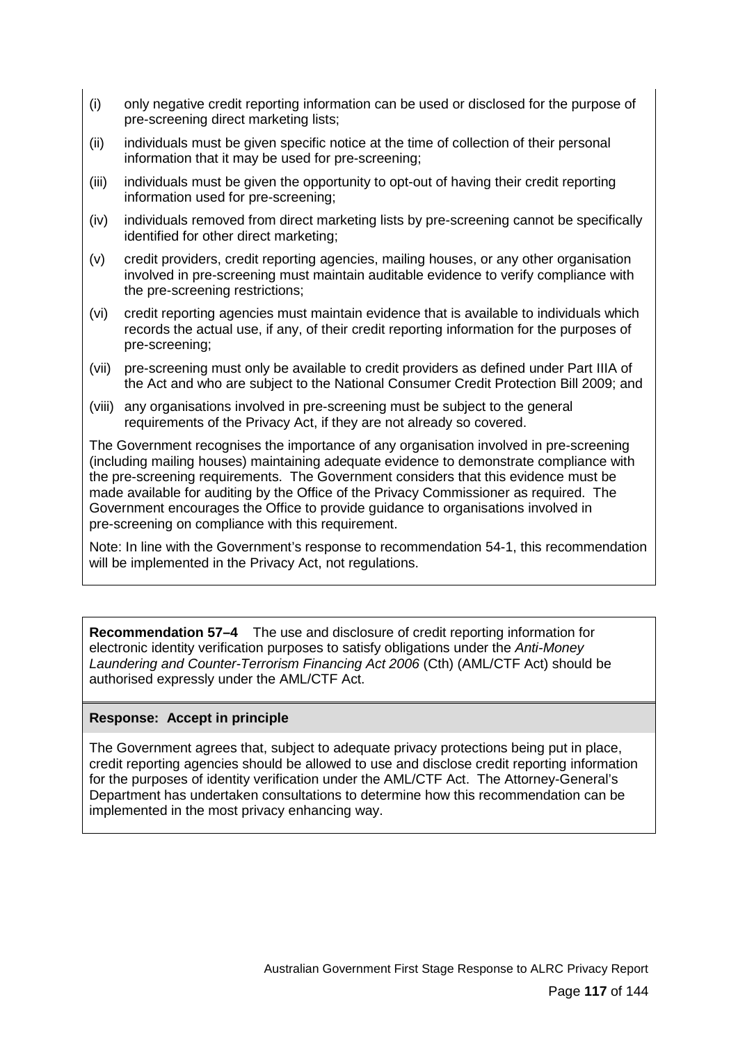(i) only negative credit reporting information can be used or disclosed for the purpose of pre-screening direct marketing lists;

(ii) individuals must be given specific notice at the time of collection of their personal information that it may be used for pre-screening;

(iii) individuals must be given the opportunity to opt-out of having their credit reporting information used for pre-screening;

(iv) individuals removed from direct marketing lists by pre-screening cannot be specifically identified for other direct marketing;

(v) credit providers, credit reporting agencies, mailing houses, or any other organisation involved in pre-screening must maintain auditable evidence to verify compliance with the pre-screening restrictions;

(vi) credit reporting agencies must maintain evidence that is available to individuals which records the actual use, if any, of their credit reporting information for the purposes of pre-screening;

(vii) pre-screening must only be available to credit providers as defined under Part IIIA of the Act and who are subject to the National Consumer Credit Protection Bill 2009; and

(viii) any organisations involved in pre-screening must be subject to the general requirements of the Privacy Act, if they are not already so covered.

The Government recognises the importance of any organisation involved in pre-screening (including mailing houses) maintaining adequate evidence to demonstrate compliance with the pre-screening requirements. The Government considers that this evidence must be made available for auditing by the Office of the Privacy Commissioner as required. The Government encourages the Office to provide guidance to organisations involved in pre-screening on compliance with this requirement.

Note: In line with the Government's response to recommendation 54-1, this recommendation will be implemented in the Privacy Act, not regulations.

**Recommendation 57–4** The use and disclosure of credit reporting information for electronic identity verification purposes to satisfy obligations under the *Anti-Money Laundering and Counter-Terrorism Financing Act 2006* (Cth) (AML/CTF Act) should be authorised expressly under the AML/CTF Act.

**Response: Accept in principle**

The Government agrees that, subject to adequate privacy protections being put in place, credit reporting agencies should be allowed to use and disclose credit reporting information for the purposes of identity verification under the AML/CTF Act. The Attorney-General's Department has undertaken consultations to determine how this recommendation can be implemented in the most privacy enhancing way.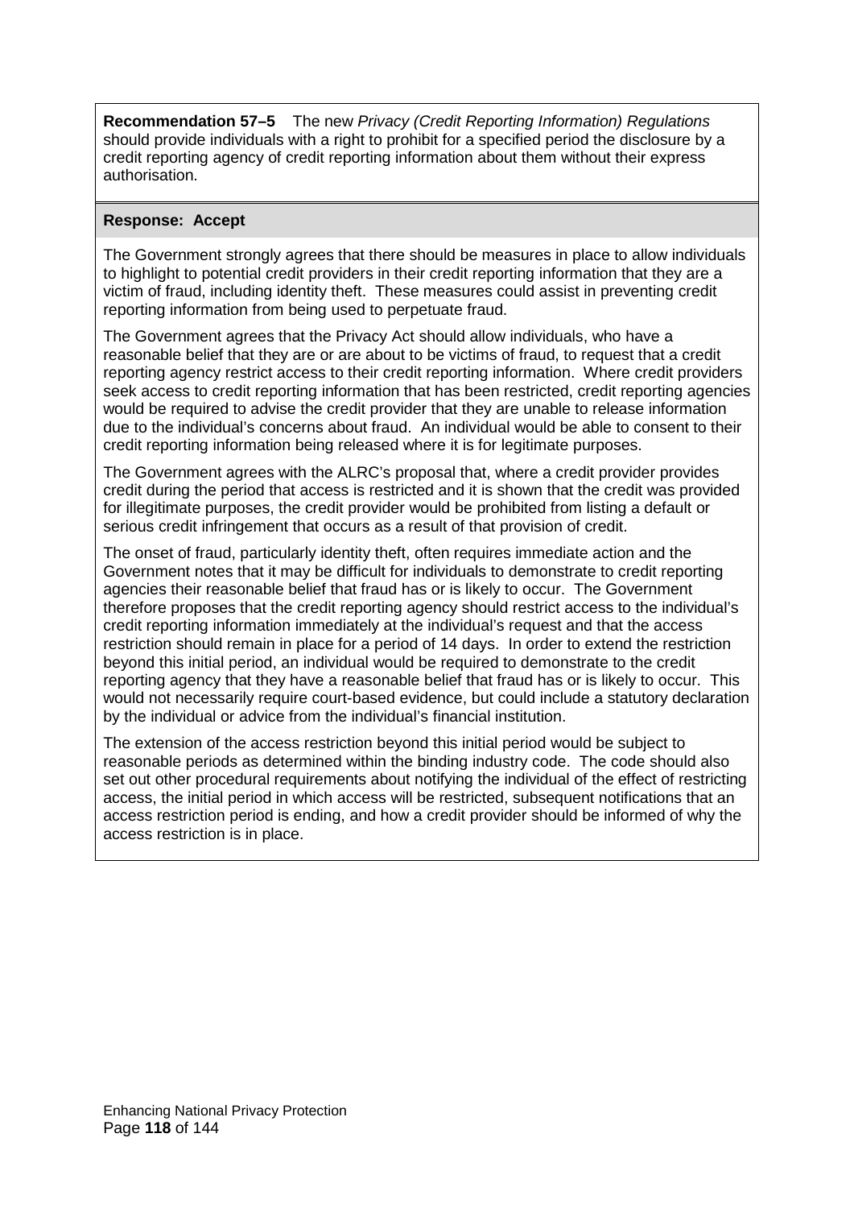**Recommendation 57–5** The new *Privacy (Credit Reporting Information) Regulations* should provide individuals with a right to prohibit for a specified period the disclosure by a credit reporting agency of credit reporting information about them without their express authorisation.

**Response: Accept**

The Government strongly agrees that there should be measures in place to allow individuals to highlight to potential credit providers in their credit reporting information that they are a victim of fraud, including identity theft. These measures could assist in preventing credit reporting information from being used to perpetuate fraud.

The Government agrees that the Privacy Act should allow individuals, who have a reasonable belief that they are or are about to be victims of fraud, to request that a credit reporting agency restrict access to their credit reporting information. Where credit providers seek access to credit reporting information that has been restricted, credit reporting agencies would be required to advise the credit provider that they are unable to release information due to the individual's concerns about fraud. An individual would be able to consent to their credit reporting information being released where it is for legitimate purposes.

The Government agrees with the ALRC's proposal that, where a credit provider provides credit during the period that access is restricted and it is shown that the credit was provided for illegitimate purposes, the credit provider would be prohibited from listing a default or serious credit infringement that occurs as a result of that provision of credit.

The onset of fraud, particularly identity theft, often requires immediate action and the Government notes that it may be difficult for individuals to demonstrate to credit reporting agencies their reasonable belief that fraud has or is likely to occur. The Government therefore proposes that the credit reporting agency should restrict access to the individual's credit reporting information immediately at the individual's request and that the access restriction should remain in place for a period of 14 days. In order to extend the restriction beyond this initial period, an individual would be required to demonstrate to the credit reporting agency that they have a reasonable belief that fraud has or is likely to occur. This would not necessarily require court-based evidence, but could include a statutory declaration by the individual or advice from the individual's financial institution.

The extension of the access restriction beyond this initial period would be subject to reasonable periods as determined within the binding industry code. The code should also set out other procedural requirements about notifying the individual of the effect of restricting access, the initial period in which access will be restricted, subsequent notifications that an access restriction period is ending, and how a credit provider should be informed of why the access restriction is in place.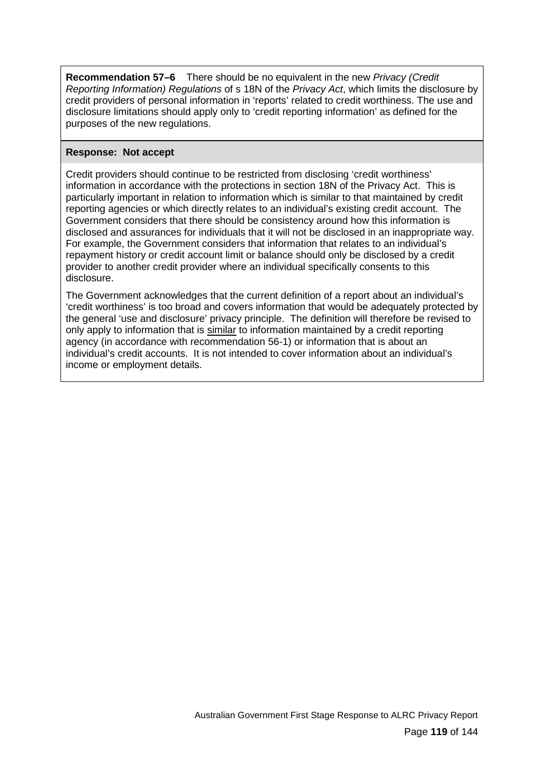**Recommendation 57–6** There should be no equivalent in the new *Privacy (Credit Reporting Information) Regulations* of s 18N of the *Privacy Act*, which limits the disclosure by credit providers of personal information in 'reports' related to credit worthiness. The use and disclosure limitations should apply only to 'credit reporting information' as defined for the purposes of the new regulations.

**Response: Not accept**

Credit providers should continue to be restricted from disclosing 'credit worthiness' information in accordance with the protections in section 18N of the Privacy Act. This is particularly important in relation to information which is similar to that maintained by credit reporting agencies or which directly relates to an individual's existing credit account. The Government considers that there should be consistency around how this information is disclosed and assurances for individuals that it will not be disclosed in an inappropriate way. For example, the Government considers that information that relates to an individual's repayment history or credit account limit or balance should only be disclosed by a credit provider to another credit provider where an individual specifically consents to this disclosure.

The Government acknowledges that the current definition of a report about an individual's 'credit worthiness' is too broad and covers information that would be adequately protected by the general 'use and disclosure' privacy principle. The definition will therefore be revised to only apply to information that is <u>similar</u> to information maintained by a credit reporting agency (in accordance with recommendation 56-1) or information that is about an individual's credit accounts. It is not intended to cover information about an individual's income or employment details.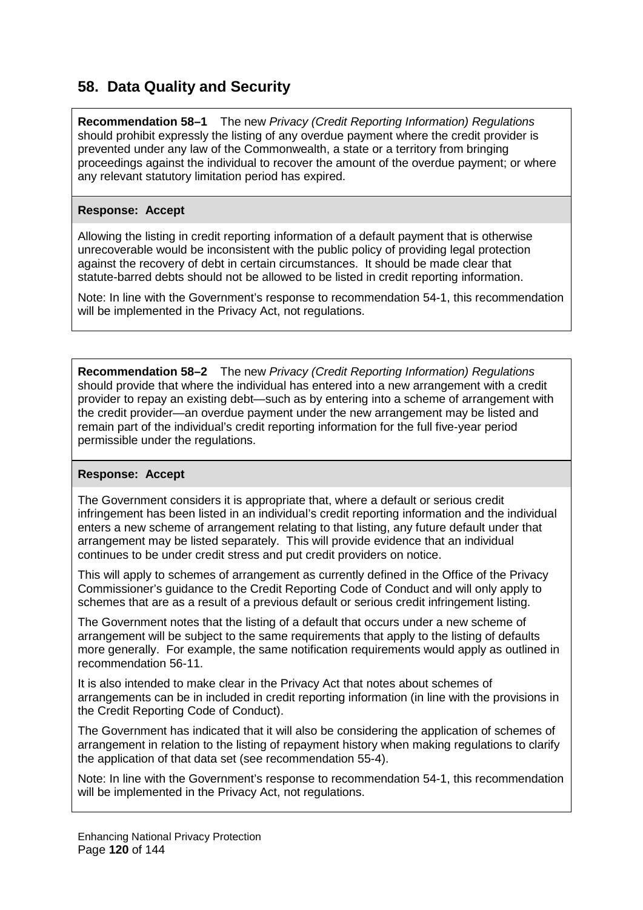## 58. Data Quality and Security

**Recommendation 58–1** The new *Privacy (Credit Reporting Information) Regulations* should prohibit expressly the listing of any overdue payment where the credit provider is prevented under any law of the Commonwealth, a state or a territory from bringing proceedings against the individual to recover the amount of the overdue payment; or where any relevant statutory limitation period has expired.

**Response: Accept**

Allowing the listing in credit reporting information of a default payment that is otherwise unrecoverable would be inconsistent with the public policy of providing legal protection against the recovery of debt in certain circumstances. It should be made clear that statute-barred debts should not be allowed to be listed in credit reporting information.

Note: In line with the Government's response to recommendation 54-1, this recommendation will be implemented in the Privacy Act, not regulations.

**Recommendation 58–2** The new *Privacy (Credit Reporting Information) Regulations* should provide that where the individual has entered into a new arrangement with a credit provider to repay an existing debt—such as by entering into a scheme of arrangement with the credit provider—an overdue payment under the new arrangement may be listed and remain part of the individual's credit reporting information for the full five-year period permissible under the regulations.

**Response: Accept**

The Government considers it is appropriate that, where a default or serious credit infringement has been listed in an individual's credit reporting information and the individual enters a new scheme of arrangement relating to that listing, any future default under that arrangement may be listed separately. This will provide evidence that an individual continues to be under credit stress and put credit providers on notice.

This will apply to schemes of arrangement as currently defined in the Office of the Privacy Commissioner's guidance to the Credit Reporting Code of Conduct and will only apply to schemes that are as a result of a previous default or serious credit infringement listing.

The Government notes that the listing of a default that occurs under a new scheme of arrangement will be subject to the same requirements that apply to the listing of defaults more generally. For example, the same notification requirements would apply as outlined in recommendation 56-11.

It is also intended to make clear in the Privacy Act that notes about schemes of arrangements can be in included in credit reporting information (in line with the provisions in the Credit Reporting Code of Conduct).

The Government has indicated that it will also be considering the application of schemes of arrangement in relation to the listing of repayment history when making regulations to clarify the application of that data set (see recommendation 55-4).

Note: In line with the Government's response to recommendation 54-1, this recommendation will be implemented in the Privacy Act, not regulations.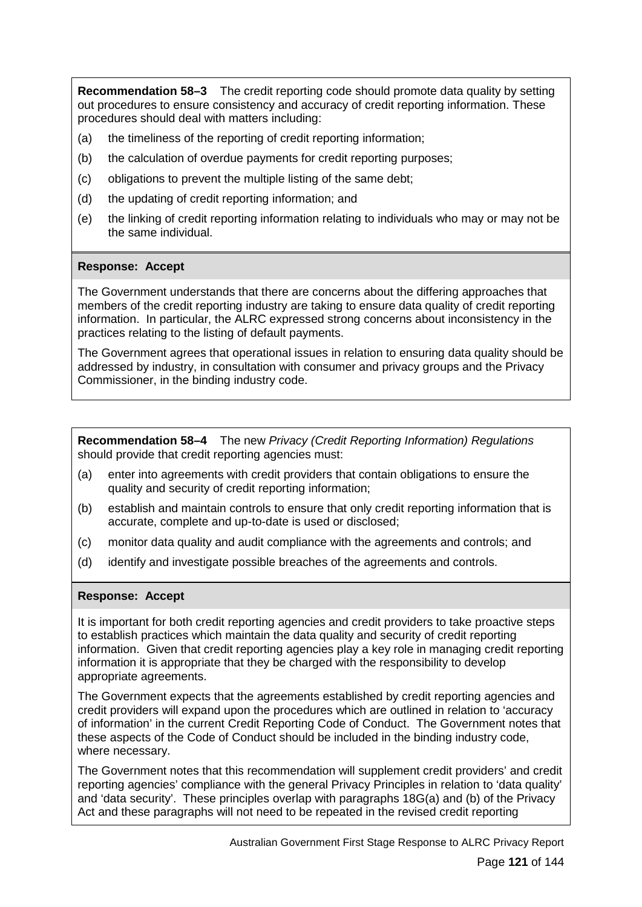**Recommendation 58–3** The credit reporting code should promote data quality by setting out procedures to ensure consistency and accuracy of credit reporting information. These procedures should deal with matters including:

(a) the timeliness of the reporting of credit reporting information;

(b) the calculation of overdue payments for credit reporting purposes;

(c) obligations to prevent the multiple listing of the same debt;

(d) the updating of credit reporting information; and

(e) the linking of credit reporting information relating to individuals who may or may not be the same individual.

**Response: Accept**

The Government understands that there are concerns about the differing approaches that members of the credit reporting industry are taking to ensure data quality of credit reporting information. In particular, the ALRC expressed strong concerns about inconsistency in the practices relating to the listing of default payments.

The Government agrees that operational issues in relation to ensuring data quality should be addressed by industry, in consultation with consumer and privacy groups and the Privacy Commissioner, in the binding industry code.

**Recommendation 58–4** The new *Privacy (Credit Reporting Information) Regulations* should provide that credit reporting agencies must:

(a) enter into agreements with credit providers that contain obligations to ensure the quality and security of credit reporting information;

(b) establish and maintain controls to ensure that only credit reporting information that is accurate, complete and up-to-date is used or disclosed;

(c) monitor data quality and audit compliance with the agreements and controls; and

(d) identify and investigate possible breaches of the agreements and controls.

**Response: Accept**

It is important for both credit reporting agencies and credit providers to take proactive steps to establish practices which maintain the data quality and security of credit reporting information. Given that credit reporting agencies play a key role in managing credit reporting information it is appropriate that they be charged with the responsibility to develop appropriate agreements.

The Government expects that the agreements established by credit reporting agencies and credit providers will expand upon the procedures which are outlined in relation to 'accuracy of information' in the current Credit Reporting Code of Conduct. The Government notes that these aspects of the Code of Conduct should be included in the binding industry code, where necessary.

The Government notes that this recommendation will supplement credit providers' and credit reporting agencies' compliance with the general Privacy Principles in relation to 'data quality' and 'data security'. These principles overlap with paragraphs 18G(a) and (b) of the Privacy Act and these paragraphs will not need to be repeated in the revised credit reporting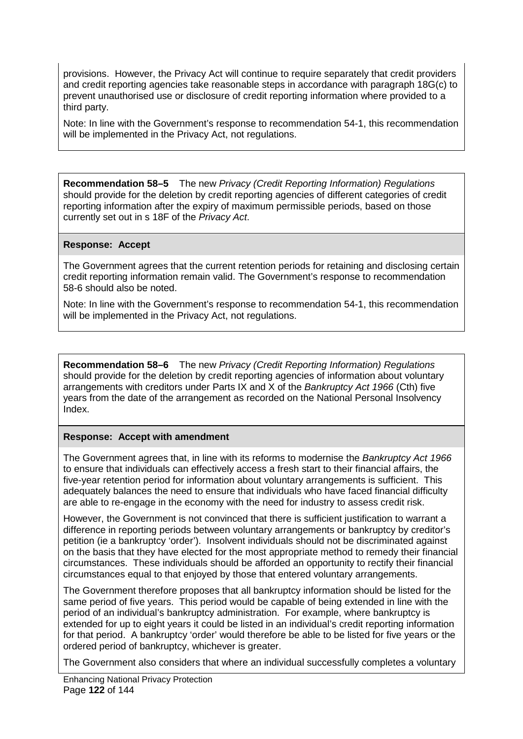provisions. However, the Privacy Act will continue to require separately that credit providers and credit reporting agencies take reasonable steps in accordance with paragraph 18G(c) to prevent unauthorised use or disclosure of credit reporting information where provided to a third party.

Note: In line with the Government's response to recommendation 54-1, this recommendation will be implemented in the Privacy Act, not regulations.

**Recommendation 58–5** The new *Privacy (Credit Reporting Information) Regulations* should provide for the deletion by credit reporting agencies of different categories of credit reporting information after the expiry of maximum permissible periods, based on those currently set out in s 18F of the *Privacy Act*.

**Response: Accept**

The Government agrees that the current retention periods for retaining and disclosing certain credit reporting information remain valid. The Government's response to recommendation 58-6 should also be noted.

Note: In line with the Government's response to recommendation 54-1, this recommendation will be implemented in the Privacy Act, not regulations.

**Recommendation 58–6** The new *Privacy (Credit Reporting Information) Regulations* should provide for the deletion by credit reporting agencies of information about voluntary arrangements with creditors under Parts IX and X of the *Bankruptcy Act 1966* (Cth) five years from the date of the arrangement as recorded on the National Personal Insolvency Index.

**Response: Accept with amendment**

The Government agrees that, in line with its reforms to modernise the *Bankruptcy Act 1966* to ensure that individuals can effectively access a fresh start to their financial affairs, the five-year retention period for information about voluntary arrangements is sufficient. This adequately balances the need to ensure that individuals who have faced financial difficulty are able to re-engage in the economy with the need for industry to assess credit risk.

However, the Government is not convinced that there is sufficient justification to warrant a difference in reporting periods between voluntary arrangements or bankruptcy by creditor's petition (ie a bankruptcy 'order'). Insolvent individuals should not be discriminated against on the basis that they have elected for the most appropriate method to remedy their financial circumstances. These individuals should be afforded an opportunity to rectify their financial circumstances equal to that enjoyed by those that entered voluntary arrangements.

The Government therefore proposes that all bankruptcy information should be listed for the same period of five years. This period would be capable of being extended in line with the period of an individual's bankruptcy administration. For example, where bankruptcy is extended for up to eight years it could be listed in an individual's credit reporting information for that period. A bankruptcy 'order' would therefore be able to be listed for five years or the ordered period of bankruptcy, whichever is greater.

The Government also considers that where an individual successfully completes a voluntary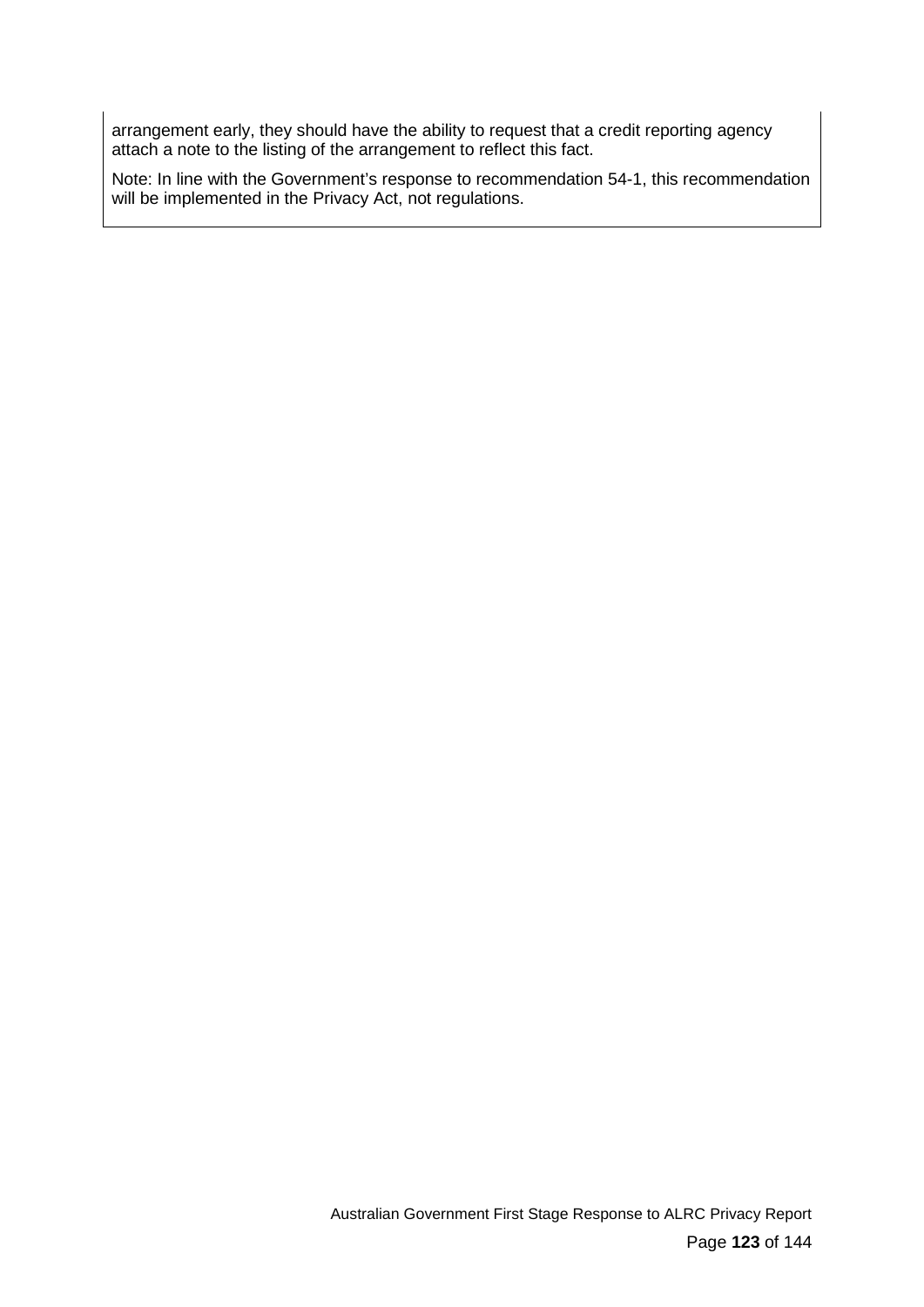arrangement early, they should have the ability to request that a credit reporting agency attach a note to the listing of the arrangement to reflect this fact.

Note: In line with the Government's response to recommendation 54-1, this recommendation will be implemented in the Privacy Act, not regulations.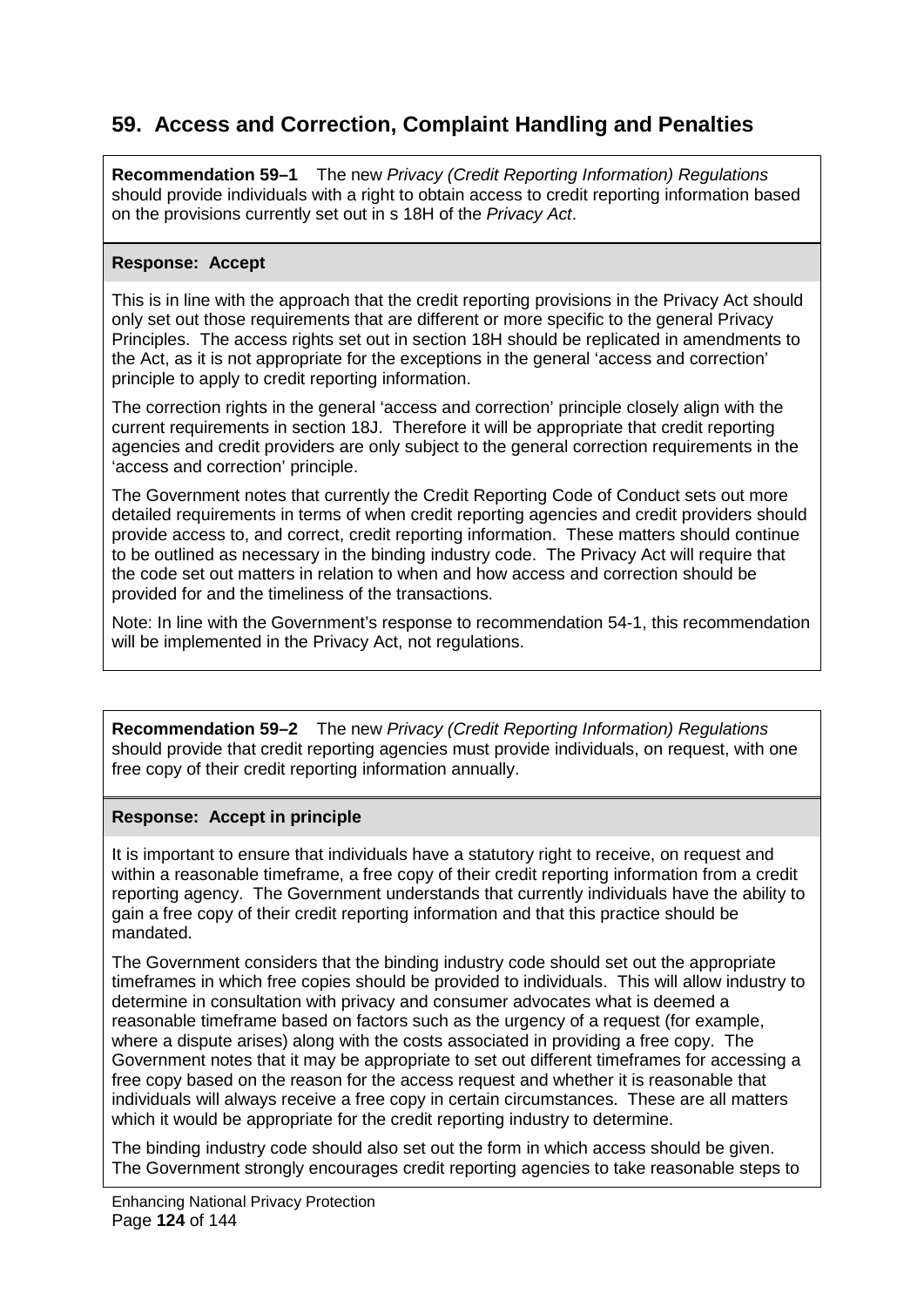## 59. Access and Correction, Complaint Handling and Penalties

**Recommendation 59–1** The new *Privacy (Credit Reporting Information) Regulations* should provide individuals with a right to obtain access to credit reporting information based on the provisions currently set out in s 18H of the *Privacy Act*.

**Response: Accept**

This is in line with the approach that the credit reporting provisions in the Privacy Act should only set out those requirements that are different or more specific to the general Privacy Principles. The access rights set out in section 18H should be replicated in amendments to the Act, as it is not appropriate for the exceptions in the general 'access and correction' principle to apply to credit reporting information.

The correction rights in the general 'access and correction' principle closely align with the current requirements in section 18J. Therefore it will be appropriate that credit reporting agencies and credit providers are only subject to the general correction requirements in the 'access and correction' principle.

The Government notes that currently the Credit Reporting Code of Conduct sets out more detailed requirements in terms of when credit reporting agencies and credit providers should provide access to, and correct, credit reporting information. These matters should continue to be outlined as necessary in the binding industry code. The Privacy Act will require that the code set out matters in relation to when and how access and correction should be provided for and the timeliness of the transactions.

Note: In line with the Government's response to recommendation 54-1, this recommendation will be implemented in the Privacy Act, not regulations.

**Recommendation 59–2** The new *Privacy (Credit Reporting Information) Regulations* should provide that credit reporting agencies must provide individuals, on request, with one free copy of their credit reporting information annually.

**Response: Accept in principle**

It is important to ensure that individuals have a statutory right to receive, on request and within a reasonable timeframe, a free copy of their credit reporting information from a credit reporting agency. The Government understands that currently individuals have the ability to gain a free copy of their credit reporting information and that this practice should be mandated.

The Government considers that the binding industry code should set out the appropriate timeframes in which free copies should be provided to individuals. This will allow industry to determine in consultation with privacy and consumer advocates what is deemed a reasonable timeframe based on factors such as the urgency of a request (for example, where a dispute arises) along with the costs associated in providing a free copy. The Government notes that it may be appropriate to set out different timeframes for accessing a free copy based on the reason for the access request and whether it is reasonable that individuals will always receive a free copy in certain circumstances. These are all matters which it would be appropriate for the credit reporting industry to determine.

The binding industry code should also set out the form in which access should be given. The Government strongly encourages credit reporting agencies to take reasonable steps to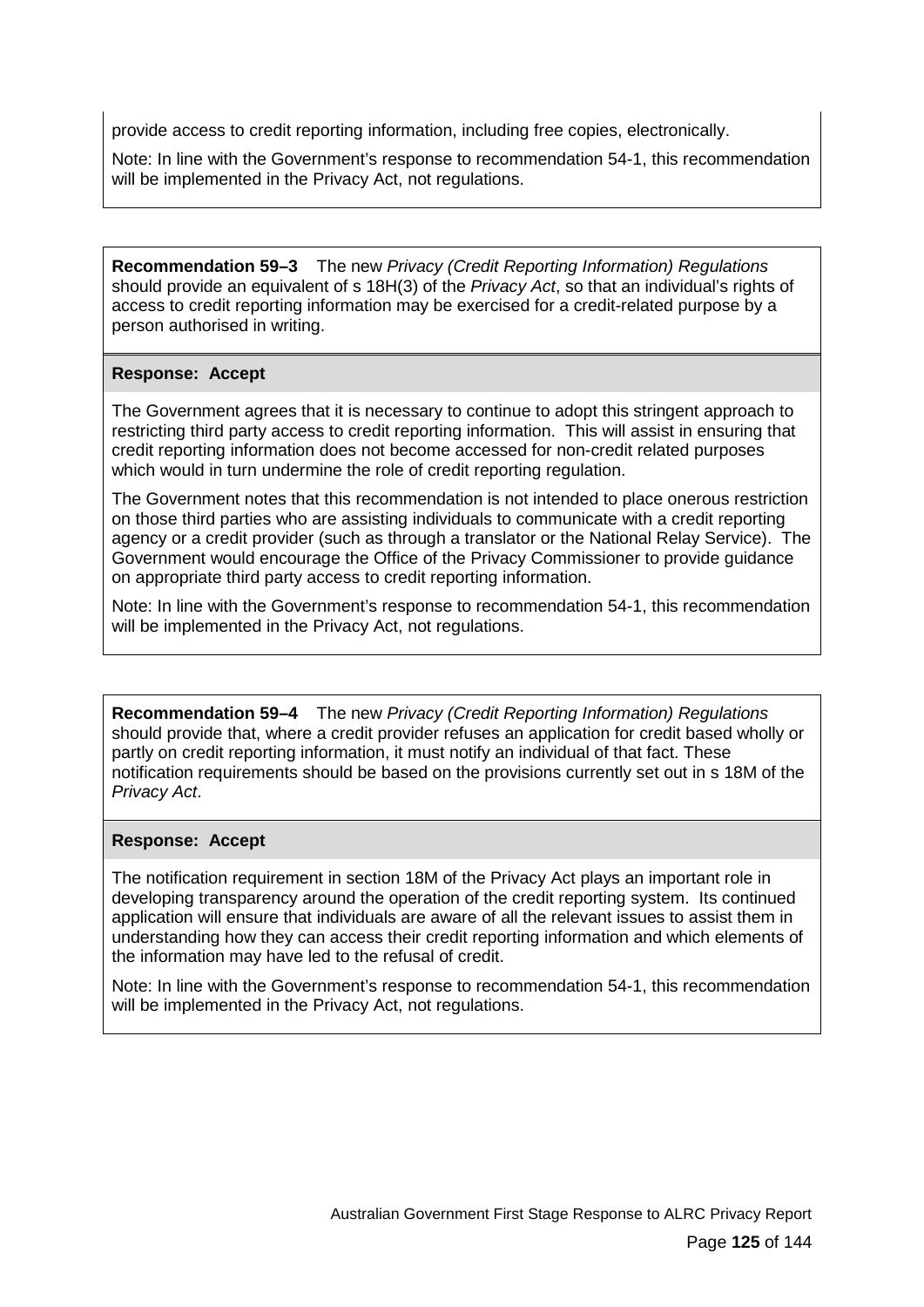provide access to credit reporting information, including free copies, electronically.

Note: In line with the Government's response to recommendation 54-1, this recommendation will be implemented in the Privacy Act, not regulations.

**Recommendation 59–3** The new *Privacy (Credit Reporting Information) Regulations* should provide an equivalent of s 18H(3) of the *Privacy Act*, so that an individual's rights of access to credit reporting information may be exercised for a credit-related purpose by a person authorised in writing.

**Response: Accept**

The Government agrees that it is necessary to continue to adopt this stringent approach to restricting third party access to credit reporting information. This will assist in ensuring that credit reporting information does not become accessed for non-credit related purposes which would in turn undermine the role of credit reporting regulation.

The Government notes that this recommendation is not intended to place onerous restriction on those third parties who are assisting individuals to communicate with a credit reporting agency or a credit provider (such as through a translator or the National Relay Service). The Government would encourage the Office of the Privacy Commissioner to provide guidance on appropriate third party access to credit reporting information.

Note: In line with the Government's response to recommendation 54-1, this recommendation will be implemented in the Privacy Act, not regulations.

**Recommendation 59–4** The new *Privacy (Credit Reporting Information) Regulations* should provide that, where a credit provider refuses an application for credit based wholly or partly on credit reporting information, it must notify an individual of that fact. These notification requirements should be based on the provisions currently set out in s 18M of the *Privacy Act*.

**Response: Accept**

The notification requirement in section 18M of the Privacy Act plays an important role in developing transparency around the operation of the credit reporting system. Its continued application will ensure that individuals are aware of all the relevant issues to assist them in understanding how they can access their credit reporting information and which elements of the information may have led to the refusal of credit.

Note: In line with the Government's response to recommendation 54-1, this recommendation will be implemented in the Privacy Act, not regulations.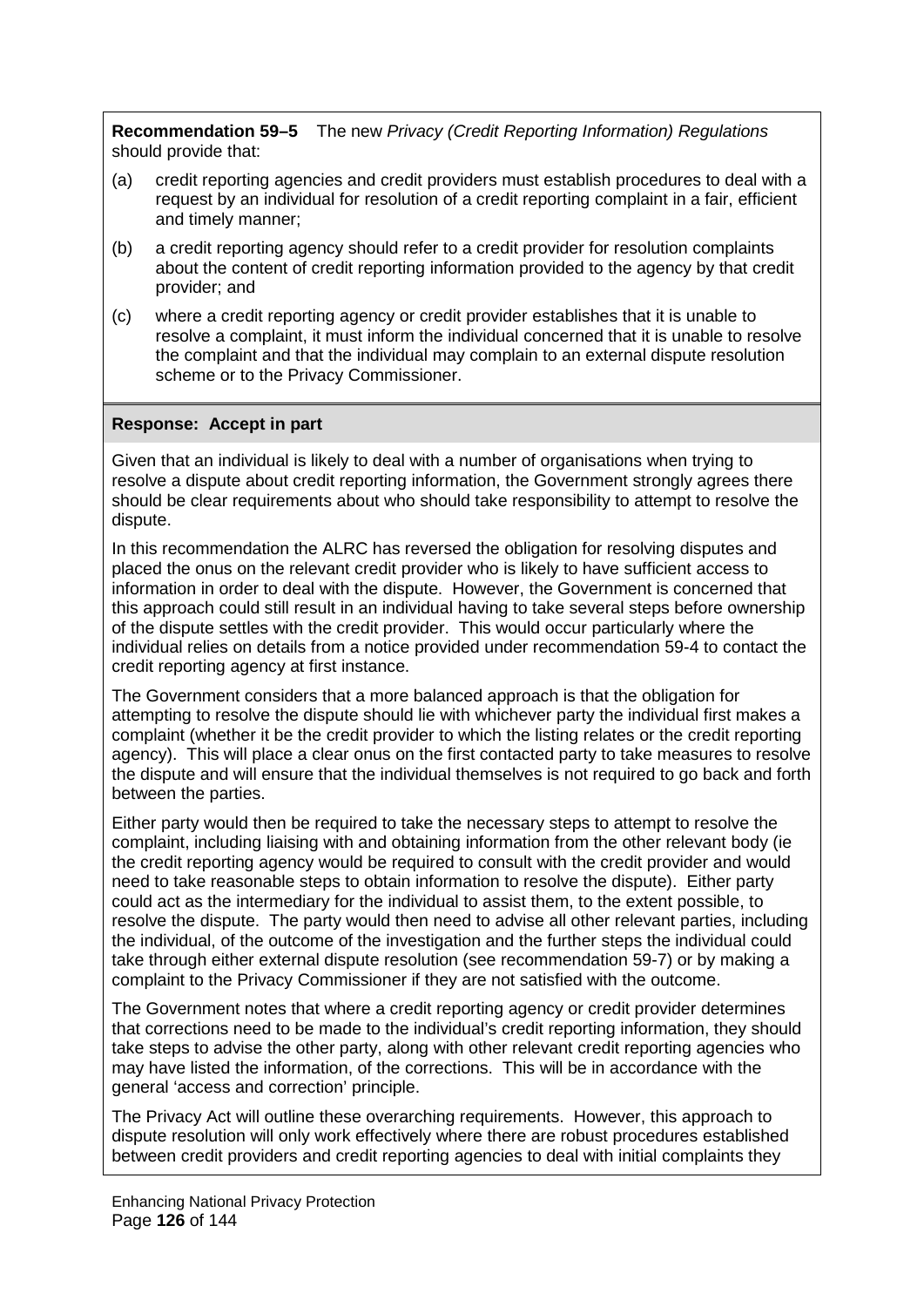**Recommendation 59–5** The new *Privacy (Credit Reporting Information) Regulations* should provide that:

(a) credit reporting agencies and credit providers must establish procedures to deal with a request by an individual for resolution of a credit reporting complaint in a fair, efficient and timely manner;

(b) a credit reporting agency should refer to a credit provider for resolution complaints about the content of credit reporting information provided to the agency by that credit provider; and

(c) where a credit reporting agency or credit provider establishes that it is unable to resolve a complaint, it must inform the individual concerned that it is unable to resolve the complaint and that the individual may complain to an external dispute resolution scheme or to the Privacy Commissioner.

**Response: Accept in part**

Given that an individual is likely to deal with a number of organisations when trying to resolve a dispute about credit reporting information, the Government strongly agrees there should be clear requirements about who should take responsibility to attempt to resolve the dispute.

In this recommendation the ALRC has reversed the obligation for resolving disputes and placed the onus on the relevant credit provider who is likely to have sufficient access to information in order to deal with the dispute. However, the Government is concerned that this approach could still result in an individual having to take several steps before ownership of the dispute settles with the credit provider. This would occur particularly where the individual relies on details from a notice provided under recommendation 59-4 to contact the credit reporting agency at first instance.

The Government considers that a more balanced approach is that the obligation for attempting to resolve the dispute should lie with whichever party the individual first makes a complaint (whether it be the credit provider to which the listing relates or the credit reporting agency). This will place a clear onus on the first contacted party to take measures to resolve the dispute and will ensure that the individual themselves is not required to go back and forth between the parties.

Either party would then be required to take the necessary steps to attempt to resolve the complaint, including liaising with and obtaining information from the other relevant body (ie the credit reporting agency would be required to consult with the credit provider and would need to take reasonable steps to obtain information to resolve the dispute). Either party could act as the intermediary for the individual to assist them, to the extent possible, to resolve the dispute. The party would then need to advise all other relevant parties, including the individual, of the outcome of the investigation and the further steps the individual could take through either external dispute resolution (see recommendation 59-7) or by making a complaint to the Privacy Commissioner if they are not satisfied with the outcome.

The Government notes that where a credit reporting agency or credit provider determines that corrections need to be made to the individual's credit reporting information, they should take steps to advise the other party, along with other relevant credit reporting agencies who may have listed the information, of the corrections. This will be in accordance with the general 'access and correction' principle.

The Privacy Act will outline these overarching requirements. However, this approach to dispute resolution will only work effectively where there are robust procedures established between credit providers and credit reporting agencies to deal with initial complaints they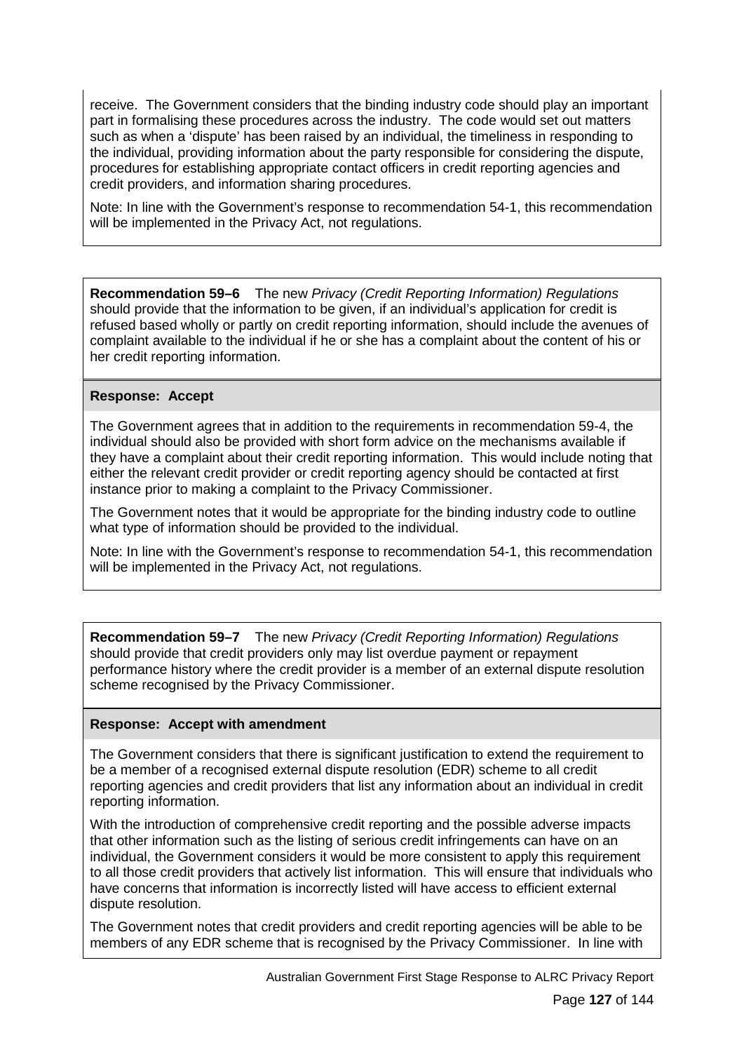receive. The Government considers that the binding industry code should play an important part in formalising these procedures across the industry. The code would set out matters such as when a 'dispute' has been raised by an individual, the timeliness in responding to the individual, providing information about the party responsible for considering the dispute, procedures for establishing appropriate contact officers in credit reporting agencies and credit providers, and information sharing procedures.

Note: In line with the Government's response to recommendation 54-1, this recommendation will be implemented in the Privacy Act, not regulations.

**Recommendation 59–6** The new *Privacy (Credit Reporting Information) Regulations* should provide that the information to be given, if an individual's application for credit is refused based wholly or partly on credit reporting information, should include the avenues of complaint available to the individual if he or she has a complaint about the content of his or her credit reporting information.

**Response: Accept**

The Government agrees that in addition to the requirements in recommendation 59-4, the individual should also be provided with short form advice on the mechanisms available if they have a complaint about their credit reporting information. This would include noting that either the relevant credit provider or credit reporting agency should be contacted at first instance prior to making a complaint to the Privacy Commissioner.

The Government notes that it would be appropriate for the binding industry code to outline what type of information should be provided to the individual.

Note: In line with the Government's response to recommendation 54-1, this recommendation will be implemented in the Privacy Act, not regulations.

**Recommendation 59–7** The new *Privacy (Credit Reporting Information) Regulations* should provide that credit providers only may list overdue payment or repayment performance history where the credit provider is a member of an external dispute resolution scheme recognised by the Privacy Commissioner.

**Response: Accept with amendment**

The Government considers that there is significant justification to extend the requirement to be a member of a recognised external dispute resolution (EDR) scheme to all credit reporting agencies and credit providers that list any information about an individual in credit reporting information.

With the introduction of comprehensive credit reporting and the possible adverse impacts that other information such as the listing of serious credit infringements can have on an individual, the Government considers it would be more consistent to apply this requirement to all those credit providers that actively list information. This will ensure that individuals who have concerns that information is incorrectly listed will have access to efficient external dispute resolution.

The Government notes that credit providers and credit reporting agencies will be able to be members of any EDR scheme that is recognised by the Privacy Commissioner. In line with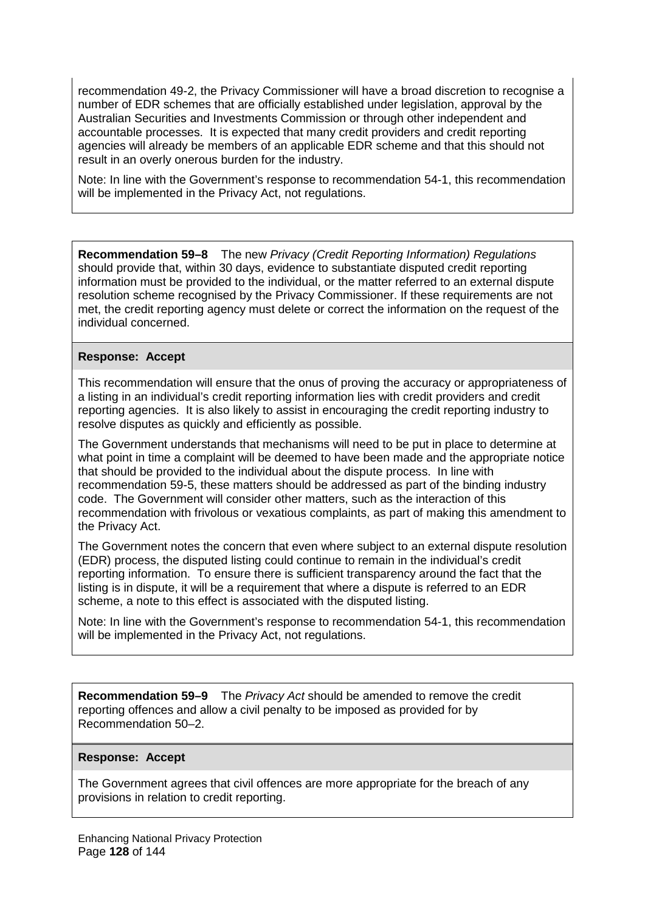recommendation 49-2, the Privacy Commissioner will have a broad discretion to recognise a number of EDR schemes that are officially established under legislation, approval by the Australian Securities and Investments Commission or through other independent and accountable processes. It is expected that many credit providers and credit reporting agencies will already be members of an applicable EDR scheme and that this should not result in an overly onerous burden for the industry.

Note: In line with the Government's response to recommendation 54-1, this recommendation will be implemented in the Privacy Act, not regulations.

**Recommendation 59–8** The new *Privacy (Credit Reporting Information) Regulations* should provide that, within 30 days, evidence to substantiate disputed credit reporting information must be provided to the individual, or the matter referred to an external dispute resolution scheme recognised by the Privacy Commissioner. If these requirements are not met, the credit reporting agency must delete or correct the information on the request of the individual concerned.

**Response: Accept**

This recommendation will ensure that the onus of proving the accuracy or appropriateness of a listing in an individual's credit reporting information lies with credit providers and credit reporting agencies. It is also likely to assist in encouraging the credit reporting industry to resolve disputes as quickly and efficiently as possible.

The Government understands that mechanisms will need to be put in place to determine at what point in time a complaint will be deemed to have been made and the appropriate notice that should be provided to the individual about the dispute process. In line with recommendation 59-5, these matters should be addressed as part of the binding industry code. The Government will consider other matters, such as the interaction of this recommendation with frivolous or vexatious complaints, as part of making this amendment to the Privacy Act.

The Government notes the concern that even where subject to an external dispute resolution (EDR) process, the disputed listing could continue to remain in the individual's credit reporting information. To ensure there is sufficient transparency around the fact that the listing is in dispute, it will be a requirement that where a dispute is referred to an EDR scheme, a note to this effect is associated with the disputed listing.

Note: In line with the Government's response to recommendation 54-1, this recommendation will be implemented in the Privacy Act, not regulations.

**Recommendation 59–9** The *Privacy Act* should be amended to remove the credit reporting offences and allow a civil penalty to be imposed as provided for by Recommendation 50–2.

**Response: Accept**

The Government agrees that civil offences are more appropriate for the breach of any provisions in relation to credit reporting.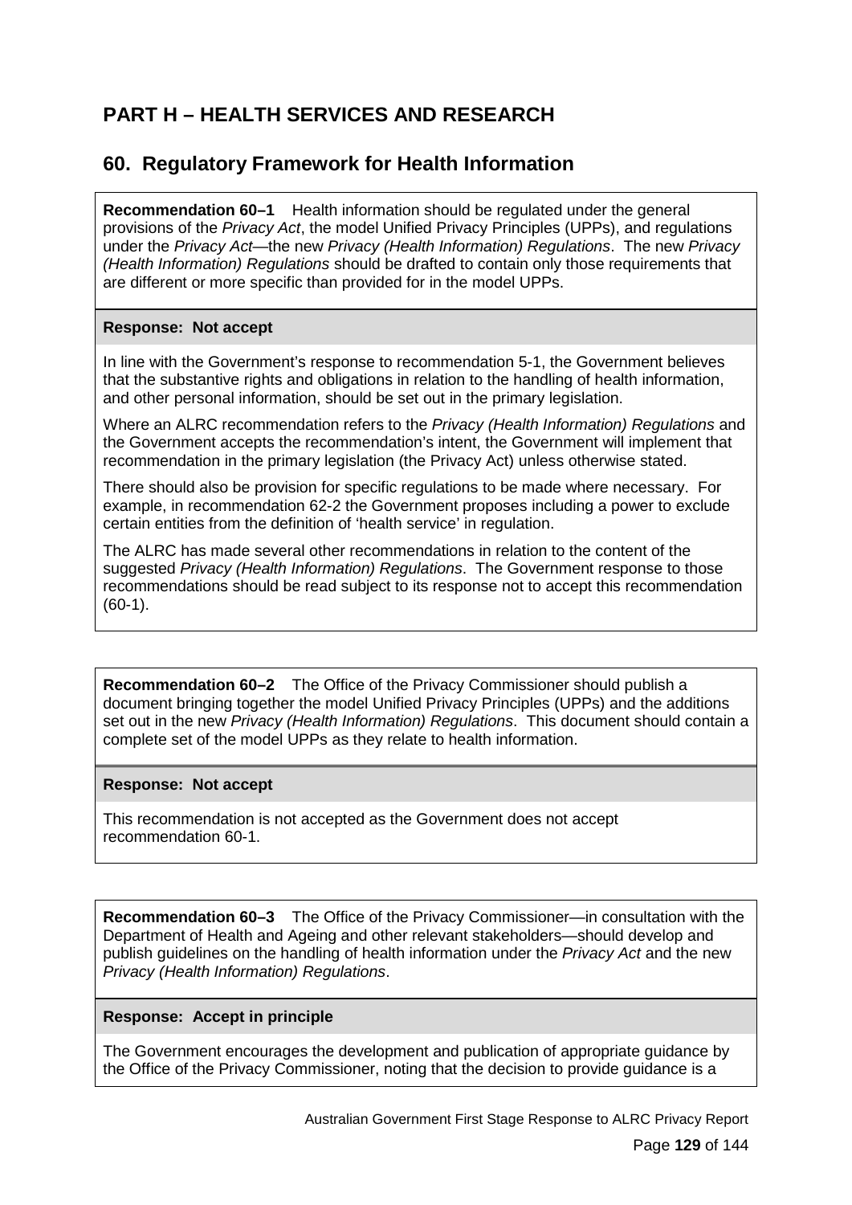# PART H – HEALTH SERVICES AND RESEARCH

## 60. Regulatory Framework for Health Information

**Recommendation 60–1** Health information should be regulated under the general provisions of the *Privacy Act*, the model Unified Privacy Principles (UPPs), and regulations under the *Privacy Act*—the new *Privacy (Health Information) Regulations*. The new *Privacy (Health Information) Regulations* should be drafted to contain only those requirements that are different or more specific than provided for in the model UPPs.

**Response: Not accept**

In line with the Government's response to recommendation 5-1, the Government believes that the substantive rights and obligations in relation to the handling of health information, and other personal information, should be set out in the primary legislation.

Where an ALRC recommendation refers to the *Privacy (Health Information) Regulations* and the Government accepts the recommendation's intent, the Government will implement that recommendation in the primary legislation (the Privacy Act) unless otherwise stated.

There should also be provision for specific regulations to be made where necessary. For example, in recommendation 62-2 the Government proposes including a power to exclude certain entities from the definition of 'health service' in regulation.

The ALRC has made several other recommendations in relation to the content of the suggested *Privacy (Health Information) Regulations*. The Government response to those recommendations should be read subject to its response not to accept this recommendation (60-1).

**Recommendation 60–2** The Office of the Privacy Commissioner should publish a document bringing together the model Unified Privacy Principles (UPPs) and the additions set out in the new *Privacy (Health Information) Regulations*. This document should contain a complete set of the model UPPs as they relate to health information.

**Response: Not accept**

This recommendation is not accepted as the Government does not accept recommendation 60-1.

**Recommendation 60–3** The Office of the Privacy Commissioner—in consultation with the Department of Health and Ageing and other relevant stakeholders—should develop and publish guidelines on the handling of health information under the *Privacy Act* and the new *Privacy (Health Information) Regulations*.

**Response: Accept in principle**

The Government encourages the development and publication of appropriate guidance by the Office of the Privacy Commissioner, noting that the decision to provide guidance is a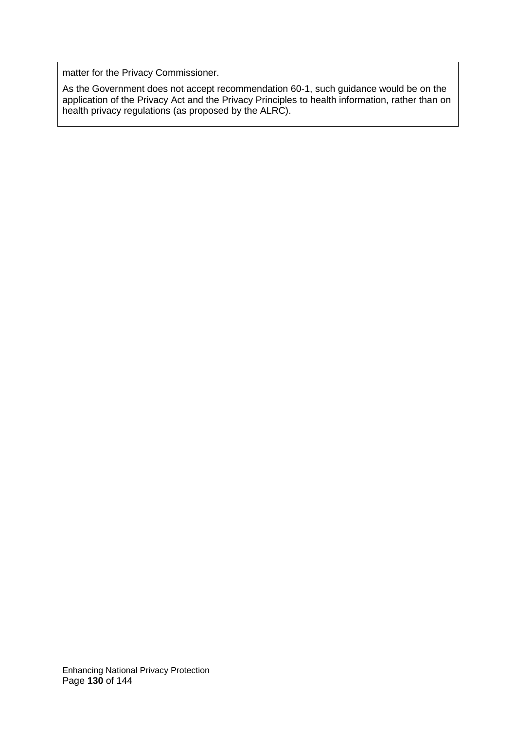matter for the Privacy Commissioner.

As the Government does not accept recommendation 60-1, such guidance would be on the application of the Privacy Act and the Privacy Principles to health information, rather than on health privacy regulations (as proposed by the ALRC).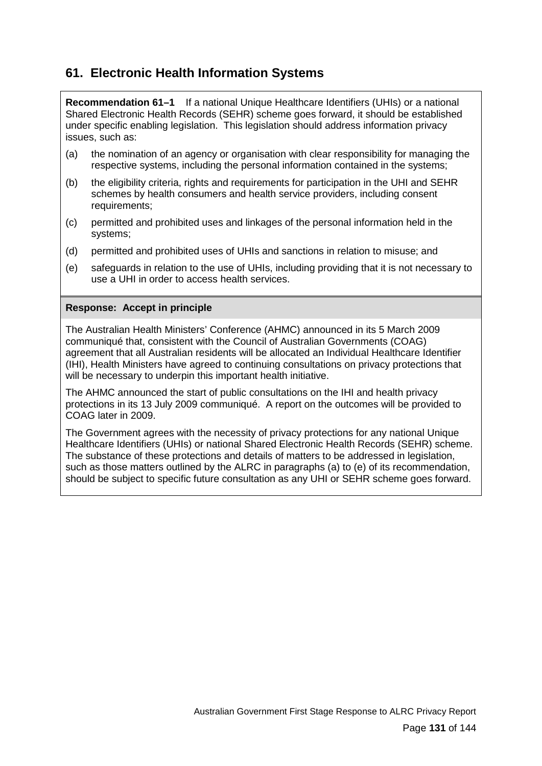## 61. Electronic Health Information Systems

**Recommendation 61–1** If a national Unique Healthcare Identifiers (UHIs) or a national Shared Electronic Health Records (SEHR) scheme goes forward, it should be established under specific enabling legislation. This legislation should address information privacy issues, such as:

(a) the nomination of an agency or organisation with clear responsibility for managing the respective systems, including the personal information contained in the systems;

(b) the eligibility criteria, rights and requirements for participation in the UHI and SEHR schemes by health consumers and health service providers, including consent requirements;

(c) permitted and prohibited uses and linkages of the personal information held in the systems;

(d) permitted and prohibited uses of UHIs and sanctions in relation to misuse; and

(e) safeguards in relation to the use of UHIs, including providing that it is not necessary to use a UHI in order to access health services.

**Response: Accept in principle**

The Australian Health Ministers' Conference (AHMC) announced in its 5 March 2009 communiqué that, consistent with the Council of Australian Governments (COAG) agreement that all Australian residents will be allocated an Individual Healthcare Identifier (IHI), Health Ministers have agreed to continuing consultations on privacy protections that will be necessary to underpin this important health initiative.

The AHMC announced the start of public consultations on the IHI and health privacy protections in its 13 July 2009 communiqué. A report on the outcomes will be provided to COAG later in 2009.

The Government agrees with the necessity of privacy protections for any national Unique Healthcare Identifiers (UHIs) or national Shared Electronic Health Records (SEHR) scheme. The substance of these protections and details of matters to be addressed in legislation, such as those matters outlined by the ALRC in paragraphs (a) to (e) of its recommendation, should be subject to specific future consultation as any UHI or SEHR scheme goes forward.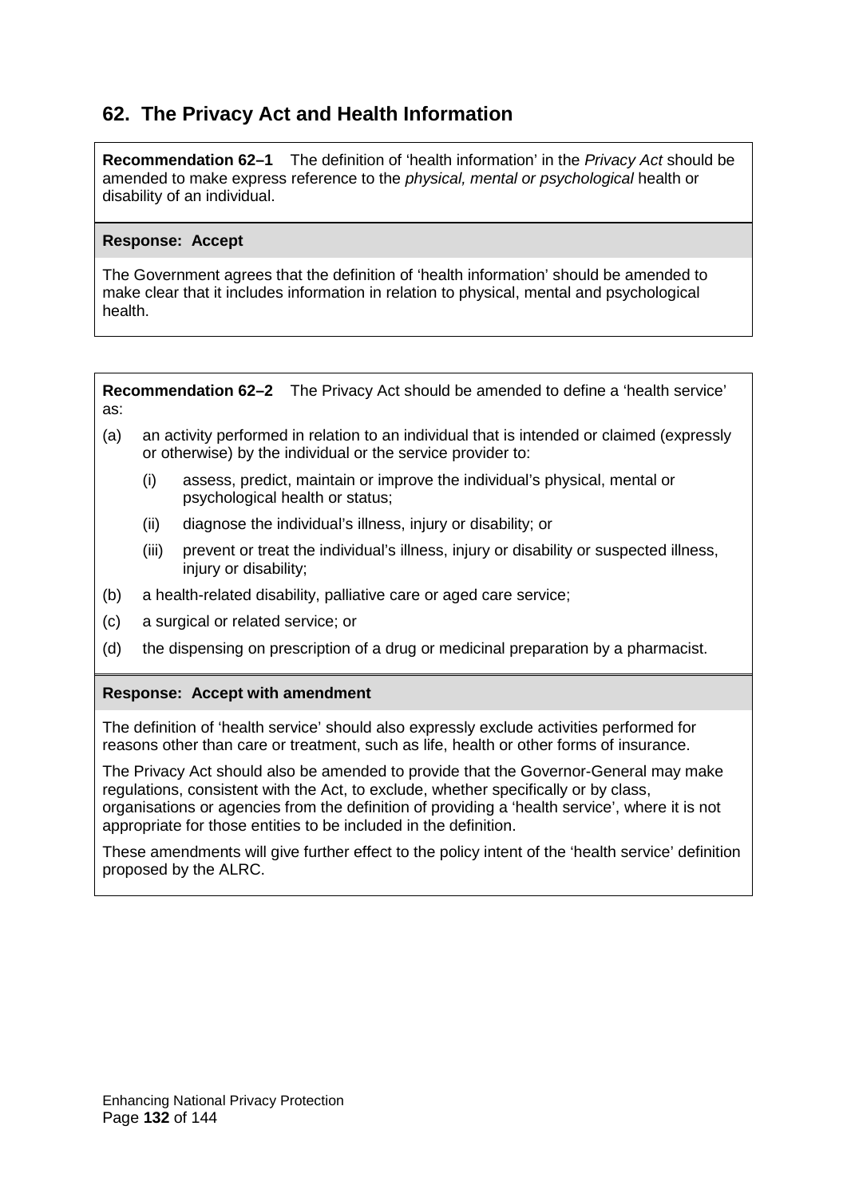## 62. The Privacy Act and Health Information

**Recommendation 62–1** The definition of 'health information' in the *Privacy Act* should be amended to make express reference to the *physical, mental or psychological* health or disability of an individual.

**Response: Accept**

The Government agrees that the definition of 'health information' should be amended to make clear that it includes information in relation to physical, mental and psychological health.

**Recommendation 62–2** The Privacy Act should be amended to define a 'health service' as:

(a) an activity performed in relation to an individual that is intended or claimed (expressly or otherwise) by the individual or the service provider to:

- (i) assess, predict, maintain or improve the individual's physical, mental or psychological health or status;
- (ii) diagnose the individual's illness, injury or disability; or
- (iii) prevent or treat the individual's illness, injury or disability or suspected illness, injury or disability;

(b) a health-related disability, palliative care or aged care service;

(c) a surgical or related service; or

(d) the dispensing on prescription of a drug or medicinal preparation by a pharmacist.

**Response: Accept with amendment**

The definition of 'health service' should also expressly exclude activities performed for reasons other than care or treatment, such as life, health or other forms of insurance.

The Privacy Act should also be amended to provide that the Governor-General may make regulations, consistent with the Act, to exclude, whether specifically or by class, organisations or agencies from the definition of providing a 'health service', where it is not appropriate for those entities to be included in the definition.

These amendments will give further effect to the policy intent of the 'health service' definition proposed by the ALRC.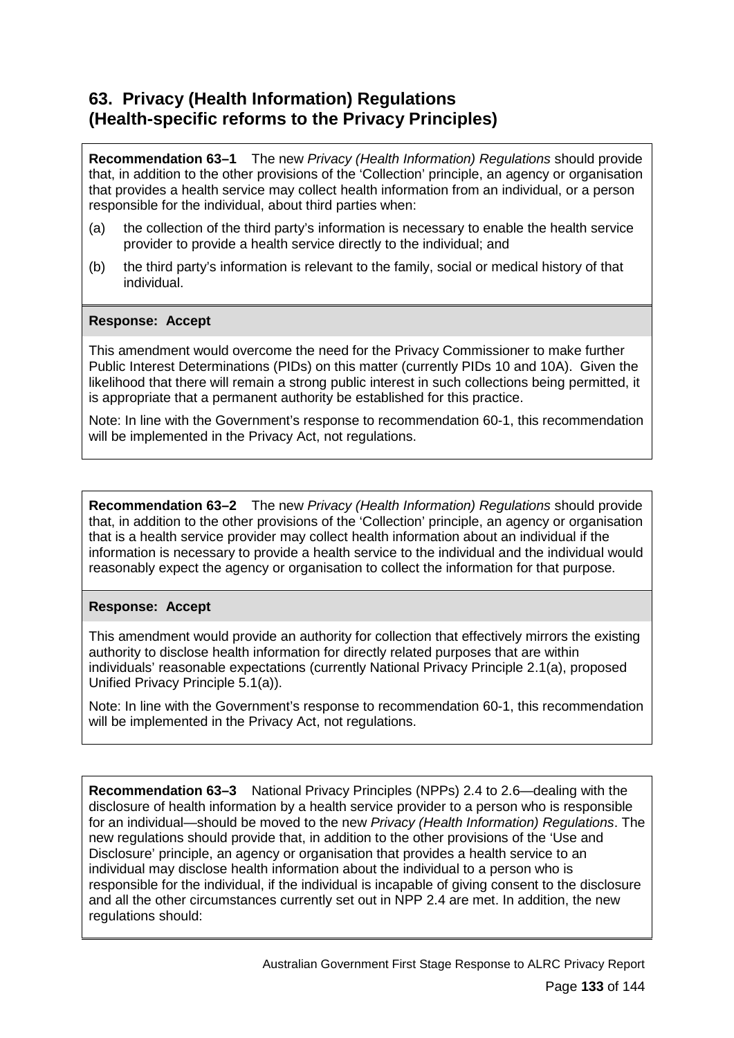## 63. Privacy (Health Information) Regulations (Health-specific reforms to the Privacy Principles)

**Recommendation 63–1** The new *Privacy (Health Information) Regulations* should provide that, in addition to the other provisions of the 'Collection' principle, an agency or organisation that provides a health service may collect health information from an individual, or a person responsible for the individual, about third parties when:

(a) the collection of the third party's information is necessary to enable the health service provider to provide a health service directly to the individual; and

(b) the third party's information is relevant to the family, social or medical history of that individual.

**Response: Accept**

This amendment would overcome the need for the Privacy Commissioner to make further Public Interest Determinations (PIDs) on this matter (currently PIDs 10 and 10A). Given the likelihood that there will remain a strong public interest in such collections being permitted, it is appropriate that a permanent authority be established for this practice.

Note: In line with the Government's response to recommendation 60-1, this recommendation will be implemented in the Privacy Act, not regulations.

**Recommendation 63–2** The new *Privacy (Health Information) Regulations* should provide that, in addition to the other provisions of the 'Collection' principle, an agency or organisation that is a health service provider may collect health information about an individual if the information is necessary to provide a health service to the individual and the individual would reasonably expect the agency or organisation to collect the information for that purpose.

**Response: Accept**

This amendment would provide an authority for collection that effectively mirrors the existing authority to disclose health information for directly related purposes that are within individuals' reasonable expectations (currently National Privacy Principle 2.1(a), proposed Unified Privacy Principle 5.1(a)).

Note: In line with the Government's response to recommendation 60-1, this recommendation will be implemented in the Privacy Act, not regulations.

**Recommendation 63–3** National Privacy Principles (NPPs) 2.4 to 2.6—dealing with the disclosure of health information by a health service provider to a person who is responsible for an individual—should be moved to the new *Privacy (Health Information) Regulations*. The new regulations should provide that, in addition to the other provisions of the 'Use and Disclosure' principle, an agency or organisation that provides a health service to an individual may disclose health information about the individual to a person who is responsible for the individual, if the individual is incapable of giving consent to the disclosure and all the other circumstances currently set out in NPP 2.4 are met. In addition, the new regulations should: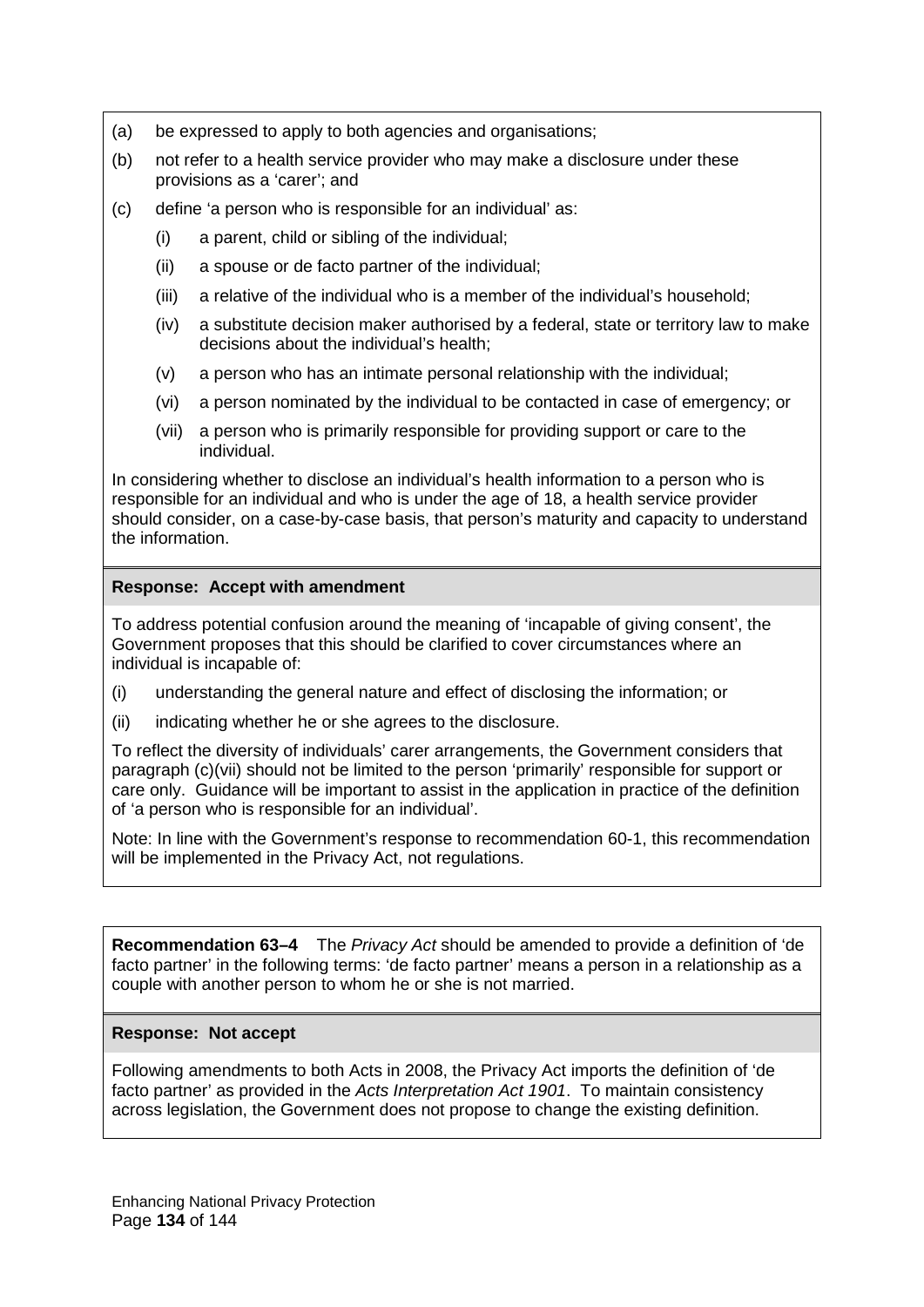(a) be expressed to apply to both agencies and organisations;

(b) not refer to a health service provider who may make a disclosure under these provisions as a 'carer'; and

(c) define 'a person who is responsible for an individual' as:

  (i) a parent, child or sibling of the individual;

  (ii) a spouse or de facto partner of the individual;

  (iii) a relative of the individual who is a member of the individual's household;

  (iv) a substitute decision maker authorised by a federal, state or territory law to make decisions about the individual's health;

  (v) a person who has an intimate personal relationship with the individual;

  (vi) a person nominated by the individual to be contacted in case of emergency; or

  (vii) a person who is primarily responsible for providing support or care to the individual.

In considering whether to disclose an individual's health information to a person who is responsible for an individual and who is under the age of 18, a health service provider should consider, on a case-by-case basis, that person's maturity and capacity to understand the information.

**Response: Accept with amendment**

To address potential confusion around the meaning of 'incapable of giving consent', the Government proposes that this should be clarified to cover circumstances where an individual is incapable of:

(i) understanding the general nature and effect of disclosing the information; or

(ii) indicating whether he or she agrees to the disclosure.

To reflect the diversity of individuals' carer arrangements, the Government considers that paragraph (c)(vii) should not be limited to the person 'primarily' responsible for support or care only. Guidance will be important to assist in the application in practice of the definition of 'a person who is responsible for an individual'.

Note: In line with the Government's response to recommendation 60-1, this recommendation will be implemented in the Privacy Act, not regulations.

**Recommendation 63–4** The *Privacy Act* should be amended to provide a definition of 'de facto partner' in the following terms: 'de facto partner' means a person in a relationship as a couple with another person to whom he or she is not married.

**Response: Not accept**

Following amendments to both Acts in 2008, the Privacy Act imports the definition of 'de facto partner' as provided in the *Acts Interpretation Act 1901*. To maintain consistency across legislation, the Government does not propose to change the existing definition.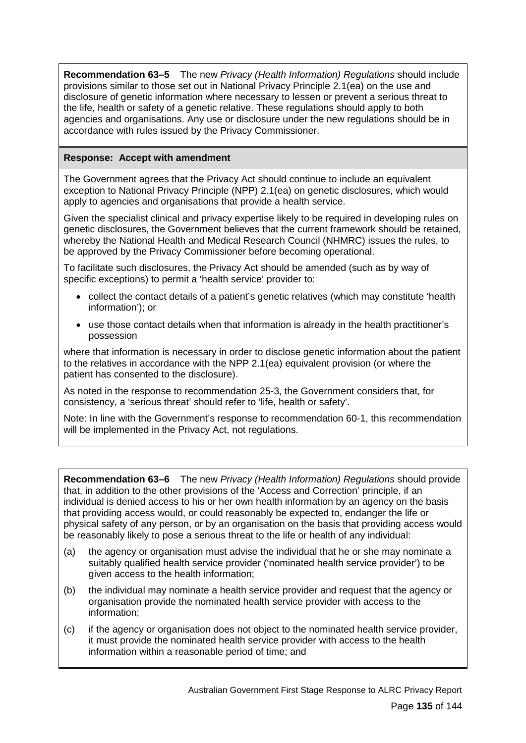**Recommendation 63–5** The new *Privacy (Health Information) Regulations* should include provisions similar to those set out in National Privacy Principle 2.1(ea) on the use and disclosure of genetic information where necessary to lessen or prevent a serious threat to the life, health or safety of a genetic relative. These regulations should apply to both agencies and organisations. Any use or disclosure under the new regulations should be in accordance with rules issued by the Privacy Commissioner.

**Response: Accept with amendment**

The Government agrees that the Privacy Act should continue to include an equivalent exception to National Privacy Principle (NPP) 2.1(ea) on genetic disclosures, which would apply to agencies and organisations that provide a health service.

Given the specialist clinical and privacy expertise likely to be required in developing rules on genetic disclosures, the Government believes that the current framework should be retained, whereby the National Health and Medical Research Council (NHMRC) issues the rules, to be approved by the Privacy Commissioner before becoming operational.

To facilitate such disclosures, the Privacy Act should be amended (such as by way of specific exceptions) to permit a 'health service' provider to:

- collect the contact details of a patient's genetic relatives (which may constitute 'health information'); or
- use those contact details when that information is already in the health practitioner's possession

where that information is necessary in order to disclose genetic information about the patient to the relatives in accordance with the NPP 2.1(ea) equivalent provision (or where the patient has consented to the disclosure).

As noted in the response to recommendation 25-3, the Government considers that, for consistency, a 'serious threat' should refer to 'life, health or safety'.

Note: In line with the Government's response to recommendation 60-1, this recommendation will be implemented in the Privacy Act, not regulations.

**Recommendation 63–6** The new *Privacy (Health Information) Regulations* should provide that, in addition to the other provisions of the 'Access and Correction' principle, if an individual is denied access to his or her own health information by an agency on the basis that providing access would, or could reasonably be expected to, endanger the life or physical safety of any person, or by an organisation on the basis that providing access would be reasonably likely to pose a serious threat to the life or health of any individual:

(a) the agency or organisation must advise the individual that he or she may nominate a suitably qualified health service provider ('nominated health service provider') to be given access to the health information;

(b) the individual may nominate a health service provider and request that the agency or organisation provide the nominated health service provider with access to the information;

(c) if the agency or organisation does not object to the nominated health service provider, it must provide the nominated health service provider with access to the health information within a reasonable period of time; and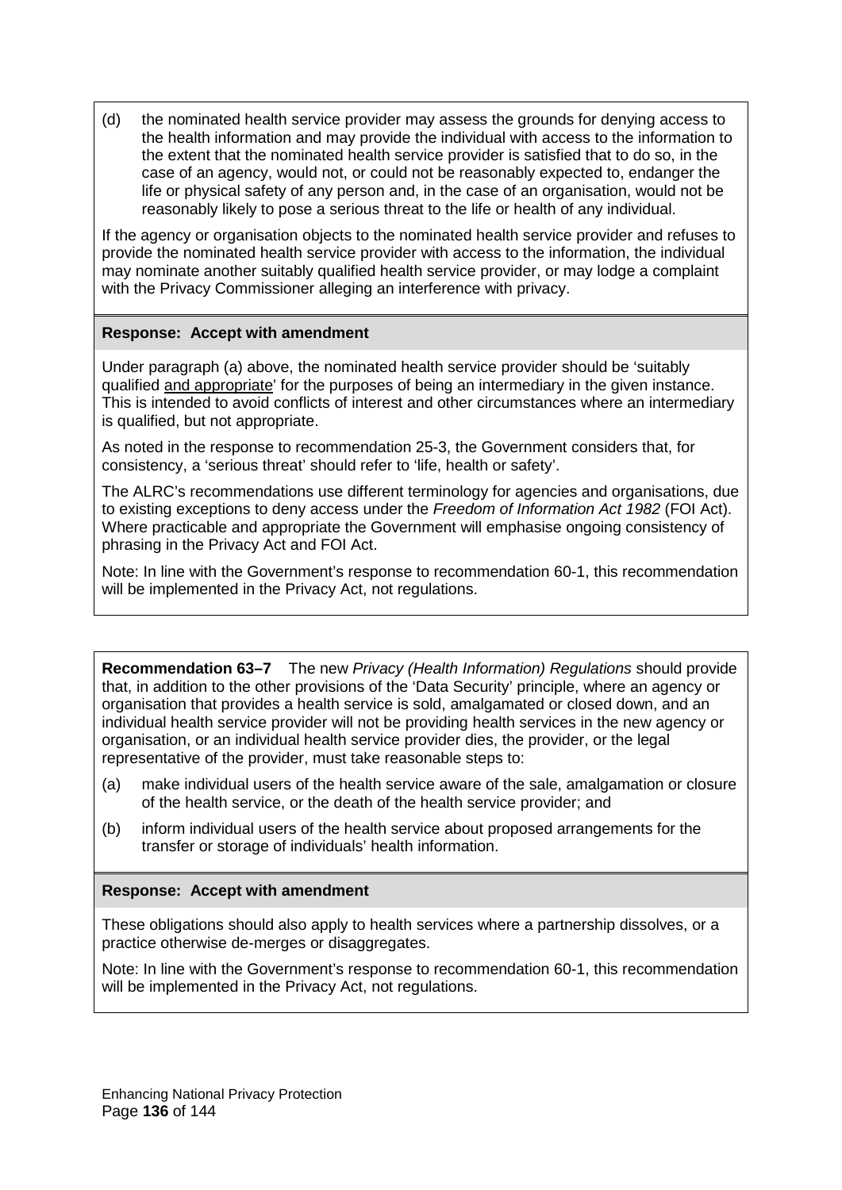(d) the nominated health service provider may assess the grounds for denying access to the health information and may provide the individual with access to the information to the extent that the nominated health service provider is satisfied that to do so, in the case of an agency, would not, or could not be reasonably expected to, endanger the life or physical safety of any person and, in the case of an organisation, would not be reasonably likely to pose a serious threat to the life or health of any individual.

If the agency or organisation objects to the nominated health service provider and refuses to provide the nominated health service provider with access to the information, the individual may nominate another suitably qualified health service provider, or may lodge a complaint with the Privacy Commissioner alleging an interference with privacy.

**Response: Accept with amendment**

Under paragraph (a) above, the nominated health service provider should be 'suitably qualified <u>and appropriate</u>' for the purposes of being an intermediary in the given instance. This is intended to avoid conflicts of interest and other circumstances where an intermediary is qualified, but not appropriate.

As noted in the response to recommendation 25-3, the Government considers that, for consistency, a 'serious threat' should refer to 'life, health or safety'.

The ALRC's recommendations use different terminology for agencies and organisations, due to existing exceptions to deny access under the *Freedom of Information Act 1982* (FOI Act). Where practicable and appropriate the Government will emphasise ongoing consistency of phrasing in the Privacy Act and FOI Act.

Note: In line with the Government's response to recommendation 60-1, this recommendation will be implemented in the Privacy Act, not regulations.

**Recommendation 63–7** The new *Privacy (Health Information) Regulations* should provide that, in addition to the other provisions of the 'Data Security' principle, where an agency or organisation that provides a health service is sold, amalgamated or closed down, and an individual health service provider will not be providing health services in the new agency or organisation, or an individual health service provider dies, the provider, or the legal representative of the provider, must take reasonable steps to:

(a) make individual users of the health service aware of the sale, amalgamation or closure of the health service, or the death of the health service provider; and

(b) inform individual users of the health service about proposed arrangements for the transfer or storage of individuals' health information.

**Response: Accept with amendment**

These obligations should also apply to health services where a partnership dissolves, or a practice otherwise de-merges or disaggregates.

Note: In line with the Government's response to recommendation 60-1, this recommendation will be implemented in the Privacy Act, not regulations.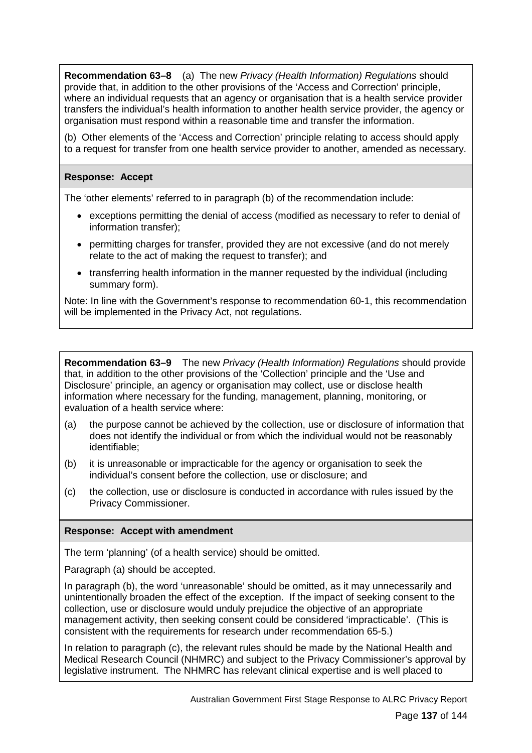**Recommendation 63–8** (a) The new *Privacy (Health Information) Regulations* should provide that, in addition to the other provisions of the 'Access and Correction' principle, where an individual requests that an agency or organisation that is a health service provider transfers the individual's health information to another health service provider, the agency or organisation must respond within a reasonable time and transfer the information.

(b) Other elements of the 'Access and Correction' principle relating to access should apply to a request for transfer from one health service provider to another, amended as necessary.

**Response: Accept**

The 'other elements' referred to in paragraph (b) of the recommendation include:

- exceptions permitting the denial of access (modified as necessary to refer to denial of information transfer);
- permitting charges for transfer, provided they are not excessive (and do not merely relate to the act of making the request to transfer); and
- transferring health information in the manner requested by the individual (including summary form).

Note: In line with the Government's response to recommendation 60-1, this recommendation will be implemented in the Privacy Act, not regulations.

**Recommendation 63–9** The new *Privacy (Health Information) Regulations* should provide that, in addition to the other provisions of the 'Collection' principle and the 'Use and Disclosure' principle, an agency or organisation may collect, use or disclose health information where necessary for the funding, management, planning, monitoring, or evaluation of a health service where:

(a) the purpose cannot be achieved by the collection, use or disclosure of information that does not identify the individual or from which the individual would not be reasonably identifiable;

(b) it is unreasonable or impracticable for the agency or organisation to seek the individual's consent before the collection, use or disclosure; and

(c) the collection, use or disclosure is conducted in accordance with rules issued by the Privacy Commissioner.

**Response: Accept with amendment**

The term 'planning' (of a health service) should be omitted.

Paragraph (a) should be accepted.

In paragraph (b), the word 'unreasonable' should be omitted, as it may unnecessarily and unintentionally broaden the effect of the exception. If the impact of seeking consent to the collection, use or disclosure would unduly prejudice the objective of an appropriate management activity, then seeking consent could be considered 'impracticable'. (This is consistent with the requirements for research under recommendation 65-5.)

In relation to paragraph (c), the relevant rules should be made by the National Health and Medical Research Council (NHMRC) and subject to the Privacy Commissioner's approval by legislative instrument. The NHMRC has relevant clinical expertise and is well placed to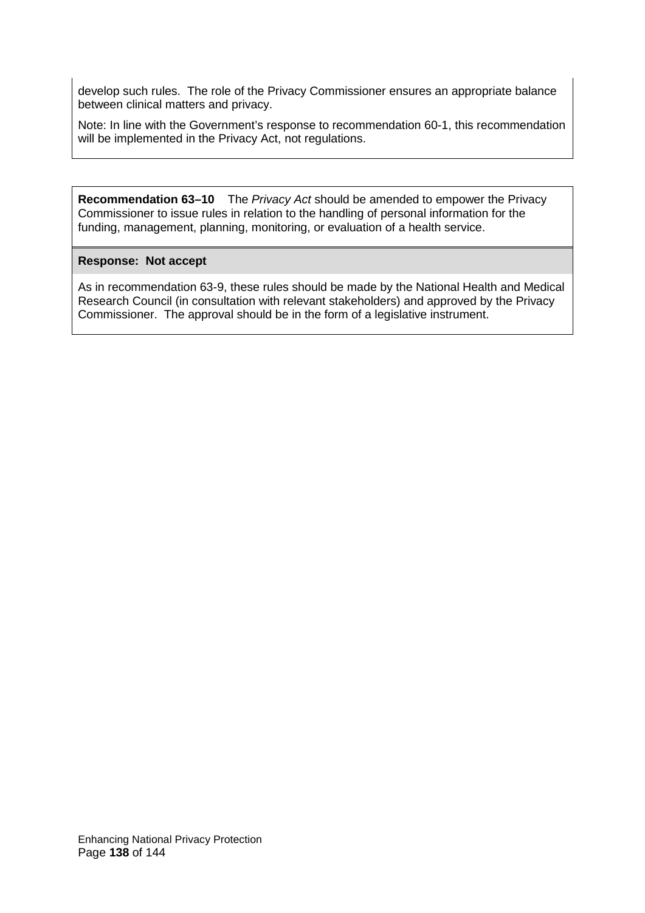develop such rules. The role of the Privacy Commissioner ensures an appropriate balance between clinical matters and privacy.

Note: In line with the Government's response to recommendation 60-1, this recommendation will be implemented in the Privacy Act, not regulations.

**Recommendation 63–10** The *Privacy Act* should be amended to empower the Privacy Commissioner to issue rules in relation to the handling of personal information for the funding, management, planning, monitoring, or evaluation of a health service.

**Response: Not accept**

As in recommendation 63-9, these rules should be made by the National Health and Medical Research Council (in consultation with relevant stakeholders) and approved by the Privacy Commissioner. The approval should be in the form of a legislative instrument.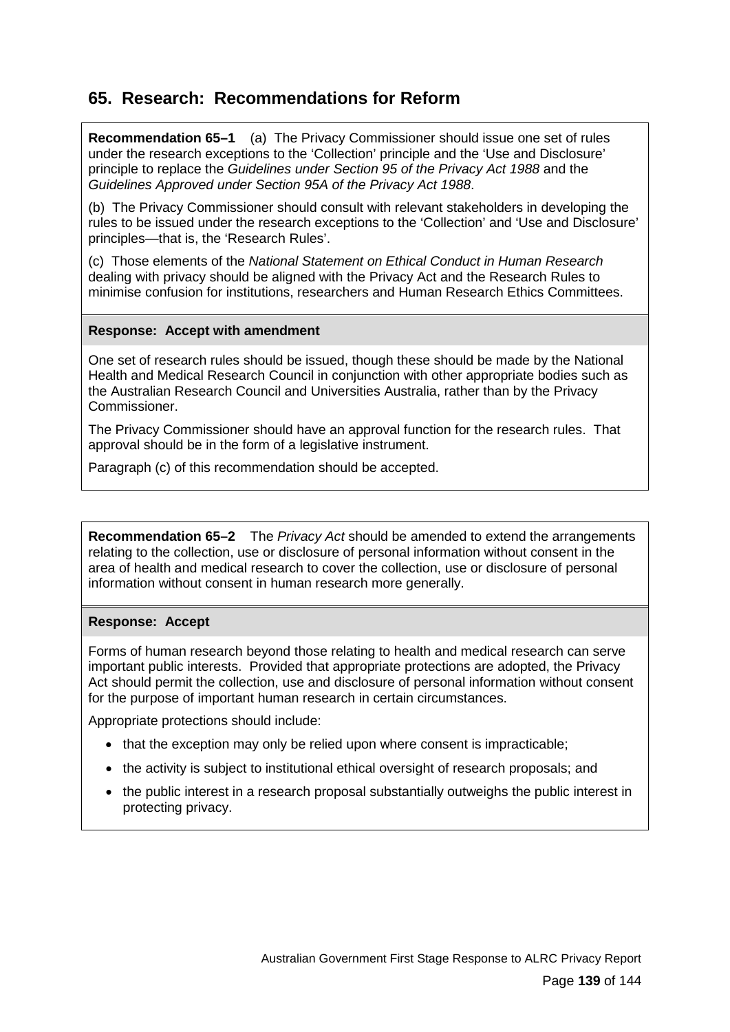# 65. Research: Recommendations for Reform

**Recommendation 65–1** (a) The Privacy Commissioner should issue one set of rules under the research exceptions to the 'Collection' principle and the 'Use and Disclosure' principle to replace the *Guidelines under Section 95 of the Privacy Act 1988* and the *Guidelines Approved under Section 95A of the Privacy Act 1988*.

(b) The Privacy Commissioner should consult with relevant stakeholders in developing the rules to be issued under the research exceptions to the 'Collection' and 'Use and Disclosure' principles—that is, the 'Research Rules'.

(c) Those elements of the *National Statement on Ethical Conduct in Human Research* dealing with privacy should be aligned with the Privacy Act and the Research Rules to minimise confusion for institutions, researchers and Human Research Ethics Committees.

**Response: Accept with amendment**

One set of research rules should be issued, though these should be made by the National Health and Medical Research Council in conjunction with other appropriate bodies such as the Australian Research Council and Universities Australia, rather than by the Privacy Commissioner.

The Privacy Commissioner should have an approval function for the research rules. That approval should be in the form of a legislative instrument.

Paragraph (c) of this recommendation should be accepted.

**Recommendation 65–2** The *Privacy Act* should be amended to extend the arrangements relating to the collection, use or disclosure of personal information without consent in the area of health and medical research to cover the collection, use or disclosure of personal information without consent in human research more generally.

**Response: Accept**

Forms of human research beyond those relating to health and medical research can serve important public interests. Provided that appropriate protections are adopted, the Privacy Act should permit the collection, use and disclosure of personal information without consent for the purpose of important human research in certain circumstances.

Appropriate protections should include:

- that the exception may only be relied upon where consent is impracticable;
- the activity is subject to institutional ethical oversight of research proposals; and
- the public interest in a research proposal substantially outweighs the public interest in protecting privacy.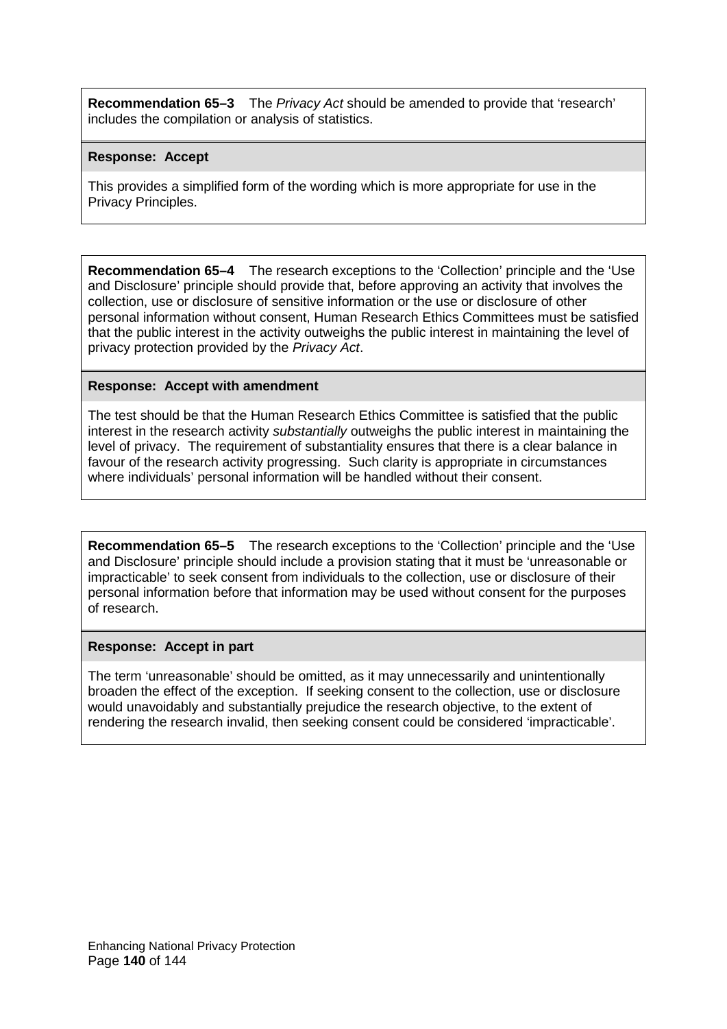**Recommendation 65–3** The *Privacy Act* should be amended to provide that 'research' includes the compilation or analysis of statistics.

**Response: Accept**

This provides a simplified form of the wording which is more appropriate for use in the Privacy Principles.

**Recommendation 65–4** The research exceptions to the 'Collection' principle and the 'Use and Disclosure' principle should provide that, before approving an activity that involves the collection, use or disclosure of sensitive information or the use or disclosure of other personal information without consent, Human Research Ethics Committees must be satisfied that the public interest in the activity outweighs the public interest in maintaining the level of privacy protection provided by the *Privacy Act*.

**Response: Accept with amendment**

The test should be that the Human Research Ethics Committee is satisfied that the public interest in the research activity *substantially* outweighs the public interest in maintaining the level of privacy. The requirement of substantiality ensures that there is a clear balance in favour of the research activity progressing. Such clarity is appropriate in circumstances where individuals' personal information will be handled without their consent.

**Recommendation 65–5** The research exceptions to the 'Collection' principle and the 'Use and Disclosure' principle should include a provision stating that it must be 'unreasonable or impracticable' to seek consent from individuals to the collection, use or disclosure of their personal information before that information may be used without consent for the purposes of research.

**Response: Accept in part**

The term 'unreasonable' should be omitted, as it may unnecessarily and unintentionally broaden the effect of the exception. If seeking consent to the collection, use or disclosure would unavoidably and substantially prejudice the research objective, to the extent of rendering the research invalid, then seeking consent could be considered 'impracticable'.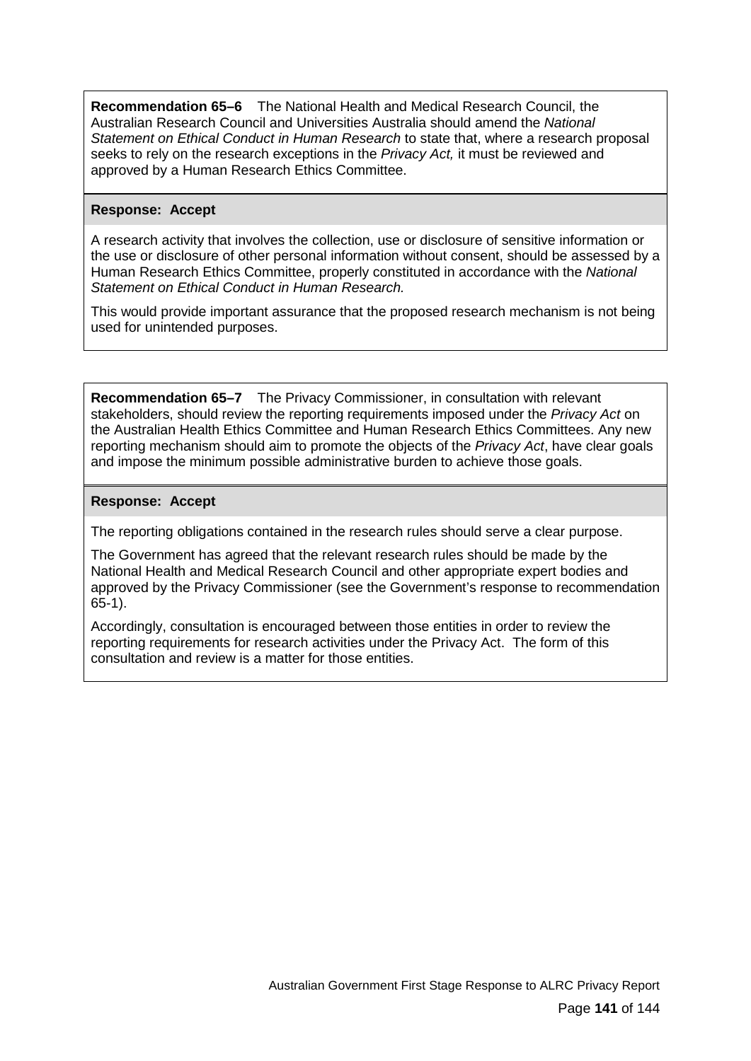**Recommendation 65–6** The National Health and Medical Research Council, the Australian Research Council and Universities Australia should amend the *National Statement on Ethical Conduct in Human Research* to state that, where a research proposal seeks to rely on the research exceptions in the *Privacy Act,* it must be reviewed and approved by a Human Research Ethics Committee.

**Response: Accept**

A research activity that involves the collection, use or disclosure of sensitive information or the use or disclosure of other personal information without consent, should be assessed by a Human Research Ethics Committee, properly constituted in accordance with the *National Statement on Ethical Conduct in Human Research.*

This would provide important assurance that the proposed research mechanism is not being used for unintended purposes.

**Recommendation 65–7** The Privacy Commissioner, in consultation with relevant stakeholders, should review the reporting requirements imposed under the *Privacy Act* on the Australian Health Ethics Committee and Human Research Ethics Committees. Any new reporting mechanism should aim to promote the objects of the *Privacy Act*, have clear goals and impose the minimum possible administrative burden to achieve those goals.

**Response: Accept**

The reporting obligations contained in the research rules should serve a clear purpose.

The Government has agreed that the relevant research rules should be made by the National Health and Medical Research Council and other appropriate expert bodies and approved by the Privacy Commissioner (see the Government's response to recommendation 65-1).

Accordingly, consultation is encouraged between those entities in order to review the reporting requirements for research activities under the Privacy Act. The form of this consultation and review is a matter for those entities.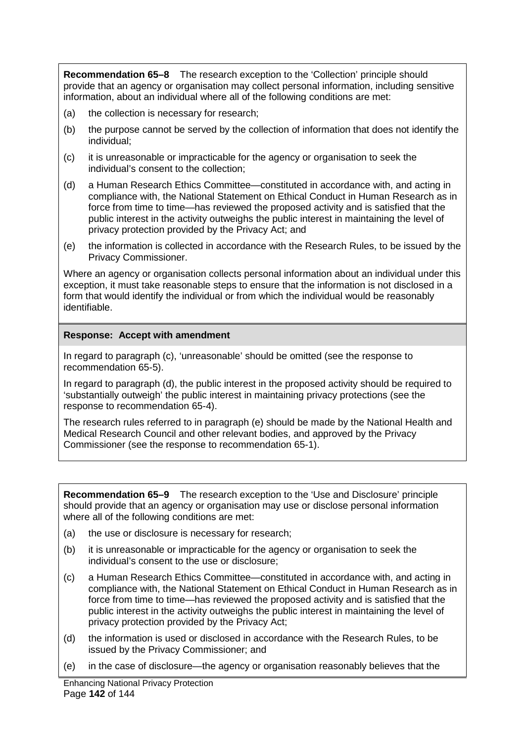**Recommendation 65–8** The research exception to the ‘Collection’ principle should provide that an agency or organisation may collect personal information, including sensitive information, about an individual where all of the following conditions are met:

(a) the collection is necessary for research;

(b) the purpose cannot be served by the collection of information that does not identify the individual;

(c) it is unreasonable or impracticable for the agency or organisation to seek the individual’s consent to the collection;

(d) a Human Research Ethics Committee—constituted in accordance with, and acting in compliance with, the National Statement on Ethical Conduct in Human Research as in force from time to time—has reviewed the proposed activity and is satisfied that the public interest in the activity outweighs the public interest in maintaining the level of privacy protection provided by the Privacy Act; and

(e) the information is collected in accordance with the Research Rules, to be issued by the Privacy Commissioner.

Where an agency or organisation collects personal information about an individual under this exception, it must take reasonable steps to ensure that the information is not disclosed in a form that would identify the individual or from which the individual would be reasonably identifiable.

**Response: Accept with amendment**

In regard to paragraph (c), ‘unreasonable’ should be omitted (see the response to recommendation 65-5).

In regard to paragraph (d), the public interest in the proposed activity should be required to ‘substantially outweigh’ the public interest in maintaining privacy protections (see the response to recommendation 65-4).

The research rules referred to in paragraph (e) should be made by the National Health and Medical Research Council and other relevant bodies, and approved by the Privacy Commissioner (see the response to recommendation 65-1).

**Recommendation 65–9** The research exception to the ‘Use and Disclosure’ principle should provide that an agency or organisation may use or disclose personal information where all of the following conditions are met:

(a) the use or disclosure is necessary for research;

(b) it is unreasonable or impracticable for the agency or organisation to seek the individual’s consent to the use or disclosure;

(c) a Human Research Ethics Committee—constituted in accordance with, and acting in compliance with, the National Statement on Ethical Conduct in Human Research as in force from time to time—has reviewed the proposed activity and is satisfied that the public interest in the activity outweighs the public interest in maintaining the level of privacy protection provided by the Privacy Act;

(d) the information is used or disclosed in accordance with the Research Rules, to be issued by the Privacy Commissioner; and

(e) in the case of disclosure—the agency or organisation reasonably believes that the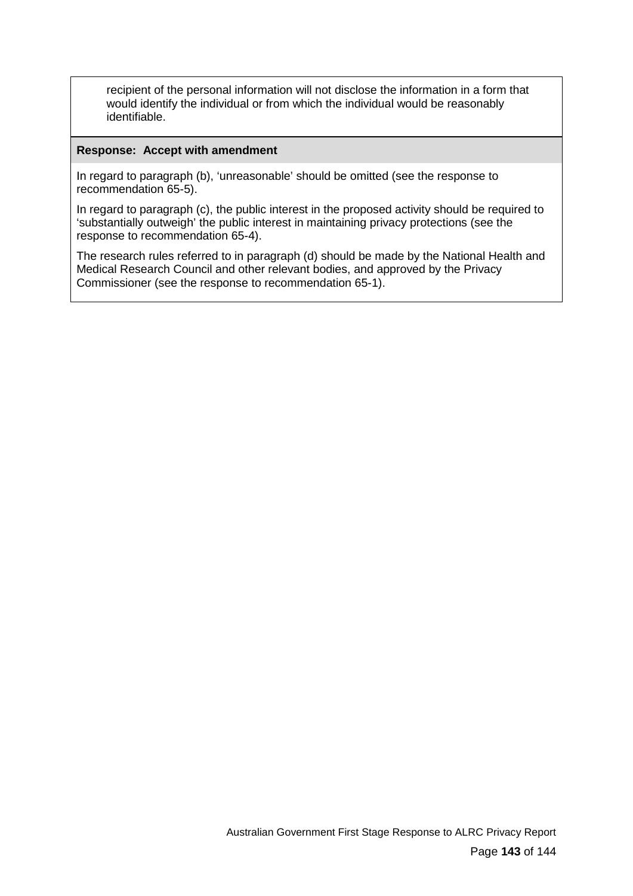recipient of the personal information will not disclose the information in a form that would identify the individual or from which the individual would be reasonably identifiable.

**Response: Accept with amendment**

In regard to paragraph (b), 'unreasonable' should be omitted (see the response to recommendation 65-5).

In regard to paragraph (c), the public interest in the proposed activity should be required to 'substantially outweigh' the public interest in maintaining privacy protections (see the response to recommendation 65-4).

The research rules referred to in paragraph (d) should be made by the National Health and Medical Research Council and other relevant bodies, and approved by the Privacy Commissioner (see the response to recommendation 65-1).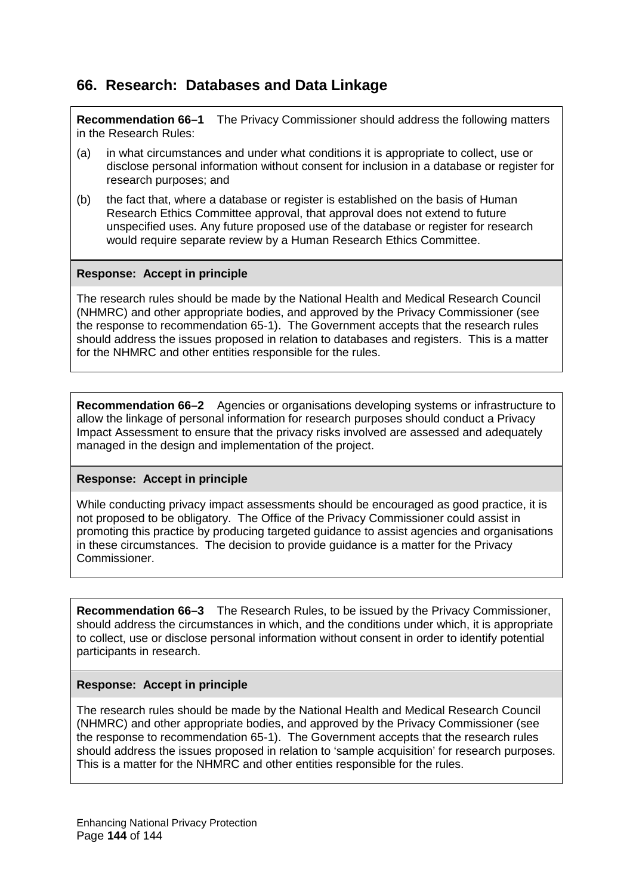## 66. Research: Databases and Data Linkage

**Recommendation 66–1** The Privacy Commissioner should address the following matters in the Research Rules:

(a) in what circumstances and under what conditions it is appropriate to collect, use or disclose personal information without consent for inclusion in a database or register for research purposes; and

(b) the fact that, where a database or register is established on the basis of Human Research Ethics Committee approval, that approval does not extend to future unspecified uses. Any future proposed use of the database or register for research would require separate review by a Human Research Ethics Committee.

**Response: Accept in principle**

The research rules should be made by the National Health and Medical Research Council (NHMRC) and other appropriate bodies, and approved by the Privacy Commissioner (see the response to recommendation 65-1). The Government accepts that the research rules should address the issues proposed in relation to databases and registers. This is a matter for the NHMRC and other entities responsible for the rules.

**Recommendation 66–2** Agencies or organisations developing systems or infrastructure to allow the linkage of personal information for research purposes should conduct a Privacy Impact Assessment to ensure that the privacy risks involved are assessed and adequately managed in the design and implementation of the project.

**Response: Accept in principle**

While conducting privacy impact assessments should be encouraged as good practice, it is not proposed to be obligatory. The Office of the Privacy Commissioner could assist in promoting this practice by producing targeted guidance to assist agencies and organisations in these circumstances. The decision to provide guidance is a matter for the Privacy Commissioner.

**Recommendation 66–3** The Research Rules, to be issued by the Privacy Commissioner, should address the circumstances in which, and the conditions under which, it is appropriate to collect, use or disclose personal information without consent in order to identify potential participants in research.

**Response: Accept in principle**

The research rules should be made by the National Health and Medical Research Council (NHMRC) and other appropriate bodies, and approved by the Privacy Commissioner (see the response to recommendation 65-1). The Government accepts that the research rules should address the issues proposed in relation to 'sample acquisition' for research purposes. This is a matter for the NHMRC and other entities responsible for the rules.